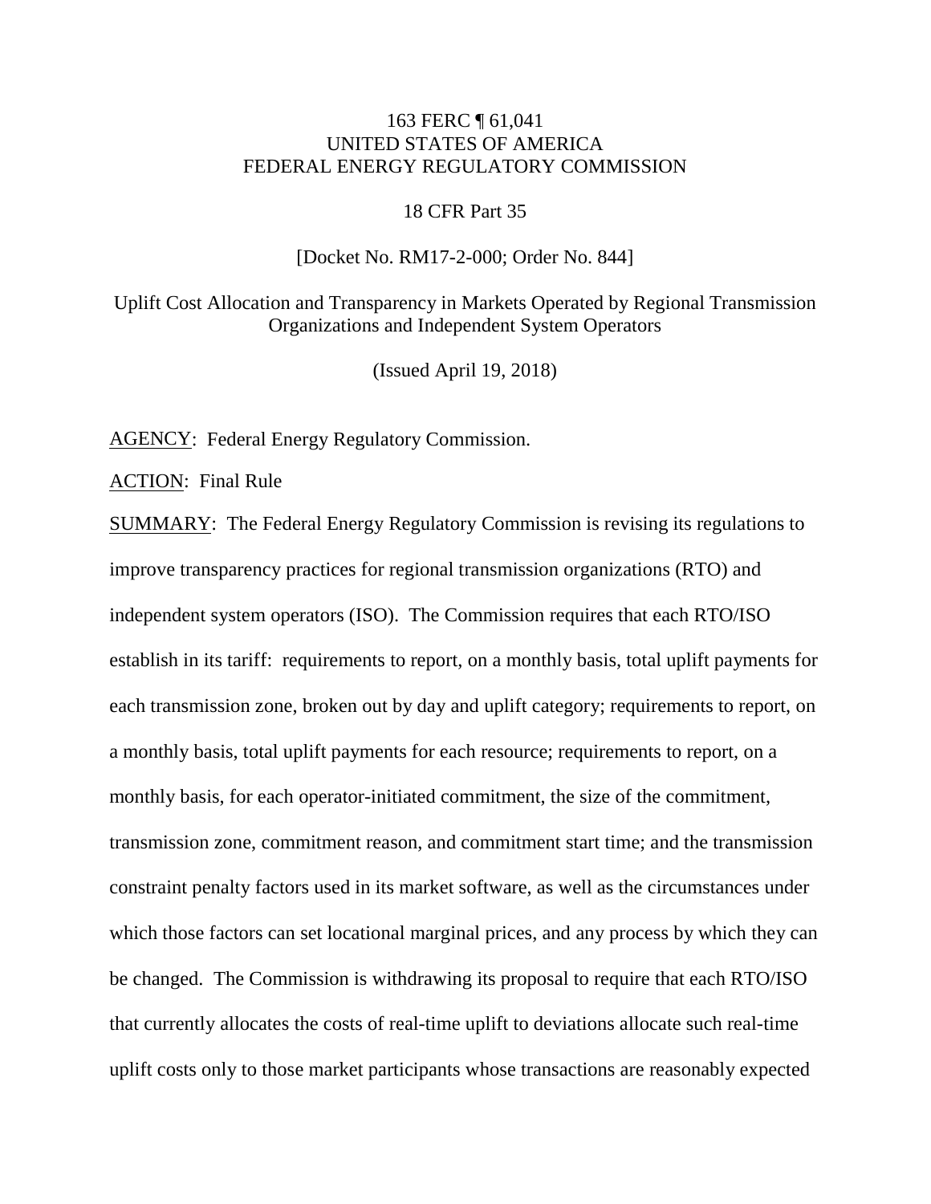163 FERC ¶ 61,041
UNITED STATES OF AMERICA
FEDERAL ENERGY REGULATORY COMMISSION

18 CFR Part 35

[Docket No. RM17-2-000; Order No. 844]

Uplift Cost Allocation and Transparency in Markets Operated by Regional Transmission Organizations and Independent System Operators

(Issued April 19, 2018)

AGENCY: Federal Energy Regulatory Commission.

ACTION: Final Rule

SUMMARY: The Federal Energy Regulatory Commission is revising its regulations to improve transparency practices for regional transmission organizations (RTO) and independent system operators (ISO). The Commission requires that each RTO/ISO establish in its tariff: requirements to report, on a monthly basis, total uplift payments for each transmission zone, broken out by day and uplift category; requirements to report, on a monthly basis, total uplift payments for each resource; requirements to report, on a monthly basis, for each operator-initiated commitment, the size of the commitment, transmission zone, commitment reason, and commitment start time; and the transmission constraint penalty factors used in its market software, as well as the circumstances under which those factors can set locational marginal prices, and any process by which they can be changed. The Commission is withdrawing its proposal to require that each RTO/ISO that currently allocates the costs of real-time uplift to deviations allocate such real-time uplift costs only to those market participants whose transactions are reasonably expected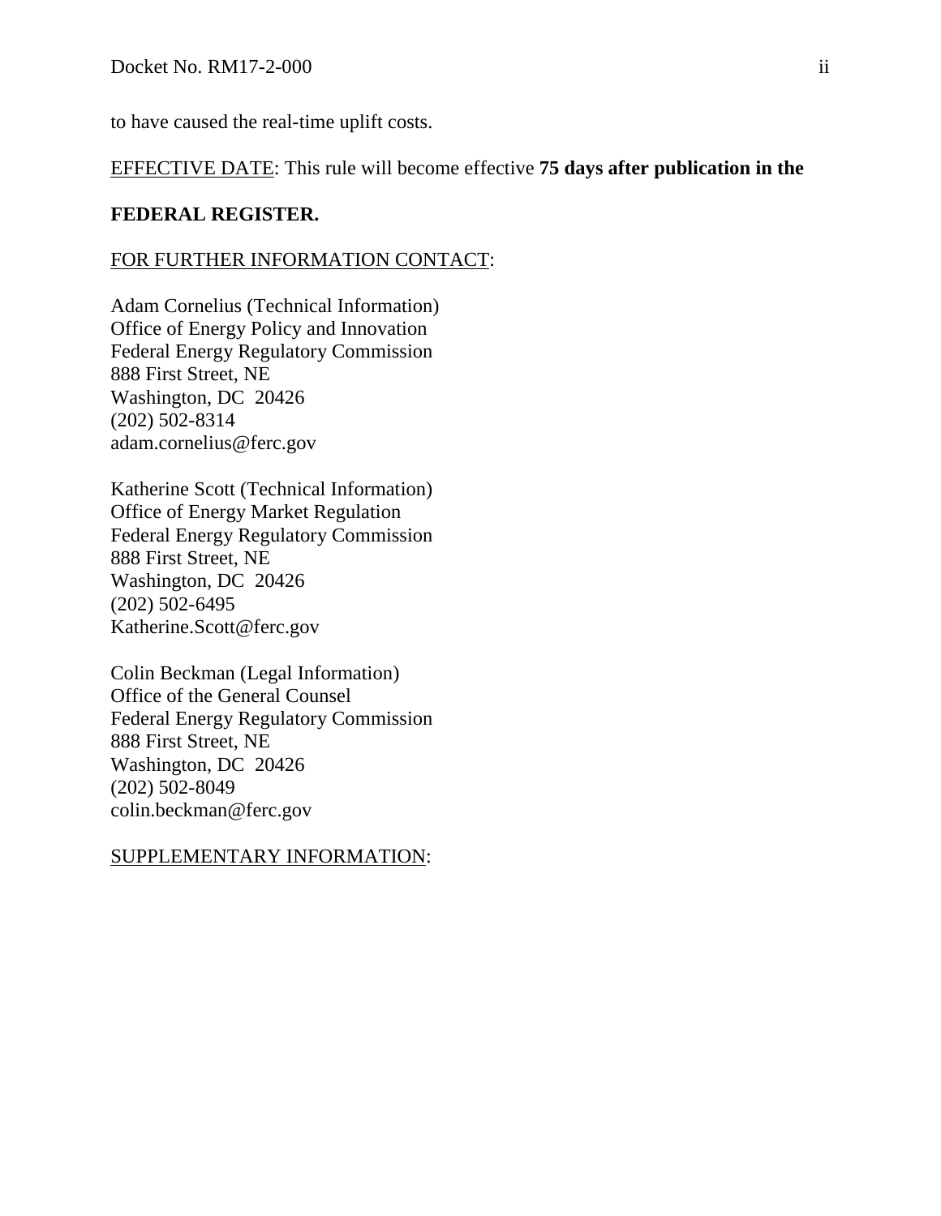to have caused the real-time uplift costs.

EFFECTIVE DATE: This rule will become effective **75 days after publication in the FEDERAL REGISTER.**

FOR FURTHER INFORMATION CONTACT:

Adam Cornelius (Technical Information)
Office of Energy Policy and Innovation
Federal Energy Regulatory Commission
888 First Street, NE
Washington, DC 20426
(202) 502-8314
adam.cornelius@ferc.gov

Katherine Scott (Technical Information)
Office of Energy Market Regulation
Federal Energy Regulatory Commission
888 First Street, NE
Washington, DC 20426
(202) 502-6495
Katherine.Scott@ferc.gov

Colin Beckman (Legal Information)
Office of the General Counsel
Federal Energy Regulatory Commission
888 First Street, NE
Washington, DC 20426
(202) 502-8049
colin.beckman@ferc.gov

SUPPLEMENTARY INFORMATION: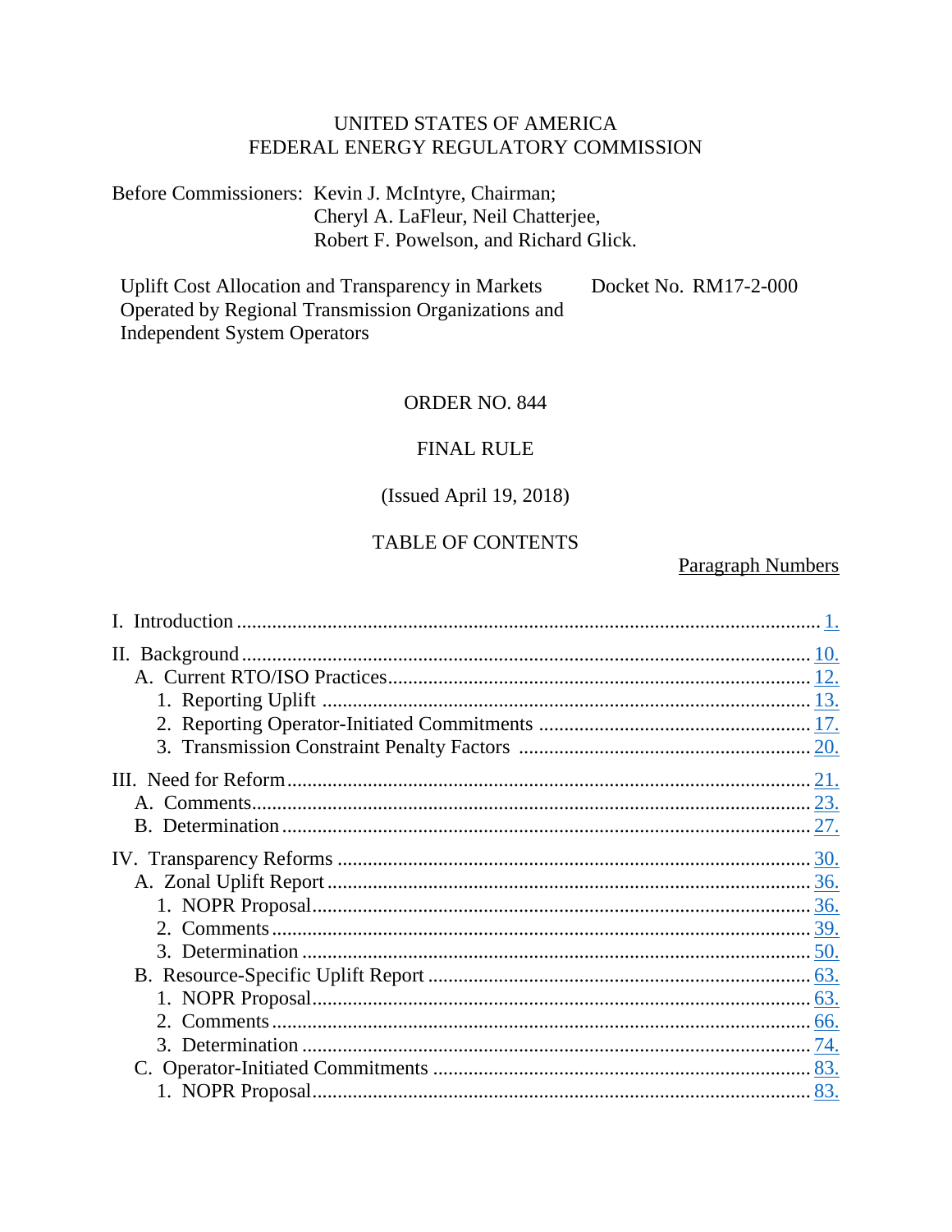UNITED STATES OF AMERICA
FEDERAL ENERGY REGULATORY COMMISSION

Before Commissioners: Kevin J. McIntyre, Chairman;
Cheryl A. LaFleur, Neil Chatterjee,
Robert F. Powelson, and Richard Glick.

Uplift Cost Allocation and Transparency in Markets Operated by Regional Transmission Organizations and Independent System Operators — Docket No. RM17-2-000

ORDER NO. 844

FINAL RULE

(Issued April 19, 2018)

TABLE OF CONTENTS

| | Paragraph Numbers |
|---|---|
| I. Introduction | 1. |
| II. Background | 10. |
| A. Current RTO/ISO Practices | 12. |
| 1. Reporting Uplift | 13. |
| 2. Reporting Operator-Initiated Commitments | 17. |
| 3. Transmission Constraint Penalty Factors | 20. |
| III. Need for Reform | 21. |
| A. Comments | 23. |
| B. Determination | 27. |
| IV. Transparency Reforms | 30. |
| A. Zonal Uplift Report | 36. |
| 1. NOPR Proposal | 36. |
| 2. Comments | 39. |
| 3. Determination | 50. |
| B. Resource-Specific Uplift Report | 63. |
| 1. NOPR Proposal | 63. |
| 2. Comments | 66. |
| 3. Determination | 74. |
| C. Operator-Initiated Commitments | 83. |
| 1. NOPR Proposal | 83. |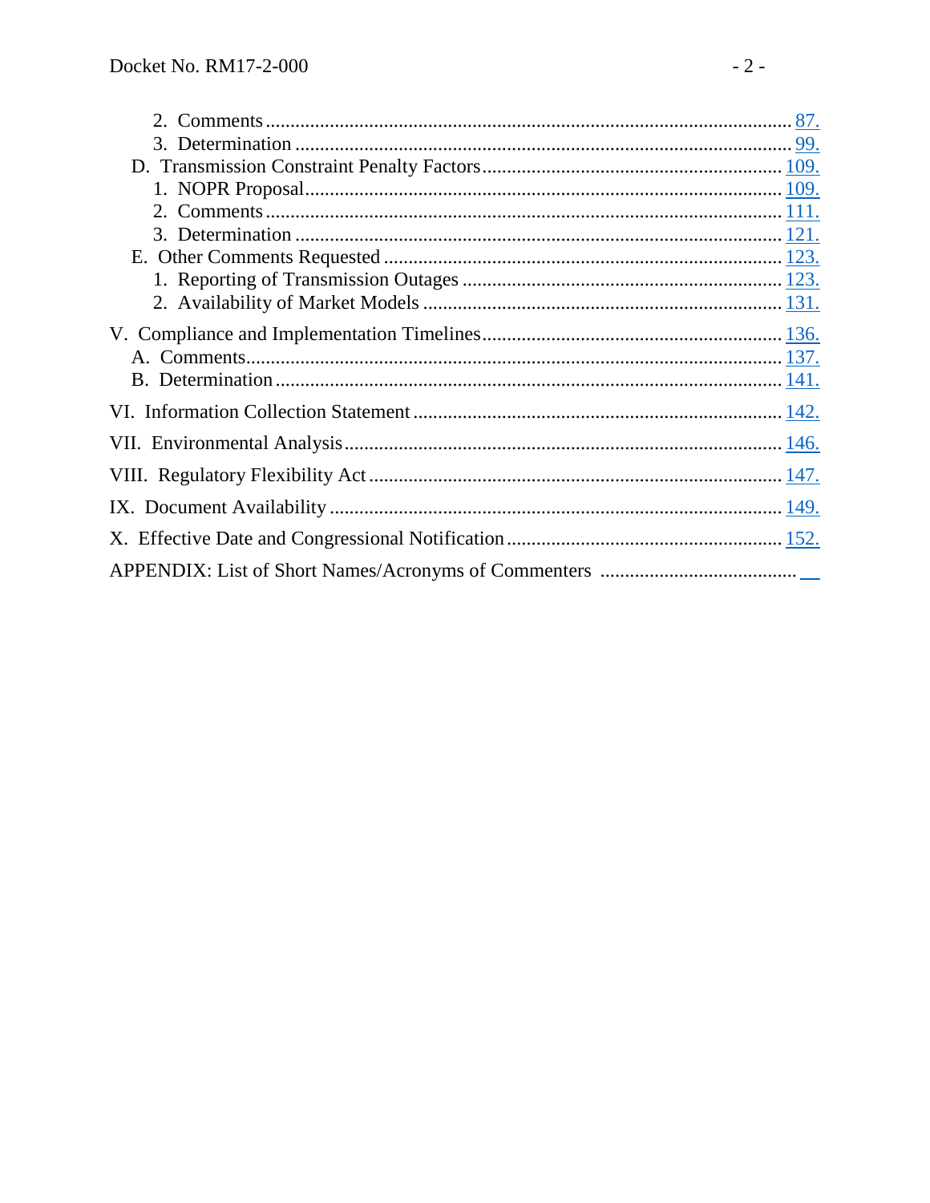2. Comments ........................................................................................................ 87.
3. Determination .................................................................................................. 99.

D. Transmission Constraint Penalty Factors ............................................................ 109.

1. NOPR Proposal ................................................................................................ 109.
2. Comments ........................................................................................................ 111.
3. Determination .................................................................................................. 121.

E. Other Comments Requested ................................................................................ 123.

1. Reporting of Transmission Outages ................................................................ 123.
2. Availability of Market Models ........................................................................ 131.

V. Compliance and Implementation Timelines ............................................................ 136.

A. Comments ............................................................................................................. 137.

B. Determination ....................................................................................................... 141.

VI. Information Collection Statement .......................................................................... 142.

VII. Environmental Analysis ........................................................................................ 146.

VIII. Regulatory Flexibility Act .................................................................................... 147.

IX. Document Availability ........................................................................................... 149.

X. Effective Date and Congressional Notification ........................................................ 152.

APPENDIX: List of Short Names/Acronyms of Commenters ........................................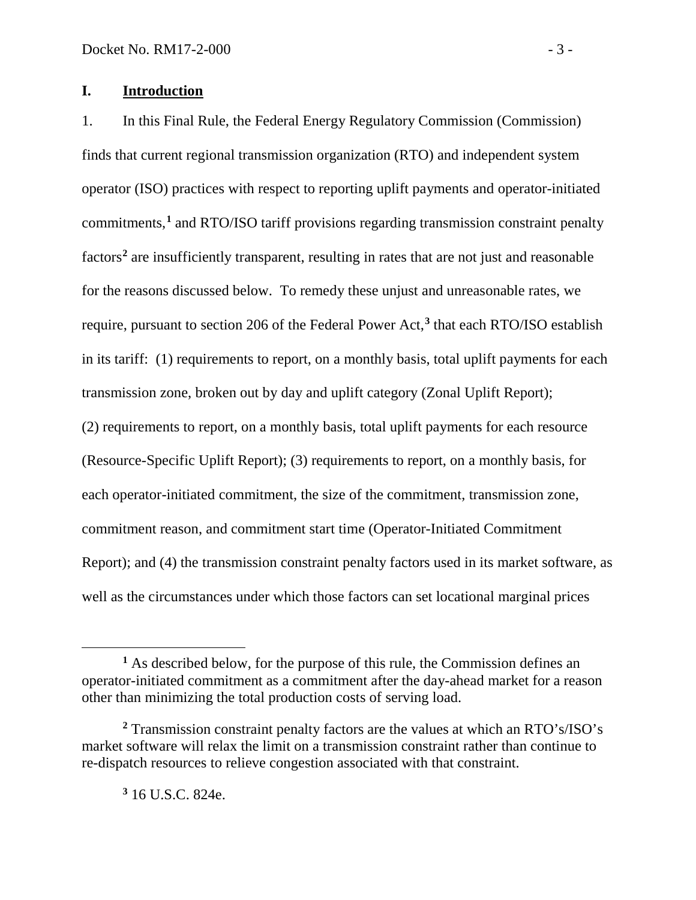## I. Introduction

1. In this Final Rule, the Federal Energy Regulatory Commission (Commission) finds that current regional transmission organization (RTO) and independent system operator (ISO) practices with respect to reporting uplift payments and operator-initiated commitments,[1] and RTO/ISO tariff provisions regarding transmission constraint penalty factors[2] are insufficiently transparent, resulting in rates that are not just and reasonable for the reasons discussed below. To remedy these unjust and unreasonable rates, we require, pursuant to section 206 of the Federal Power Act,[3] that each RTO/ISO establish in its tariff: (1) requirements to report, on a monthly basis, total uplift payments for each transmission zone, broken out by day and uplift category (Zonal Uplift Report); (2) requirements to report, on a monthly basis, total uplift payments for each resource (Resource-Specific Uplift Report); (3) requirements to report, on a monthly basis, for each operator-initiated commitment, the size of the commitment, transmission zone, commitment reason, and commitment start time (Operator-Initiated Commitment Report); and (4) the transmission constraint penalty factors used in its market software, as well as the circumstances under which those factors can set locational marginal prices

---

[1] As described below, for the purpose of this rule, the Commission defines an operator-initiated commitment as a commitment after the day-ahead market for a reason other than minimizing the total production costs of serving load.

[2] Transmission constraint penalty factors are the values at which an RTO's/ISO's market software will relax the limit on a transmission constraint rather than continue to re-dispatch resources to relieve congestion associated with that constraint.

[3] 16 U.S.C. 824e.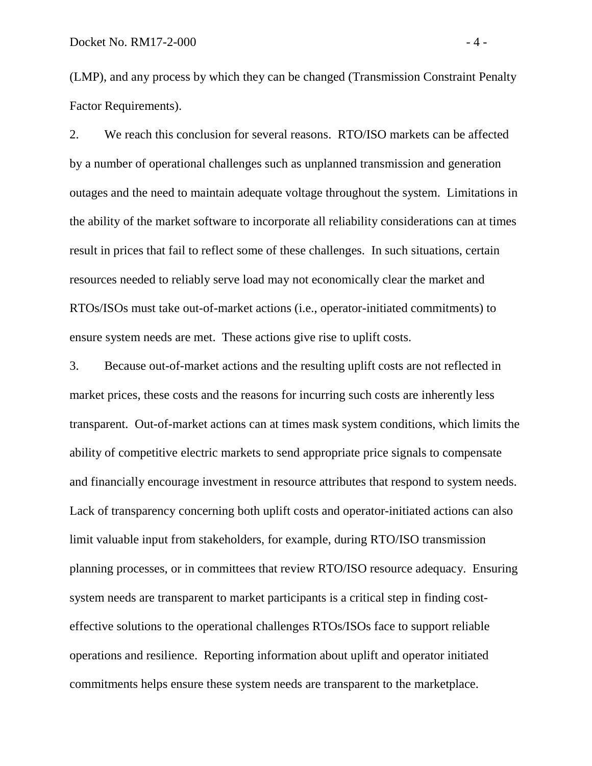(LMP), and any process by which they can be changed (Transmission Constraint Penalty Factor Requirements).

2. We reach this conclusion for several reasons. RTO/ISO markets can be affected by a number of operational challenges such as unplanned transmission and generation outages and the need to maintain adequate voltage throughout the system. Limitations in the ability of the market software to incorporate all reliability considerations can at times result in prices that fail to reflect some of these challenges. In such situations, certain resources needed to reliably serve load may not economically clear the market and RTOs/ISOs must take out-of-market actions (i.e., operator-initiated commitments) to ensure system needs are met. These actions give rise to uplift costs.

3. Because out-of-market actions and the resulting uplift costs are not reflected in market prices, these costs and the reasons for incurring such costs are inherently less transparent. Out-of-market actions can at times mask system conditions, which limits the ability of competitive electric markets to send appropriate price signals to compensate and financially encourage investment in resource attributes that respond to system needs. Lack of transparency concerning both uplift costs and operator-initiated actions can also limit valuable input from stakeholders, for example, during RTO/ISO transmission planning processes, or in committees that review RTO/ISO resource adequacy. Ensuring system needs are transparent to market participants is a critical step in finding cost-effective solutions to the operational challenges RTOs/ISOs face to support reliable operations and resilience. Reporting information about uplift and operator initiated commitments helps ensure these system needs are transparent to the marketplace.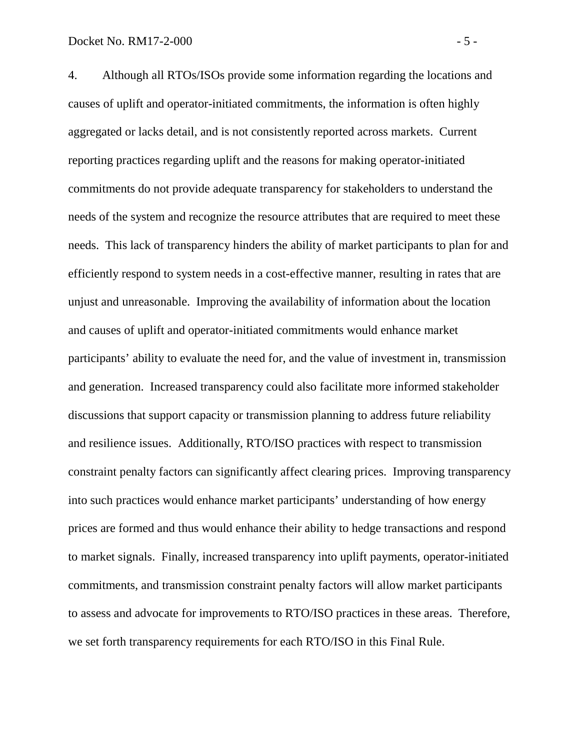4. Although all RTOs/ISOs provide some information regarding the locations and causes of uplift and operator-initiated commitments, the information is often highly aggregated or lacks detail, and is not consistently reported across markets. Current reporting practices regarding uplift and the reasons for making operator-initiated commitments do not provide adequate transparency for stakeholders to understand the needs of the system and recognize the resource attributes that are required to meet these needs. This lack of transparency hinders the ability of market participants to plan for and efficiently respond to system needs in a cost-effective manner, resulting in rates that are unjust and unreasonable. Improving the availability of information about the location and causes of uplift and operator-initiated commitments would enhance market participants' ability to evaluate the need for, and the value of investment in, transmission and generation. Increased transparency could also facilitate more informed stakeholder discussions that support capacity or transmission planning to address future reliability and resilience issues. Additionally, RTO/ISO practices with respect to transmission constraint penalty factors can significantly affect clearing prices. Improving transparency into such practices would enhance market participants' understanding of how energy prices are formed and thus would enhance their ability to hedge transactions and respond to market signals. Finally, increased transparency into uplift payments, operator-initiated commitments, and transmission constraint penalty factors will allow market participants to assess and advocate for improvements to RTO/ISO practices in these areas. Therefore, we set forth transparency requirements for each RTO/ISO in this Final Rule.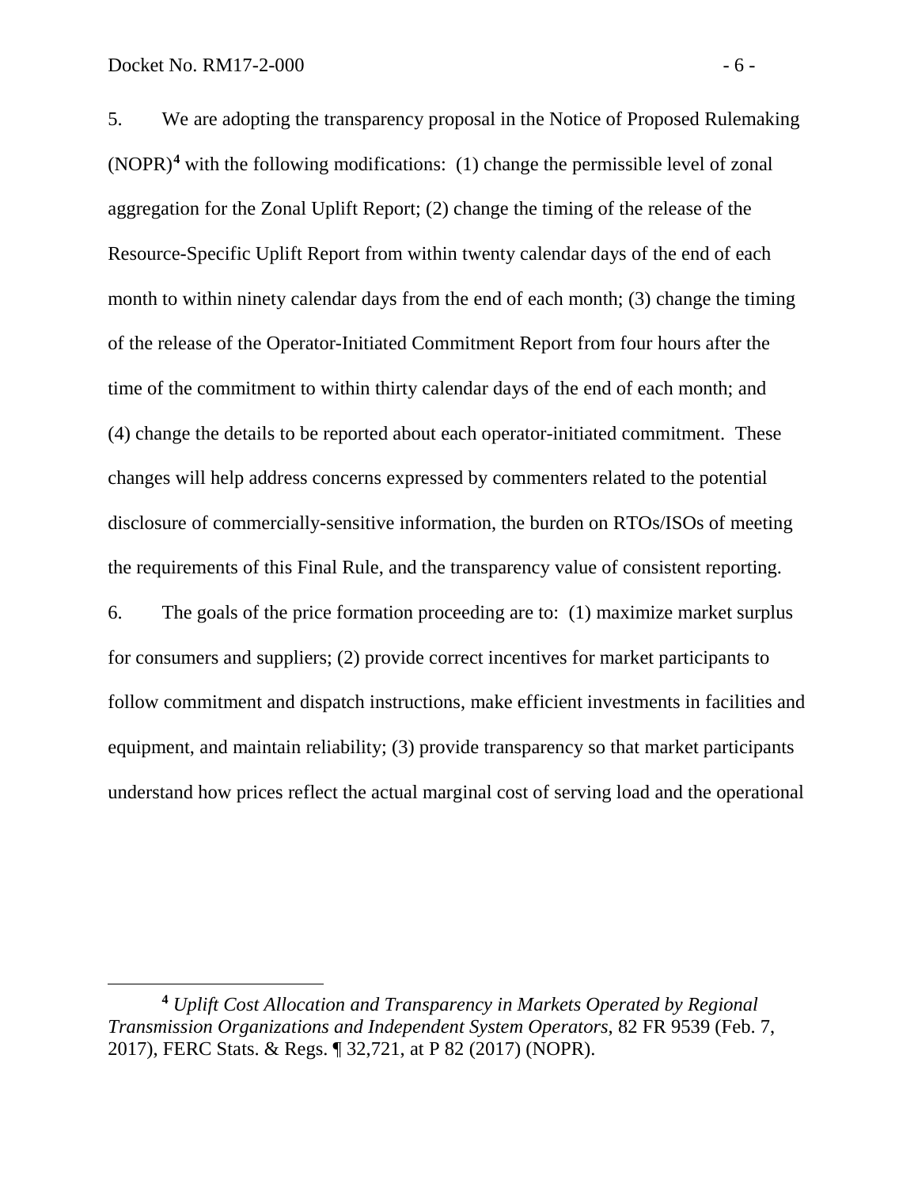5. We are adopting the transparency proposal in the Notice of Proposed Rulemaking (NOPR)[4] with the following modifications: (1) change the permissible level of zonal aggregation for the Zonal Uplift Report; (2) change the timing of the release of the Resource-Specific Uplift Report from within twenty calendar days of the end of each month to within ninety calendar days from the end of each month; (3) change the timing of the release of the Operator-Initiated Commitment Report from four hours after the time of the commitment to within thirty calendar days of the end of each month; and (4) change the details to be reported about each operator-initiated commitment. These changes will help address concerns expressed by commenters related to the potential disclosure of commercially-sensitive information, the burden on RTOs/ISOs of meeting the requirements of this Final Rule, and the transparency value of consistent reporting.

6. The goals of the price formation proceeding are to: (1) maximize market surplus for consumers and suppliers; (2) provide correct incentives for market participants to follow commitment and dispatch instructions, make efficient investments in facilities and equipment, and maintain reliability; (3) provide transparency so that market participants understand how prices reflect the actual marginal cost of serving load and the operational

[4] *Uplift Cost Allocation and Transparency in Markets Operated by Regional Transmission Organizations and Independent System Operators*, 82 FR 9539 (Feb. 7, 2017), FERC Stats. & Regs. ¶ 32,721, at P 82 (2017) (NOPR).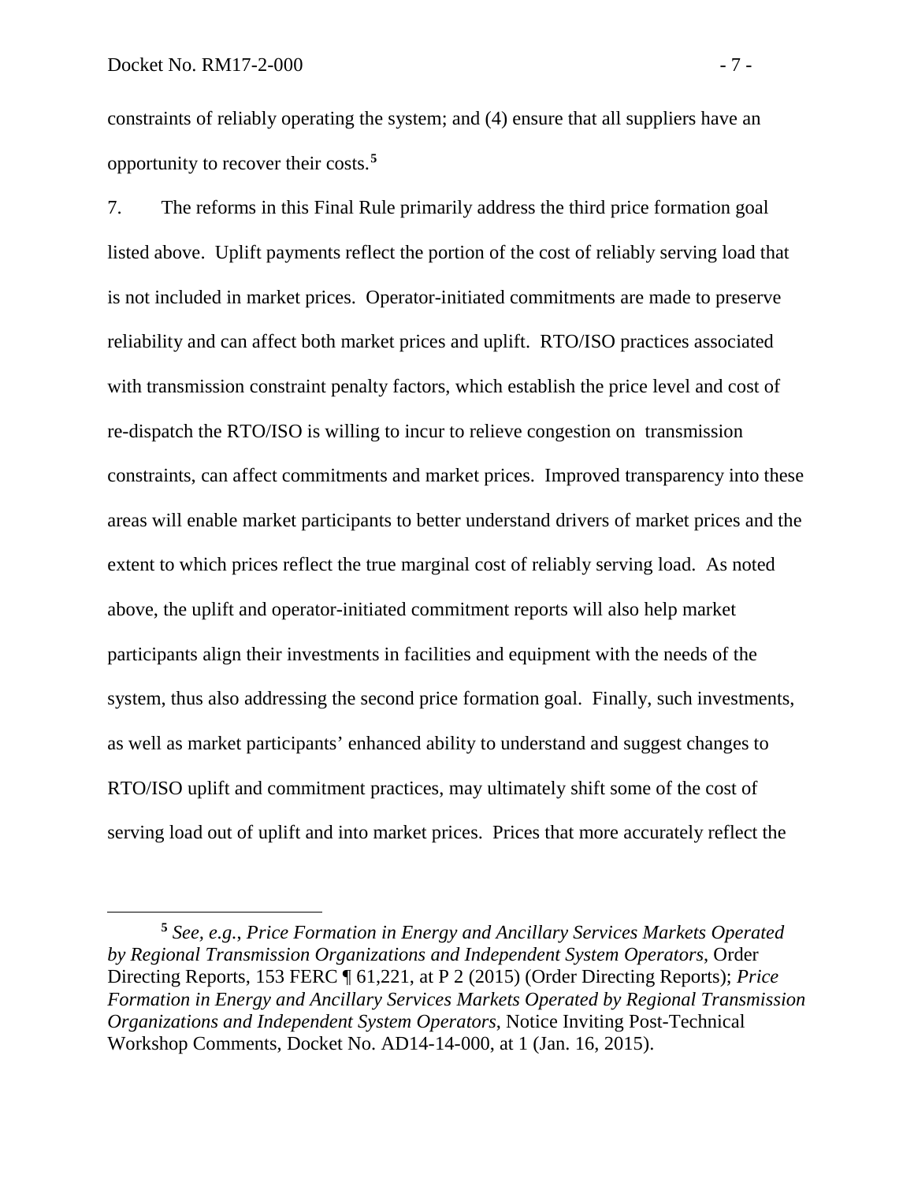constraints of reliably operating the system; and (4) ensure that all suppliers have an opportunity to recover their costs.[5]

7. The reforms in this Final Rule primarily address the third price formation goal listed above. Uplift payments reflect the portion of the cost of reliably serving load that is not included in market prices. Operator-initiated commitments are made to preserve reliability and can affect both market prices and uplift. RTO/ISO practices associated with transmission constraint penalty factors, which establish the price level and cost of re-dispatch the RTO/ISO is willing to incur to relieve congestion on transmission constraints, can affect commitments and market prices. Improved transparency into these areas will enable market participants to better understand drivers of market prices and the extent to which prices reflect the true marginal cost of reliably serving load. As noted above, the uplift and operator-initiated commitment reports will also help market participants align their investments in facilities and equipment with the needs of the system, thus also addressing the second price formation goal. Finally, such investments, as well as market participants' enhanced ability to understand and suggest changes to RTO/ISO uplift and commitment practices, may ultimately shift some of the cost of serving load out of uplift and into market prices. Prices that more accurately reflect the

---

[5] *See, e.g.*, *Price Formation in Energy and Ancillary Services Markets Operated by Regional Transmission Organizations and Independent System Operators*, Order Directing Reports, 153 FERC ¶ 61,221, at P 2 (2015) (Order Directing Reports); *Price Formation in Energy and Ancillary Services Markets Operated by Regional Transmission Organizations and Independent System Operators*, Notice Inviting Post-Technical Workshop Comments, Docket No. AD14-14-000, at 1 (Jan. 16, 2015).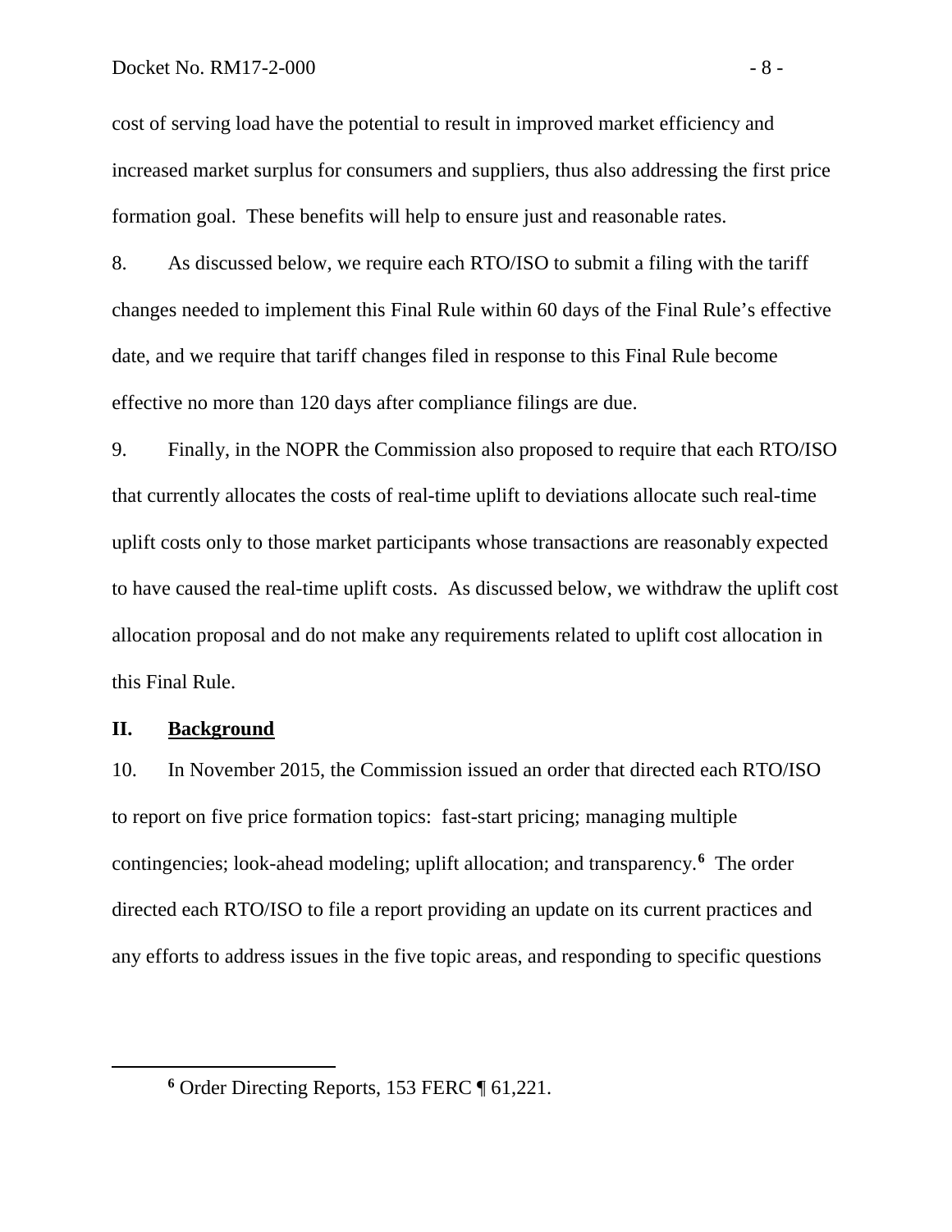cost of serving load have the potential to result in improved market efficiency and increased market surplus for consumers and suppliers, thus also addressing the first price formation goal. These benefits will help to ensure just and reasonable rates.

8. As discussed below, we require each RTO/ISO to submit a filing with the tariff changes needed to implement this Final Rule within 60 days of the Final Rule's effective date, and we require that tariff changes filed in response to this Final Rule become effective no more than 120 days after compliance filings are due.

9. Finally, in the NOPR the Commission also proposed to require that each RTO/ISO that currently allocates the costs of real-time uplift to deviations allocate such real-time uplift costs only to those market participants whose transactions are reasonably expected to have caused the real-time uplift costs. As discussed below, we withdraw the uplift cost allocation proposal and do not make any requirements related to uplift cost allocation in this Final Rule.

## II. Background

10. In November 2015, the Commission issued an order that directed each RTO/ISO to report on five price formation topics: fast-start pricing; managing multiple contingencies; look-ahead modeling; uplift allocation; and transparency.[6] The order directed each RTO/ISO to file a report providing an update on its current practices and any efforts to address issues in the five topic areas, and responding to specific questions

[6] Order Directing Reports, 153 FERC ¶ 61,221.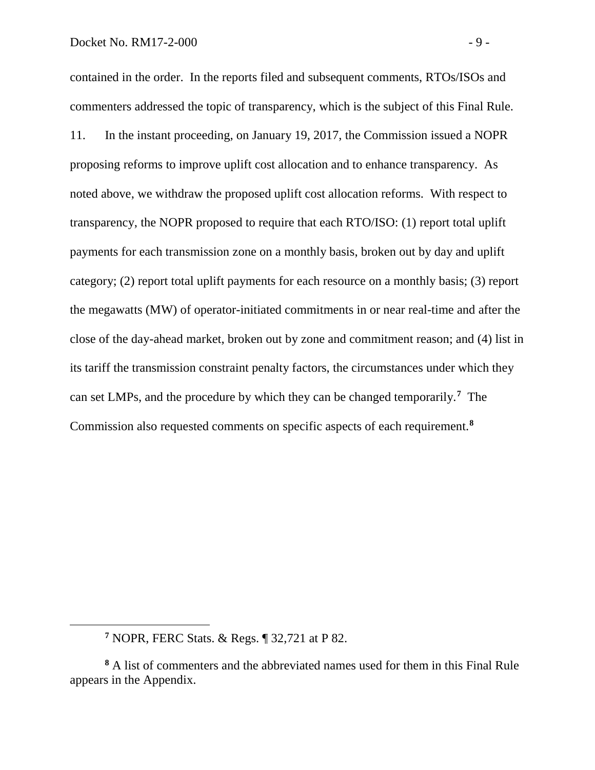contained in the order. In the reports filed and subsequent comments, RTOs/ISOs and commenters addressed the topic of transparency, which is the subject of this Final Rule.

11. In the instant proceeding, on January 19, 2017, the Commission issued a NOPR proposing reforms to improve uplift cost allocation and to enhance transparency. As noted above, we withdraw the proposed uplift cost allocation reforms. With respect to transparency, the NOPR proposed to require that each RTO/ISO: (1) report total uplift payments for each transmission zone on a monthly basis, broken out by day and uplift category; (2) report total uplift payments for each resource on a monthly basis; (3) report the megawatts (MW) of operator-initiated commitments in or near real-time and after the close of the day-ahead market, broken out by zone and commitment reason; and (4) list in its tariff the transmission constraint penalty factors, the circumstances under which they can set LMPs, and the procedure by which they can be changed temporarily.[7] The Commission also requested comments on specific aspects of each requirement.[8]

[7] NOPR, FERC Stats. & Regs. ¶ 32,721 at P 82.

[8] A list of commenters and the abbreviated names used for them in this Final Rule appears in the Appendix.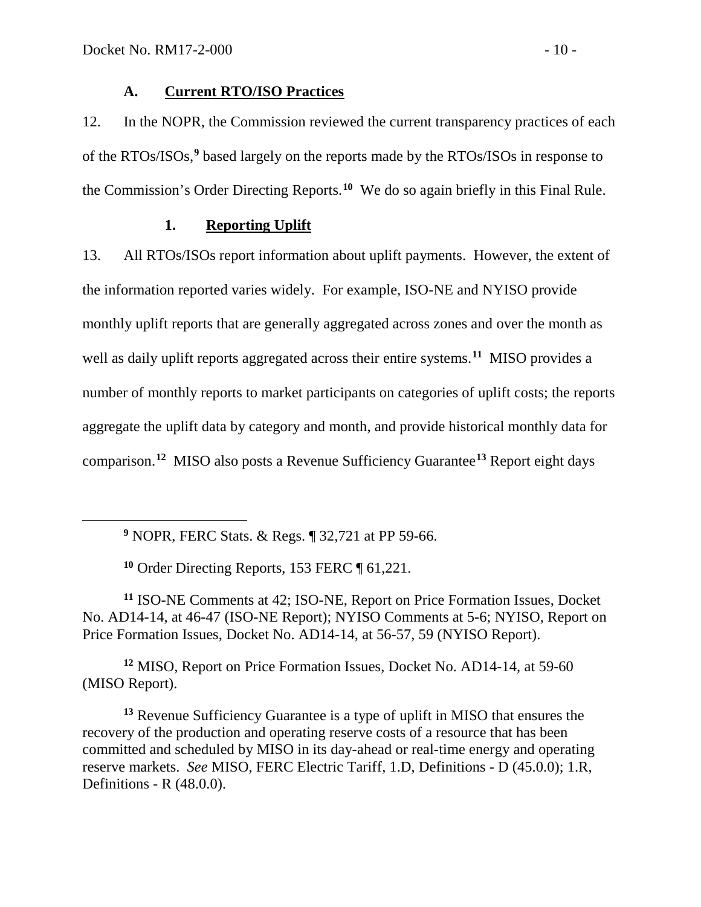### A. Current RTO/ISO Practices

12. In the NOPR, the Commission reviewed the current transparency practices of each of the RTOs/ISOs,[9] based largely on the reports made by the RTOs/ISOs in response to the Commission's Order Directing Reports.[10] We do so again briefly in this Final Rule.

#### 1. Reporting Uplift

13. All RTOs/ISOs report information about uplift payments. However, the extent of the information reported varies widely. For example, ISO-NE and NYISO provide monthly uplift reports that are generally aggregated across zones and over the month as well as daily uplift reports aggregated across their entire systems.[11] MISO provides a number of monthly reports to market participants on categories of uplift costs; the reports aggregate the uplift data by category and month, and provide historical monthly data for comparison.[12] MISO also posts a Revenue Sufficiency Guarantee[13] Report eight days

---

[9] NOPR, FERC Stats. & Regs. ¶ 32,721 at PP 59-66.

[10] Order Directing Reports, 153 FERC ¶ 61,221.

[11] ISO-NE Comments at 42; ISO-NE, Report on Price Formation Issues, Docket No. AD14-14, at 46-47 (ISO-NE Report); NYISO Comments at 5-6; NYISO, Report on Price Formation Issues, Docket No. AD14-14, at 56-57, 59 (NYISO Report).

[12] MISO, Report on Price Formation Issues, Docket No. AD14-14, at 59-60 (MISO Report).

[13] Revenue Sufficiency Guarantee is a type of uplift in MISO that ensures the recovery of the production and operating reserve costs of a resource that has been committed and scheduled by MISO in its day-ahead or real-time energy and operating reserve markets. *See* MISO, FERC Electric Tariff, 1.D, Definitions - D (45.0.0); 1.R, Definitions - R (48.0.0).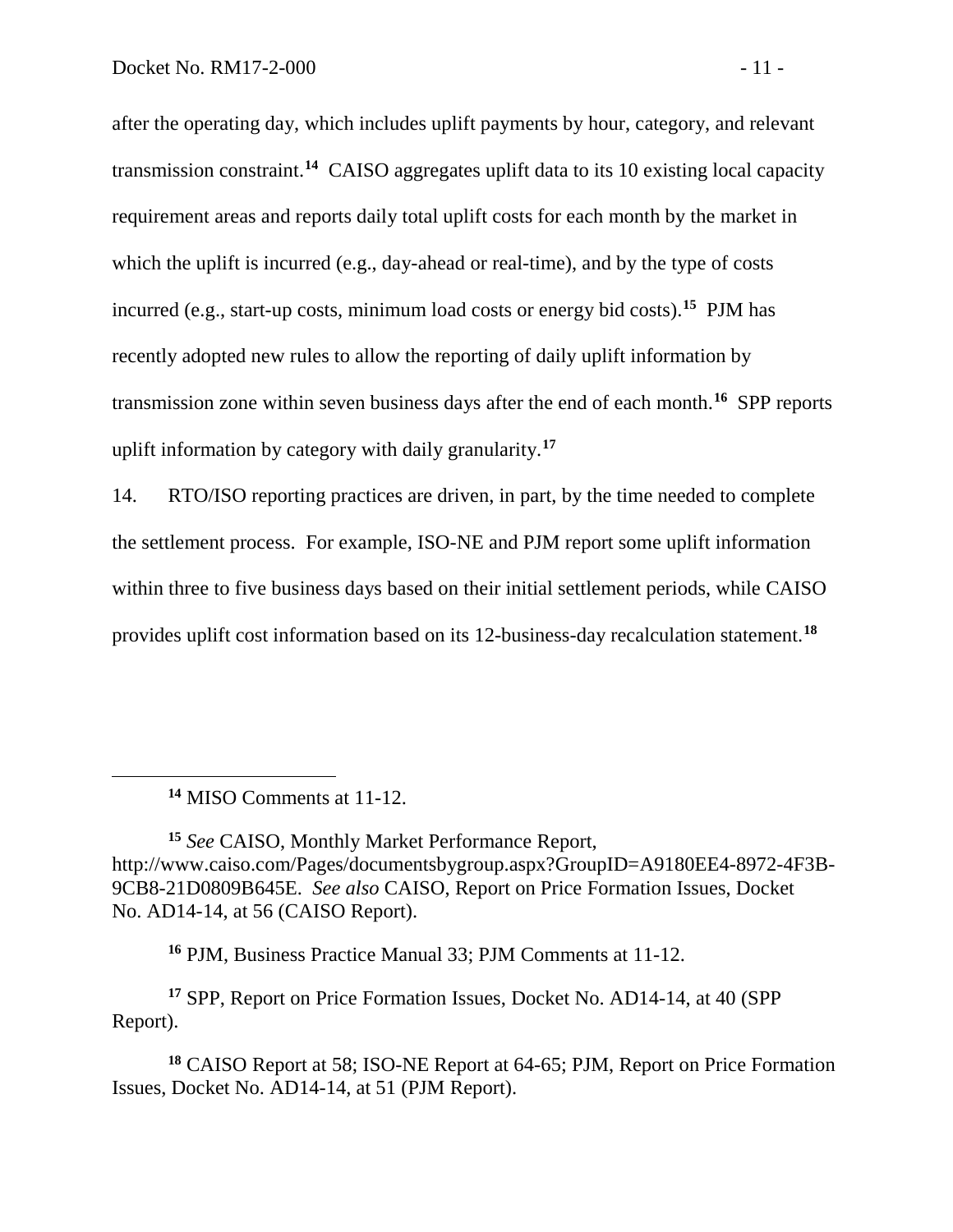after the operating day, which includes uplift payments by hour, category, and relevant transmission constraint.[14] CAISO aggregates uplift data to its 10 existing local capacity requirement areas and reports daily total uplift costs for each month by the market in which the uplift is incurred (e.g., day-ahead or real-time), and by the type of costs incurred (e.g., start-up costs, minimum load costs or energy bid costs).[15] PJM has recently adopted new rules to allow the reporting of daily uplift information by transmission zone within seven business days after the end of each month.[16] SPP reports uplift information by category with daily granularity.[17]

14. RTO/ISO reporting practices are driven, in part, by the time needed to complete the settlement process. For example, ISO-NE and PJM report some uplift information within three to five business days based on their initial settlement periods, while CAISO provides uplift cost information based on its 12-business-day recalculation statement.[18]

---

[14] MISO Comments at 11-12.

[15] *See* CAISO, Monthly Market Performance Report, http://www.caiso.com/Pages/documentsbygroup.aspx?GroupID=A9180EE4-8972-4F3B-9CB8-21D0809B645E. *See also* CAISO, Report on Price Formation Issues, Docket No. AD14-14, at 56 (CAISO Report).

[16] PJM, Business Practice Manual 33; PJM Comments at 11-12.

[17] SPP, Report on Price Formation Issues, Docket No. AD14-14, at 40 (SPP Report).

[18] CAISO Report at 58; ISO-NE Report at 64-65; PJM, Report on Price Formation Issues, Docket No. AD14-14, at 51 (PJM Report).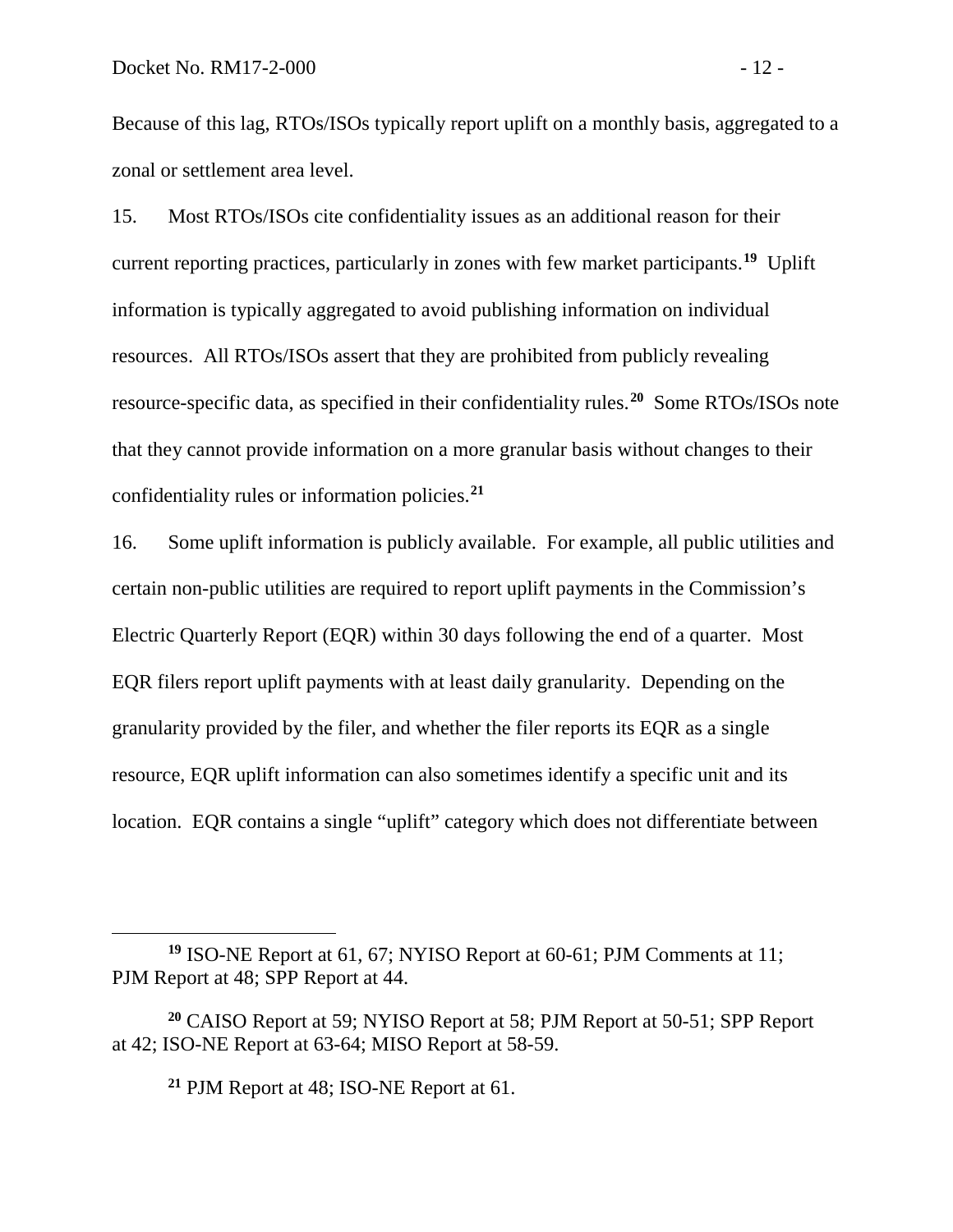Because of this lag, RTOs/ISOs typically report uplift on a monthly basis, aggregated to a zonal or settlement area level.

15. Most RTOs/ISOs cite confidentiality issues as an additional reason for their current reporting practices, particularly in zones with few market participants.[19] Uplift information is typically aggregated to avoid publishing information on individual resources. All RTOs/ISOs assert that they are prohibited from publicly revealing resource-specific data, as specified in their confidentiality rules.[20] Some RTOs/ISOs note that they cannot provide information on a more granular basis without changes to their confidentiality rules or information policies.[21]

16. Some uplift information is publicly available. For example, all public utilities and certain non-public utilities are required to report uplift payments in the Commission's Electric Quarterly Report (EQR) within 30 days following the end of a quarter. Most EQR filers report uplift payments with at least daily granularity. Depending on the granularity provided by the filer, and whether the filer reports its EQR as a single resource, EQR uplift information can also sometimes identify a specific unit and its location. EQR contains a single "uplift" category which does not differentiate between

---

[19] ISO-NE Report at 61, 67; NYISO Report at 60-61; PJM Comments at 11; PJM Report at 48; SPP Report at 44.

[20] CAISO Report at 59; NYISO Report at 58; PJM Report at 50-51; SPP Report at 42; ISO-NE Report at 63-64; MISO Report at 58-59.

[21] PJM Report at 48; ISO-NE Report at 61.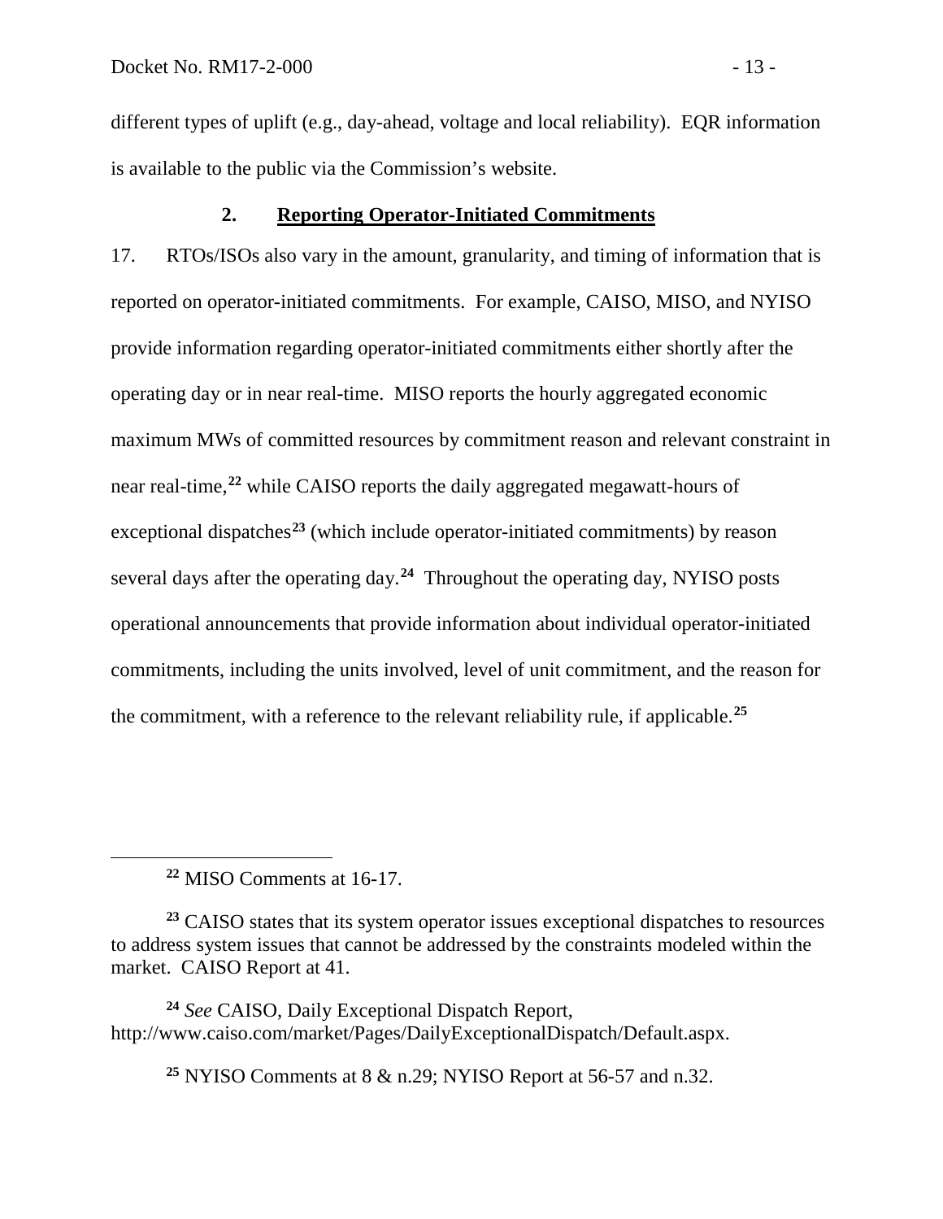different types of uplift (e.g., day-ahead, voltage and local reliability). EQR information is available to the public via the Commission's website.

### 2. Reporting Operator-Initiated Commitments

17. RTOs/ISOs also vary in the amount, granularity, and timing of information that is reported on operator-initiated commitments. For example, CAISO, MISO, and NYISO provide information regarding operator-initiated commitments either shortly after the operating day or in near real-time. MISO reports the hourly aggregated economic maximum MWs of committed resources by commitment reason and relevant constraint in near real-time,[22] while CAISO reports the daily aggregated megawatt-hours of exceptional dispatches[23] (which include operator-initiated commitments) by reason several days after the operating day.[24] Throughout the operating day, NYISO posts operational announcements that provide information about individual operator-initiated commitments, including the units involved, level of unit commitment, and the reason for the commitment, with a reference to the relevant reliability rule, if applicable.[25]

---

[22] MISO Comments at 16-17.

[23] CAISO states that its system operator issues exceptional dispatches to resources to address system issues that cannot be addressed by the constraints modeled within the market. CAISO Report at 41.

[24] *See* CAISO, Daily Exceptional Dispatch Report, http://www.caiso.com/market/Pages/DailyExceptionalDispatch/Default.aspx.

[25] NYISO Comments at 8 & n.29; NYISO Report at 56-57 and n.32.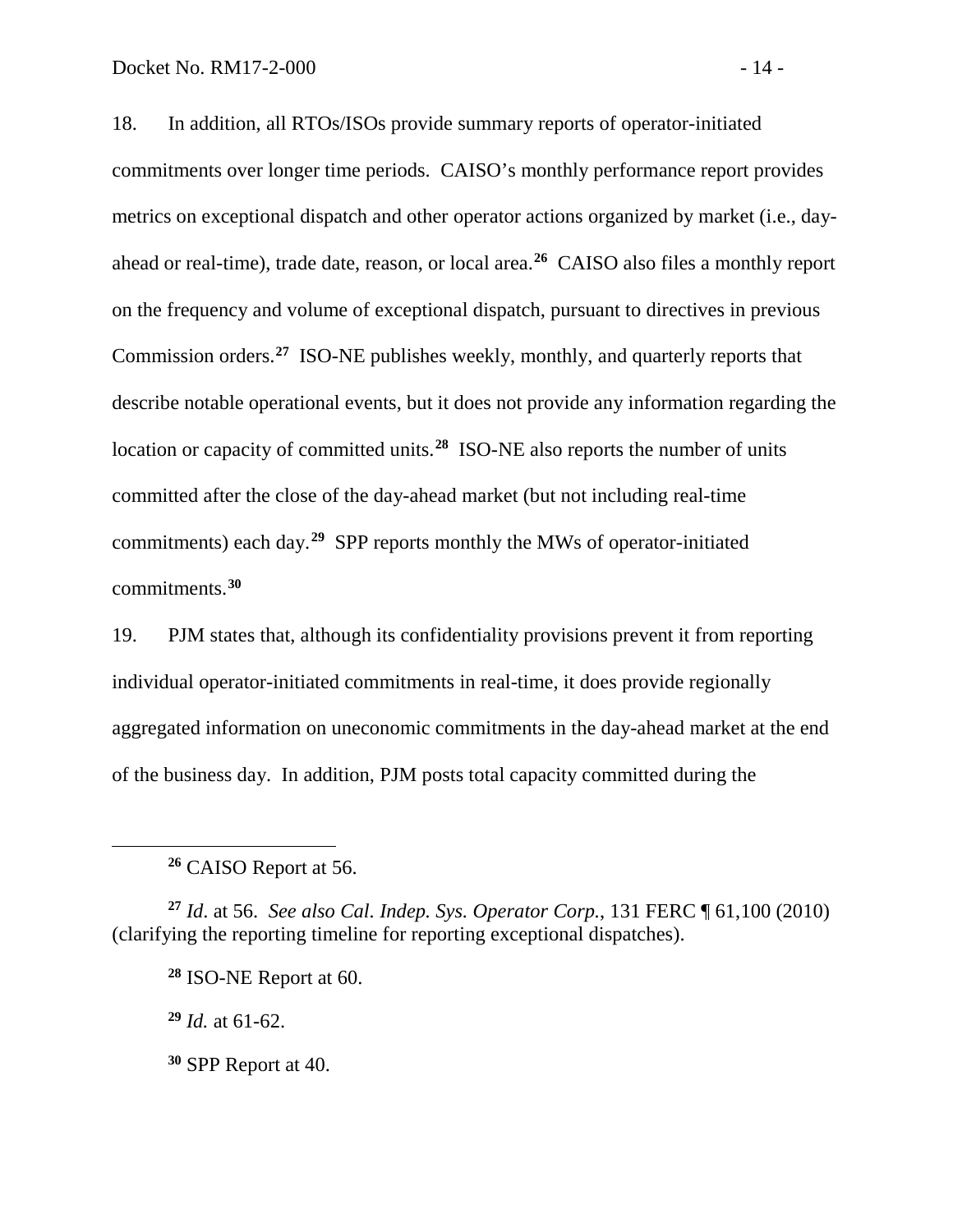18. In addition, all RTOs/ISOs provide summary reports of operator-initiated commitments over longer time periods. CAISO's monthly performance report provides metrics on exceptional dispatch and other operator actions organized by market (i.e., day-ahead or real-time), trade date, reason, or local area.[26] CAISO also files a monthly report on the frequency and volume of exceptional dispatch, pursuant to directives in previous Commission orders.[27] ISO-NE publishes weekly, monthly, and quarterly reports that describe notable operational events, but it does not provide any information regarding the location or capacity of committed units.[28] ISO-NE also reports the number of units committed after the close of the day-ahead market (but not including real-time commitments) each day.[29] SPP reports monthly the MWs of operator-initiated commitments.[30]

19. PJM states that, although its confidentiality provisions prevent it from reporting individual operator-initiated commitments in real-time, it does provide regionally aggregated information on uneconomic commitments in the day-ahead market at the end of the business day. In addition, PJM posts total capacity committed during the

---

[26] CAISO Report at 56.

[27] *Id*. at 56. *See also Cal. Indep. Sys. Operator Corp.*, 131 FERC ¶ 61,100 (2010) (clarifying the reporting timeline for reporting exceptional dispatches).

[28] ISO-NE Report at 60.

[29] *Id.* at 61-62.

[30] SPP Report at 40.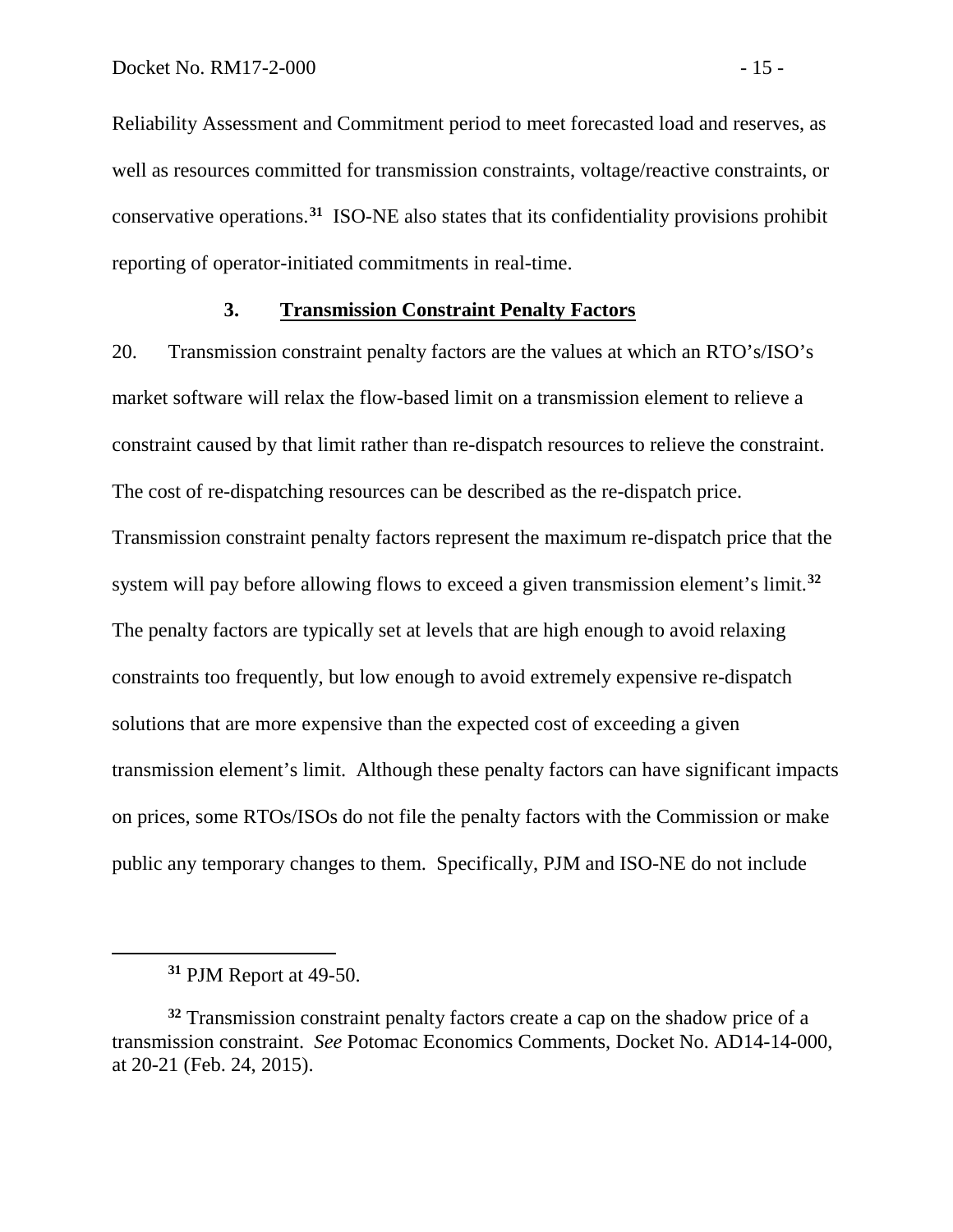Reliability Assessment and Commitment period to meet forecasted load and reserves, as well as resources committed for transmission constraints, voltage/reactive constraints, or conservative operations.[31] ISO-NE also states that its confidentiality provisions prohibit reporting of operator-initiated commitments in real-time.

### 3. Transmission Constraint Penalty Factors

20. Transmission constraint penalty factors are the values at which an RTO's/ISO's market software will relax the flow-based limit on a transmission element to relieve a constraint caused by that limit rather than re-dispatch resources to relieve the constraint. The cost of re-dispatching resources can be described as the re-dispatch price. Transmission constraint penalty factors represent the maximum re-dispatch price that the system will pay before allowing flows to exceed a given transmission element's limit.[32] The penalty factors are typically set at levels that are high enough to avoid relaxing constraints too frequently, but low enough to avoid extremely expensive re-dispatch solutions that are more expensive than the expected cost of exceeding a given transmission element's limit. Although these penalty factors can have significant impacts on prices, some RTOs/ISOs do not file the penalty factors with the Commission or make public any temporary changes to them. Specifically, PJM and ISO-NE do not include

---

[31] PJM Report at 49-50.

[32] Transmission constraint penalty factors create a cap on the shadow price of a transmission constraint. *See* Potomac Economics Comments, Docket No. AD14-14-000, at 20-21 (Feb. 24, 2015).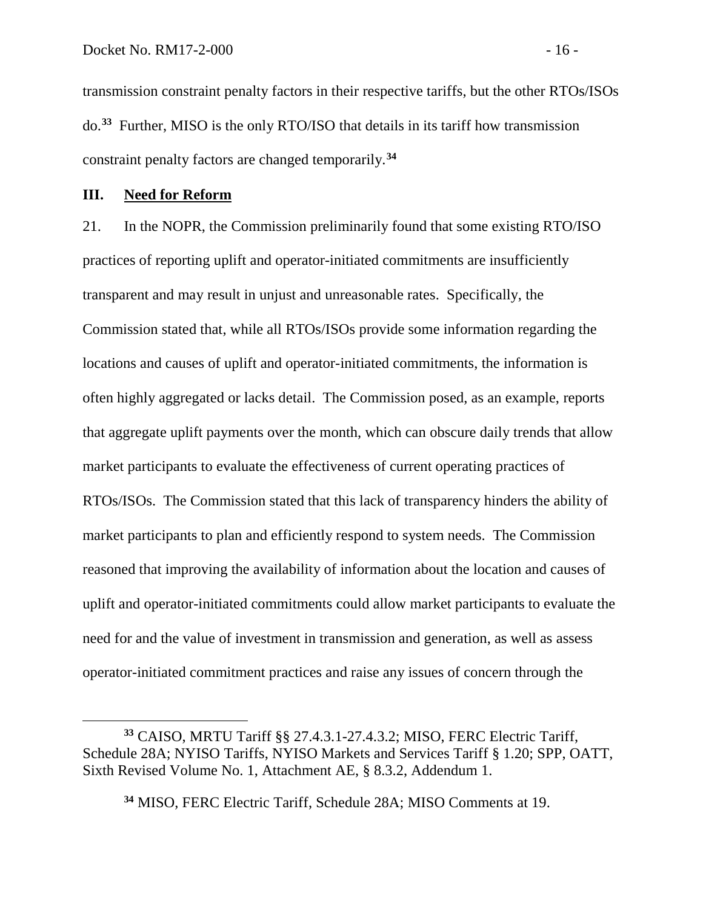transmission constraint penalty factors in their respective tariffs, but the other RTOs/ISOs do.[33] Further, MISO is the only RTO/ISO that details in its tariff how transmission constraint penalty factors are changed temporarily.[34]

## III. Need for Reform

21. In the NOPR, the Commission preliminarily found that some existing RTO/ISO practices of reporting uplift and operator-initiated commitments are insufficiently transparent and may result in unjust and unreasonable rates. Specifically, the Commission stated that, while all RTOs/ISOs provide some information regarding the locations and causes of uplift and operator-initiated commitments, the information is often highly aggregated or lacks detail. The Commission posed, as an example, reports that aggregate uplift payments over the month, which can obscure daily trends that allow market participants to evaluate the effectiveness of current operating practices of RTOs/ISOs. The Commission stated that this lack of transparency hinders the ability of market participants to plan and efficiently respond to system needs. The Commission reasoned that improving the availability of information about the location and causes of uplift and operator-initiated commitments could allow market participants to evaluate the need for and the value of investment in transmission and generation, as well as assess operator-initiated commitment practices and raise any issues of concern through the

---

[33] CAISO, MRTU Tariff §§ 27.4.3.1-27.4.3.2; MISO, FERC Electric Tariff, Schedule 28A; NYISO Tariffs, NYISO Markets and Services Tariff § 1.20; SPP, OATT, Sixth Revised Volume No. 1, Attachment AE, § 8.3.2, Addendum 1.

[34] MISO, FERC Electric Tariff, Schedule 28A; MISO Comments at 19.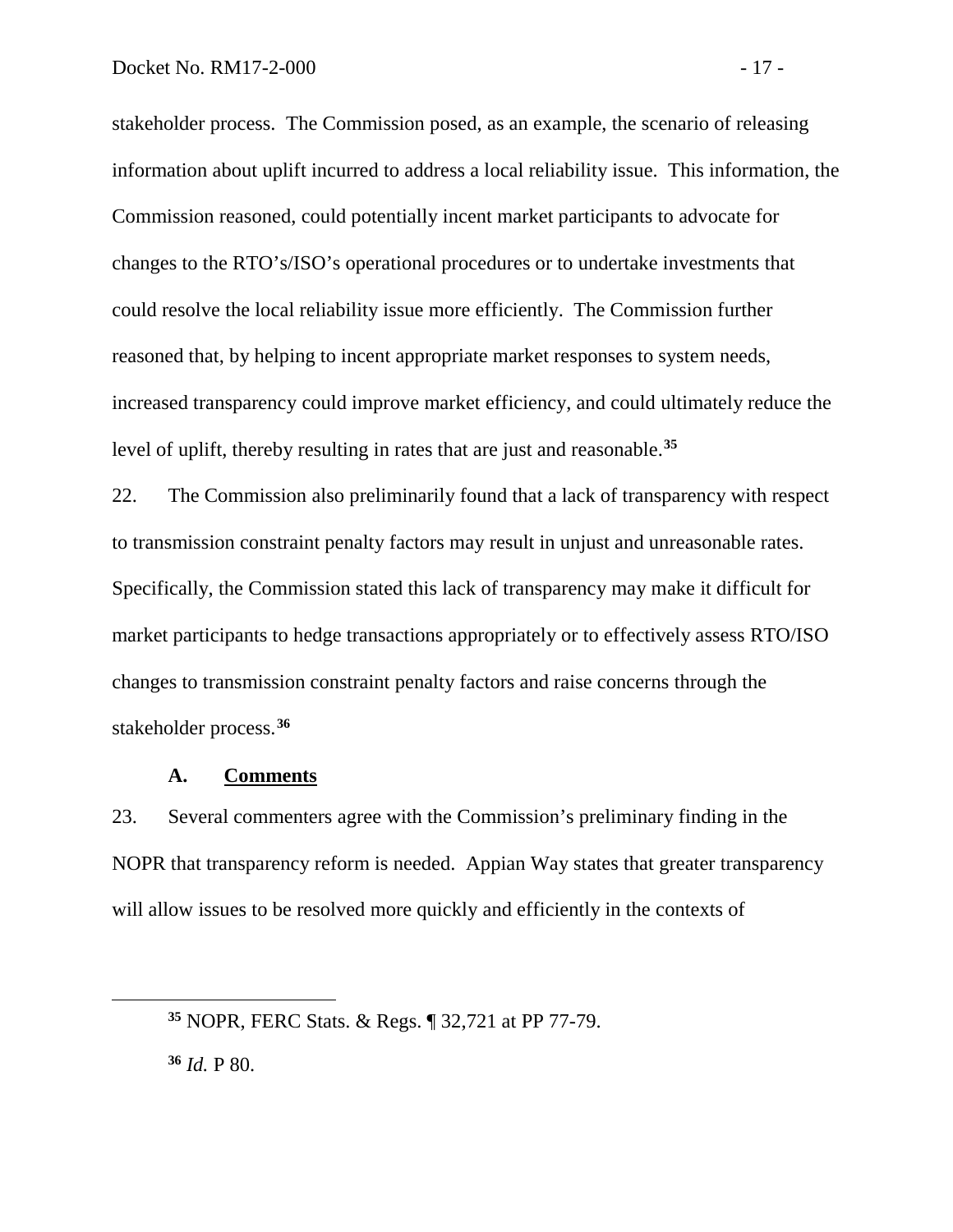stakeholder process. The Commission posed, as an example, the scenario of releasing information about uplift incurred to address a local reliability issue. This information, the Commission reasoned, could potentially incent market participants to advocate for changes to the RTO's/ISO's operational procedures or to undertake investments that could resolve the local reliability issue more efficiently. The Commission further reasoned that, by helping to incent appropriate market responses to system needs, increased transparency could improve market efficiency, and could ultimately reduce the level of uplift, thereby resulting in rates that are just and reasonable.[35]

22. The Commission also preliminarily found that a lack of transparency with respect to transmission constraint penalty factors may result in unjust and unreasonable rates. Specifically, the Commission stated this lack of transparency may make it difficult for market participants to hedge transactions appropriately or to effectively assess RTO/ISO changes to transmission constraint penalty factors and raise concerns through the stakeholder process.[36]

### A. <u>Comments</u>

23. Several commenters agree with the Commission's preliminary finding in the NOPR that transparency reform is needed. Appian Way states that greater transparency will allow issues to be resolved more quickly and efficiently in the contexts of

---

[35] NOPR, FERC Stats. & Regs. ¶ 32,721 at PP 77-79.

[36] *Id.* P 80.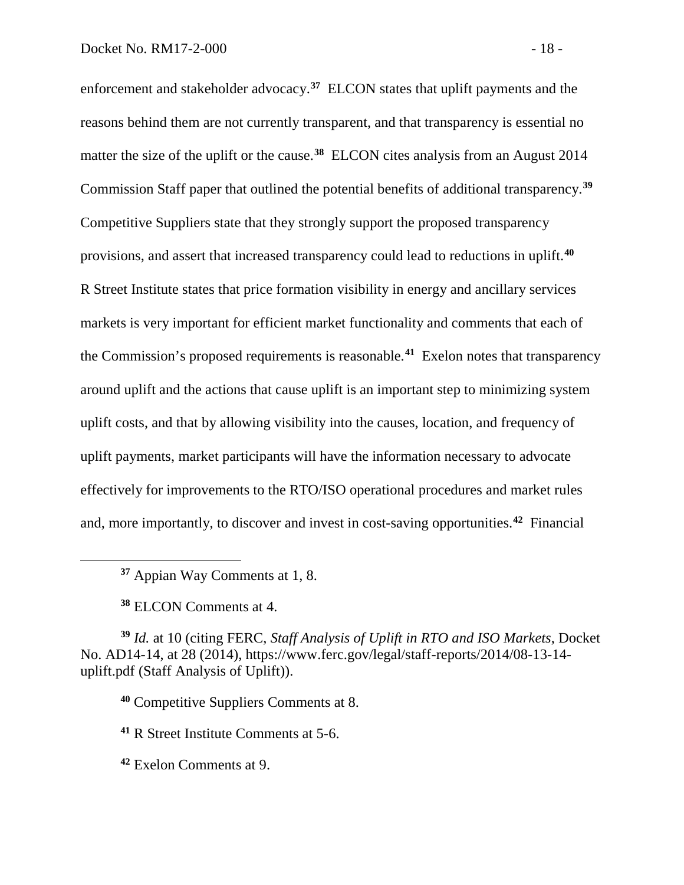enforcement and stakeholder advocacy.[37] ELCON states that uplift payments and the reasons behind them are not currently transparent, and that transparency is essential no matter the size of the uplift or the cause.[38] ELCON cites analysis from an August 2014 Commission Staff paper that outlined the potential benefits of additional transparency.[39] Competitive Suppliers state that they strongly support the proposed transparency provisions, and assert that increased transparency could lead to reductions in uplift.[40] R Street Institute states that price formation visibility in energy and ancillary services markets is very important for efficient market functionality and comments that each of the Commission's proposed requirements is reasonable.[41] Exelon notes that transparency around uplift and the actions that cause uplift is an important step to minimizing system uplift costs, and that by allowing visibility into the causes, location, and frequency of uplift payments, market participants will have the information necessary to advocate effectively for improvements to the RTO/ISO operational procedures and market rules and, more importantly, to discover and invest in cost-saving opportunities.[42] Financial

---

[37] Appian Way Comments at 1, 8.

[38] ELCON Comments at 4.

[39] *Id.* at 10 (citing FERC, *Staff Analysis of Uplift in RTO and ISO Markets*, Docket No. AD14-14, at 28 (2014), https://www.ferc.gov/legal/staff-reports/2014/08-13-14-uplift.pdf (Staff Analysis of Uplift)).

[40] Competitive Suppliers Comments at 8.

[41] R Street Institute Comments at 5-6.

[42] Exelon Comments at 9.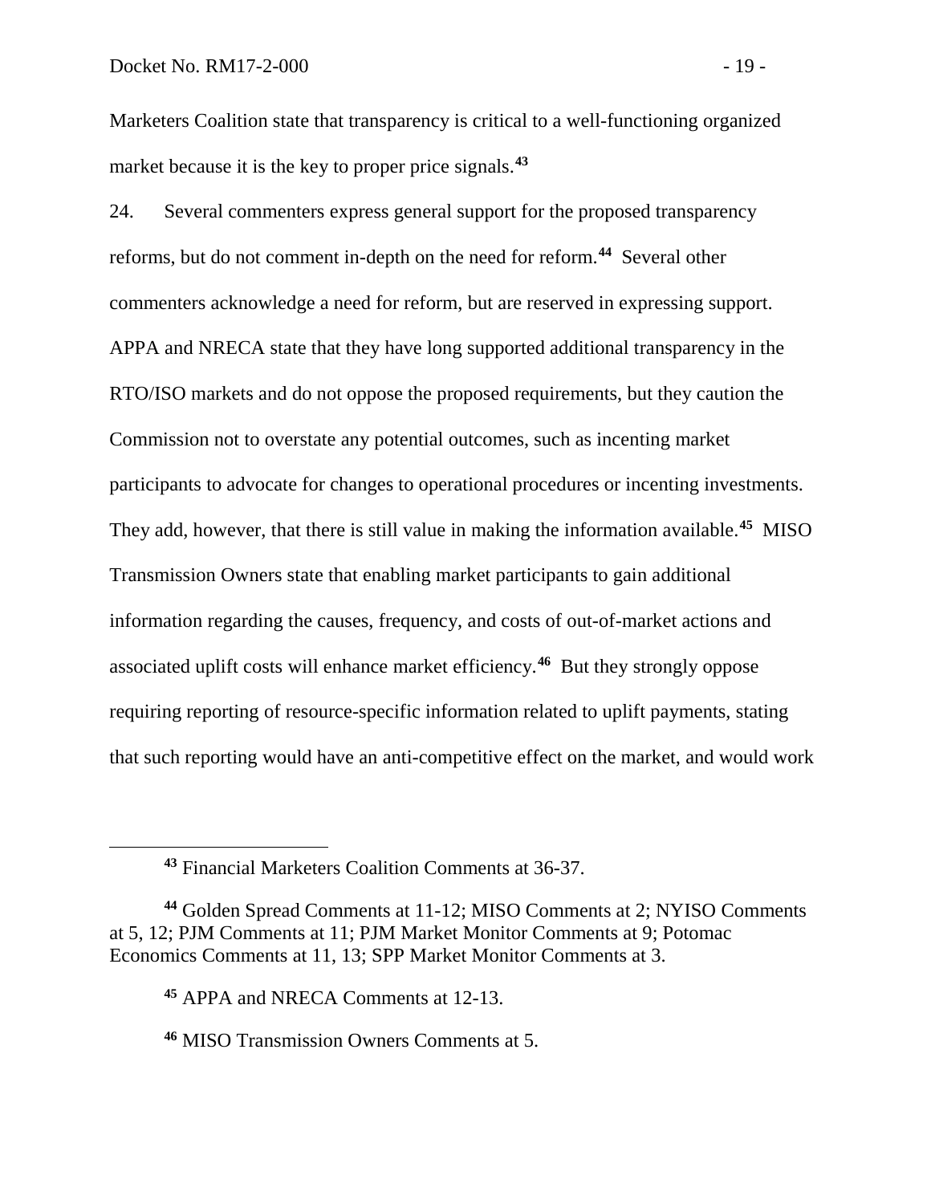Marketers Coalition state that transparency is critical to a well-functioning organized market because it is the key to proper price signals.[43]

24. Several commenters express general support for the proposed transparency reforms, but do not comment in-depth on the need for reform.[44] Several other commenters acknowledge a need for reform, but are reserved in expressing support. APPA and NRECA state that they have long supported additional transparency in the RTO/ISO markets and do not oppose the proposed requirements, but they caution the Commission not to overstate any potential outcomes, such as incenting market participants to advocate for changes to operational procedures or incenting investments. They add, however, that there is still value in making the information available.[45] MISO Transmission Owners state that enabling market participants to gain additional information regarding the causes, frequency, and costs of out-of-market actions and associated uplift costs will enhance market efficiency.[46] But they strongly oppose requiring reporting of resource-specific information related to uplift payments, stating that such reporting would have an anti-competitive effect on the market, and would work

---

[43] Financial Marketers Coalition Comments at 36-37.

[44] Golden Spread Comments at 11-12; MISO Comments at 2; NYISO Comments at 5, 12; PJM Comments at 11; PJM Market Monitor Comments at 9; Potomac Economics Comments at 11, 13; SPP Market Monitor Comments at 3.

[45] APPA and NRECA Comments at 12-13.

[46] MISO Transmission Owners Comments at 5.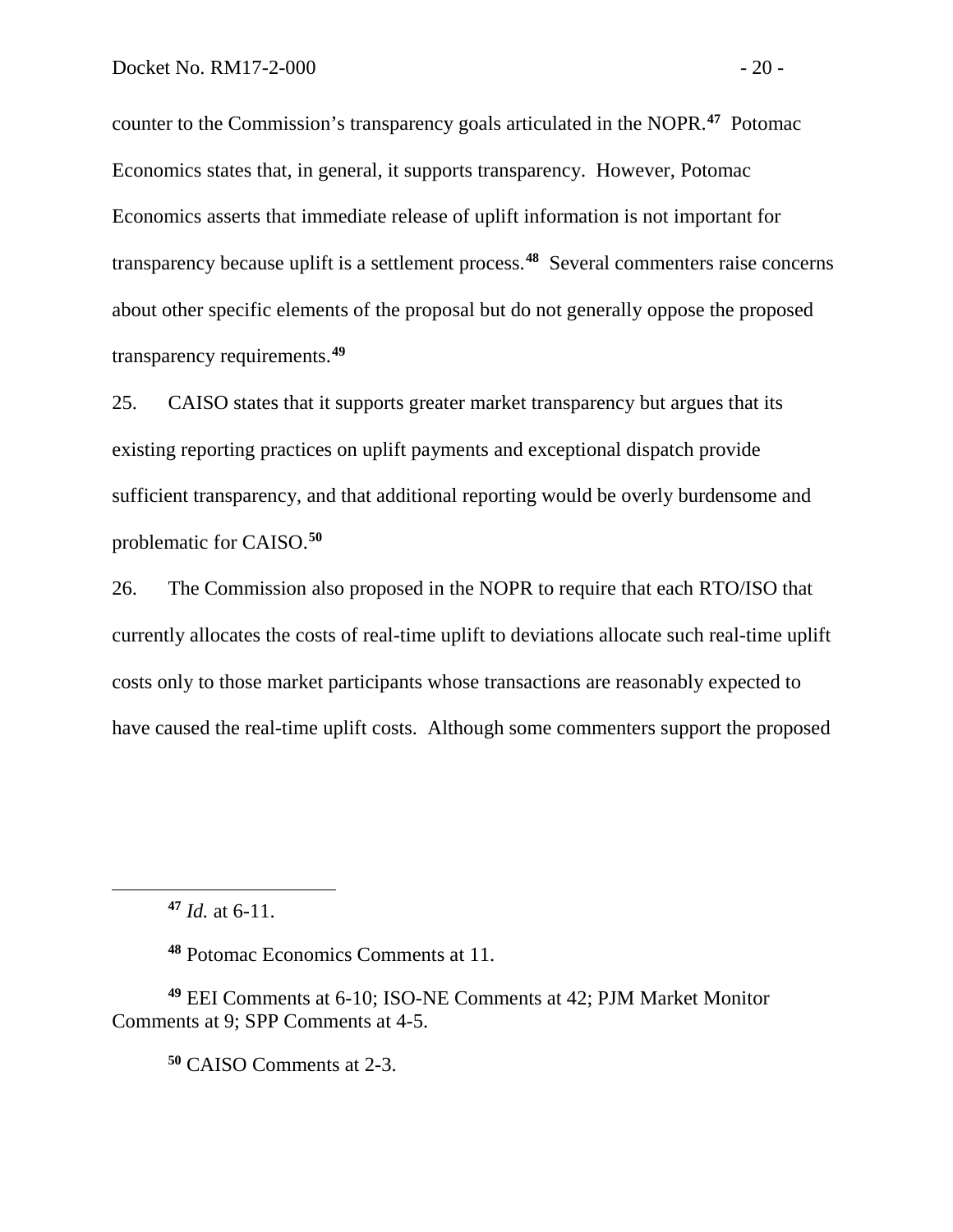counter to the Commission's transparency goals articulated in the NOPR.[47] Potomac Economics states that, in general, it supports transparency. However, Potomac Economics asserts that immediate release of uplift information is not important for transparency because uplift is a settlement process.[48] Several commenters raise concerns about other specific elements of the proposal but do not generally oppose the proposed transparency requirements.[49]

25. CAISO states that it supports greater market transparency but argues that its existing reporting practices on uplift payments and exceptional dispatch provide sufficient transparency, and that additional reporting would be overly burdensome and problematic for CAISO.[50]

26. The Commission also proposed in the NOPR to require that each RTO/ISO that currently allocates the costs of real-time uplift to deviations allocate such real-time uplift costs only to those market participants whose transactions are reasonably expected to have caused the real-time uplift costs. Although some commenters support the proposed

---

[47] *Id.* at 6-11.

[48] Potomac Economics Comments at 11.

[49] EEI Comments at 6-10; ISO-NE Comments at 42; PJM Market Monitor Comments at 9; SPP Comments at 4-5.

[50] CAISO Comments at 2-3.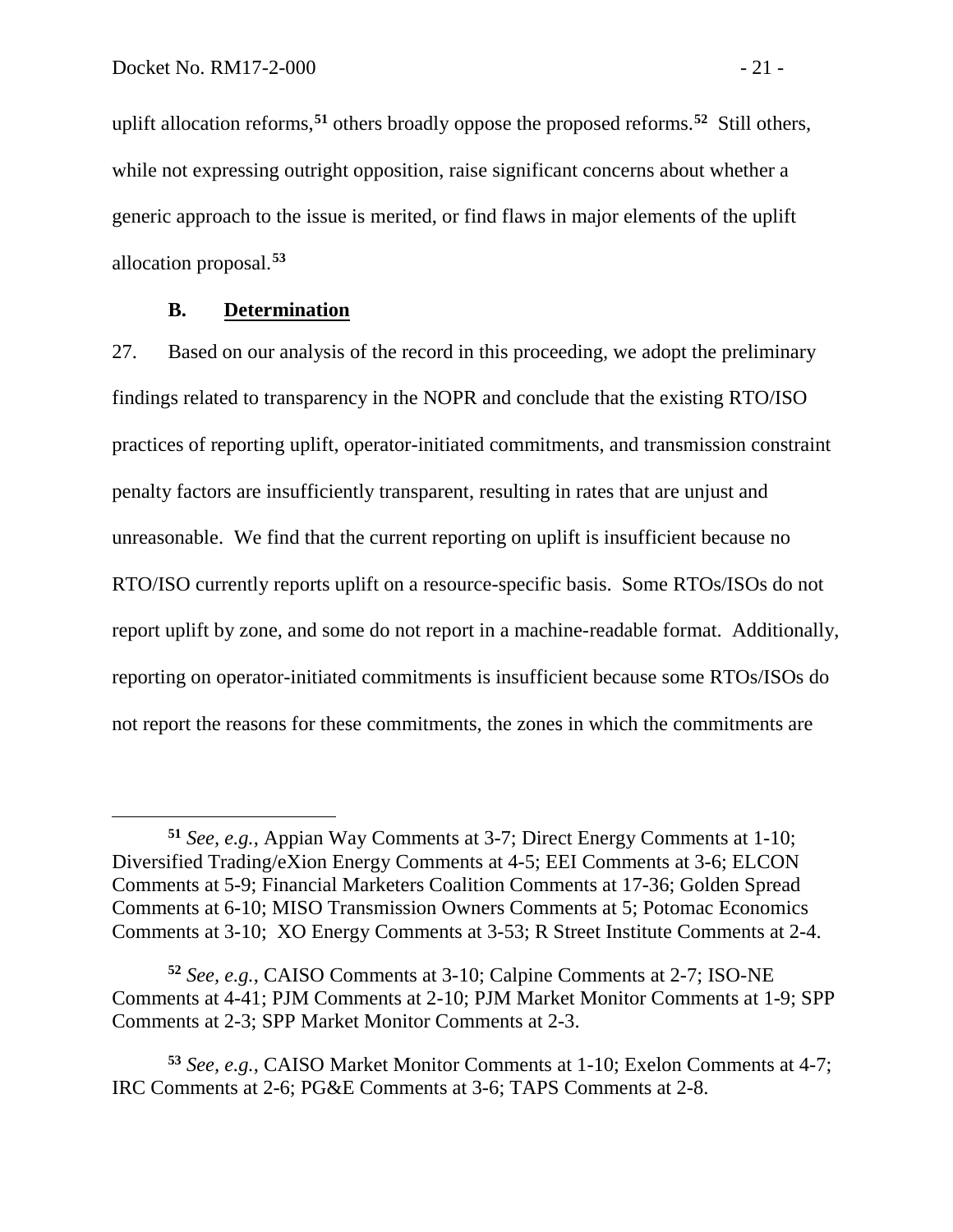uplift allocation reforms,[51] others broadly oppose the proposed reforms.[52] Still others, while not expressing outright opposition, raise significant concerns about whether a generic approach to the issue is merited, or find flaws in major elements of the uplift allocation proposal.[53]

### B. Determination

27. Based on our analysis of the record in this proceeding, we adopt the preliminary findings related to transparency in the NOPR and conclude that the existing RTO/ISO practices of reporting uplift, operator-initiated commitments, and transmission constraint penalty factors are insufficiently transparent, resulting in rates that are unjust and unreasonable. We find that the current reporting on uplift is insufficient because no RTO/ISO currently reports uplift on a resource-specific basis. Some RTOs/ISOs do not report uplift by zone, and some do not report in a machine-readable format. Additionally, reporting on operator-initiated commitments is insufficient because some RTOs/ISOs do not report the reasons for these commitments, the zones in which the commitments are

---

[51] *See, e.g.*, Appian Way Comments at 3-7; Direct Energy Comments at 1-10; Diversified Trading/eXion Energy Comments at 4-5; EEI Comments at 3-6; ELCON Comments at 5-9; Financial Marketers Coalition Comments at 17-36; Golden Spread Comments at 6-10; MISO Transmission Owners Comments at 5; Potomac Economics Comments at 3-10; XO Energy Comments at 3-53; R Street Institute Comments at 2-4.

[52] *See, e.g.*, CAISO Comments at 3-10; Calpine Comments at 2-7; ISO-NE Comments at 4-41; PJM Comments at 2-10; PJM Market Monitor Comments at 1-9; SPP Comments at 2-3; SPP Market Monitor Comments at 2-3.

[53] *See, e.g.*, CAISO Market Monitor Comments at 1-10; Exelon Comments at 4-7; IRC Comments at 2-6; PG&E Comments at 3-6; TAPS Comments at 2-8.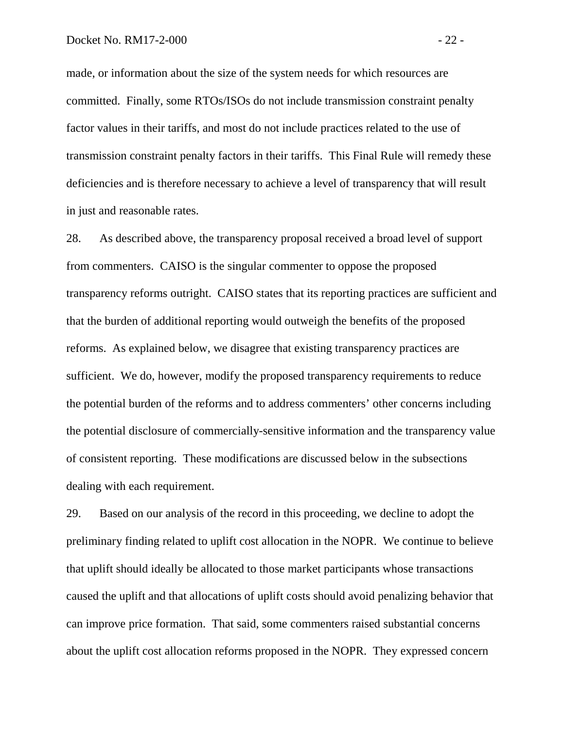made, or information about the size of the system needs for which resources are committed. Finally, some RTOs/ISOs do not include transmission constraint penalty factor values in their tariffs, and most do not include practices related to the use of transmission constraint penalty factors in their tariffs. This Final Rule will remedy these deficiencies and is therefore necessary to achieve a level of transparency that will result in just and reasonable rates.

28. As described above, the transparency proposal received a broad level of support from commenters. CAISO is the singular commenter to oppose the proposed transparency reforms outright. CAISO states that its reporting practices are sufficient and that the burden of additional reporting would outweigh the benefits of the proposed reforms. As explained below, we disagree that existing transparency practices are sufficient. We do, however, modify the proposed transparency requirements to reduce the potential burden of the reforms and to address commenters' other concerns including the potential disclosure of commercially-sensitive information and the transparency value of consistent reporting. These modifications are discussed below in the subsections dealing with each requirement.

29. Based on our analysis of the record in this proceeding, we decline to adopt the preliminary finding related to uplift cost allocation in the NOPR. We continue to believe that uplift should ideally be allocated to those market participants whose transactions caused the uplift and that allocations of uplift costs should avoid penalizing behavior that can improve price formation. That said, some commenters raised substantial concerns about the uplift cost allocation reforms proposed in the NOPR. They expressed concern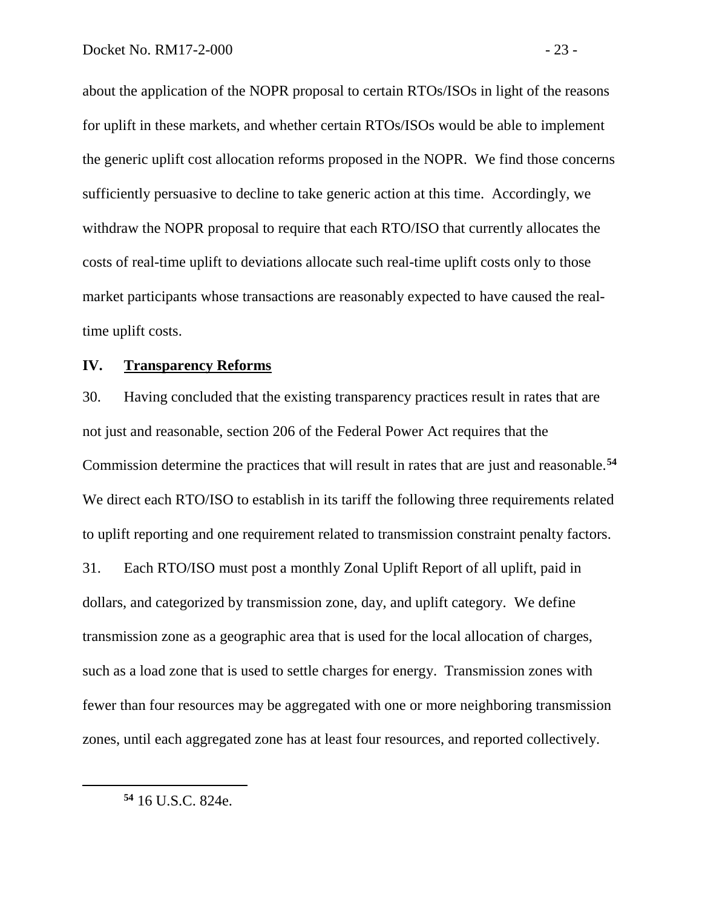about the application of the NOPR proposal to certain RTOs/ISOs in light of the reasons for uplift in these markets, and whether certain RTOs/ISOs would be able to implement the generic uplift cost allocation reforms proposed in the NOPR. We find those concerns sufficiently persuasive to decline to take generic action at this time. Accordingly, we withdraw the NOPR proposal to require that each RTO/ISO that currently allocates the costs of real-time uplift to deviations allocate such real-time uplift costs only to those market participants whose transactions are reasonably expected to have caused the real-time uplift costs.

## IV. Transparency Reforms

30. Having concluded that the existing transparency practices result in rates that are not just and reasonable, section 206 of the Federal Power Act requires that the Commission determine the practices that will result in rates that are just and reasonable.[54] We direct each RTO/ISO to establish in its tariff the following three requirements related to uplift reporting and one requirement related to transmission constraint penalty factors.

31. Each RTO/ISO must post a monthly Zonal Uplift Report of all uplift, paid in dollars, and categorized by transmission zone, day, and uplift category. We define transmission zone as a geographic area that is used for the local allocation of charges, such as a load zone that is used to settle charges for energy. Transmission zones with fewer than four resources may be aggregated with one or more neighboring transmission zones, until each aggregated zone has at least four resources, and reported collectively.

[54] 16 U.S.C. 824e.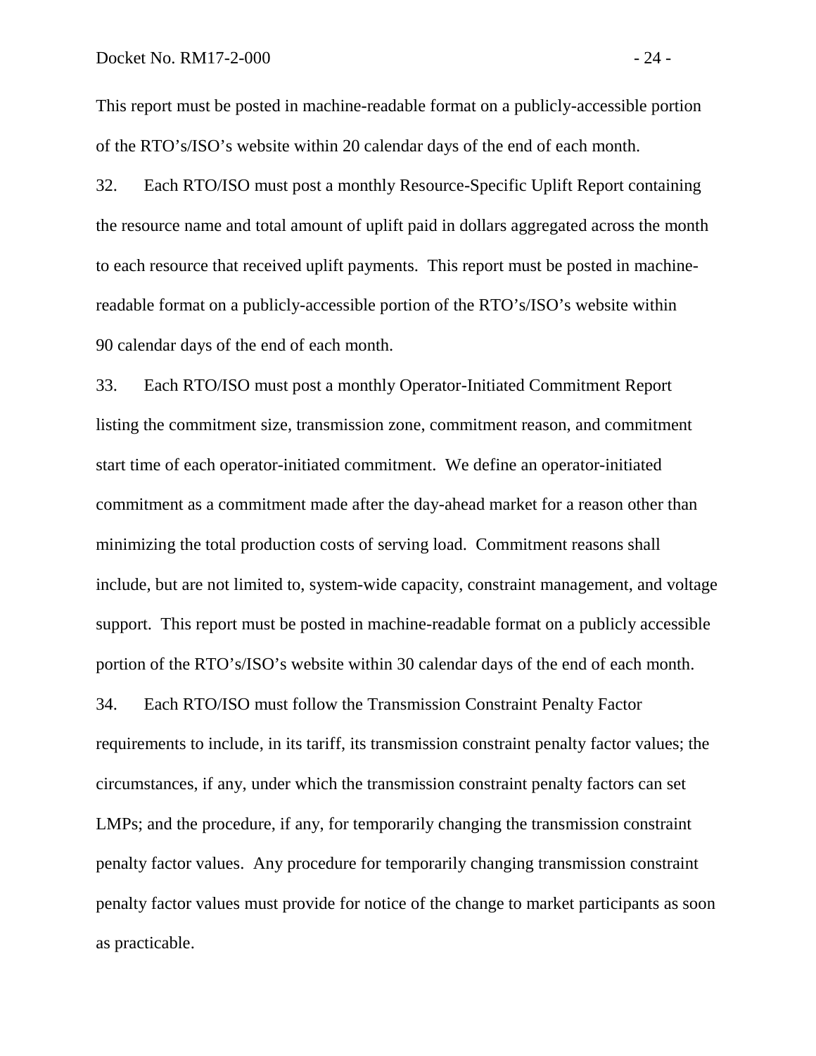This report must be posted in machine-readable format on a publicly-accessible portion of the RTO's/ISO's website within 20 calendar days of the end of each month.

32. Each RTO/ISO must post a monthly Resource-Specific Uplift Report containing the resource name and total amount of uplift paid in dollars aggregated across the month to each resource that received uplift payments. This report must be posted in machine-readable format on a publicly-accessible portion of the RTO's/ISO's website within 90 calendar days of the end of each month.

33. Each RTO/ISO must post a monthly Operator-Initiated Commitment Report listing the commitment size, transmission zone, commitment reason, and commitment start time of each operator-initiated commitment. We define an operator-initiated commitment as a commitment made after the day-ahead market for a reason other than minimizing the total production costs of serving load. Commitment reasons shall include, but are not limited to, system-wide capacity, constraint management, and voltage support. This report must be posted in machine-readable format on a publicly accessible portion of the RTO's/ISO's website within 30 calendar days of the end of each month.

34. Each RTO/ISO must follow the Transmission Constraint Penalty Factor requirements to include, in its tariff, its transmission constraint penalty factor values; the circumstances, if any, under which the transmission constraint penalty factors can set LMPs; and the procedure, if any, for temporarily changing the transmission constraint penalty factor values. Any procedure for temporarily changing transmission constraint penalty factor values must provide for notice of the change to market participants as soon as practicable.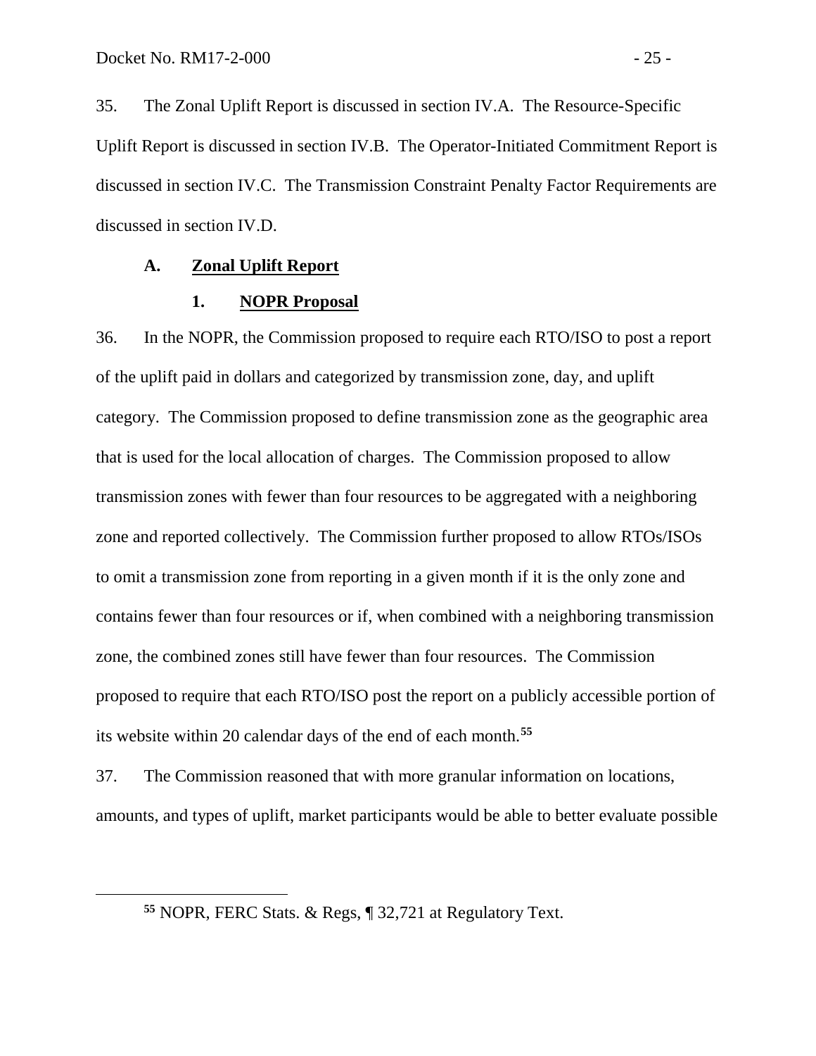35. The Zonal Uplift Report is discussed in section IV.A. The Resource-Specific Uplift Report is discussed in section IV.B. The Operator-Initiated Commitment Report is discussed in section IV.C. The Transmission Constraint Penalty Factor Requirements are discussed in section IV.D.

### A. Zonal Uplift Report

#### 1. NOPR Proposal

36. In the NOPR, the Commission proposed to require each RTO/ISO to post a report of the uplift paid in dollars and categorized by transmission zone, day, and uplift category. The Commission proposed to define transmission zone as the geographic area that is used for the local allocation of charges. The Commission proposed to allow transmission zones with fewer than four resources to be aggregated with a neighboring zone and reported collectively. The Commission further proposed to allow RTOs/ISOs to omit a transmission zone from reporting in a given month if it is the only zone and contains fewer than four resources or if, when combined with a neighboring transmission zone, the combined zones still have fewer than four resources. The Commission proposed to require that each RTO/ISO post the report on a publicly accessible portion of its website within 20 calendar days of the end of each month.[55]

37. The Commission reasoned that with more granular information on locations, amounts, and types of uplift, market participants would be able to better evaluate possible

[55] NOPR, FERC Stats. & Regs, ¶ 32,721 at Regulatory Text.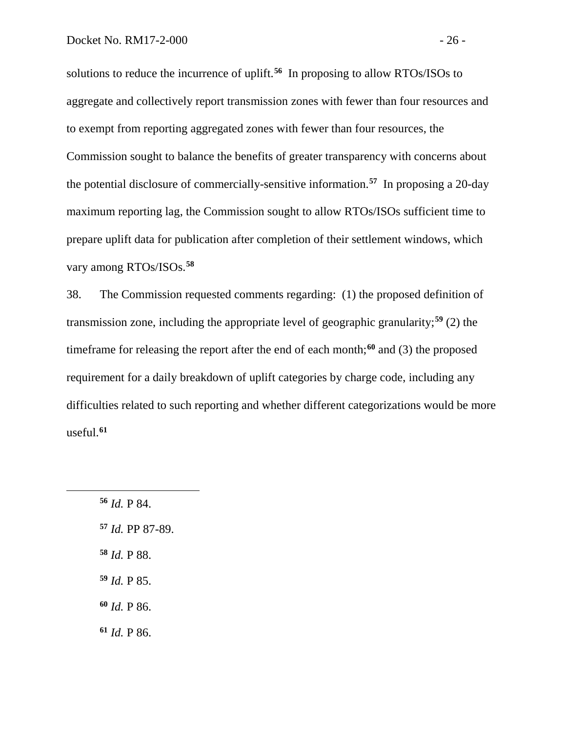solutions to reduce the incurrence of uplift.[56] In proposing to allow RTOs/ISOs to aggregate and collectively report transmission zones with fewer than four resources and to exempt from reporting aggregated zones with fewer than four resources, the Commission sought to balance the benefits of greater transparency with concerns about the potential disclosure of commercially-sensitive information.[57] In proposing a 20-day maximum reporting lag, the Commission sought to allow RTOs/ISOs sufficient time to prepare uplift data for publication after completion of their settlement windows, which vary among RTOs/ISOs.[58]

38. The Commission requested comments regarding: (1) the proposed definition of transmission zone, including the appropriate level of geographic granularity;[59] (2) the timeframe for releasing the report after the end of each month;[60] and (3) the proposed requirement for a daily breakdown of uplift categories by charge code, including any difficulties related to such reporting and whether different categorizations would be more useful.[61]

---

[56] *Id.* P 84.

[57] *Id.* PP 87-89.

[58] *Id.* P 88.

[59] *Id.* P 85.

[60] *Id.* P 86.

[61] *Id.* P 86.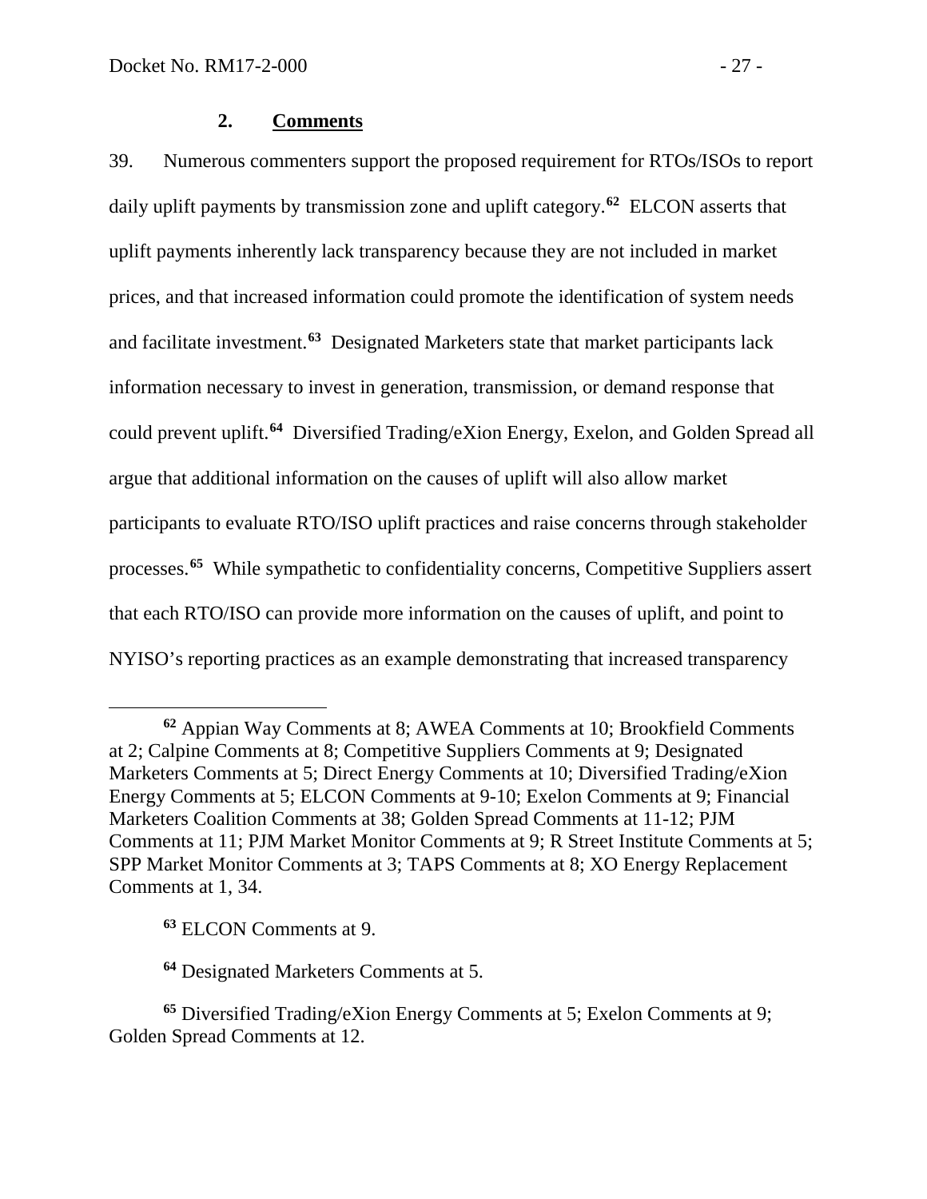### 2. Comments

39. Numerous commenters support the proposed requirement for RTOs/ISOs to report daily uplift payments by transmission zone and uplift category.[62] ELCON asserts that uplift payments inherently lack transparency because they are not included in market prices, and that increased information could promote the identification of system needs and facilitate investment.[63] Designated Marketers state that market participants lack information necessary to invest in generation, transmission, or demand response that could prevent uplift.[64] Diversified Trading/eXion Energy, Exelon, and Golden Spread all argue that additional information on the causes of uplift will also allow market participants to evaluate RTO/ISO uplift practices and raise concerns through stakeholder processes.[65] While sympathetic to confidentiality concerns, Competitive Suppliers assert that each RTO/ISO can provide more information on the causes of uplift, and point to NYISO's reporting practices as an example demonstrating that increased transparency

---

[62] Appian Way Comments at 8; AWEA Comments at 10; Brookfield Comments at 2; Calpine Comments at 8; Competitive Suppliers Comments at 9; Designated Marketers Comments at 5; Direct Energy Comments at 10; Diversified Trading/eXion Energy Comments at 5; ELCON Comments at 9-10; Exelon Comments at 9; Financial Marketers Coalition Comments at 38; Golden Spread Comments at 11-12; PJM Comments at 11; PJM Market Monitor Comments at 9; R Street Institute Comments at 5; SPP Market Monitor Comments at 3; TAPS Comments at 8; XO Energy Replacement Comments at 1, 34.

[63] ELCON Comments at 9.

[64] Designated Marketers Comments at 5.

[65] Diversified Trading/eXion Energy Comments at 5; Exelon Comments at 9; Golden Spread Comments at 12.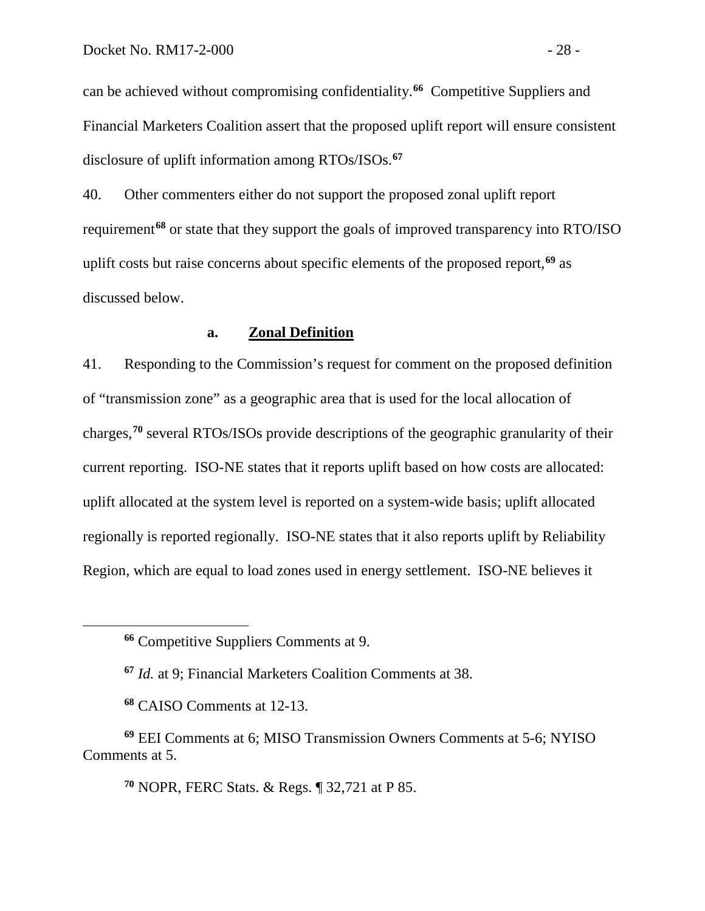can be achieved without compromising confidentiality.[66] Competitive Suppliers and Financial Marketers Coalition assert that the proposed uplift report will ensure consistent disclosure of uplift information among RTOs/ISOs.[67]

40. Other commenters either do not support the proposed zonal uplift report requirement[68] or state that they support the goals of improved transparency into RTO/ISO uplift costs but raise concerns about specific elements of the proposed report,[69] as discussed below.

### a. Zonal Definition

41. Responding to the Commission's request for comment on the proposed definition of "transmission zone" as a geographic area that is used for the local allocation of charges,[70] several RTOs/ISOs provide descriptions of the geographic granularity of their current reporting. ISO-NE states that it reports uplift based on how costs are allocated: uplift allocated at the system level is reported on a system-wide basis; uplift allocated regionally is reported regionally. ISO-NE states that it also reports uplift by Reliability Region, which are equal to load zones used in energy settlement. ISO-NE believes it

---

[66] Competitive Suppliers Comments at 9.

[67] *Id.* at 9; Financial Marketers Coalition Comments at 38.

[68] CAISO Comments at 12-13.

[69] EEI Comments at 6; MISO Transmission Owners Comments at 5-6; NYISO Comments at 5.

[70] NOPR, FERC Stats. & Regs. ¶ 32,721 at P 85.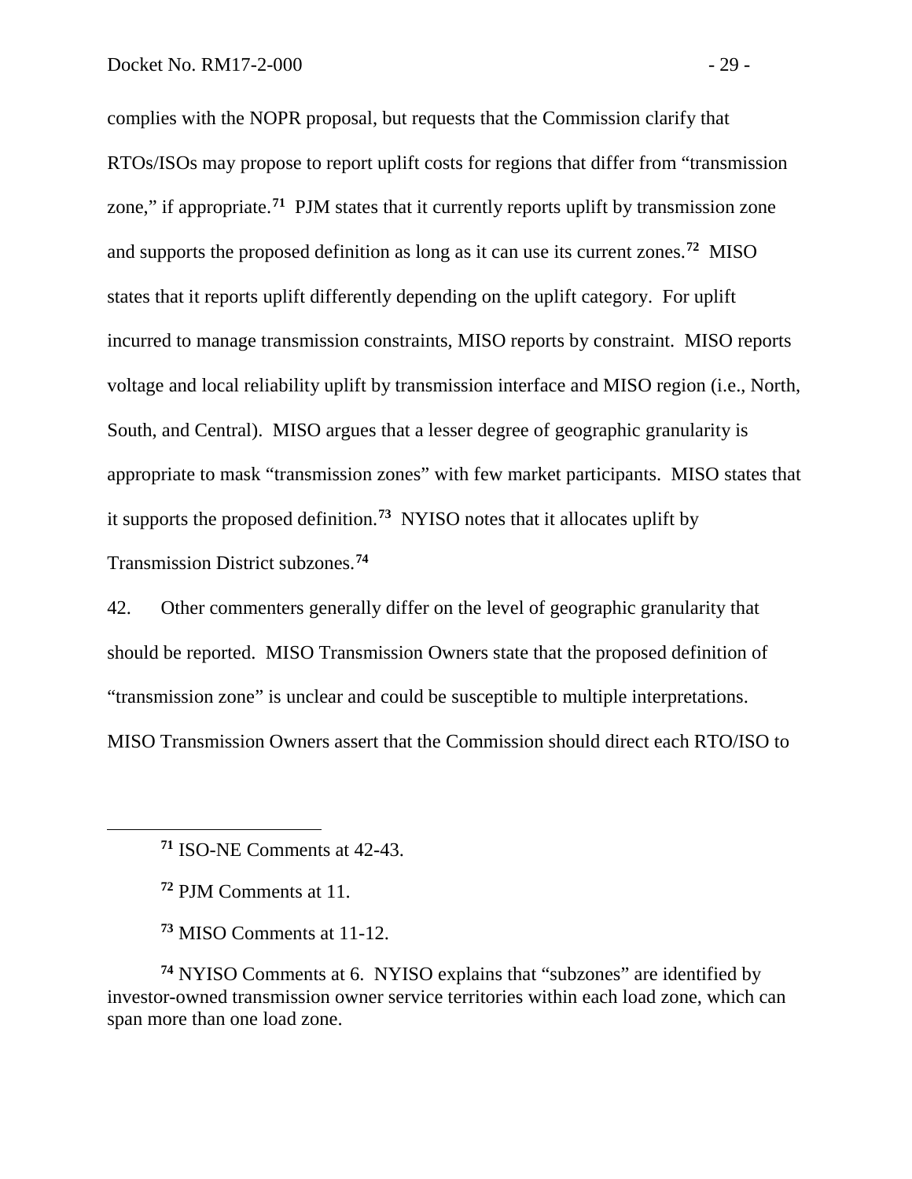complies with the NOPR proposal, but requests that the Commission clarify that RTOs/ISOs may propose to report uplift costs for regions that differ from "transmission zone," if appropriate.[71] PJM states that it currently reports uplift by transmission zone and supports the proposed definition as long as it can use its current zones.[72] MISO states that it reports uplift differently depending on the uplift category. For uplift incurred to manage transmission constraints, MISO reports by constraint. MISO reports voltage and local reliability uplift by transmission interface and MISO region (i.e., North, South, and Central). MISO argues that a lesser degree of geographic granularity is appropriate to mask "transmission zones" with few market participants. MISO states that it supports the proposed definition.[73] NYISO notes that it allocates uplift by Transmission District subzones.[74]

42. Other commenters generally differ on the level of geographic granularity that should be reported. MISO Transmission Owners state that the proposed definition of "transmission zone" is unclear and could be susceptible to multiple interpretations. MISO Transmission Owners assert that the Commission should direct each RTO/ISO to

---

[71] ISO-NE Comments at 42-43.

[72] PJM Comments at 11.

[73] MISO Comments at 11-12.

[74] NYISO Comments at 6. NYISO explains that "subzones" are identified by investor-owned transmission owner service territories within each load zone, which can span more than one load zone.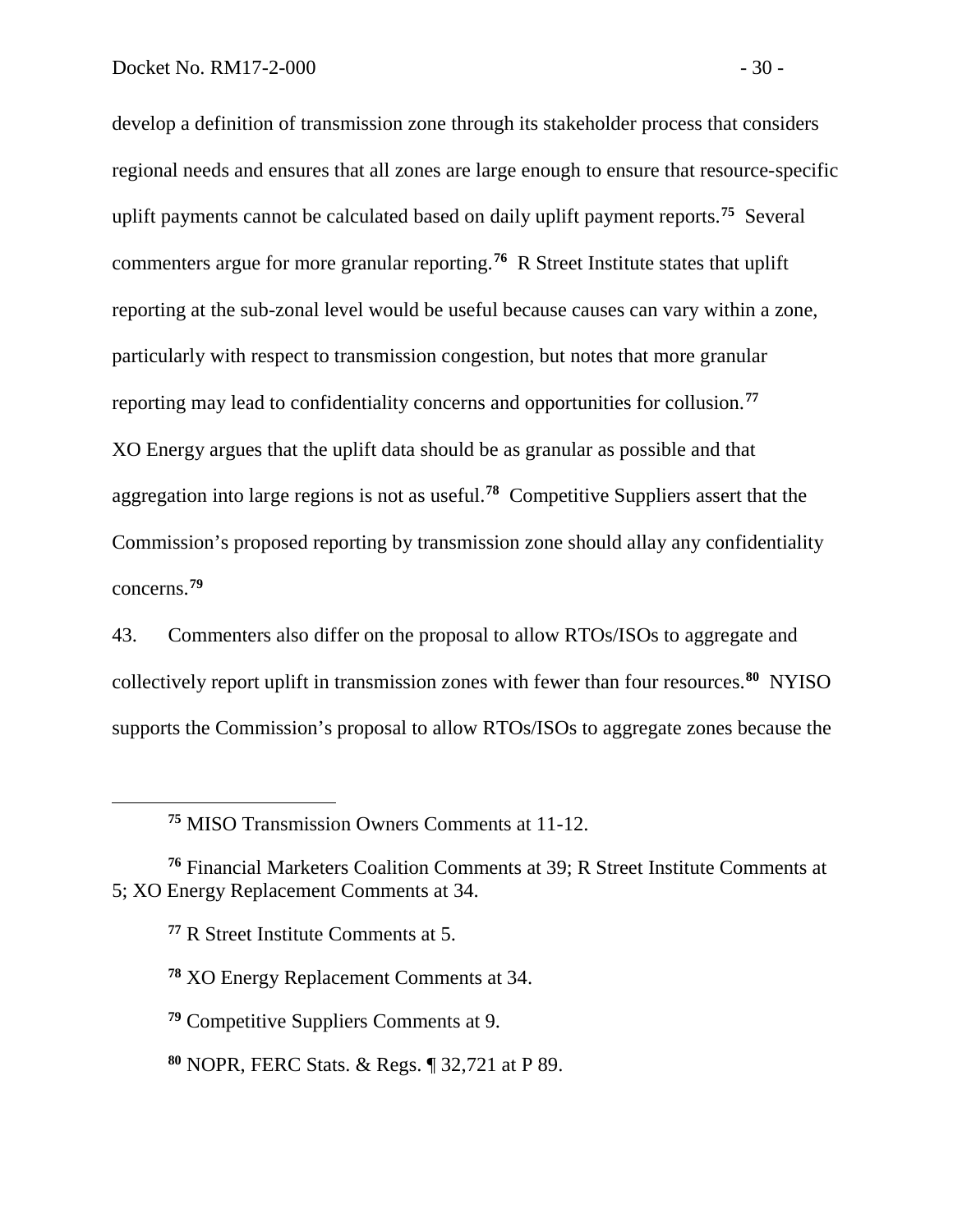develop a definition of transmission zone through its stakeholder process that considers regional needs and ensures that all zones are large enough to ensure that resource-specific uplift payments cannot be calculated based on daily uplift payment reports.[75] Several commenters argue for more granular reporting.[76] R Street Institute states that uplift reporting at the sub-zonal level would be useful because causes can vary within a zone, particularly with respect to transmission congestion, but notes that more granular reporting may lead to confidentiality concerns and opportunities for collusion.[77] XO Energy argues that the uplift data should be as granular as possible and that aggregation into large regions is not as useful.[78] Competitive Suppliers assert that the Commission's proposed reporting by transmission zone should allay any confidentiality concerns.[79]

43. Commenters also differ on the proposal to allow RTOs/ISOs to aggregate and collectively report uplift in transmission zones with fewer than four resources.[80] NYISO supports the Commission's proposal to allow RTOs/ISOs to aggregate zones because the

---

[75] MISO Transmission Owners Comments at 11-12.

[76] Financial Marketers Coalition Comments at 39; R Street Institute Comments at 5; XO Energy Replacement Comments at 34.

[77] R Street Institute Comments at 5.

[78] XO Energy Replacement Comments at 34.

[79] Competitive Suppliers Comments at 9.

[80] NOPR, FERC Stats. & Regs. ¶ 32,721 at P 89.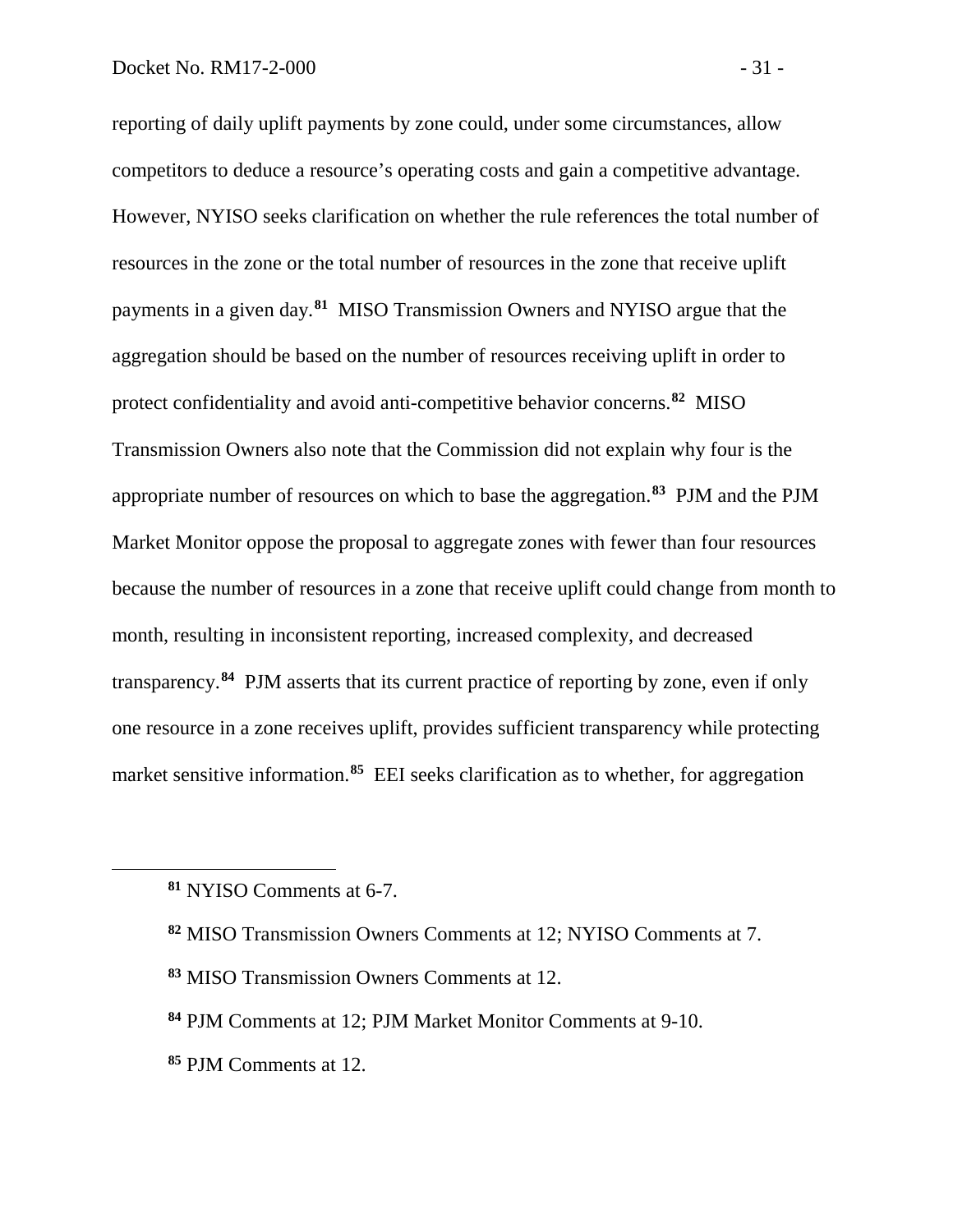reporting of daily uplift payments by zone could, under some circumstances, allow competitors to deduce a resource's operating costs and gain a competitive advantage. However, NYISO seeks clarification on whether the rule references the total number of resources in the zone or the total number of resources in the zone that receive uplift payments in a given day.[81] MISO Transmission Owners and NYISO argue that the aggregation should be based on the number of resources receiving uplift in order to protect confidentiality and avoid anti-competitive behavior concerns.[82] MISO Transmission Owners also note that the Commission did not explain why four is the appropriate number of resources on which to base the aggregation.[83] PJM and the PJM Market Monitor oppose the proposal to aggregate zones with fewer than four resources because the number of resources in a zone that receive uplift could change from month to month, resulting in inconsistent reporting, increased complexity, and decreased transparency.[84] PJM asserts that its current practice of reporting by zone, even if only one resource in a zone receives uplift, provides sufficient transparency while protecting market sensitive information.[85] EEI seeks clarification as to whether, for aggregation

---

[81] NYISO Comments at 6-7.

[82] MISO Transmission Owners Comments at 12; NYISO Comments at 7.

[83] MISO Transmission Owners Comments at 12.

[84] PJM Comments at 12; PJM Market Monitor Comments at 9-10.

[85] PJM Comments at 12.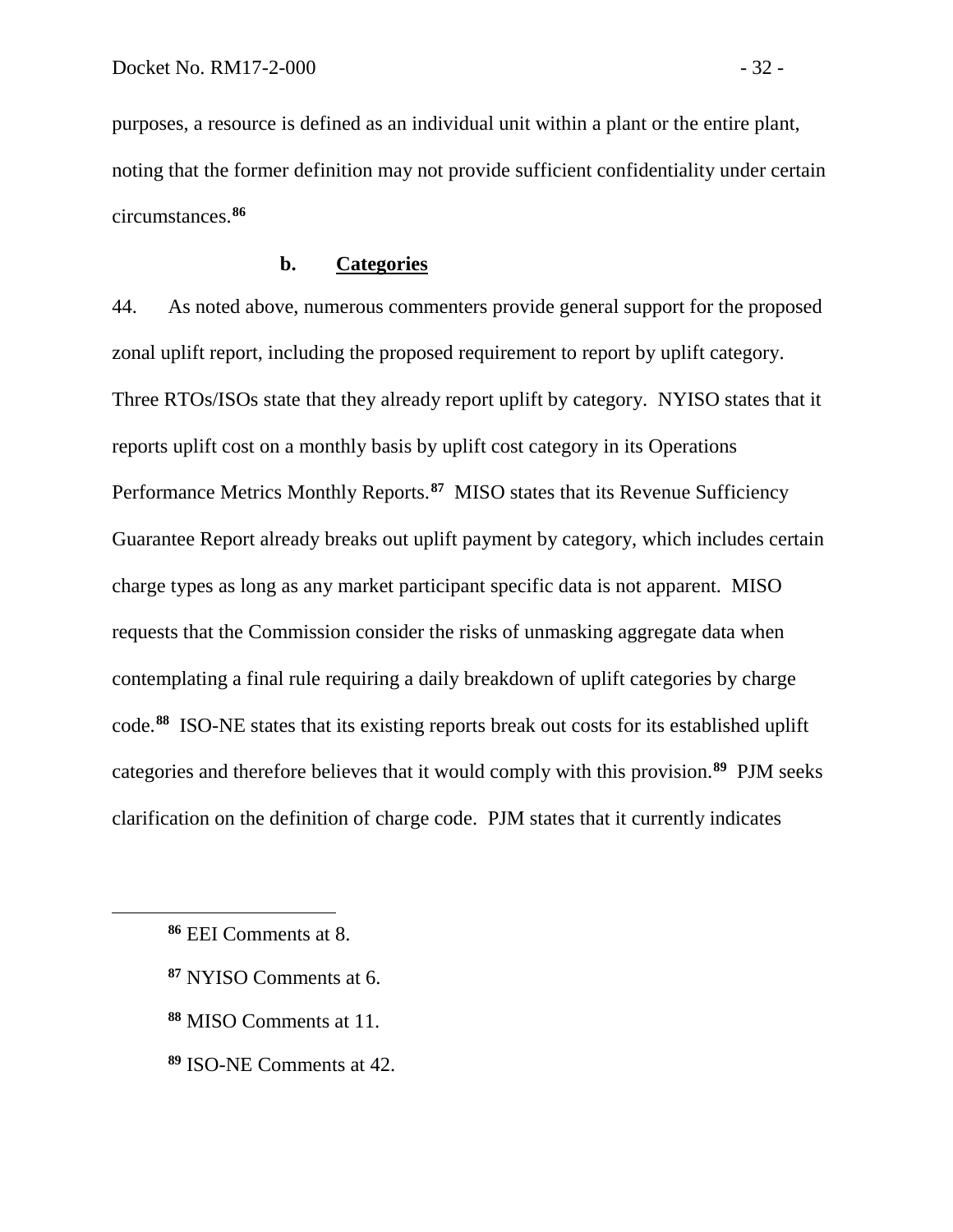purposes, a resource is defined as an individual unit within a plant or the entire plant, noting that the former definition may not provide sufficient confidentiality under certain circumstances.[86]

### b. Categories

44. As noted above, numerous commenters provide general support for the proposed zonal uplift report, including the proposed requirement to report by uplift category. Three RTOs/ISOs state that they already report uplift by category. NYISO states that it reports uplift cost on a monthly basis by uplift cost category in its Operations Performance Metrics Monthly Reports.[87] MISO states that its Revenue Sufficiency Guarantee Report already breaks out uplift payment by category, which includes certain charge types as long as any market participant specific data is not apparent. MISO requests that the Commission consider the risks of unmasking aggregate data when contemplating a final rule requiring a daily breakdown of uplift categories by charge code.[88] ISO-NE states that its existing reports break out costs for its established uplift categories and therefore believes that it would comply with this provision.[89] PJM seeks clarification on the definition of charge code. PJM states that it currently indicates

---

[86] EEI Comments at 8.

[87] NYISO Comments at 6.

[88] MISO Comments at 11.

[89] ISO-NE Comments at 42.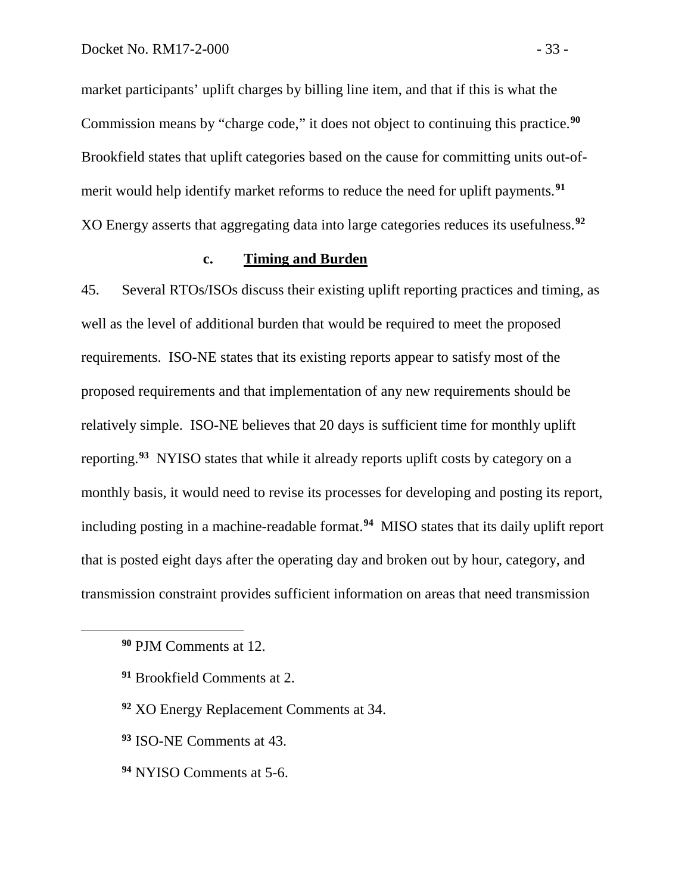market participants' uplift charges by billing line item, and that if this is what the Commission means by "charge code," it does not object to continuing this practice.[90] Brookfield states that uplift categories based on the cause for committing units out-of-merit would help identify market reforms to reduce the need for uplift payments.[91] XO Energy asserts that aggregating data into large categories reduces its usefulness.[92]

#### c. Timing and Burden

45. Several RTOs/ISOs discuss their existing uplift reporting practices and timing, as well as the level of additional burden that would be required to meet the proposed requirements. ISO-NE states that its existing reports appear to satisfy most of the proposed requirements and that implementation of any new requirements should be relatively simple. ISO-NE believes that 20 days is sufficient time for monthly uplift reporting.[93] NYISO states that while it already reports uplift costs by category on a monthly basis, it would need to revise its processes for developing and posting its report, including posting in a machine-readable format.[94] MISO states that its daily uplift report that is posted eight days after the operating day and broken out by hour, category, and transmission constraint provides sufficient information on areas that need transmission

---

[90] PJM Comments at 12.

[91] Brookfield Comments at 2.

[92] XO Energy Replacement Comments at 34.

[93] ISO-NE Comments at 43.

[94] NYISO Comments at 5-6.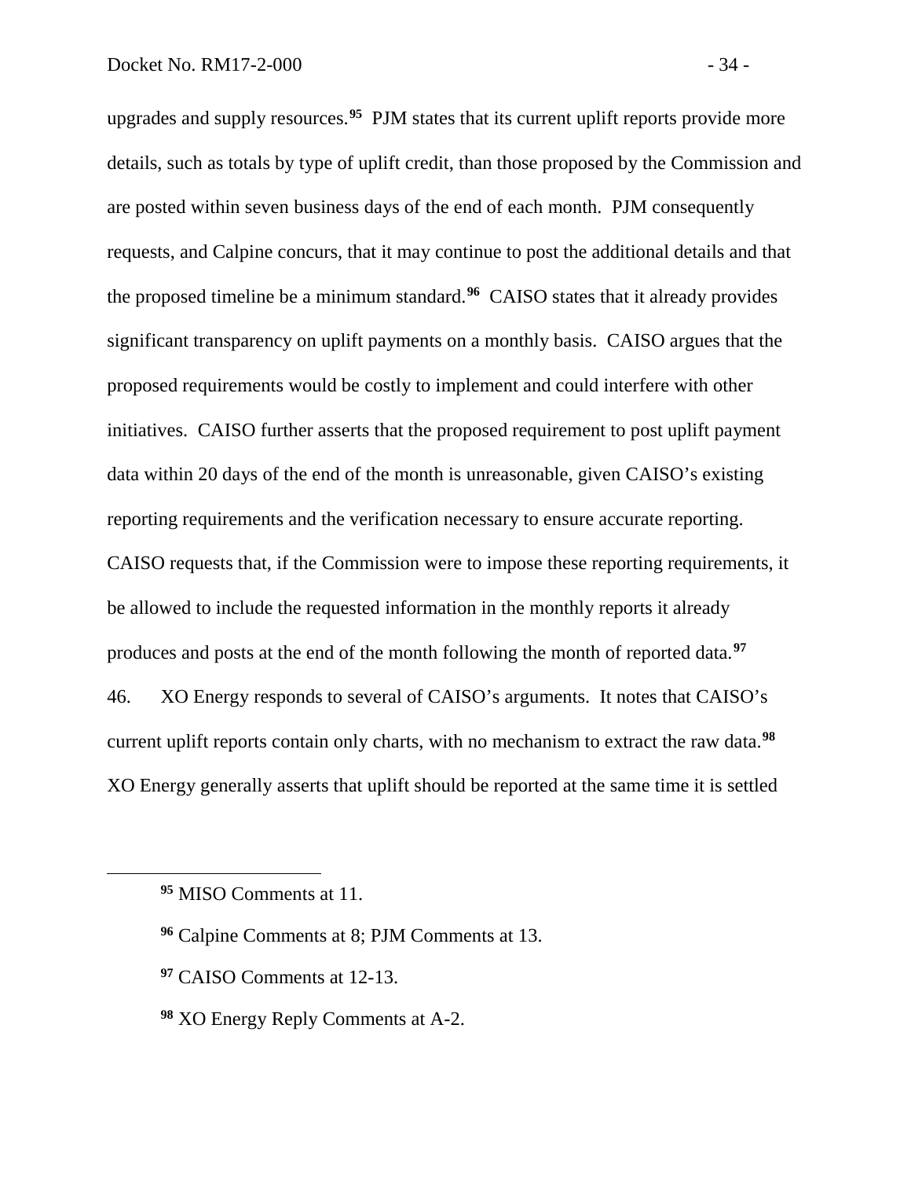upgrades and supply resources.[95] PJM states that its current uplift reports provide more details, such as totals by type of uplift credit, than those proposed by the Commission and are posted within seven business days of the end of each month. PJM consequently requests, and Calpine concurs, that it may continue to post the additional details and that the proposed timeline be a minimum standard.[96] CAISO states that it already provides significant transparency on uplift payments on a monthly basis. CAISO argues that the proposed requirements would be costly to implement and could interfere with other initiatives. CAISO further asserts that the proposed requirement to post uplift payment data within 20 days of the end of the month is unreasonable, given CAISO's existing reporting requirements and the verification necessary to ensure accurate reporting. CAISO requests that, if the Commission were to impose these reporting requirements, it be allowed to include the requested information in the monthly reports it already produces and posts at the end of the month following the month of reported data.[97]

46. XO Energy responds to several of CAISO's arguments. It notes that CAISO's current uplift reports contain only charts, with no mechanism to extract the raw data.[98] XO Energy generally asserts that uplift should be reported at the same time it is settled

---

[95] MISO Comments at 11.

[96] Calpine Comments at 8; PJM Comments at 13.

[97] CAISO Comments at 12-13.

[98] XO Energy Reply Comments at A-2.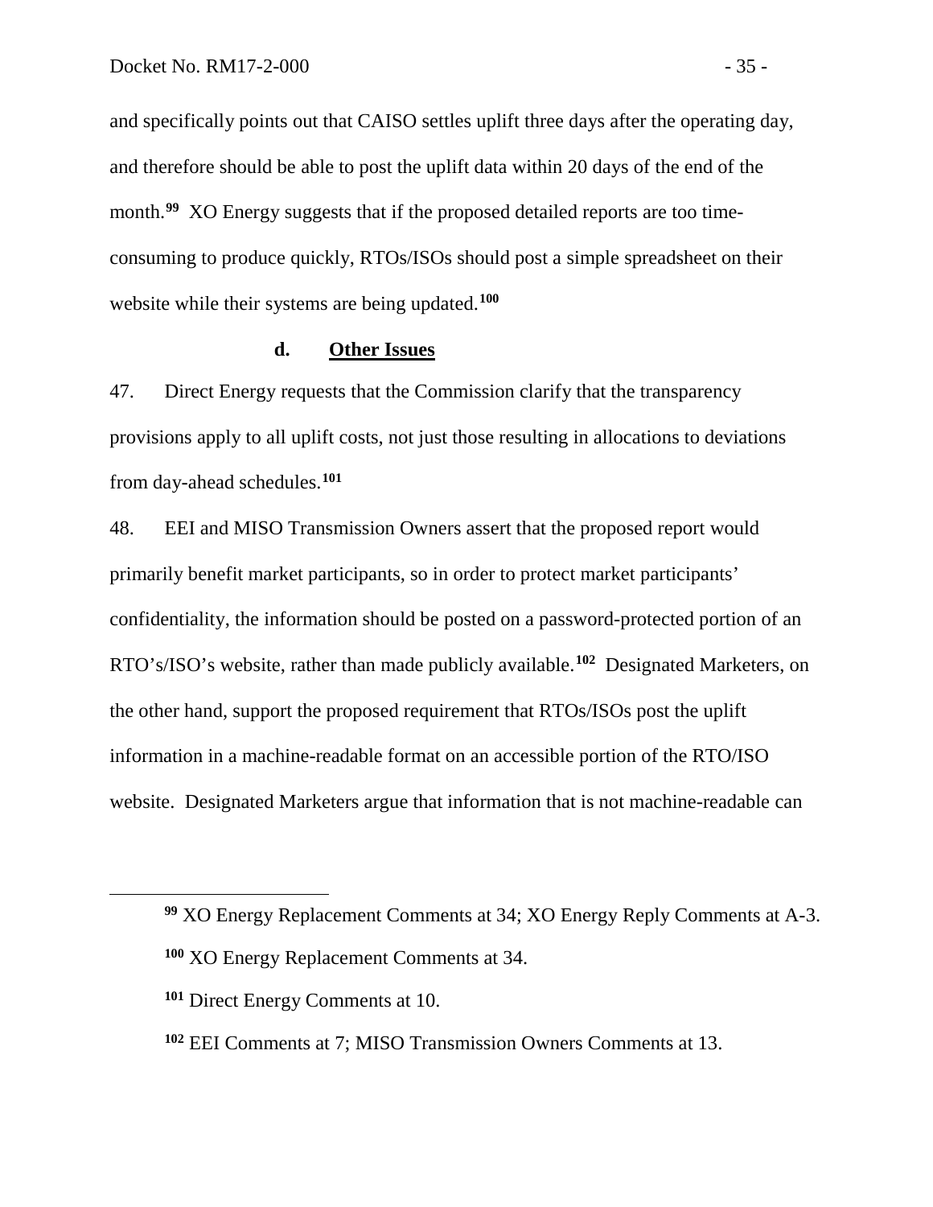and specifically points out that CAISO settles uplift three days after the operating day, and therefore should be able to post the uplift data within 20 days of the end of the month.[99] XO Energy suggests that if the proposed detailed reports are too time-consuming to produce quickly, RTOs/ISOs should post a simple spreadsheet on their website while their systems are being updated.[100]

#### d. Other Issues

47. Direct Energy requests that the Commission clarify that the transparency provisions apply to all uplift costs, not just those resulting in allocations to deviations from day-ahead schedules.[101]

48. EEI and MISO Transmission Owners assert that the proposed report would primarily benefit market participants, so in order to protect market participants' confidentiality, the information should be posted on a password-protected portion of an RTO's/ISO's website, rather than made publicly available.[102] Designated Marketers, on the other hand, support the proposed requirement that RTOs/ISOs post the uplift information in a machine-readable format on an accessible portion of the RTO/ISO website. Designated Marketers argue that information that is not machine-readable can

---

[99] XO Energy Replacement Comments at 34; XO Energy Reply Comments at A-3.

[100] XO Energy Replacement Comments at 34.

[101] Direct Energy Comments at 10.

[102] EEI Comments at 7; MISO Transmission Owners Comments at 13.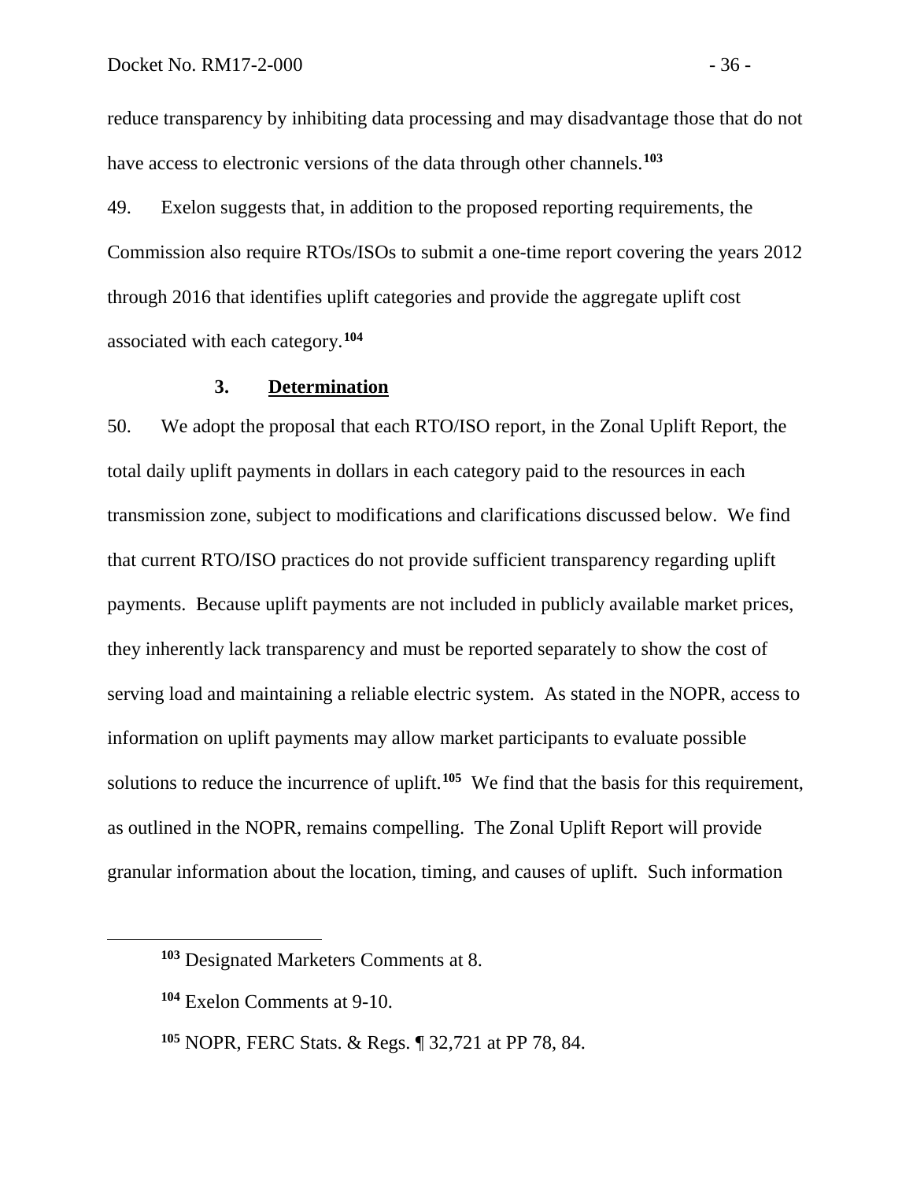reduce transparency by inhibiting data processing and may disadvantage those that do not have access to electronic versions of the data through other channels.[103]

49. Exelon suggests that, in addition to the proposed reporting requirements, the Commission also require RTOs/ISOs to submit a one-time report covering the years 2012 through 2016 that identifies uplift categories and provide the aggregate uplift cost associated with each category.[104]

### 3. **Determination**

50. We adopt the proposal that each RTO/ISO report, in the Zonal Uplift Report, the total daily uplift payments in dollars in each category paid to the resources in each transmission zone, subject to modifications and clarifications discussed below. We find that current RTO/ISO practices do not provide sufficient transparency regarding uplift payments. Because uplift payments are not included in publicly available market prices, they inherently lack transparency and must be reported separately to show the cost of serving load and maintaining a reliable electric system. As stated in the NOPR, access to information on uplift payments may allow market participants to evaluate possible solutions to reduce the incurrence of uplift.[105] We find that the basis for this requirement, as outlined in the NOPR, remains compelling. The Zonal Uplift Report will provide granular information about the location, timing, and causes of uplift. Such information

---

[103] Designated Marketers Comments at 8.

[104] Exelon Comments at 9-10.

[105] NOPR, FERC Stats. & Regs. ¶ 32,721 at PP 78, 84.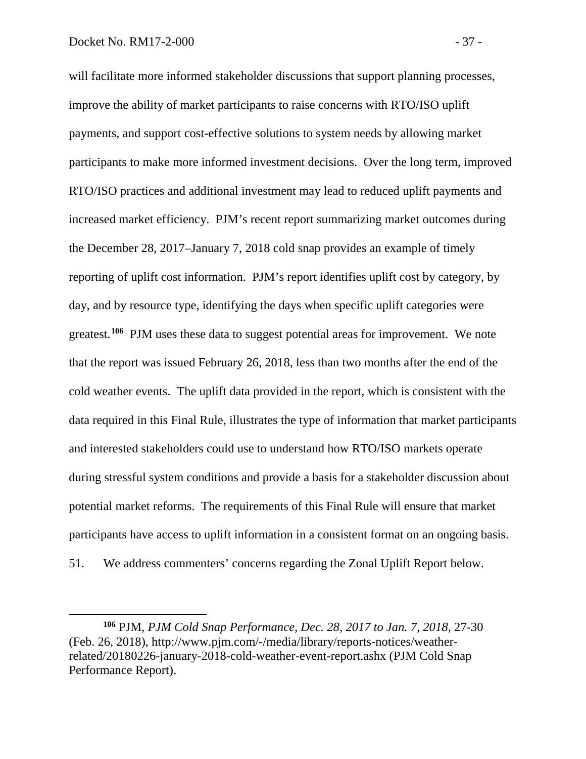will facilitate more informed stakeholder discussions that support planning processes, improve the ability of market participants to raise concerns with RTO/ISO uplift payments, and support cost-effective solutions to system needs by allowing market participants to make more informed investment decisions. Over the long term, improved RTO/ISO practices and additional investment may lead to reduced uplift payments and increased market efficiency. PJM's recent report summarizing market outcomes during the December 28, 2017–January 7, 2018 cold snap provides an example of timely reporting of uplift cost information. PJM's report identifies uplift cost by category, by day, and by resource type, identifying the days when specific uplift categories were greatest.[106] PJM uses these data to suggest potential areas for improvement. We note that the report was issued February 26, 2018, less than two months after the end of the cold weather events. The uplift data provided in the report, which is consistent with the data required in this Final Rule, illustrates the type of information that market participants and interested stakeholders could use to understand how RTO/ISO markets operate during stressful system conditions and provide a basis for a stakeholder discussion about potential market reforms. The requirements of this Final Rule will ensure that market participants have access to uplift information in a consistent format on an ongoing basis.

51. We address commenters' concerns regarding the Zonal Uplift Report below.

[106] PJM, *PJM Cold Snap Performance, Dec. 28, 2017 to Jan. 7, 2018*, 27-30 (Feb. 26, 2018), http://www.pjm.com/-/media/library/reports-notices/weather-related/20180226-january-2018-cold-weather-event-report.ashx (PJM Cold Snap Performance Report).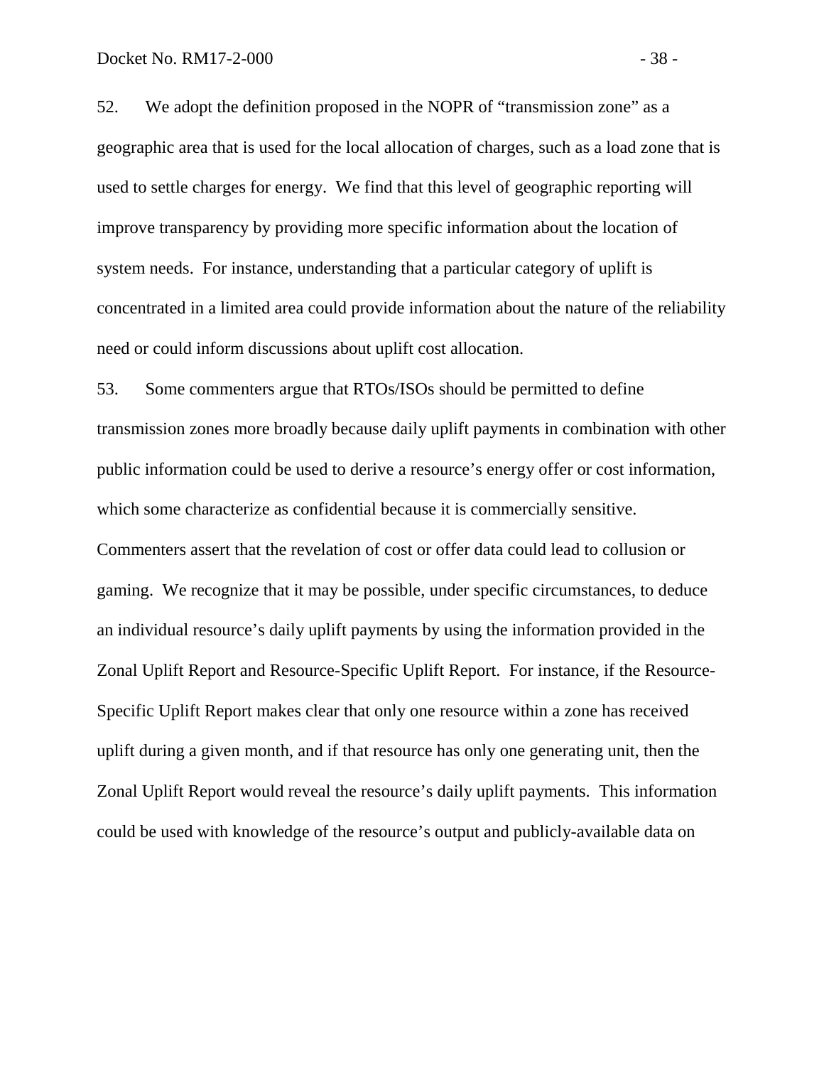52. We adopt the definition proposed in the NOPR of "transmission zone" as a geographic area that is used for the local allocation of charges, such as a load zone that is used to settle charges for energy. We find that this level of geographic reporting will improve transparency by providing more specific information about the location of system needs. For instance, understanding that a particular category of uplift is concentrated in a limited area could provide information about the nature of the reliability need or could inform discussions about uplift cost allocation.

53. Some commenters argue that RTOs/ISOs should be permitted to define transmission zones more broadly because daily uplift payments in combination with other public information could be used to derive a resource's energy offer or cost information, which some characterize as confidential because it is commercially sensitive. Commenters assert that the revelation of cost or offer data could lead to collusion or gaming. We recognize that it may be possible, under specific circumstances, to deduce an individual resource's daily uplift payments by using the information provided in the Zonal Uplift Report and Resource-Specific Uplift Report. For instance, if the Resource-Specific Uplift Report makes clear that only one resource within a zone has received uplift during a given month, and if that resource has only one generating unit, then the Zonal Uplift Report would reveal the resource's daily uplift payments. This information could be used with knowledge of the resource's output and publicly-available data on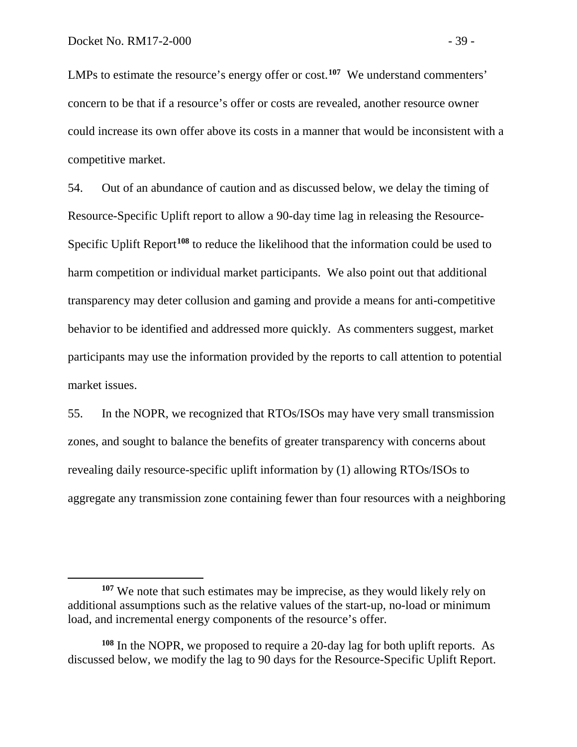LMPs to estimate the resource's energy offer or cost.[107] We understand commenters' concern to be that if a resource's offer or costs are revealed, another resource owner could increase its own offer above its costs in a manner that would be inconsistent with a competitive market.

54. Out of an abundance of caution and as discussed below, we delay the timing of Resource-Specific Uplift report to allow a 90-day time lag in releasing the Resource-Specific Uplift Report[108] to reduce the likelihood that the information could be used to harm competition or individual market participants. We also point out that additional transparency may deter collusion and gaming and provide a means for anti-competitive behavior to be identified and addressed more quickly. As commenters suggest, market participants may use the information provided by the reports to call attention to potential market issues.

55. In the NOPR, we recognized that RTOs/ISOs may have very small transmission zones, and sought to balance the benefits of greater transparency with concerns about revealing daily resource-specific uplift information by (1) allowing RTOs/ISOs to aggregate any transmission zone containing fewer than four resources with a neighboring

---

[107] We note that such estimates may be imprecise, as they would likely rely on additional assumptions such as the relative values of the start-up, no-load or minimum load, and incremental energy components of the resource's offer.

[108] In the NOPR, we proposed to require a 20-day lag for both uplift reports. As discussed below, we modify the lag to 90 days for the Resource-Specific Uplift Report.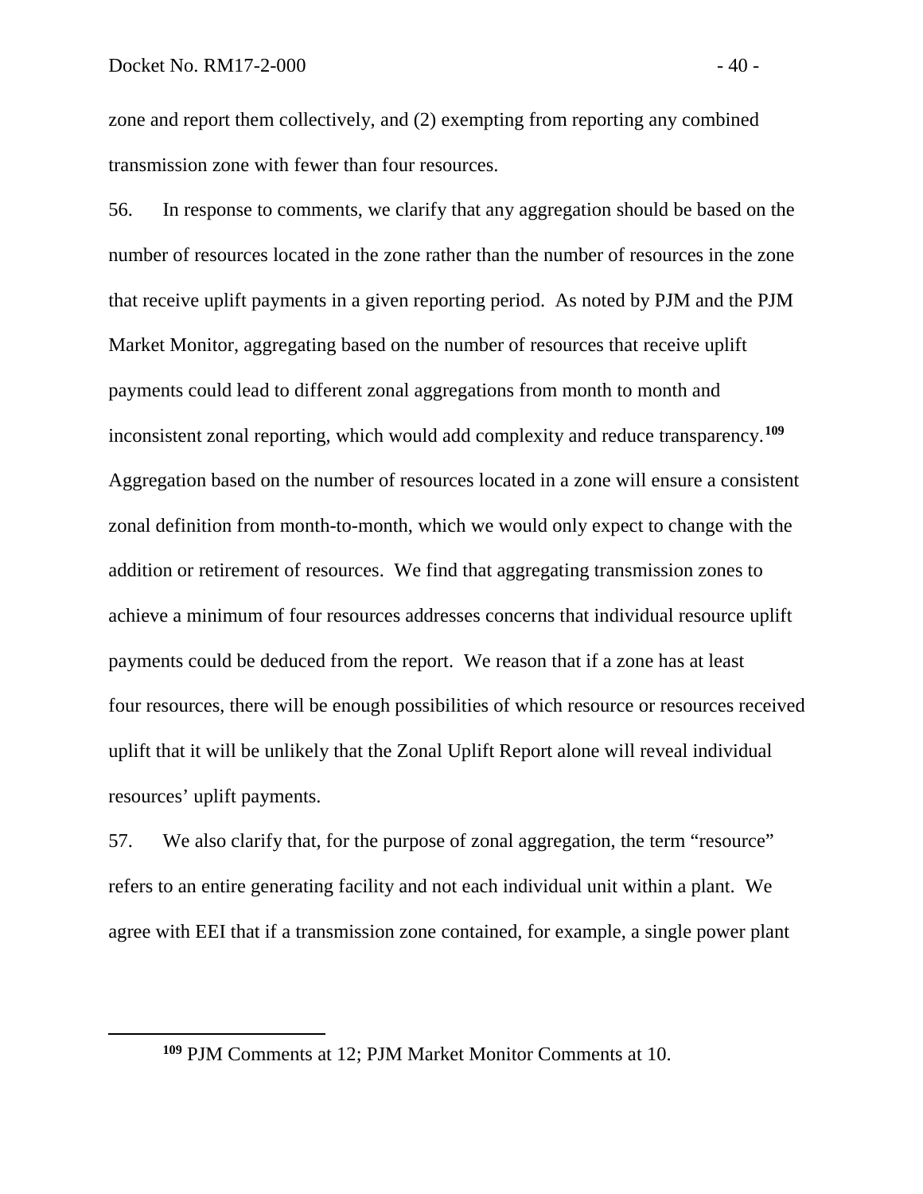zone and report them collectively, and (2) exempting from reporting any combined transmission zone with fewer than four resources.

56. In response to comments, we clarify that any aggregation should be based on the number of resources located in the zone rather than the number of resources in the zone that receive uplift payments in a given reporting period. As noted by PJM and the PJM Market Monitor, aggregating based on the number of resources that receive uplift payments could lead to different zonal aggregations from month to month and inconsistent zonal reporting, which would add complexity and reduce transparency.[109] Aggregation based on the number of resources located in a zone will ensure a consistent zonal definition from month-to-month, which we would only expect to change with the addition or retirement of resources. We find that aggregating transmission zones to achieve a minimum of four resources addresses concerns that individual resource uplift payments could be deduced from the report. We reason that if a zone has at least four resources, there will be enough possibilities of which resource or resources received uplift that it will be unlikely that the Zonal Uplift Report alone will reveal individual resources' uplift payments.

57. We also clarify that, for the purpose of zonal aggregation, the term "resource" refers to an entire generating facility and not each individual unit within a plant. We agree with EEI that if a transmission zone contained, for example, a single power plant

[109] PJM Comments at 12; PJM Market Monitor Comments at 10.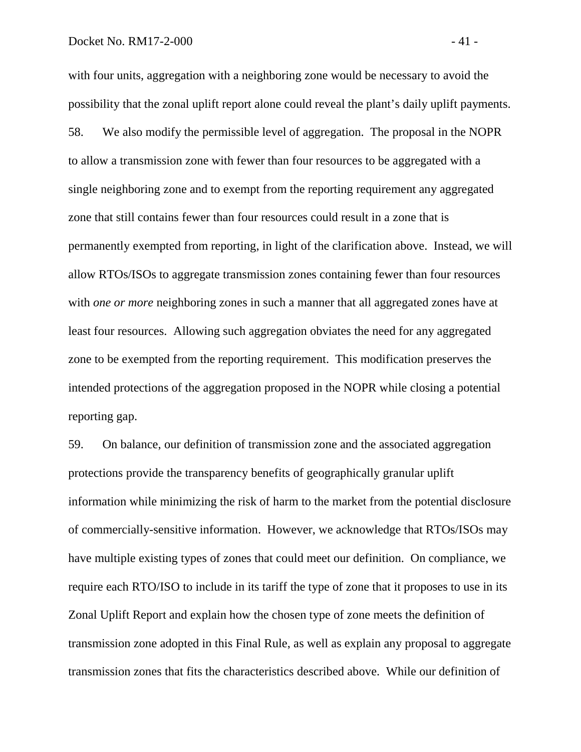with four units, aggregation with a neighboring zone would be necessary to avoid the possibility that the zonal uplift report alone could reveal the plant's daily uplift payments.

58. We also modify the permissible level of aggregation. The proposal in the NOPR to allow a transmission zone with fewer than four resources to be aggregated with a single neighboring zone and to exempt from the reporting requirement any aggregated zone that still contains fewer than four resources could result in a zone that is permanently exempted from reporting, in light of the clarification above. Instead, we will allow RTOs/ISOs to aggregate transmission zones containing fewer than four resources with *one or more* neighboring zones in such a manner that all aggregated zones have at least four resources. Allowing such aggregation obviates the need for any aggregated zone to be exempted from the reporting requirement. This modification preserves the intended protections of the aggregation proposed in the NOPR while closing a potential reporting gap.

59. On balance, our definition of transmission zone and the associated aggregation protections provide the transparency benefits of geographically granular uplift information while minimizing the risk of harm to the market from the potential disclosure of commercially-sensitive information. However, we acknowledge that RTOs/ISOs may have multiple existing types of zones that could meet our definition. On compliance, we require each RTO/ISO to include in its tariff the type of zone that it proposes to use in its Zonal Uplift Report and explain how the chosen type of zone meets the definition of transmission zone adopted in this Final Rule, as well as explain any proposal to aggregate transmission zones that fits the characteristics described above. While our definition of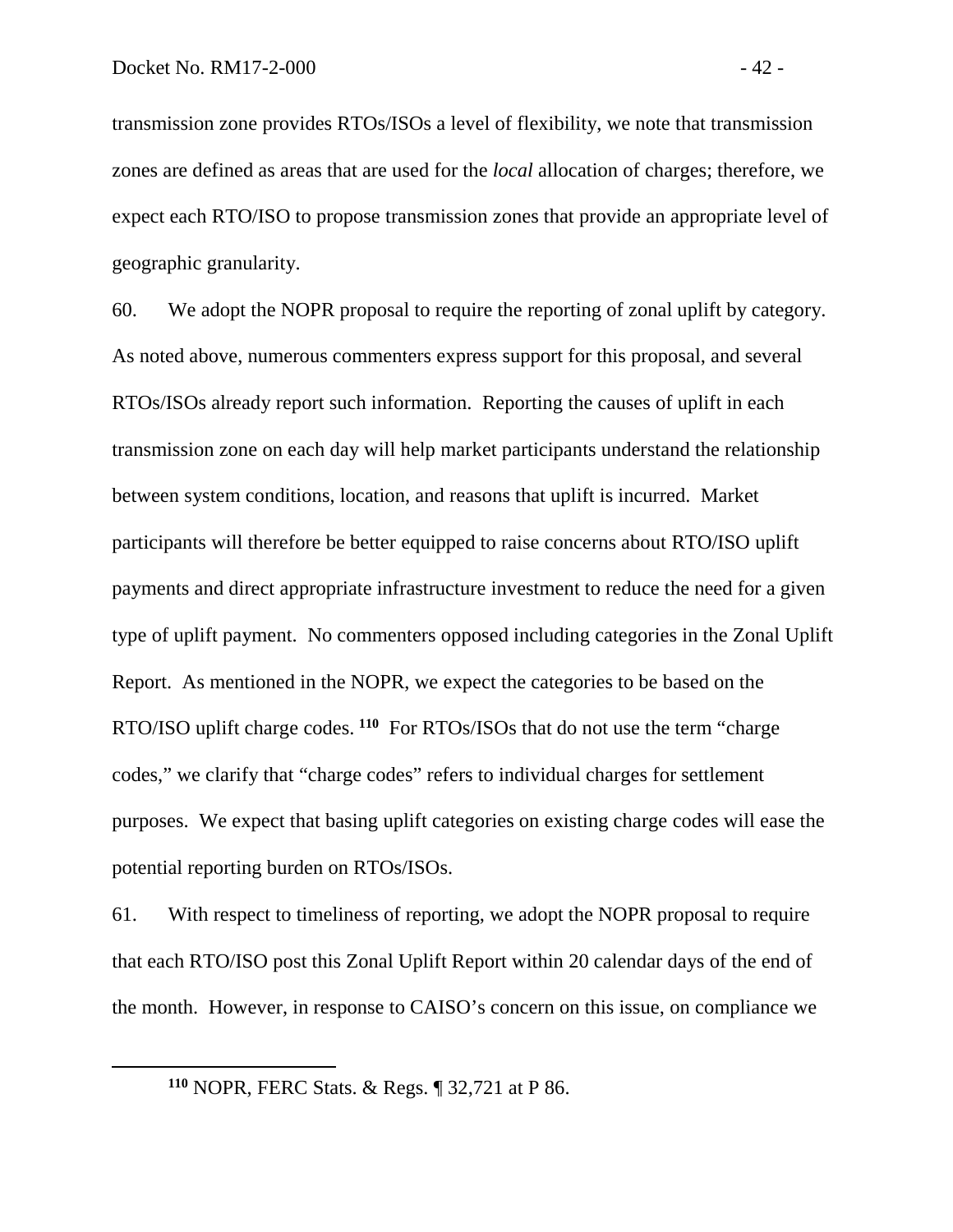transmission zone provides RTOs/ISOs a level of flexibility, we note that transmission zones are defined as areas that are used for the *local* allocation of charges; therefore, we expect each RTO/ISO to propose transmission zones that provide an appropriate level of geographic granularity.

60. We adopt the NOPR proposal to require the reporting of zonal uplift by category. As noted above, numerous commenters express support for this proposal, and several RTOs/ISOs already report such information. Reporting the causes of uplift in each transmission zone on each day will help market participants understand the relationship between system conditions, location, and reasons that uplift is incurred. Market participants will therefore be better equipped to raise concerns about RTO/ISO uplift payments and direct appropriate infrastructure investment to reduce the need for a given type of uplift payment. No commenters opposed including categories in the Zonal Uplift Report. As mentioned in the NOPR, we expect the categories to be based on the RTO/ISO uplift charge codes.[110] For RTOs/ISOs that do not use the term "charge codes," we clarify that "charge codes" refers to individual charges for settlement purposes. We expect that basing uplift categories on existing charge codes will ease the potential reporting burden on RTOs/ISOs.

61. With respect to timeliness of reporting, we adopt the NOPR proposal to require that each RTO/ISO post this Zonal Uplift Report within 20 calendar days of the end of the month. However, in response to CAISO's concern on this issue, on compliance we

---

[110] NOPR, FERC Stats. & Regs. ¶ 32,721 at P 86.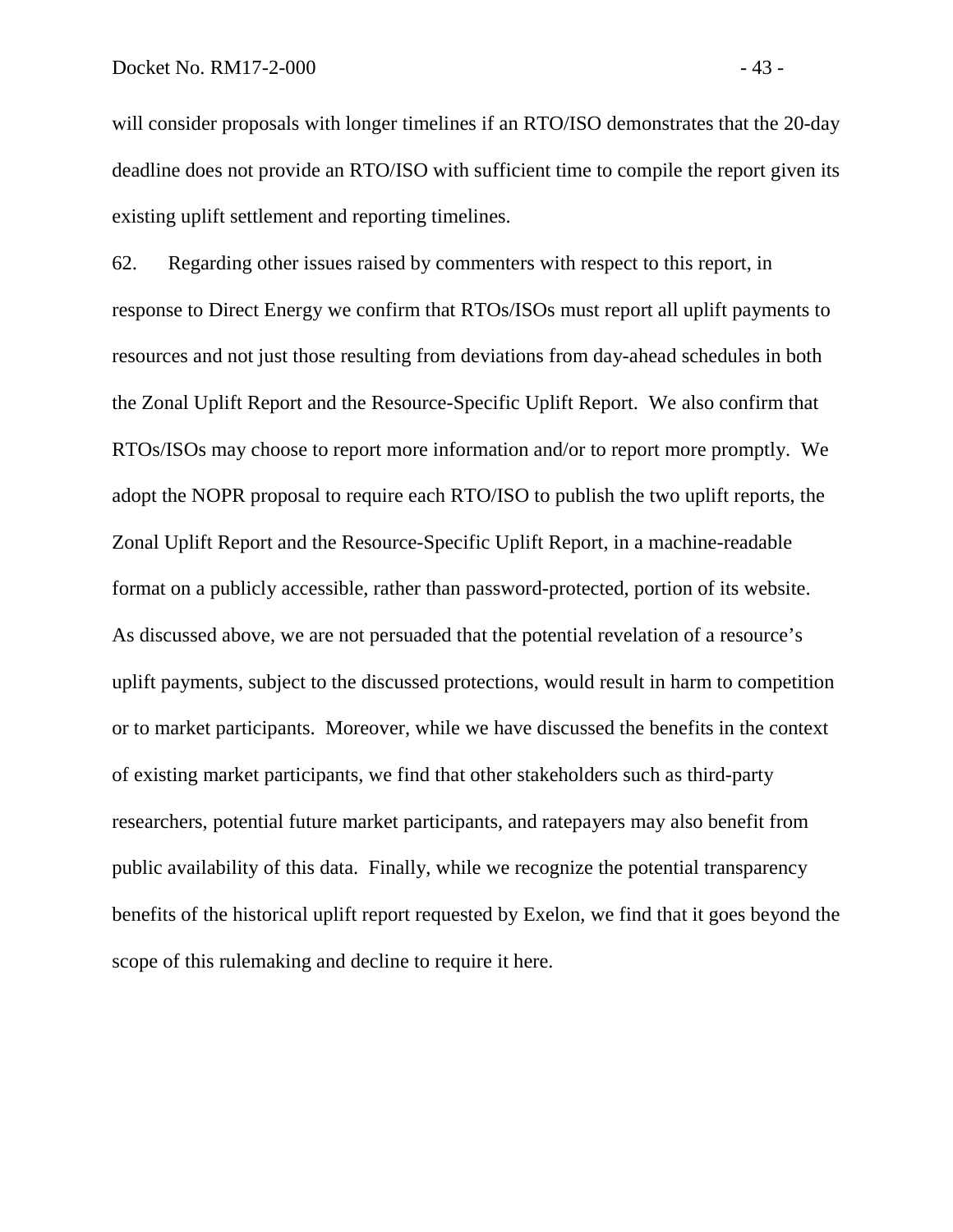will consider proposals with longer timelines if an RTO/ISO demonstrates that the 20-day deadline does not provide an RTO/ISO with sufficient time to compile the report given its existing uplift settlement and reporting timelines.

62. Regarding other issues raised by commenters with respect to this report, in response to Direct Energy we confirm that RTOs/ISOs must report all uplift payments to resources and not just those resulting from deviations from day-ahead schedules in both the Zonal Uplift Report and the Resource-Specific Uplift Report. We also confirm that RTOs/ISOs may choose to report more information and/or to report more promptly. We adopt the NOPR proposal to require each RTO/ISO to publish the two uplift reports, the Zonal Uplift Report and the Resource-Specific Uplift Report, in a machine-readable format on a publicly accessible, rather than password-protected, portion of its website. As discussed above, we are not persuaded that the potential revelation of a resource's uplift payments, subject to the discussed protections, would result in harm to competition or to market participants. Moreover, while we have discussed the benefits in the context of existing market participants, we find that other stakeholders such as third-party researchers, potential future market participants, and ratepayers may also benefit from public availability of this data. Finally, while we recognize the potential transparency benefits of the historical uplift report requested by Exelon, we find that it goes beyond the scope of this rulemaking and decline to require it here.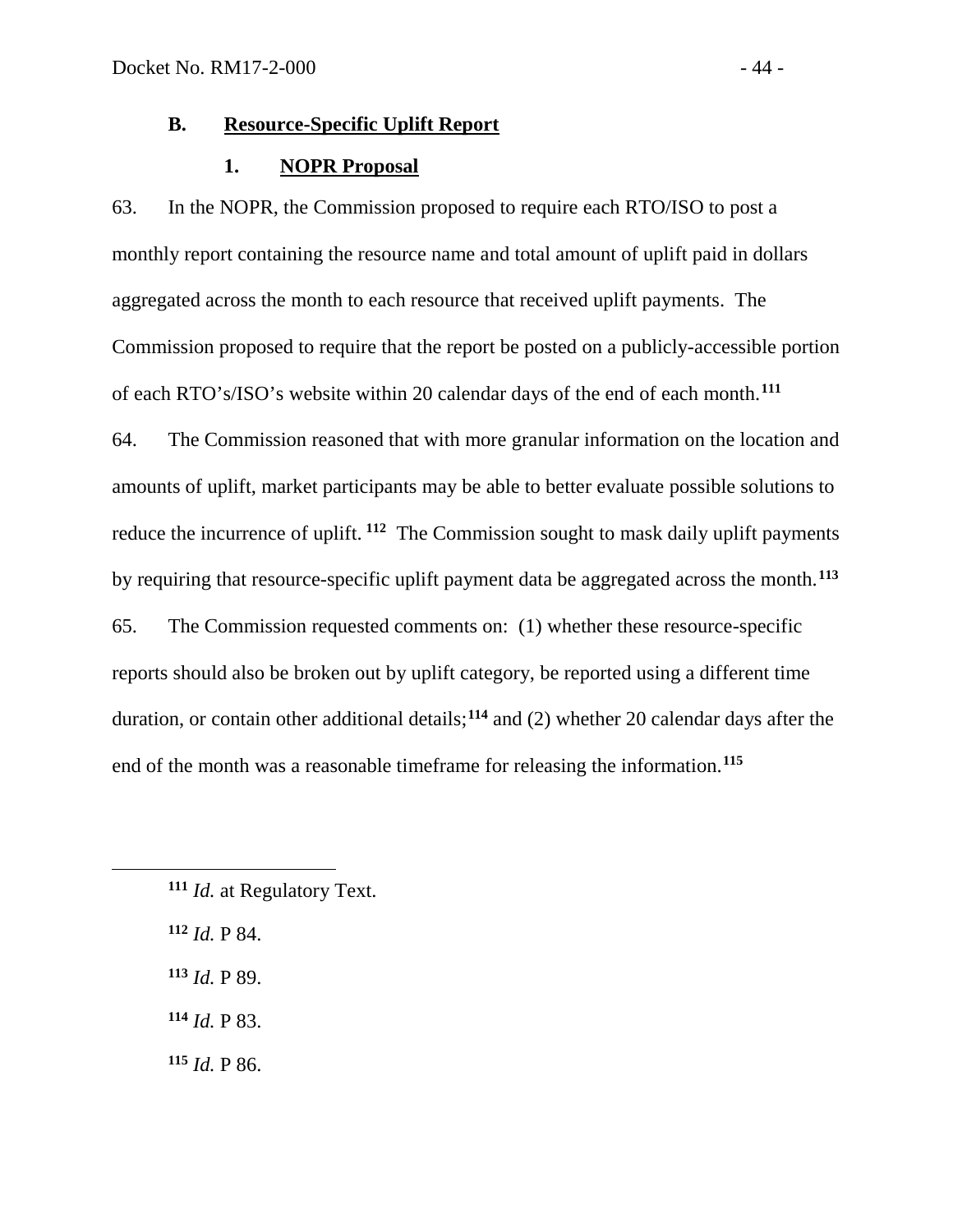### B. Resource-Specific Uplift Report

#### 1. NOPR Proposal

63. In the NOPR, the Commission proposed to require each RTO/ISO to post a monthly report containing the resource name and total amount of uplift paid in dollars aggregated across the month to each resource that received uplift payments. The Commission proposed to require that the report be posted on a publicly-accessible portion of each RTO's/ISO's website within 20 calendar days of the end of each month.[111]

64. The Commission reasoned that with more granular information on the location and amounts of uplift, market participants may be able to better evaluate possible solutions to reduce the incurrence of uplift.[112] The Commission sought to mask daily uplift payments by requiring that resource-specific uplift payment data be aggregated across the month.[113]

65. The Commission requested comments on: (1) whether these resource-specific reports should also be broken out by uplift category, be reported using a different time duration, or contain other additional details;[114] and (2) whether 20 calendar days after the end of the month was a reasonable timeframe for releasing the information.[115]

---

[111] *Id.* at Regulatory Text.

[112] *Id.* P 84.

[113] *Id.* P 89.

[114] *Id.* P 83.

[115] *Id.* P 86.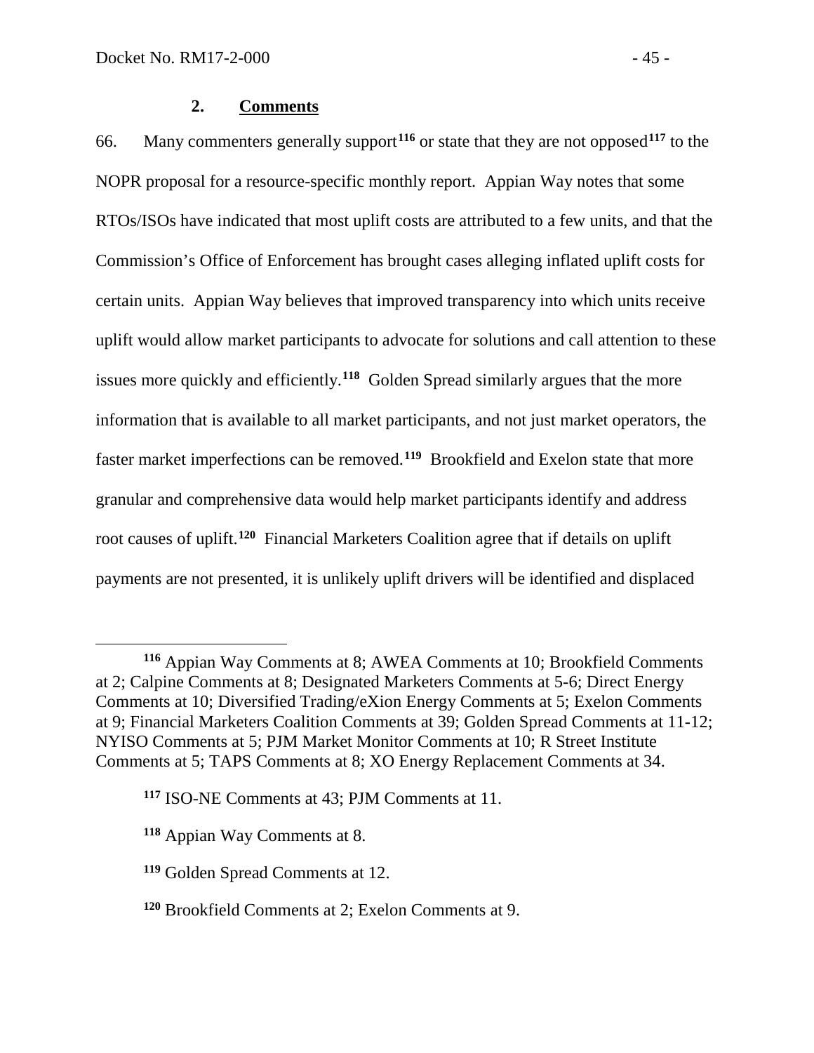### 2. Comments

66. Many commenters generally support[116] or state that they are not opposed[117] to the NOPR proposal for a resource-specific monthly report. Appian Way notes that some RTOs/ISOs have indicated that most uplift costs are attributed to a few units, and that the Commission's Office of Enforcement has brought cases alleging inflated uplift costs for certain units. Appian Way believes that improved transparency into which units receive uplift would allow market participants to advocate for solutions and call attention to these issues more quickly and efficiently.[118] Golden Spread similarly argues that the more information that is available to all market participants, and not just market operators, the faster market imperfections can be removed.[119] Brookfield and Exelon state that more granular and comprehensive data would help market participants identify and address root causes of uplift.[120] Financial Marketers Coalition agree that if details on uplift payments are not presented, it is unlikely uplift drivers will be identified and displaced

---

[116] Appian Way Comments at 8; AWEA Comments at 10; Brookfield Comments at 2; Calpine Comments at 8; Designated Marketers Comments at 5-6; Direct Energy Comments at 10; Diversified Trading/eXion Energy Comments at 5; Exelon Comments at 9; Financial Marketers Coalition Comments at 39; Golden Spread Comments at 11-12; NYISO Comments at 5; PJM Market Monitor Comments at 10; R Street Institute Comments at 5; TAPS Comments at 8; XO Energy Replacement Comments at 34.

[117] ISO-NE Comments at 43; PJM Comments at 11.

[118] Appian Way Comments at 8.

[119] Golden Spread Comments at 12.

[120] Brookfield Comments at 2; Exelon Comments at 9.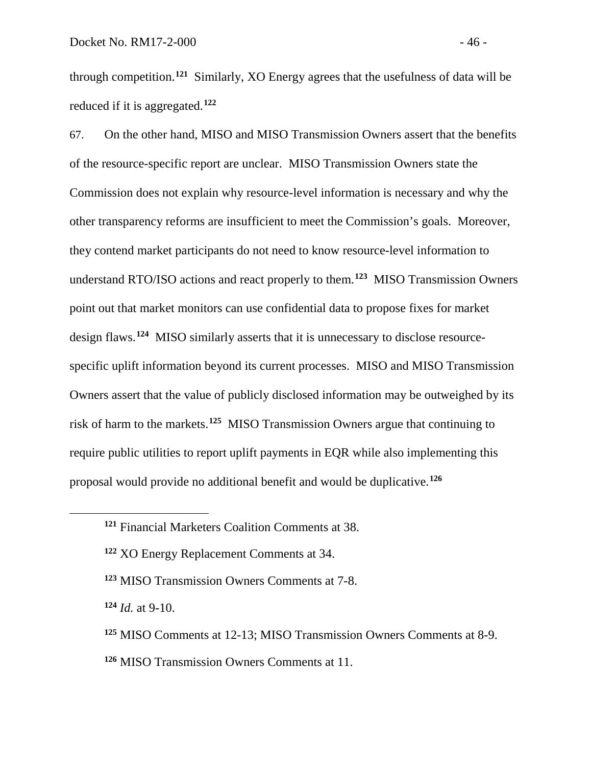through competition.[121] Similarly, XO Energy agrees that the usefulness of data will be reduced if it is aggregated.[122]

67. On the other hand, MISO and MISO Transmission Owners assert that the benefits of the resource-specific report are unclear. MISO Transmission Owners state the Commission does not explain why resource-level information is necessary and why the other transparency reforms are insufficient to meet the Commission's goals. Moreover, they contend market participants do not need to know resource-level information to understand RTO/ISO actions and react properly to them.[123] MISO Transmission Owners point out that market monitors can use confidential data to propose fixes for market design flaws.[124] MISO similarly asserts that it is unnecessary to disclose resource-specific uplift information beyond its current processes. MISO and MISO Transmission Owners assert that the value of publicly disclosed information may be outweighed by its risk of harm to the markets.[125] MISO Transmission Owners argue that continuing to require public utilities to report uplift payments in EQR while also implementing this proposal would provide no additional benefit and would be duplicative.[126]

---

[121] Financial Marketers Coalition Comments at 38.

[122] XO Energy Replacement Comments at 34.

[123] MISO Transmission Owners Comments at 7-8.

[124] *Id.* at 9-10.

[125] MISO Comments at 12-13; MISO Transmission Owners Comments at 8-9.

[126] MISO Transmission Owners Comments at 11.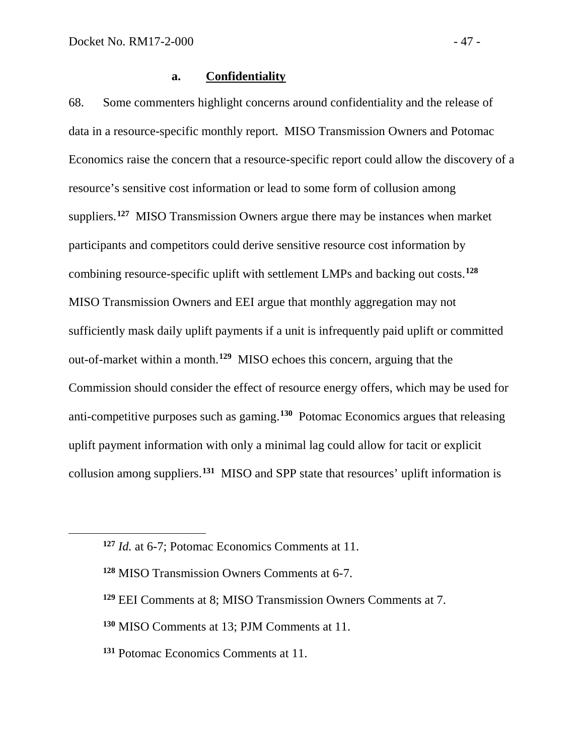#### a. **Confidentiality**

68. Some commenters highlight concerns around confidentiality and the release of data in a resource-specific monthly report. MISO Transmission Owners and Potomac Economics raise the concern that a resource-specific report could allow the discovery of a resource's sensitive cost information or lead to some form of collusion among suppliers.[127] MISO Transmission Owners argue there may be instances when market participants and competitors could derive sensitive resource cost information by combining resource-specific uplift with settlement LMPs and backing out costs.[128] MISO Transmission Owners and EEI argue that monthly aggregation may not sufficiently mask daily uplift payments if a unit is infrequently paid uplift or committed out-of-market within a month.[129] MISO echoes this concern, arguing that the Commission should consider the effect of resource energy offers, which may be used for anti-competitive purposes such as gaming.[130] Potomac Economics argues that releasing uplift payment information with only a minimal lag could allow for tacit or explicit collusion among suppliers.[131] MISO and SPP state that resources' uplift information is

---

[127] *Id.* at 6-7; Potomac Economics Comments at 11.

[128] MISO Transmission Owners Comments at 6-7.

[129] EEI Comments at 8; MISO Transmission Owners Comments at 7.

[130] MISO Comments at 13; PJM Comments at 11.

[131] Potomac Economics Comments at 11.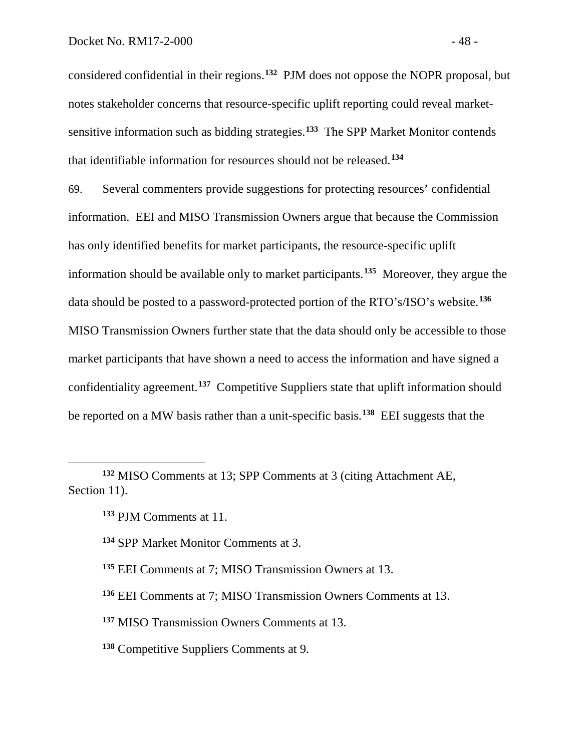considered confidential in their regions.[132] PJM does not oppose the NOPR proposal, but notes stakeholder concerns that resource-specific uplift reporting could reveal market-sensitive information such as bidding strategies.[133] The SPP Market Monitor contends that identifiable information for resources should not be released.[134]

69. Several commenters provide suggestions for protecting resources' confidential information. EEI and MISO Transmission Owners argue that because the Commission has only identified benefits for market participants, the resource-specific uplift information should be available only to market participants.[135] Moreover, they argue the data should be posted to a password-protected portion of the RTO's/ISO's website.[136] MISO Transmission Owners further state that the data should only be accessible to those market participants that have shown a need to access the information and have signed a confidentiality agreement.[137] Competitive Suppliers state that uplift information should be reported on a MW basis rather than a unit-specific basis.[138] EEI suggests that the

---

[132] MISO Comments at 13; SPP Comments at 3 (citing Attachment AE, Section 11).

[133] PJM Comments at 11.

[134] SPP Market Monitor Comments at 3.

[135] EEI Comments at 7; MISO Transmission Owners at 13.

[136] EEI Comments at 7; MISO Transmission Owners Comments at 13.

[137] MISO Transmission Owners Comments at 13.

[138] Competitive Suppliers Comments at 9.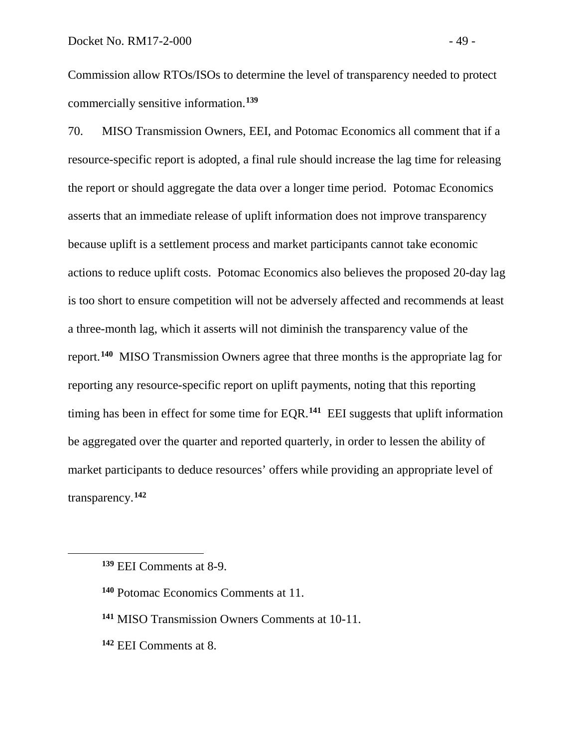Commission allow RTOs/ISOs to determine the level of transparency needed to protect commercially sensitive information.[139]

70. MISO Transmission Owners, EEI, and Potomac Economics all comment that if a resource-specific report is adopted, a final rule should increase the lag time for releasing the report or should aggregate the data over a longer time period. Potomac Economics asserts that an immediate release of uplift information does not improve transparency because uplift is a settlement process and market participants cannot take economic actions to reduce uplift costs. Potomac Economics also believes the proposed 20-day lag is too short to ensure competition will not be adversely affected and recommends at least a three-month lag, which it asserts will not diminish the transparency value of the report.[140] MISO Transmission Owners agree that three months is the appropriate lag for reporting any resource-specific report on uplift payments, noting that this reporting timing has been in effect for some time for EQR.[141] EEI suggests that uplift information be aggregated over the quarter and reported quarterly, in order to lessen the ability of market participants to deduce resources' offers while providing an appropriate level of transparency.[142]

---

[139] EEI Comments at 8-9.

[140] Potomac Economics Comments at 11.

[141] MISO Transmission Owners Comments at 10-11.

[142] EEI Comments at 8.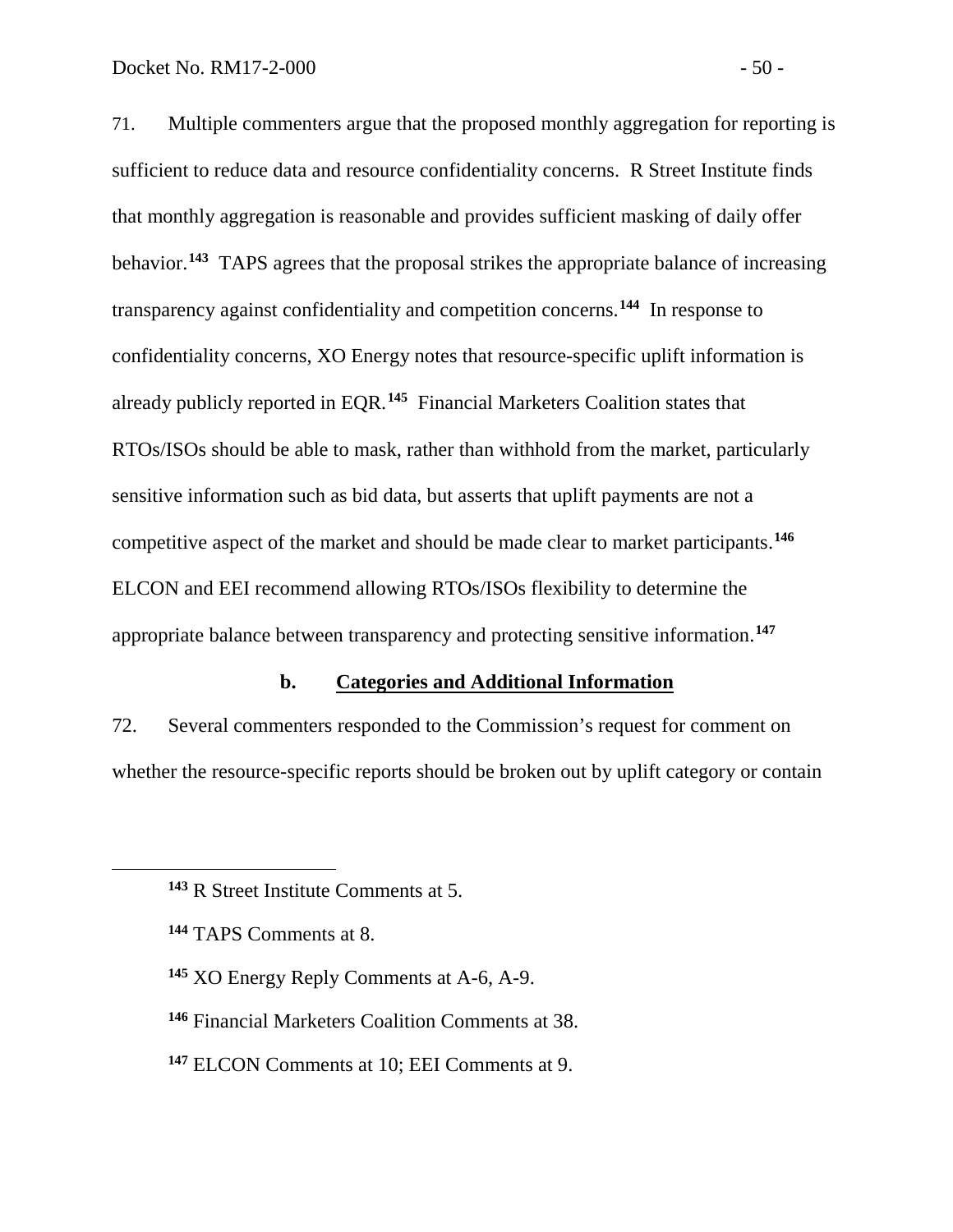71. Multiple commenters argue that the proposed monthly aggregation for reporting is sufficient to reduce data and resource confidentiality concerns. R Street Institute finds that monthly aggregation is reasonable and provides sufficient masking of daily offer behavior.[143] TAPS agrees that the proposal strikes the appropriate balance of increasing transparency against confidentiality and competition concerns.[144] In response to confidentiality concerns, XO Energy notes that resource-specific uplift information is already publicly reported in EQR.[145] Financial Marketers Coalition states that RTOs/ISOs should be able to mask, rather than withhold from the market, particularly sensitive information such as bid data, but asserts that uplift payments are not a competitive aspect of the market and should be made clear to market participants.[146] ELCON and EEI recommend allowing RTOs/ISOs flexibility to determine the appropriate balance between transparency and protecting sensitive information.[147]

### b. Categories and Additional Information

72. Several commenters responded to the Commission's request for comment on whether the resource-specific reports should be broken out by uplift category or contain

[143] R Street Institute Comments at 5.

[144] TAPS Comments at 8.

[145] XO Energy Reply Comments at A-6, A-9.

[146] Financial Marketers Coalition Comments at 38.

[147] ELCON Comments at 10; EEI Comments at 9.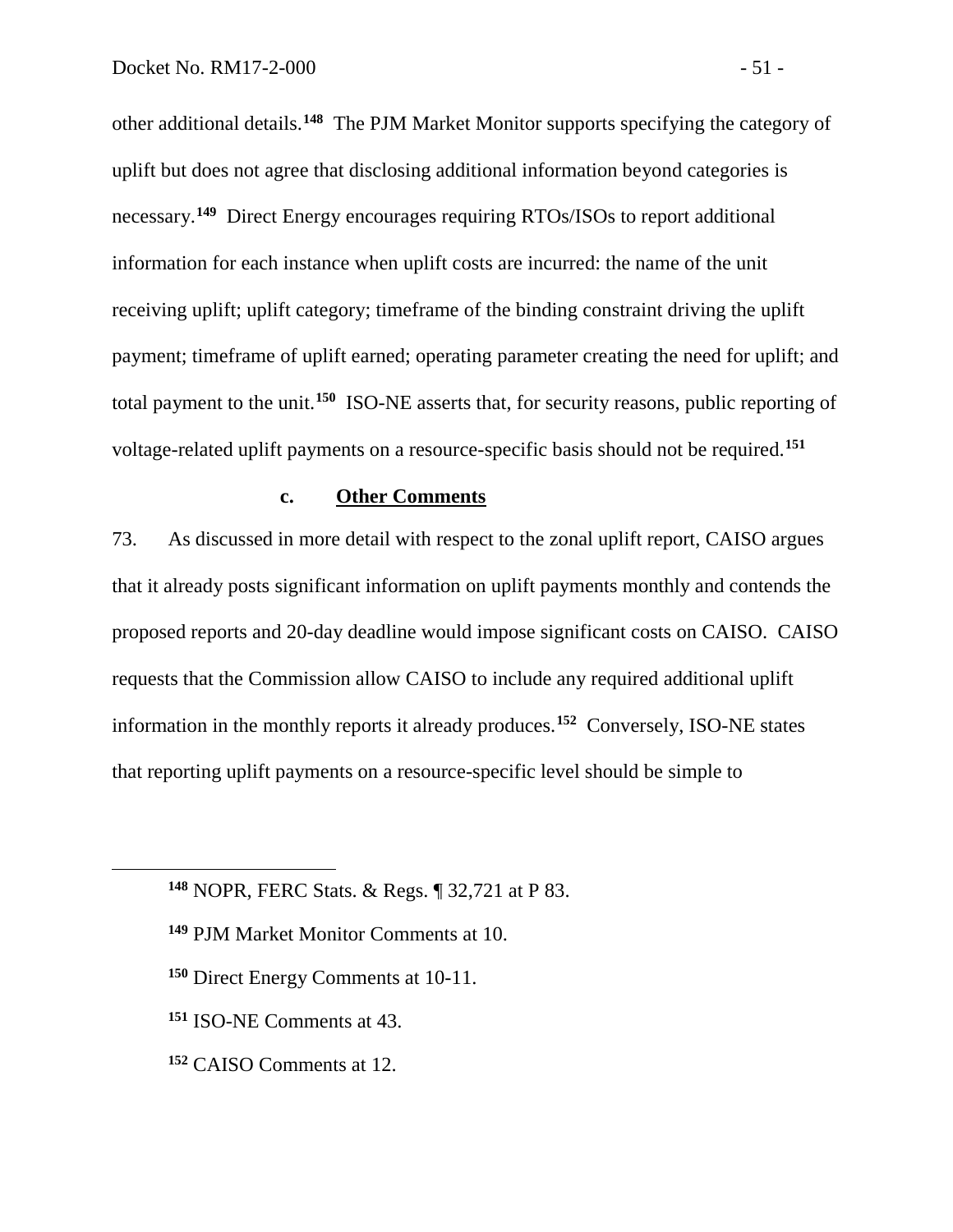other additional details.[148] The PJM Market Monitor supports specifying the category of uplift but does not agree that disclosing additional information beyond categories is necessary.[149] Direct Energy encourages requiring RTOs/ISOs to report additional information for each instance when uplift costs are incurred: the name of the unit receiving uplift; uplift category; timeframe of the binding constraint driving the uplift payment; timeframe of uplift earned; operating parameter creating the need for uplift; and total payment to the unit.[150] ISO-NE asserts that, for security reasons, public reporting of voltage-related uplift payments on a resource-specific basis should not be required.[151]

#### c. Other Comments

73. As discussed in more detail with respect to the zonal uplift report, CAISO argues that it already posts significant information on uplift payments monthly and contends the proposed reports and 20-day deadline would impose significant costs on CAISO. CAISO requests that the Commission allow CAISO to include any required additional uplift information in the monthly reports it already produces.[152] Conversely, ISO-NE states that reporting uplift payments on a resource-specific level should be simple to

---

[148] NOPR, FERC Stats. & Regs. ¶ 32,721 at P 83.

[149] PJM Market Monitor Comments at 10.

[150] Direct Energy Comments at 10-11.

[151] ISO-NE Comments at 43.

[152] CAISO Comments at 12.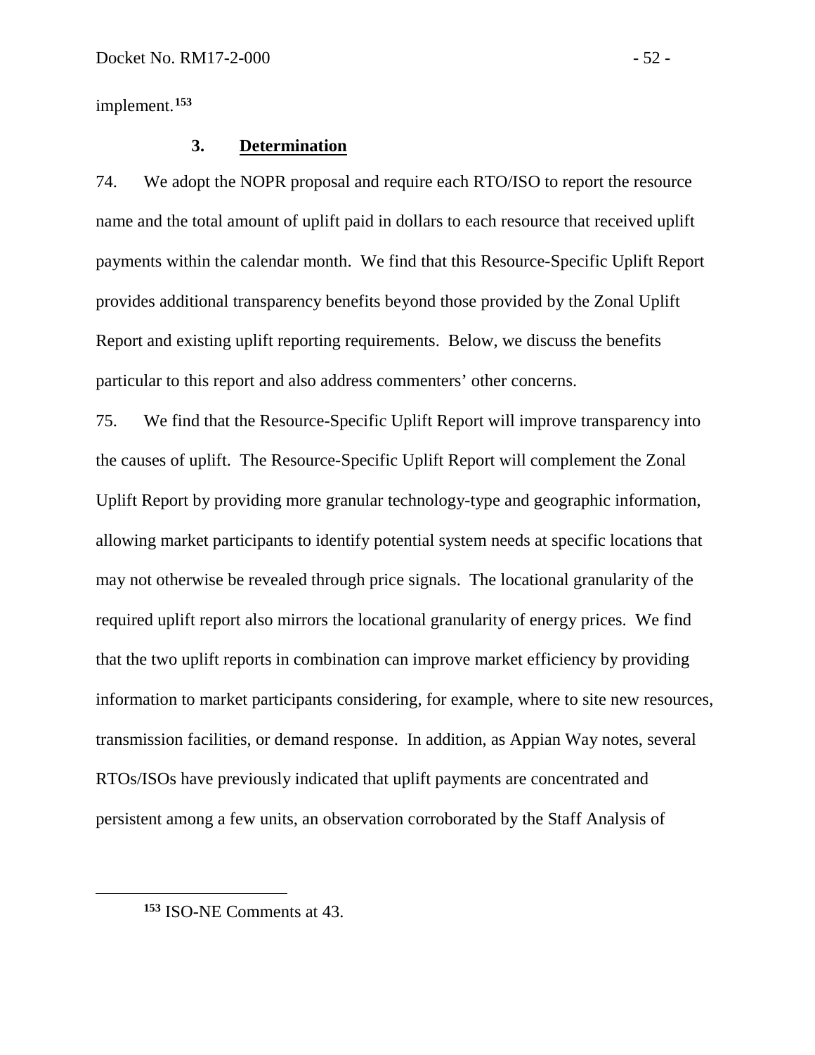implement.[153]

### 3. **Determination**

74. We adopt the NOPR proposal and require each RTO/ISO to report the resource name and the total amount of uplift paid in dollars to each resource that received uplift payments within the calendar month. We find that this Resource-Specific Uplift Report provides additional transparency benefits beyond those provided by the Zonal Uplift Report and existing uplift reporting requirements. Below, we discuss the benefits particular to this report and also address commenters' other concerns.

75. We find that the Resource-Specific Uplift Report will improve transparency into the causes of uplift. The Resource-Specific Uplift Report will complement the Zonal Uplift Report by providing more granular technology-type and geographic information, allowing market participants to identify potential system needs at specific locations that may not otherwise be revealed through price signals. The locational granularity of the required uplift report also mirrors the locational granularity of energy prices. We find that the two uplift reports in combination can improve market efficiency by providing information to market participants considering, for example, where to site new resources, transmission facilities, or demand response. In addition, as Appian Way notes, several RTOs/ISOs have previously indicated that uplift payments are concentrated and persistent among a few units, an observation corroborated by the Staff Analysis of

[153] ISO-NE Comments at 43.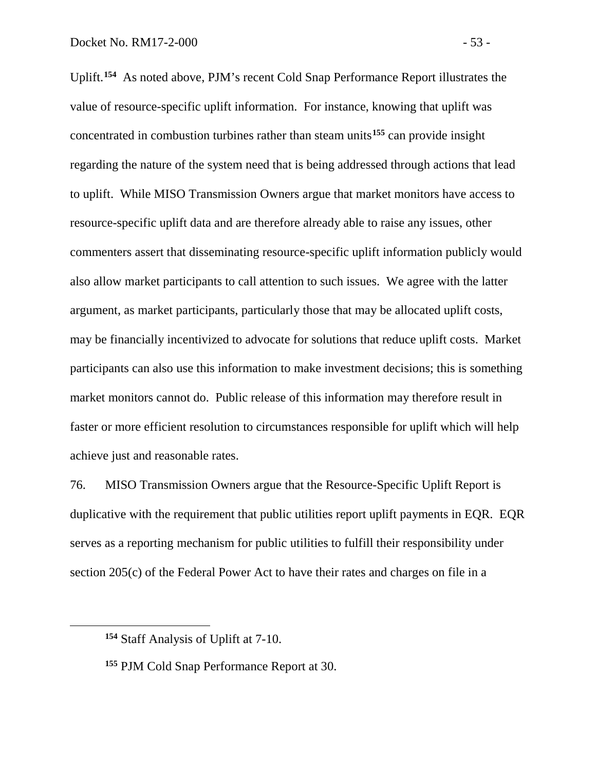Uplift.[154] As noted above, PJM's recent Cold Snap Performance Report illustrates the value of resource-specific uplift information. For instance, knowing that uplift was concentrated in combustion turbines rather than steam units[155] can provide insight regarding the nature of the system need that is being addressed through actions that lead to uplift. While MISO Transmission Owners argue that market monitors have access to resource-specific uplift data and are therefore already able to raise any issues, other commenters assert that disseminating resource-specific uplift information publicly would also allow market participants to call attention to such issues. We agree with the latter argument, as market participants, particularly those that may be allocated uplift costs, may be financially incentivized to advocate for solutions that reduce uplift costs. Market participants can also use this information to make investment decisions; this is something market monitors cannot do. Public release of this information may therefore result in faster or more efficient resolution to circumstances responsible for uplift which will help achieve just and reasonable rates.

76. MISO Transmission Owners argue that the Resource-Specific Uplift Report is duplicative with the requirement that public utilities report uplift payments in EQR. EQR serves as a reporting mechanism for public utilities to fulfill their responsibility under section 205(c) of the Federal Power Act to have their rates and charges on file in a

---

[154] Staff Analysis of Uplift at 7-10.

[155] PJM Cold Snap Performance Report at 30.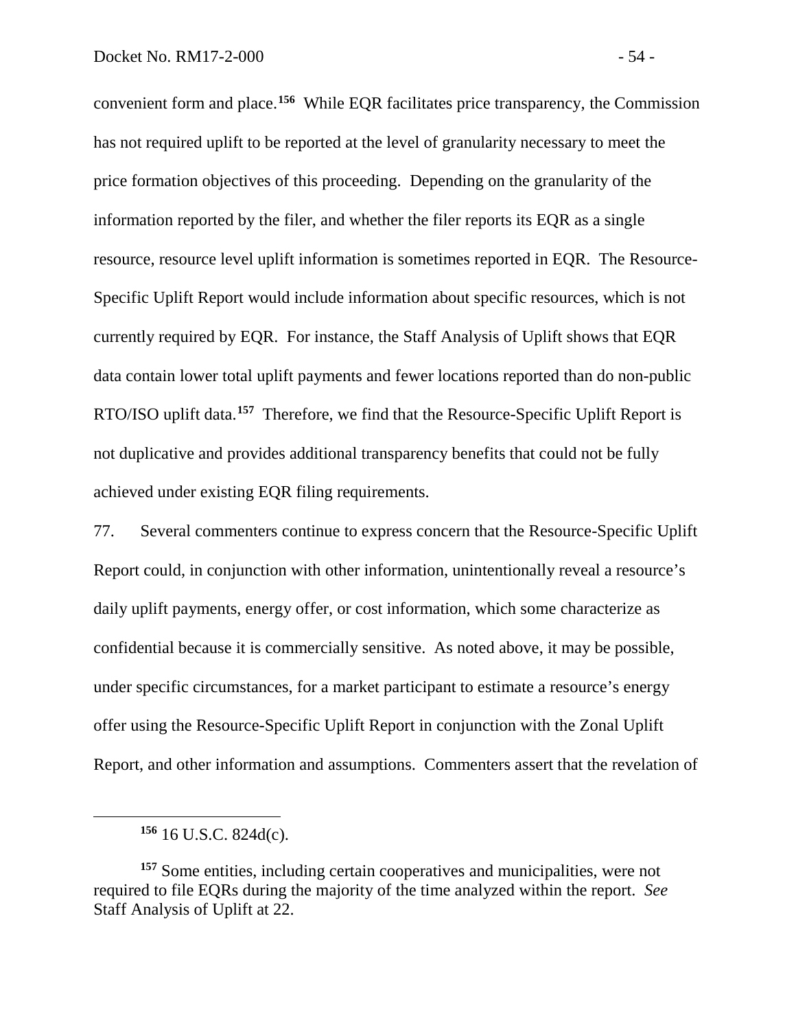convenient form and place.[156] While EQR facilitates price transparency, the Commission has not required uplift to be reported at the level of granularity necessary to meet the price formation objectives of this proceeding. Depending on the granularity of the information reported by the filer, and whether the filer reports its EQR as a single resource, resource level uplift information is sometimes reported in EQR. The Resource-Specific Uplift Report would include information about specific resources, which is not currently required by EQR. For instance, the Staff Analysis of Uplift shows that EQR data contain lower total uplift payments and fewer locations reported than do non-public RTO/ISO uplift data.[157] Therefore, we find that the Resource-Specific Uplift Report is not duplicative and provides additional transparency benefits that could not be fully achieved under existing EQR filing requirements.

77. Several commenters continue to express concern that the Resource-Specific Uplift Report could, in conjunction with other information, unintentionally reveal a resource's daily uplift payments, energy offer, or cost information, which some characterize as confidential because it is commercially sensitive. As noted above, it may be possible, under specific circumstances, for a market participant to estimate a resource's energy offer using the Resource-Specific Uplift Report in conjunction with the Zonal Uplift Report, and other information and assumptions. Commenters assert that the revelation of

---

[156] 16 U.S.C. 824d(c).

[157] Some entities, including certain cooperatives and municipalities, were not required to file EQRs during the majority of the time analyzed within the report. *See* Staff Analysis of Uplift at 22.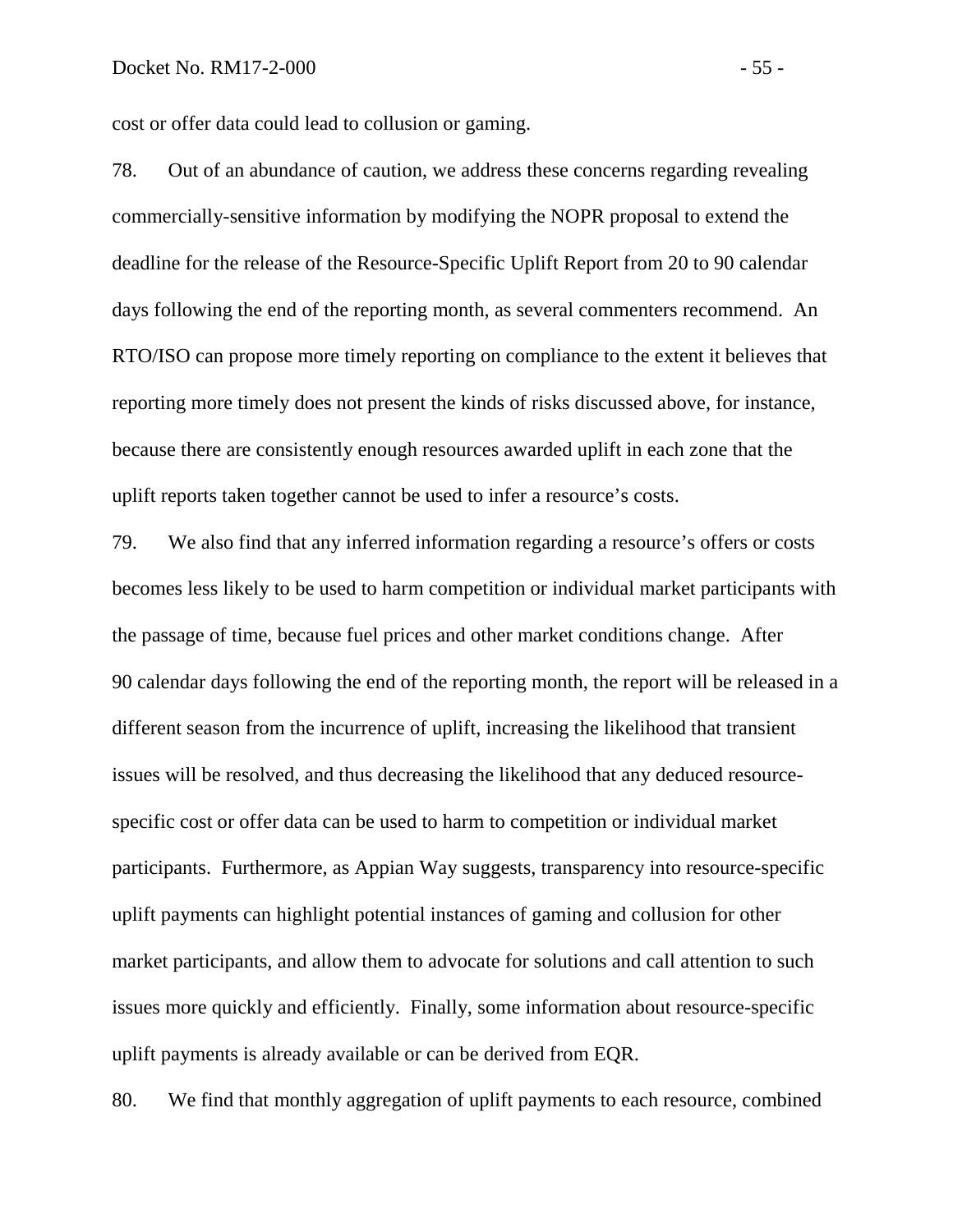cost or offer data could lead to collusion or gaming.

78. Out of an abundance of caution, we address these concerns regarding revealing commercially-sensitive information by modifying the NOPR proposal to extend the deadline for the release of the Resource-Specific Uplift Report from 20 to 90 calendar days following the end of the reporting month, as several commenters recommend. An RTO/ISO can propose more timely reporting on compliance to the extent it believes that reporting more timely does not present the kinds of risks discussed above, for instance, because there are consistently enough resources awarded uplift in each zone that the uplift reports taken together cannot be used to infer a resource's costs.

79. We also find that any inferred information regarding a resource's offers or costs becomes less likely to be used to harm competition or individual market participants with the passage of time, because fuel prices and other market conditions change. After 90 calendar days following the end of the reporting month, the report will be released in a different season from the incurrence of uplift, increasing the likelihood that transient issues will be resolved, and thus decreasing the likelihood that any deduced resource-specific cost or offer data can be used to harm to competition or individual market participants. Furthermore, as Appian Way suggests, transparency into resource-specific uplift payments can highlight potential instances of gaming and collusion for other market participants, and allow them to advocate for solutions and call attention to such issues more quickly and efficiently. Finally, some information about resource-specific uplift payments is already available or can be derived from EQR.

80. We find that monthly aggregation of uplift payments to each resource, combined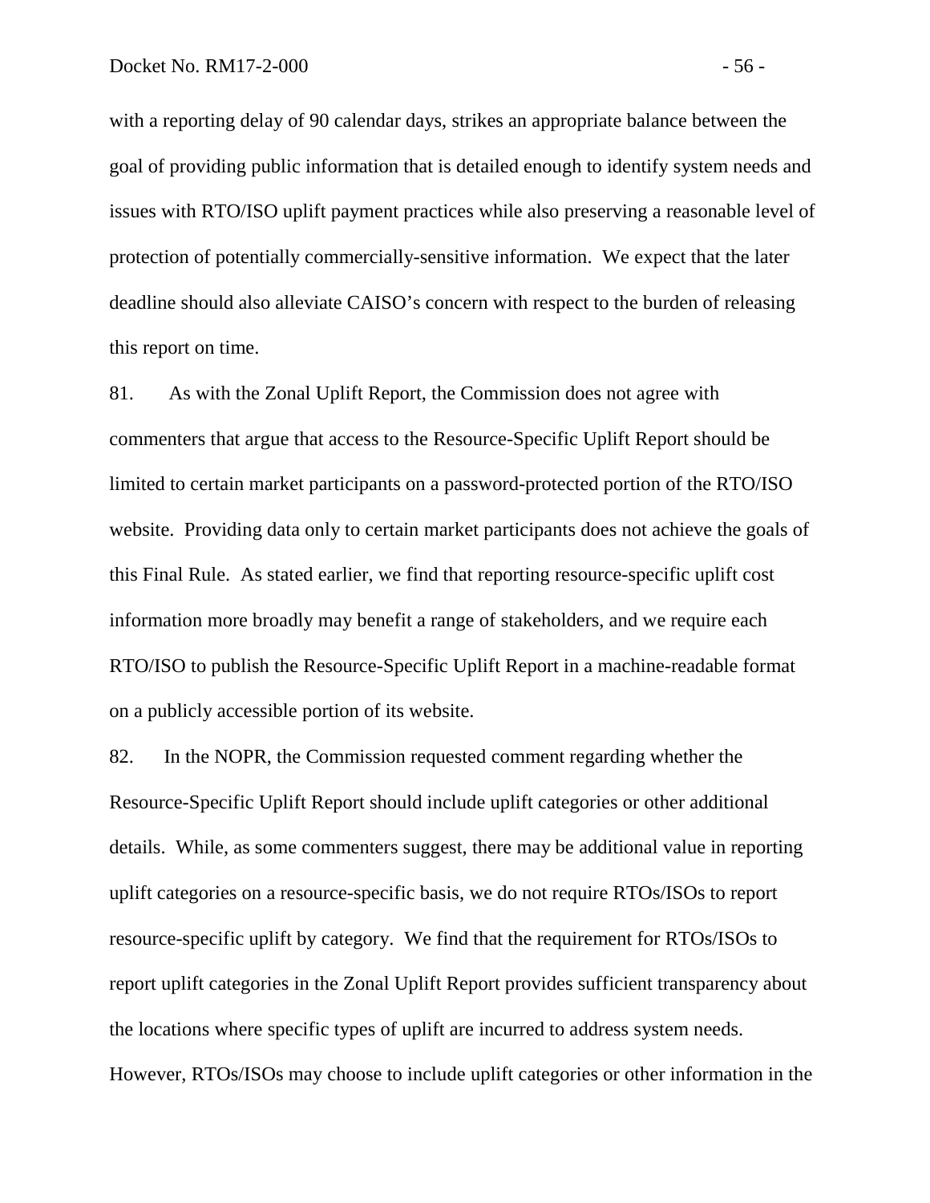with a reporting delay of 90 calendar days, strikes an appropriate balance between the goal of providing public information that is detailed enough to identify system needs and issues with RTO/ISO uplift payment practices while also preserving a reasonable level of protection of potentially commercially-sensitive information. We expect that the later deadline should also alleviate CAISO's concern with respect to the burden of releasing this report on time.

81. As with the Zonal Uplift Report, the Commission does not agree with commenters that argue that access to the Resource-Specific Uplift Report should be limited to certain market participants on a password-protected portion of the RTO/ISO website. Providing data only to certain market participants does not achieve the goals of this Final Rule. As stated earlier, we find that reporting resource-specific uplift cost information more broadly may benefit a range of stakeholders, and we require each RTO/ISO to publish the Resource-Specific Uplift Report in a machine-readable format on a publicly accessible portion of its website.

82. In the NOPR, the Commission requested comment regarding whether the Resource-Specific Uplift Report should include uplift categories or other additional details. While, as some commenters suggest, there may be additional value in reporting uplift categories on a resource-specific basis, we do not require RTOs/ISOs to report resource-specific uplift by category. We find that the requirement for RTOs/ISOs to report uplift categories in the Zonal Uplift Report provides sufficient transparency about the locations where specific types of uplift are incurred to address system needs. However, RTOs/ISOs may choose to include uplift categories or other information in the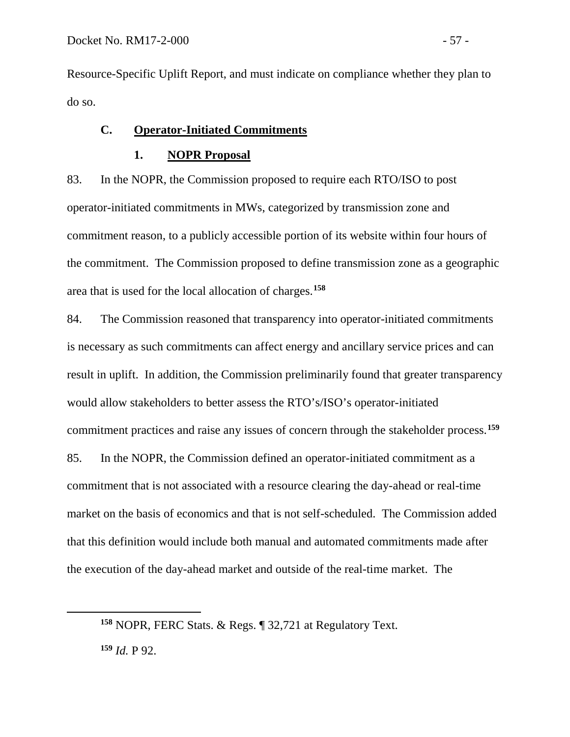Resource-Specific Uplift Report, and must indicate on compliance whether they plan to do so.

### C. Operator-Initiated Commitments

#### 1. NOPR Proposal

83. In the NOPR, the Commission proposed to require each RTO/ISO to post operator-initiated commitments in MWs, categorized by transmission zone and commitment reason, to a publicly accessible portion of its website within four hours of the commitment. The Commission proposed to define transmission zone as a geographic area that is used for the local allocation of charges.[158]

84. The Commission reasoned that transparency into operator-initiated commitments is necessary as such commitments can affect energy and ancillary service prices and can result in uplift. In addition, the Commission preliminarily found that greater transparency would allow stakeholders to better assess the RTO's/ISO's operator-initiated commitment practices and raise any issues of concern through the stakeholder process.[159]

85. In the NOPR, the Commission defined an operator-initiated commitment as a commitment that is not associated with a resource clearing the day-ahead or real-time market on the basis of economics and that is not self-scheduled. The Commission added that this definition would include both manual and automated commitments made after the execution of the day-ahead market and outside of the real-time market. The

---

[158] NOPR, FERC Stats. & Regs. ¶ 32,721 at Regulatory Text.

[159] *Id.* P 92.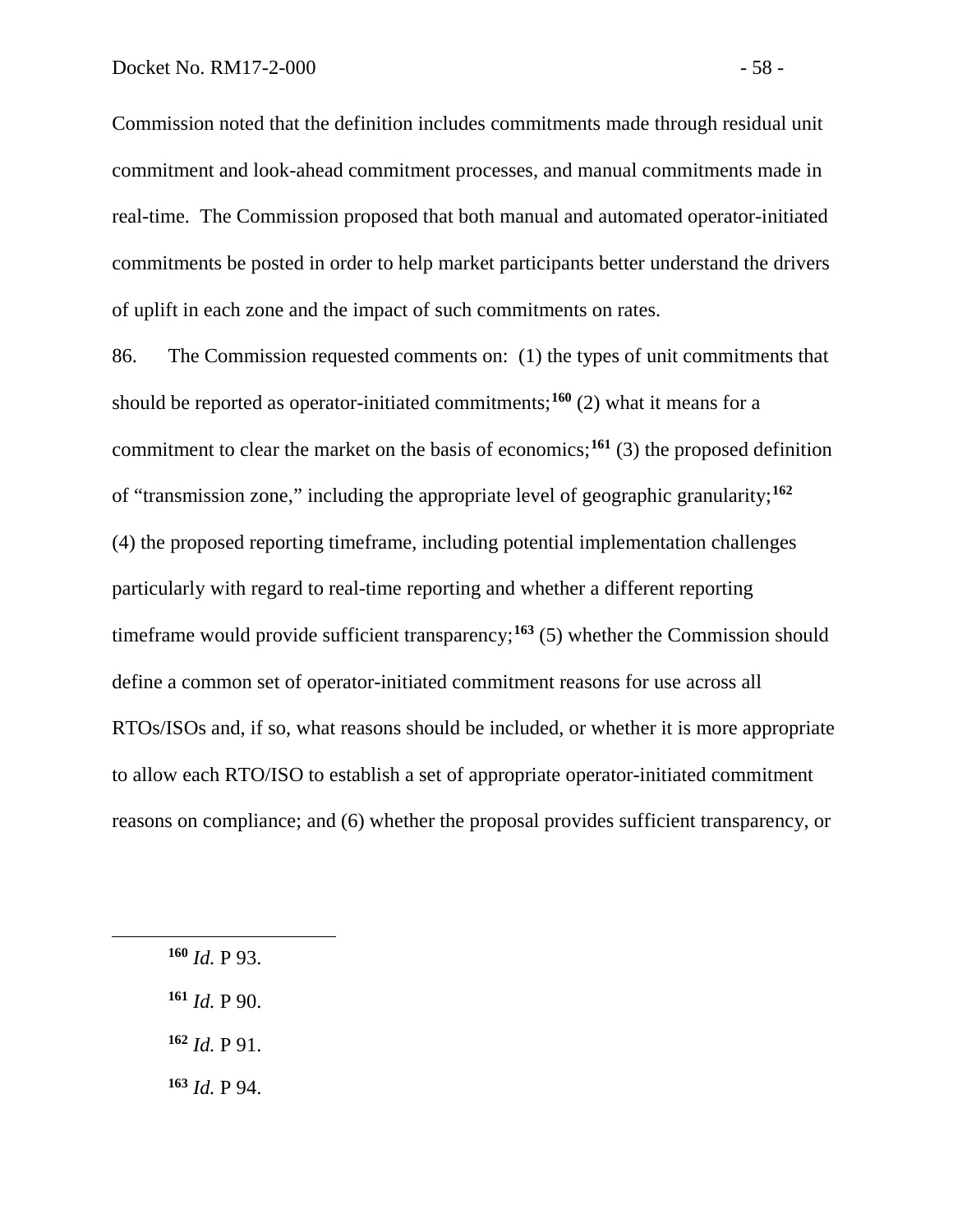Commission noted that the definition includes commitments made through residual unit commitment and look-ahead commitment processes, and manual commitments made in real-time. The Commission proposed that both manual and automated operator-initiated commitments be posted in order to help market participants better understand the drivers of uplift in each zone and the impact of such commitments on rates.

86. The Commission requested comments on: (1) the types of unit commitments that should be reported as operator-initiated commitments;[160] (2) what it means for a commitment to clear the market on the basis of economics;[161] (3) the proposed definition of "transmission zone," including the appropriate level of geographic granularity;[162] (4) the proposed reporting timeframe, including potential implementation challenges particularly with regard to real-time reporting and whether a different reporting timeframe would provide sufficient transparency;[163] (5) whether the Commission should define a common set of operator-initiated commitment reasons for use across all RTOs/ISOs and, if so, what reasons should be included, or whether it is more appropriate to allow each RTO/ISO to establish a set of appropriate operator-initiated commitment reasons on compliance; and (6) whether the proposal provides sufficient transparency, or

---

[160] *Id.* P 93.

[161] *Id.* P 90.

[162] *Id.* P 91.

[163] *Id.* P 94.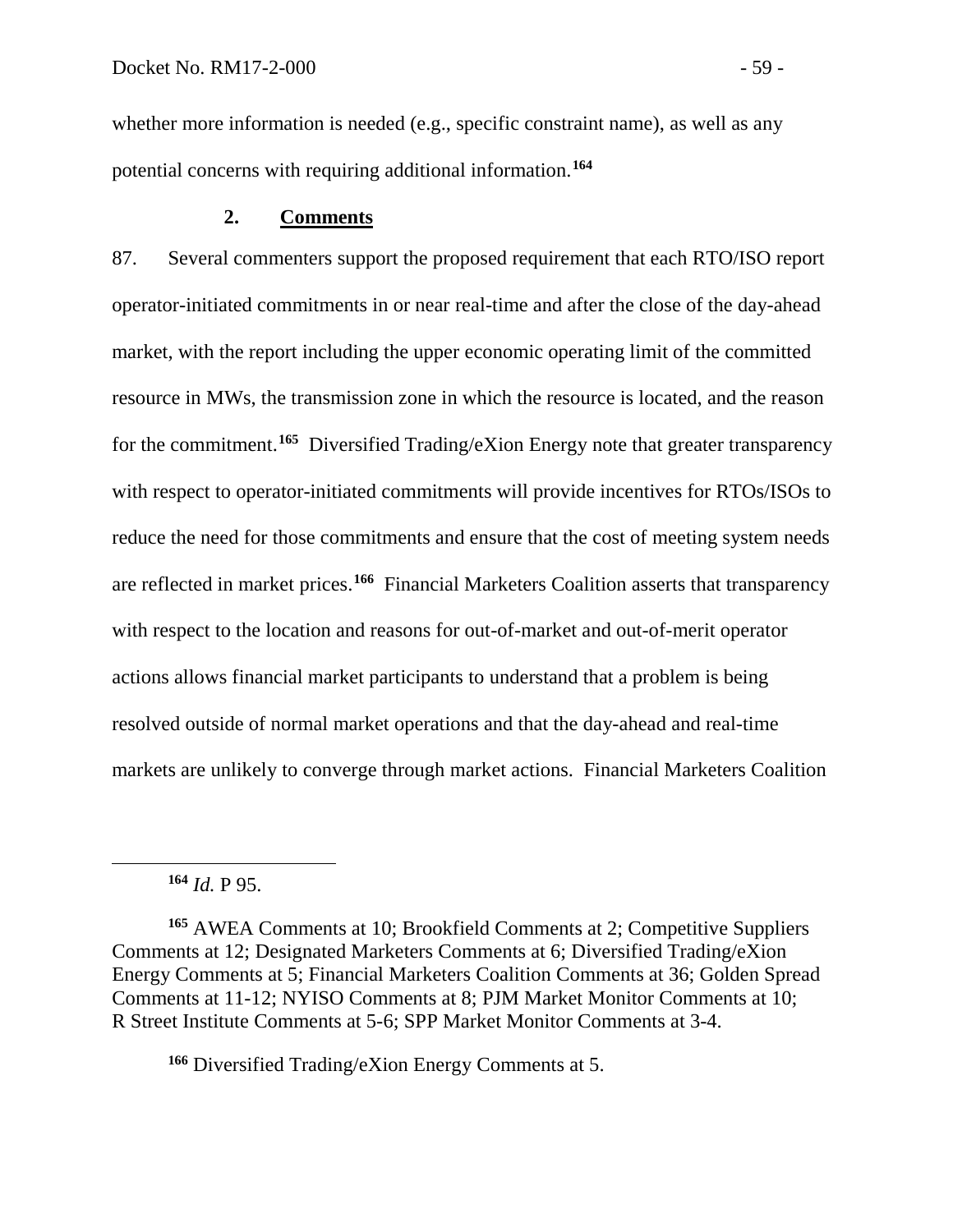whether more information is needed (e.g., specific constraint name), as well as any potential concerns with requiring additional information.[164]

### 2. Comments

87. Several commenters support the proposed requirement that each RTO/ISO report operator-initiated commitments in or near real-time and after the close of the day-ahead market, with the report including the upper economic operating limit of the committed resource in MWs, the transmission zone in which the resource is located, and the reason for the commitment.[165] Diversified Trading/eXion Energy note that greater transparency with respect to operator-initiated commitments will provide incentives for RTOs/ISOs to reduce the need for those commitments and ensure that the cost of meeting system needs are reflected in market prices.[166] Financial Marketers Coalition asserts that transparency with respect to the location and reasons for out-of-market and out-of-merit operator actions allows financial market participants to understand that a problem is being resolved outside of normal market operations and that the day-ahead and real-time markets are unlikely to converge through market actions. Financial Marketers Coalition

---

[164] *Id.* P 95.

[165] AWEA Comments at 10; Brookfield Comments at 2; Competitive Suppliers Comments at 12; Designated Marketers Comments at 6; Diversified Trading/eXion Energy Comments at 5; Financial Marketers Coalition Comments at 36; Golden Spread Comments at 11-12; NYISO Comments at 8; PJM Market Monitor Comments at 10; R Street Institute Comments at 5-6; SPP Market Monitor Comments at 3-4.

[166] Diversified Trading/eXion Energy Comments at 5.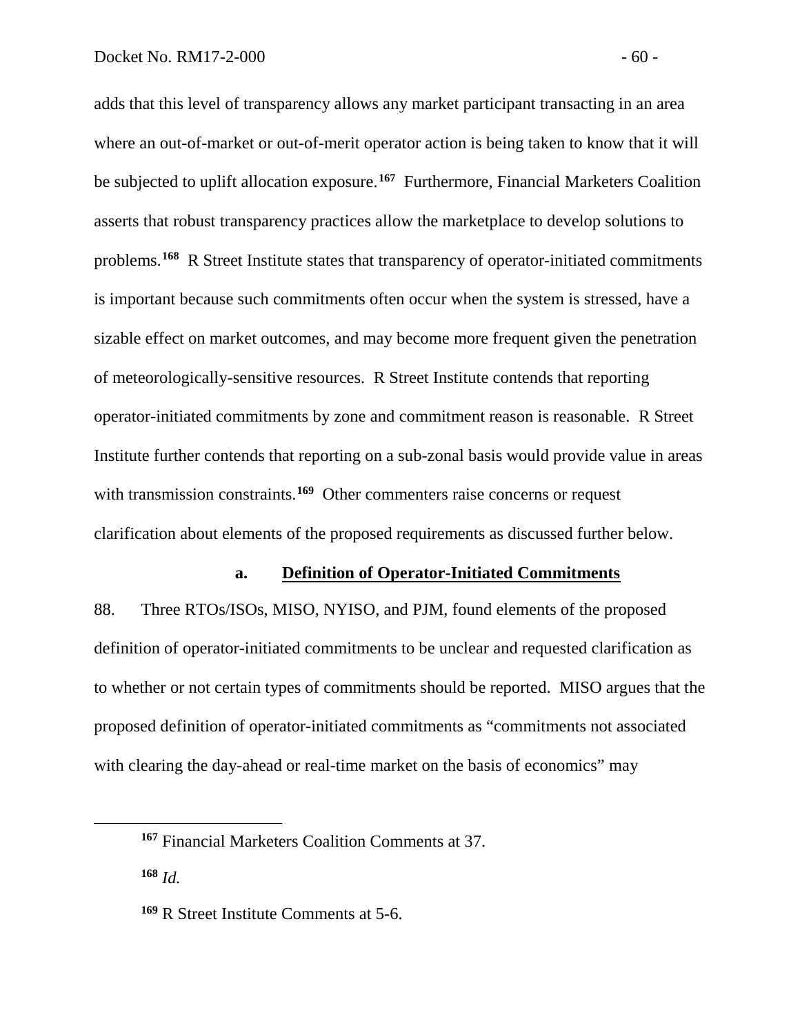adds that this level of transparency allows any market participant transacting in an area where an out-of-market or out-of-merit operator action is being taken to know that it will be subjected to uplift allocation exposure.[167] Furthermore, Financial Marketers Coalition asserts that robust transparency practices allow the marketplace to develop solutions to problems.[168] R Street Institute states that transparency of operator-initiated commitments is important because such commitments often occur when the system is stressed, have a sizable effect on market outcomes, and may become more frequent given the penetration of meteorologically-sensitive resources. R Street Institute contends that reporting operator-initiated commitments by zone and commitment reason is reasonable. R Street Institute further contends that reporting on a sub-zonal basis would provide value in areas with transmission constraints.[169] Other commenters raise concerns or request clarification about elements of the proposed requirements as discussed further below.

### a. Definition of Operator-Initiated Commitments

88. Three RTOs/ISOs, MISO, NYISO, and PJM, found elements of the proposed definition of operator-initiated commitments to be unclear and requested clarification as to whether or not certain types of commitments should be reported. MISO argues that the proposed definition of operator-initiated commitments as "commitments not associated with clearing the day-ahead or real-time market on the basis of economics" may

---

[167] Financial Marketers Coalition Comments at 37.

[168] *Id.*

[169] R Street Institute Comments at 5-6.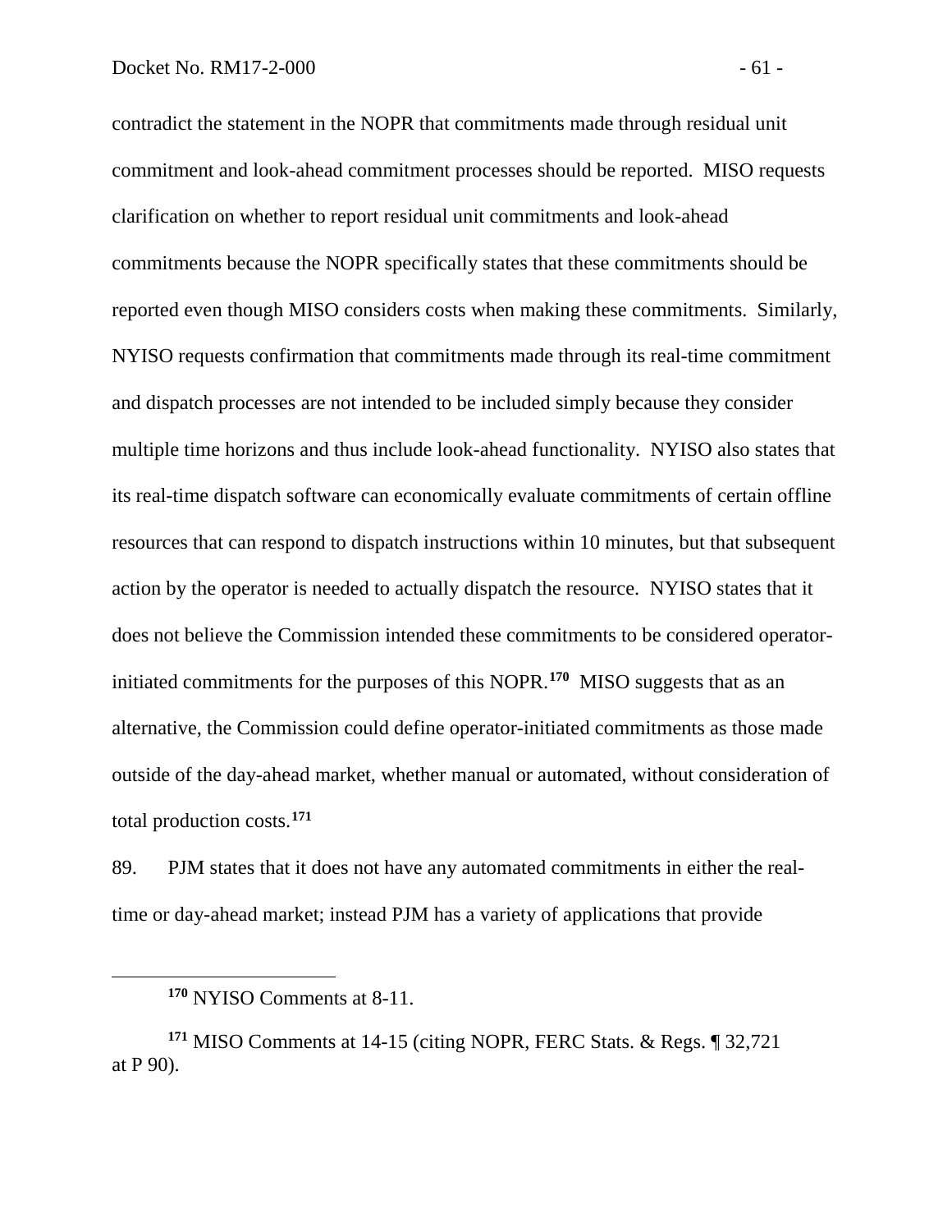contradict the statement in the NOPR that commitments made through residual unit commitment and look-ahead commitment processes should be reported. MISO requests clarification on whether to report residual unit commitments and look-ahead commitments because the NOPR specifically states that these commitments should be reported even though MISO considers costs when making these commitments. Similarly, NYISO requests confirmation that commitments made through its real-time commitment and dispatch processes are not intended to be included simply because they consider multiple time horizons and thus include look-ahead functionality. NYISO also states that its real-time dispatch software can economically evaluate commitments of certain offline resources that can respond to dispatch instructions within 10 minutes, but that subsequent action by the operator is needed to actually dispatch the resource. NYISO states that it does not believe the Commission intended these commitments to be considered operator-initiated commitments for the purposes of this NOPR.[170] MISO suggests that as an alternative, the Commission could define operator-initiated commitments as those made outside of the day-ahead market, whether manual or automated, without consideration of total production costs.[171]

89. PJM states that it does not have any automated commitments in either the real-time or day-ahead market; instead PJM has a variety of applications that provide

---

[170] NYISO Comments at 8-11.

[171] MISO Comments at 14-15 (citing NOPR, FERC Stats. & Regs. ¶ 32,721 at P 90).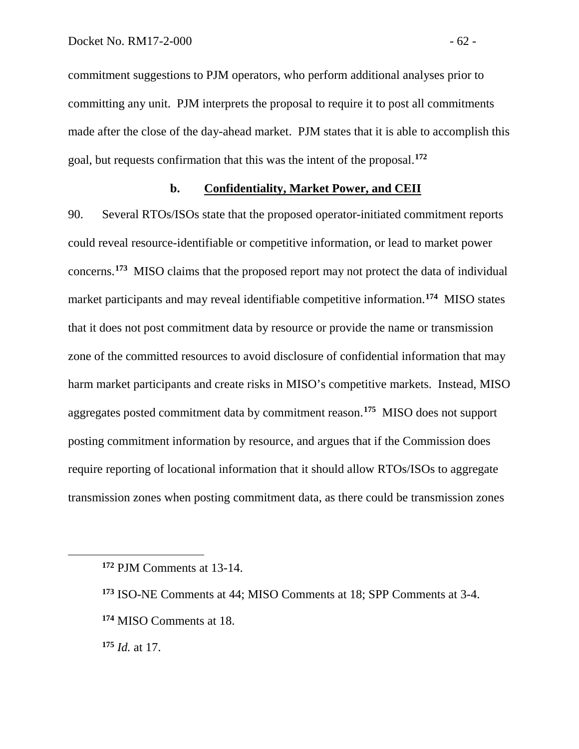commitment suggestions to PJM operators, who perform additional analyses prior to committing any unit. PJM interprets the proposal to require it to post all commitments made after the close of the day-ahead market. PJM states that it is able to accomplish this goal, but requests confirmation that this was the intent of the proposal.[172]

### b. Confidentiality, Market Power, and CEII

90. Several RTOs/ISOs state that the proposed operator-initiated commitment reports could reveal resource-identifiable or competitive information, or lead to market power concerns.[173] MISO claims that the proposed report may not protect the data of individual market participants and may reveal identifiable competitive information.[174] MISO states that it does not post commitment data by resource or provide the name or transmission zone of the committed resources to avoid disclosure of confidential information that may harm market participants and create risks in MISO's competitive markets. Instead, MISO aggregates posted commitment data by commitment reason.[175] MISO does not support posting commitment information by resource, and argues that if the Commission does require reporting of locational information that it should allow RTOs/ISOs to aggregate transmission zones when posting commitment data, as there could be transmission zones

---

[172] PJM Comments at 13-14.

[173] ISO-NE Comments at 44; MISO Comments at 18; SPP Comments at 3-4.

[174] MISO Comments at 18.

[175] *Id.* at 17.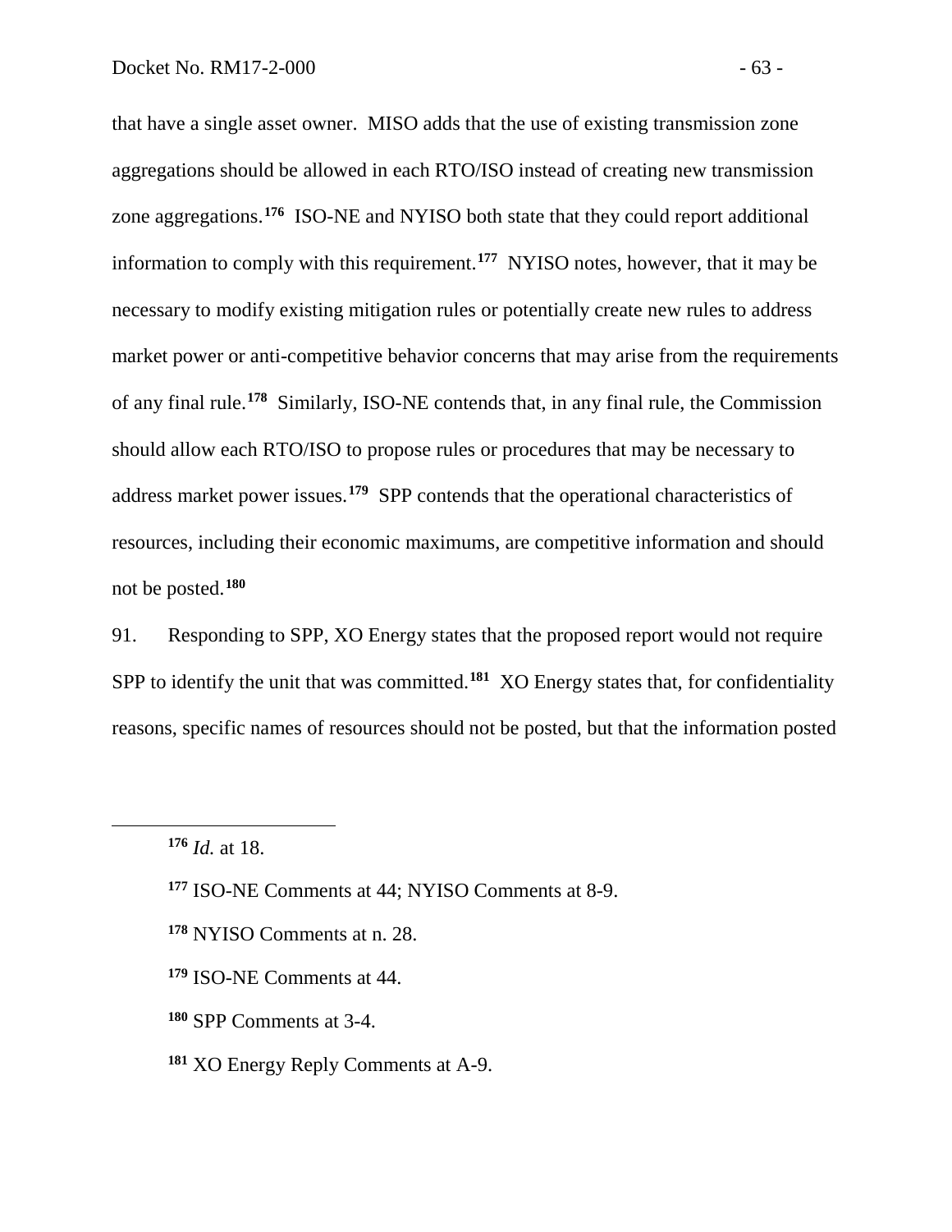that have a single asset owner. MISO adds that the use of existing transmission zone aggregations should be allowed in each RTO/ISO instead of creating new transmission zone aggregations.[176] ISO-NE and NYISO both state that they could report additional information to comply with this requirement.[177] NYISO notes, however, that it may be necessary to modify existing mitigation rules or potentially create new rules to address market power or anti-competitive behavior concerns that may arise from the requirements of any final rule.[178] Similarly, ISO-NE contends that, in any final rule, the Commission should allow each RTO/ISO to propose rules or procedures that may be necessary to address market power issues.[179] SPP contends that the operational characteristics of resources, including their economic maximums, are competitive information and should not be posted.[180]

91. Responding to SPP, XO Energy states that the proposed report would not require SPP to identify the unit that was committed.[181] XO Energy states that, for confidentiality reasons, specific names of resources should not be posted, but that the information posted

---

[176] *Id.* at 18.

[177] ISO-NE Comments at 44; NYISO Comments at 8-9.

[178] NYISO Comments at n. 28.

[179] ISO-NE Comments at 44.

[180] SPP Comments at 3-4.

[181] XO Energy Reply Comments at A-9.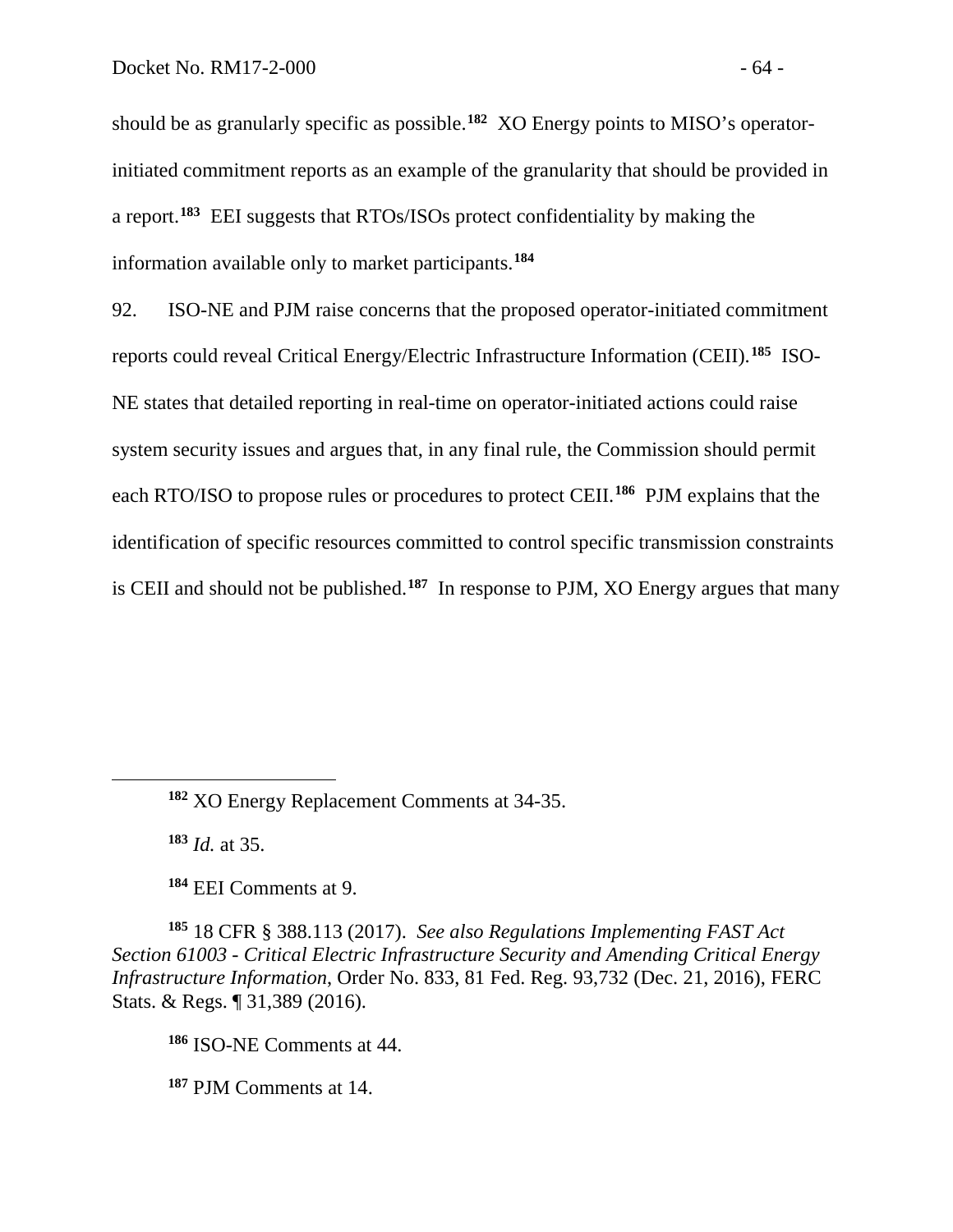should be as granularly specific as possible.[182] XO Energy points to MISO's operator-initiated commitment reports as an example of the granularity that should be provided in a report.[183] EEI suggests that RTOs/ISOs protect confidentiality by making the information available only to market participants.[184]

92. ISO-NE and PJM raise concerns that the proposed operator-initiated commitment reports could reveal Critical Energy/Electric Infrastructure Information (CEII).[185] ISO-NE states that detailed reporting in real-time on operator-initiated actions could raise system security issues and argues that, in any final rule, the Commission should permit each RTO/ISO to propose rules or procedures to protect CEII.[186] PJM explains that the identification of specific resources committed to control specific transmission constraints is CEII and should not be published.[187] In response to PJM, XO Energy argues that many

---

[182] XO Energy Replacement Comments at 34-35.

[183] *Id.* at 35.

[184] EEI Comments at 9.

[185] 18 CFR § 388.113 (2017). *See also Regulations Implementing FAST Act Section 61003 - Critical Electric Infrastructure Security and Amending Critical Energy Infrastructure Information*, Order No. 833, 81 Fed. Reg. 93,732 (Dec. 21, 2016), FERC Stats. & Regs. ¶ 31,389 (2016).

[186] ISO-NE Comments at 44.

[187] PJM Comments at 14.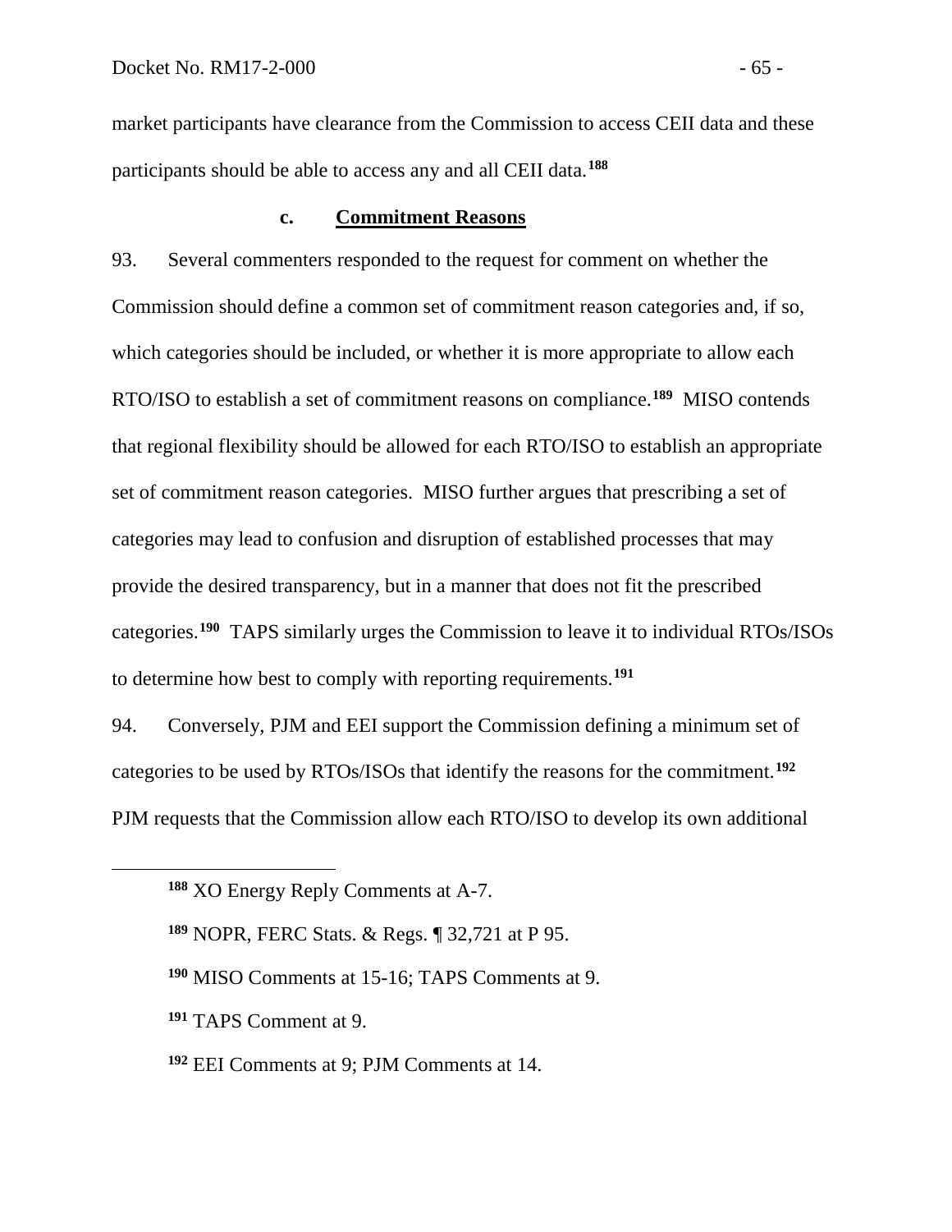market participants have clearance from the Commission to access CEII data and these participants should be able to access any and all CEII data.[188]

#### c. Commitment Reasons

93. Several commenters responded to the request for comment on whether the Commission should define a common set of commitment reason categories and, if so, which categories should be included, or whether it is more appropriate to allow each RTO/ISO to establish a set of commitment reasons on compliance.[189] MISO contends that regional flexibility should be allowed for each RTO/ISO to establish an appropriate set of commitment reason categories. MISO further argues that prescribing a set of categories may lead to confusion and disruption of established processes that may provide the desired transparency, but in a manner that does not fit the prescribed categories.[190] TAPS similarly urges the Commission to leave it to individual RTOs/ISOs to determine how best to comply with reporting requirements.[191]

94. Conversely, PJM and EEI support the Commission defining a minimum set of categories to be used by RTOs/ISOs that identify the reasons for the commitment.[192] PJM requests that the Commission allow each RTO/ISO to develop its own additional

---

[188] XO Energy Reply Comments at A-7.

[189] NOPR, FERC Stats. & Regs. ¶ 32,721 at P 95.

[190] MISO Comments at 15-16; TAPS Comments at 9.

[191] TAPS Comment at 9.

[192] EEI Comments at 9; PJM Comments at 14.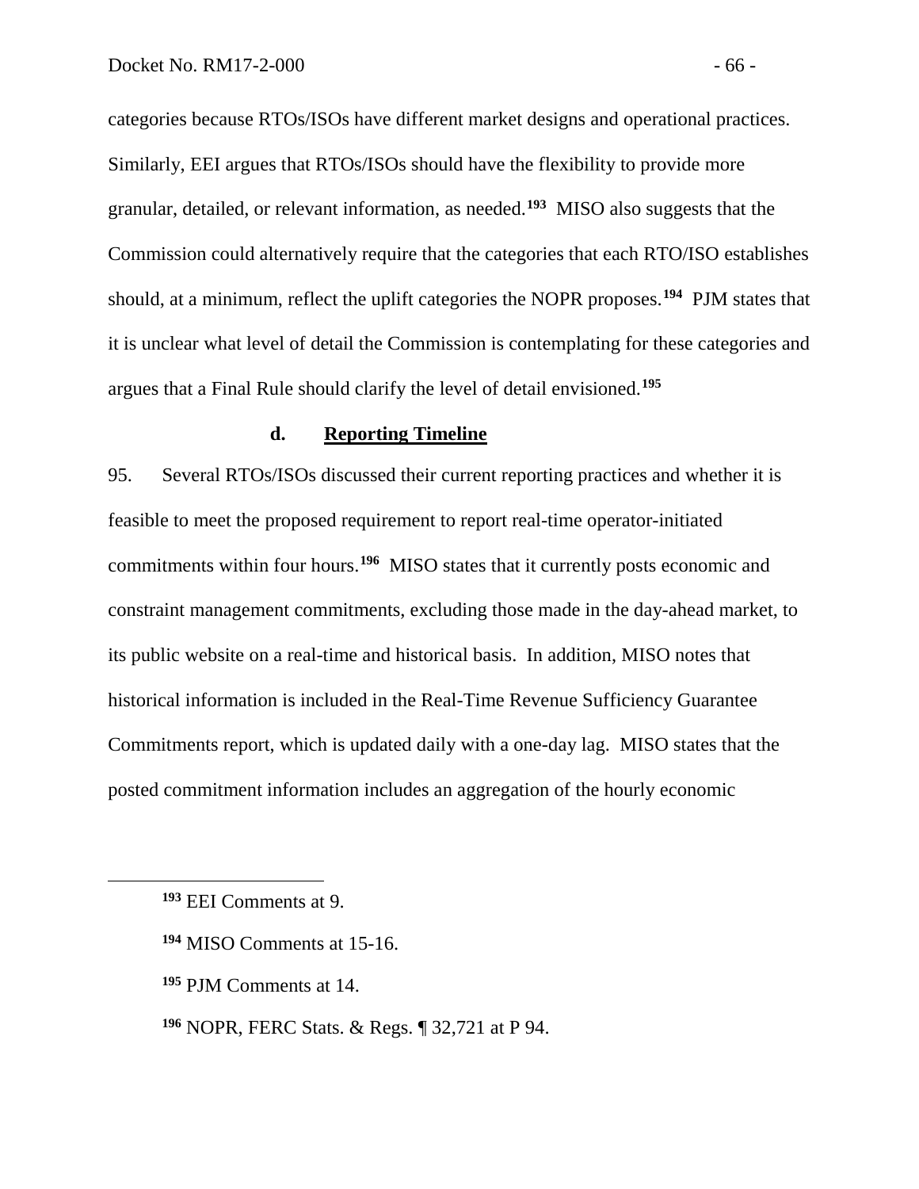categories because RTOs/ISOs have different market designs and operational practices. Similarly, EEI argues that RTOs/ISOs should have the flexibility to provide more granular, detailed, or relevant information, as needed.[193] MISO also suggests that the Commission could alternatively require that the categories that each RTO/ISO establishes should, at a minimum, reflect the uplift categories the NOPR proposes.[194] PJM states that it is unclear what level of detail the Commission is contemplating for these categories and argues that a Final Rule should clarify the level of detail envisioned.[195]

#### d. Reporting Timeline

95. Several RTOs/ISOs discussed their current reporting practices and whether it is feasible to meet the proposed requirement to report real-time operator-initiated commitments within four hours.[196] MISO states that it currently posts economic and constraint management commitments, excluding those made in the day-ahead market, to its public website on a real-time and historical basis. In addition, MISO notes that historical information is included in the Real-Time Revenue Sufficiency Guarantee Commitments report, which is updated daily with a one-day lag. MISO states that the posted commitment information includes an aggregation of the hourly economic

---

[193] EEI Comments at 9.

[194] MISO Comments at 15-16.

[195] PJM Comments at 14.

[196] NOPR, FERC Stats. & Regs. ¶ 32,721 at P 94.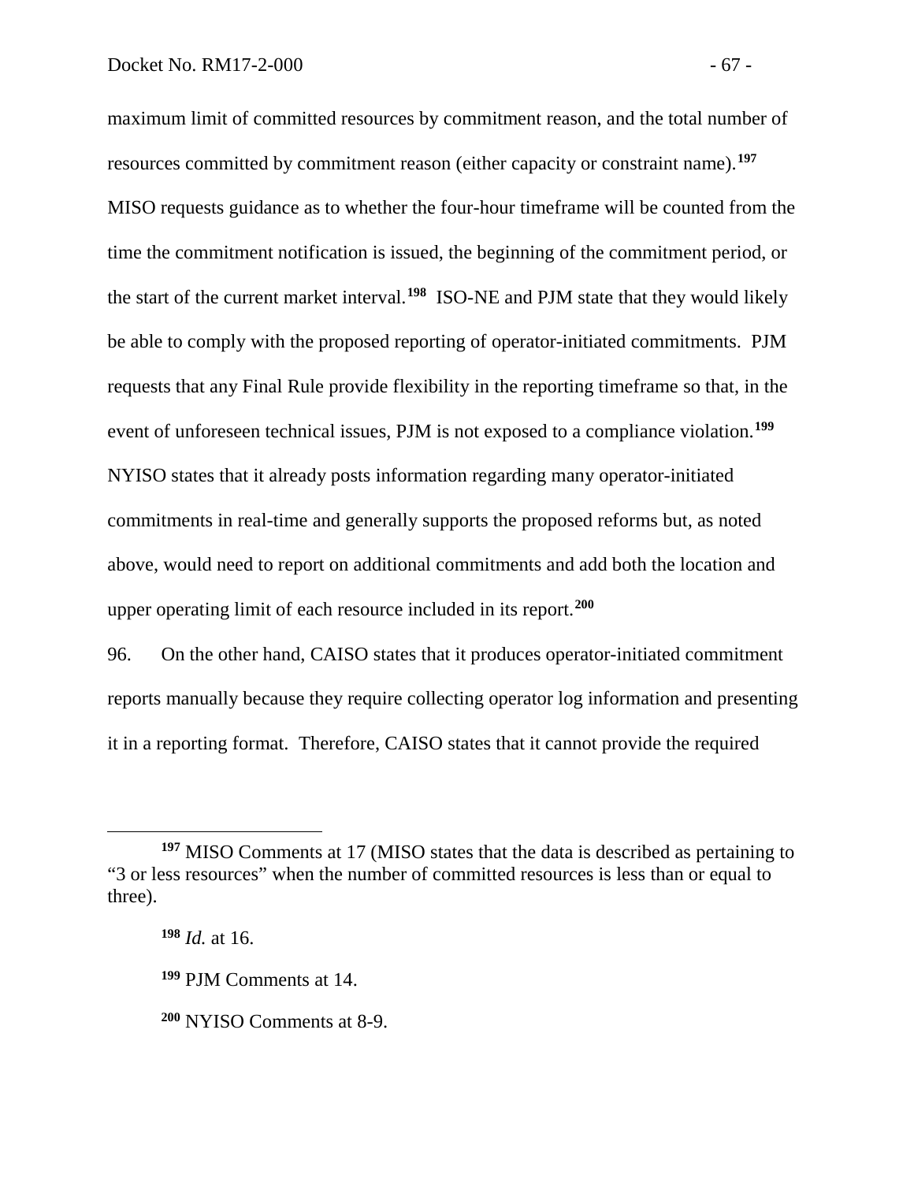maximum limit of committed resources by commitment reason, and the total number of resources committed by commitment reason (either capacity or constraint name).[197] MISO requests guidance as to whether the four-hour timeframe will be counted from the time the commitment notification is issued, the beginning of the commitment period, or the start of the current market interval.[198] ISO-NE and PJM state that they would likely be able to comply with the proposed reporting of operator-initiated commitments. PJM requests that any Final Rule provide flexibility in the reporting timeframe so that, in the event of unforeseen technical issues, PJM is not exposed to a compliance violation.[199] NYISO states that it already posts information regarding many operator-initiated commitments in real-time and generally supports the proposed reforms but, as noted above, would need to report on additional commitments and add both the location and upper operating limit of each resource included in its report.[200]

96. On the other hand, CAISO states that it produces operator-initiated commitment reports manually because they require collecting operator log information and presenting it in a reporting format. Therefore, CAISO states that it cannot provide the required

---

[197] MISO Comments at 17 (MISO states that the data is described as pertaining to "3 or less resources" when the number of committed resources is less than or equal to three).

[198] *Id.* at 16.

[199] PJM Comments at 14.

[200] NYISO Comments at 8-9.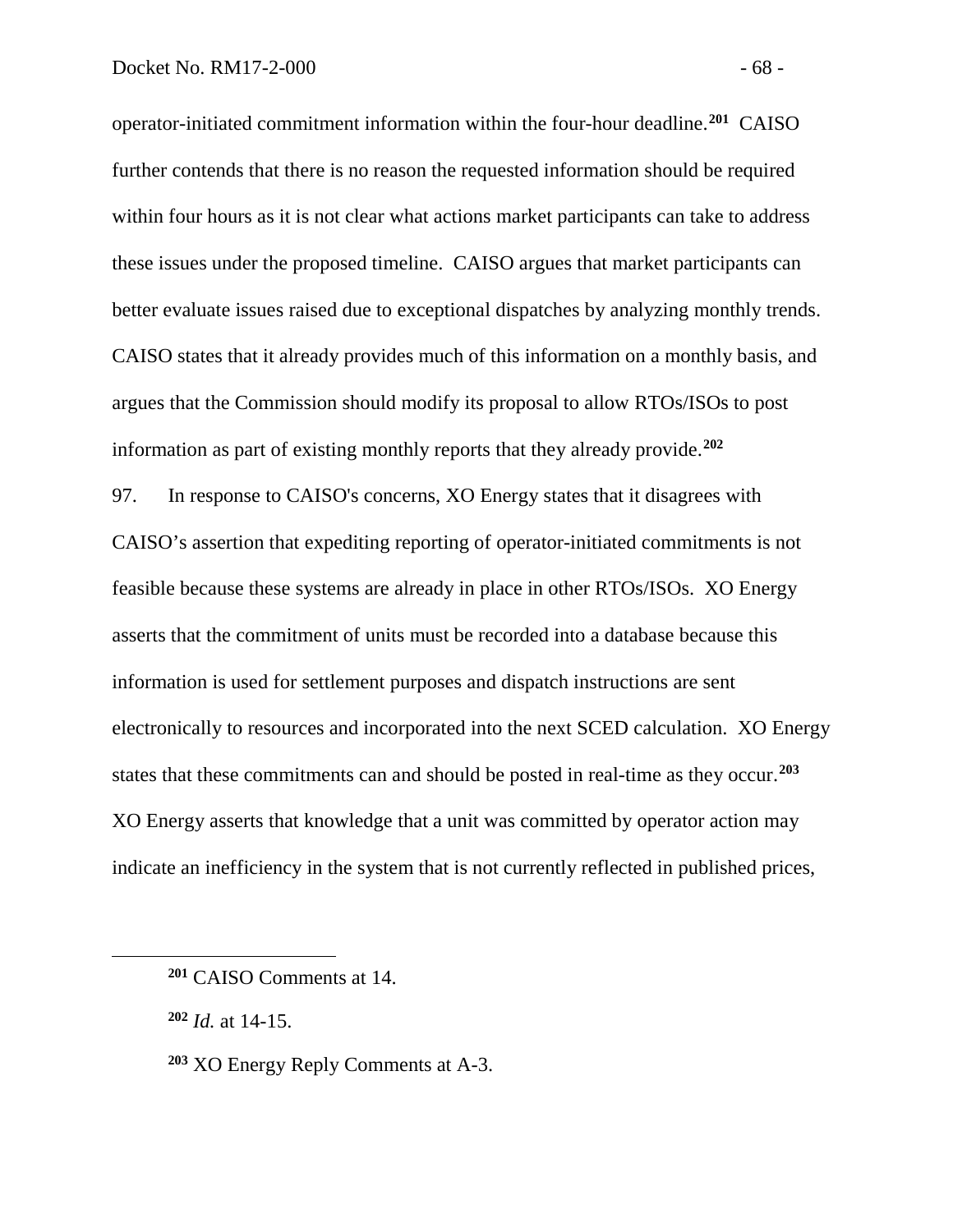operator-initiated commitment information within the four-hour deadline.[201] CAISO further contends that there is no reason the requested information should be required within four hours as it is not clear what actions market participants can take to address these issues under the proposed timeline. CAISO argues that market participants can better evaluate issues raised due to exceptional dispatches by analyzing monthly trends. CAISO states that it already provides much of this information on a monthly basis, and argues that the Commission should modify its proposal to allow RTOs/ISOs to post information as part of existing monthly reports that they already provide.[202]

97. In response to CAISO's concerns, XO Energy states that it disagrees with CAISO's assertion that expediting reporting of operator-initiated commitments is not feasible because these systems are already in place in other RTOs/ISOs. XO Energy asserts that the commitment of units must be recorded into a database because this information is used for settlement purposes and dispatch instructions are sent electronically to resources and incorporated into the next SCED calculation. XO Energy states that these commitments can and should be posted in real-time as they occur.[203] XO Energy asserts that knowledge that a unit was committed by operator action may indicate an inefficiency in the system that is not currently reflected in published prices,

---

[201] CAISO Comments at 14.

[202] *Id.* at 14-15.

[203] XO Energy Reply Comments at A-3.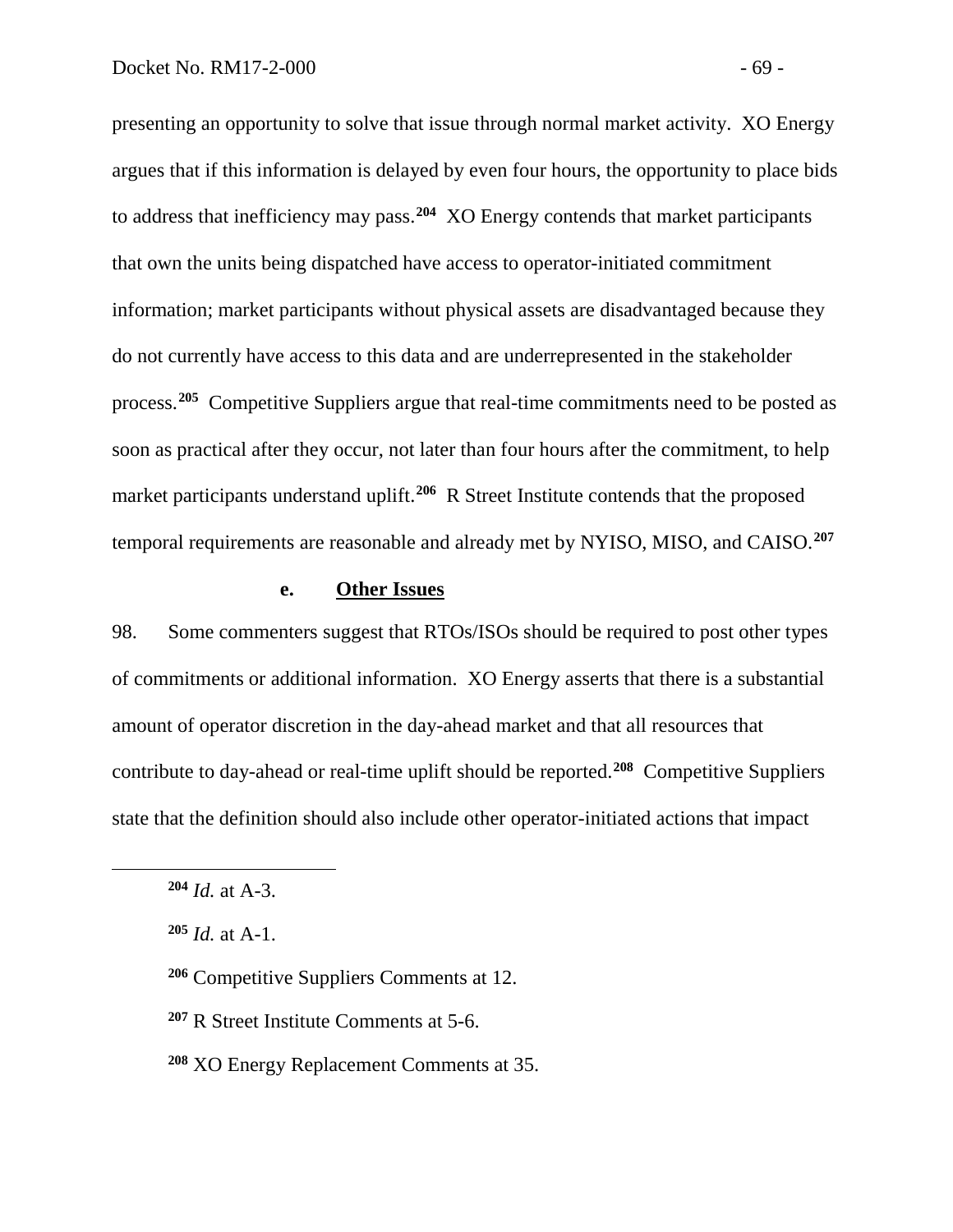presenting an opportunity to solve that issue through normal market activity. XO Energy argues that if this information is delayed by even four hours, the opportunity to place bids to address that inefficiency may pass.[204] XO Energy contends that market participants that own the units being dispatched have access to operator-initiated commitment information; market participants without physical assets are disadvantaged because they do not currently have access to this data and are underrepresented in the stakeholder process.[205] Competitive Suppliers argue that real-time commitments need to be posted as soon as practical after they occur, not later than four hours after the commitment, to help market participants understand uplift.[206] R Street Institute contends that the proposed temporal requirements are reasonable and already met by NYISO, MISO, and CAISO.[207]

**e. Other Issues**

98. Some commenters suggest that RTOs/ISOs should be required to post other types of commitments or additional information. XO Energy asserts that there is a substantial amount of operator discretion in the day-ahead market and that all resources that contribute to day-ahead or real-time uplift should be reported.[208] Competitive Suppliers state that the definition should also include other operator-initiated actions that impact

---

[204] *Id.* at A-3.

[205] *Id.* at A-1.

[206] Competitive Suppliers Comments at 12.

[207] R Street Institute Comments at 5-6.

[208] XO Energy Replacement Comments at 35.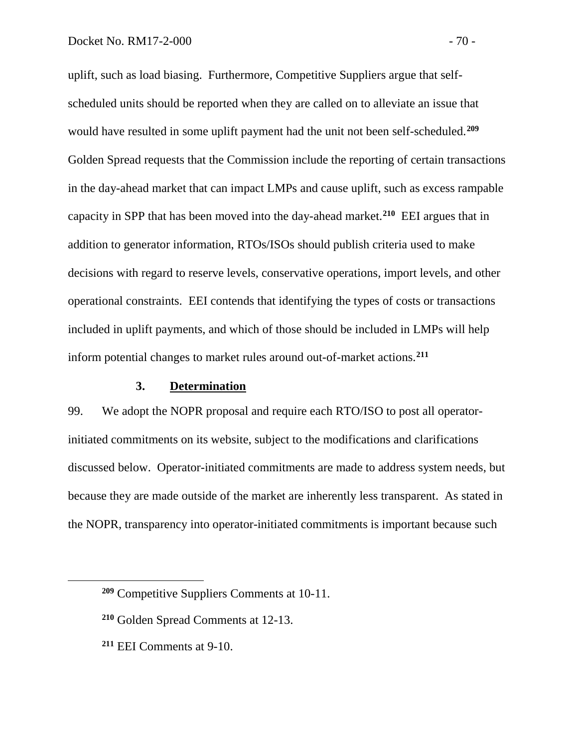uplift, such as load biasing. Furthermore, Competitive Suppliers argue that self-scheduled units should be reported when they are called on to alleviate an issue that would have resulted in some uplift payment had the unit not been self-scheduled.[209] Golden Spread requests that the Commission include the reporting of certain transactions in the day-ahead market that can impact LMPs and cause uplift, such as excess rampable capacity in SPP that has been moved into the day-ahead market.[210] EEI argues that in addition to generator information, RTOs/ISOs should publish criteria used to make decisions with regard to reserve levels, conservative operations, import levels, and other operational constraints. EEI contends that identifying the types of costs or transactions included in uplift payments, and which of those should be included in LMPs will help inform potential changes to market rules around out-of-market actions.[211]

### 3. Determination

99. We adopt the NOPR proposal and require each RTO/ISO to post all operator-initiated commitments on its website, subject to the modifications and clarifications discussed below. Operator-initiated commitments are made to address system needs, but because they are made outside of the market are inherently less transparent. As stated in the NOPR, transparency into operator-initiated commitments is important because such

---

[209] Competitive Suppliers Comments at 10-11.

[210] Golden Spread Comments at 12-13.

[211] EEI Comments at 9-10.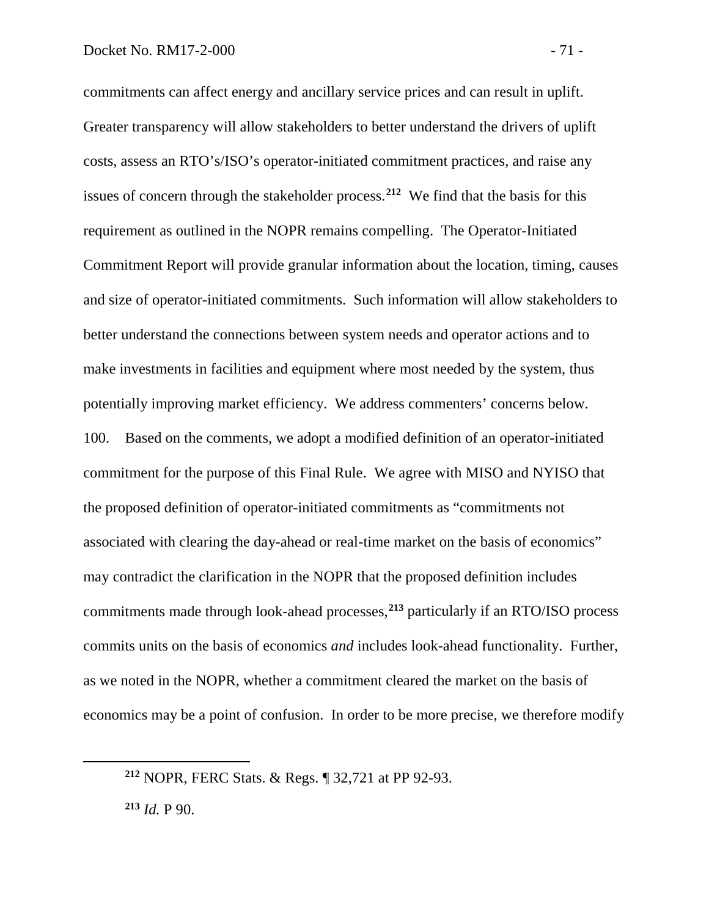commitments can affect energy and ancillary service prices and can result in uplift. Greater transparency will allow stakeholders to better understand the drivers of uplift costs, assess an RTO's/ISO's operator-initiated commitment practices, and raise any issues of concern through the stakeholder process.[212] We find that the basis for this requirement as outlined in the NOPR remains compelling. The Operator-Initiated Commitment Report will provide granular information about the location, timing, causes and size of operator-initiated commitments. Such information will allow stakeholders to better understand the connections between system needs and operator actions and to make investments in facilities and equipment where most needed by the system, thus potentially improving market efficiency. We address commenters' concerns below.

100. Based on the comments, we adopt a modified definition of an operator-initiated commitment for the purpose of this Final Rule. We agree with MISO and NYISO that the proposed definition of operator-initiated commitments as "commitments not associated with clearing the day-ahead or real-time market on the basis of economics" may contradict the clarification in the NOPR that the proposed definition includes commitments made through look-ahead processes,[213] particularly if an RTO/ISO process commits units on the basis of economics *and* includes look-ahead functionality. Further, as we noted in the NOPR, whether a commitment cleared the market on the basis of economics may be a point of confusion. In order to be more precise, we therefore modify

---

[212] NOPR, FERC Stats. & Regs. ¶ 32,721 at PP 92-93.

[213] *Id.* P 90.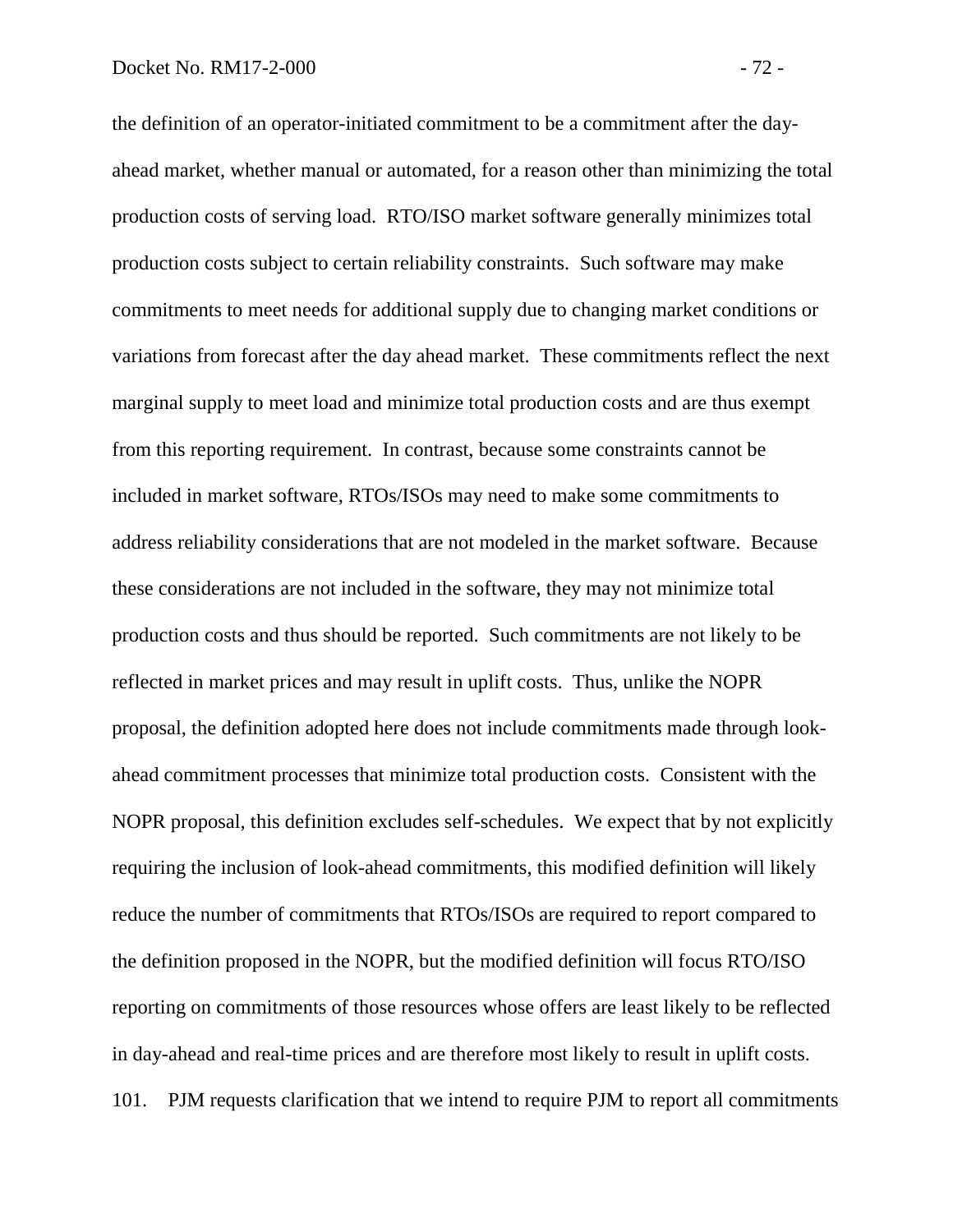the definition of an operator-initiated commitment to be a commitment after the day-ahead market, whether manual or automated, for a reason other than minimizing the total production costs of serving load. RTO/ISO market software generally minimizes total production costs subject to certain reliability constraints. Such software may make commitments to meet needs for additional supply due to changing market conditions or variations from forecast after the day ahead market. These commitments reflect the next marginal supply to meet load and minimize total production costs and are thus exempt from this reporting requirement. In contrast, because some constraints cannot be included in market software, RTOs/ISOs may need to make some commitments to address reliability considerations that are not modeled in the market software. Because these considerations are not included in the software, they may not minimize total production costs and thus should be reported. Such commitments are not likely to be reflected in market prices and may result in uplift costs. Thus, unlike the NOPR proposal, the definition adopted here does not include commitments made through look-ahead commitment processes that minimize total production costs. Consistent with the NOPR proposal, this definition excludes self-schedules. We expect that by not explicitly requiring the inclusion of look-ahead commitments, this modified definition will likely reduce the number of commitments that RTOs/ISOs are required to report compared to the definition proposed in the NOPR, but the modified definition will focus RTO/ISO reporting on commitments of those resources whose offers are least likely to be reflected in day-ahead and real-time prices and are therefore most likely to result in uplift costs.

101. PJM requests clarification that we intend to require PJM to report all commitments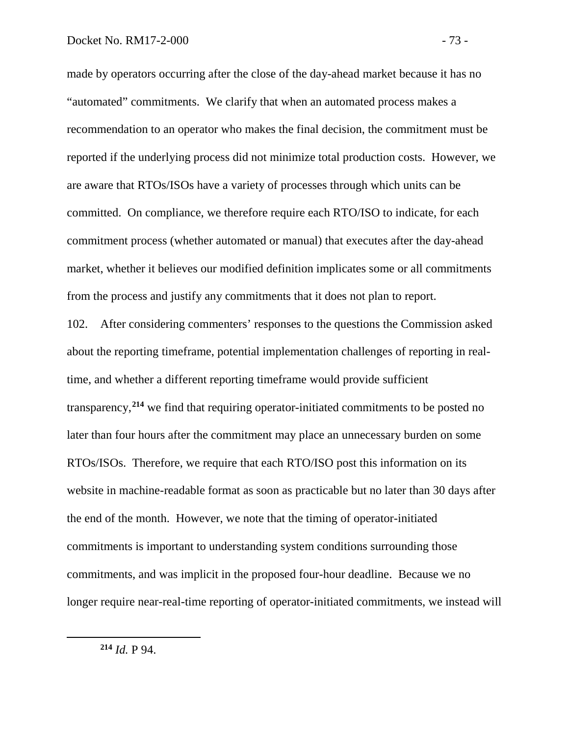made by operators occurring after the close of the day-ahead market because it has no "automated" commitments. We clarify that when an automated process makes a recommendation to an operator who makes the final decision, the commitment must be reported if the underlying process did not minimize total production costs. However, we are aware that RTOs/ISOs have a variety of processes through which units can be committed. On compliance, we therefore require each RTO/ISO to indicate, for each commitment process (whether automated or manual) that executes after the day-ahead market, whether it believes our modified definition implicates some or all commitments from the process and justify any commitments that it does not plan to report.

102. After considering commenters' responses to the questions the Commission asked about the reporting timeframe, potential implementation challenges of reporting in real-time, and whether a different reporting timeframe would provide sufficient transparency,[214] we find that requiring operator-initiated commitments to be posted no later than four hours after the commitment may place an unnecessary burden on some RTOs/ISOs. Therefore, we require that each RTO/ISO post this information on its website in machine-readable format as soon as practicable but no later than 30 days after the end of the month. However, we note that the timing of operator-initiated commitments is important to understanding system conditions surrounding those commitments, and was implicit in the proposed four-hour deadline. Because we no longer require near-real-time reporting of operator-initiated commitments, we instead will

[214] *Id.* P 94.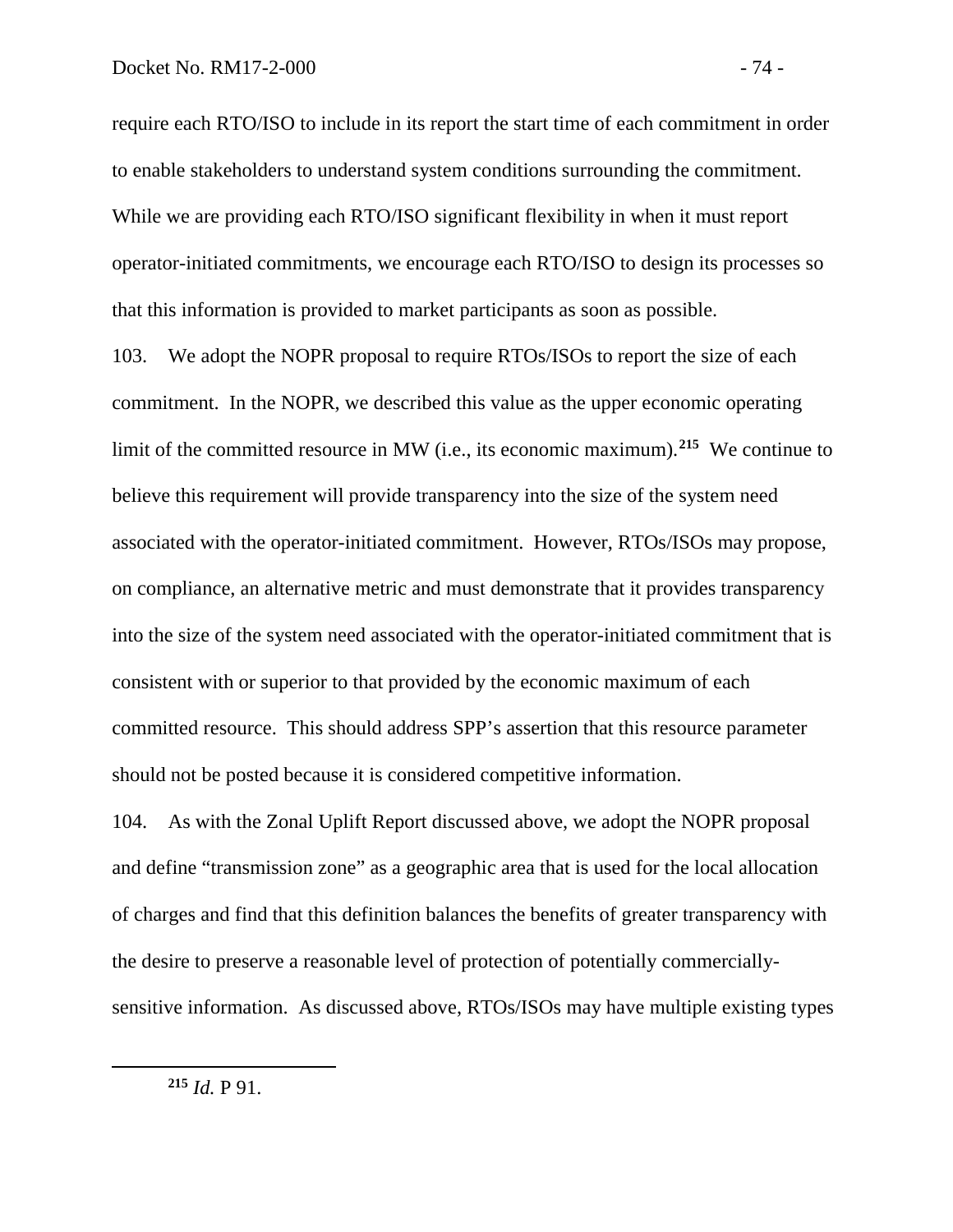require each RTO/ISO to include in its report the start time of each commitment in order to enable stakeholders to understand system conditions surrounding the commitment. While we are providing each RTO/ISO significant flexibility in when it must report operator-initiated commitments, we encourage each RTO/ISO to design its processes so that this information is provided to market participants as soon as possible.

103. We adopt the NOPR proposal to require RTOs/ISOs to report the size of each commitment. In the NOPR, we described this value as the upper economic operating limit of the committed resource in MW (i.e., its economic maximum).[215] We continue to believe this requirement will provide transparency into the size of the system need associated with the operator-initiated commitment. However, RTOs/ISOs may propose, on compliance, an alternative metric and must demonstrate that it provides transparency into the size of the system need associated with the operator-initiated commitment that is consistent with or superior to that provided by the economic maximum of each committed resource. This should address SPP's assertion that this resource parameter should not be posted because it is considered competitive information.

104. As with the Zonal Uplift Report discussed above, we adopt the NOPR proposal and define "transmission zone" as a geographic area that is used for the local allocation of charges and find that this definition balances the benefits of greater transparency with the desire to preserve a reasonable level of protection of potentially commercially-sensitive information. As discussed above, RTOs/ISOs may have multiple existing types

[215] *Id.* P 91.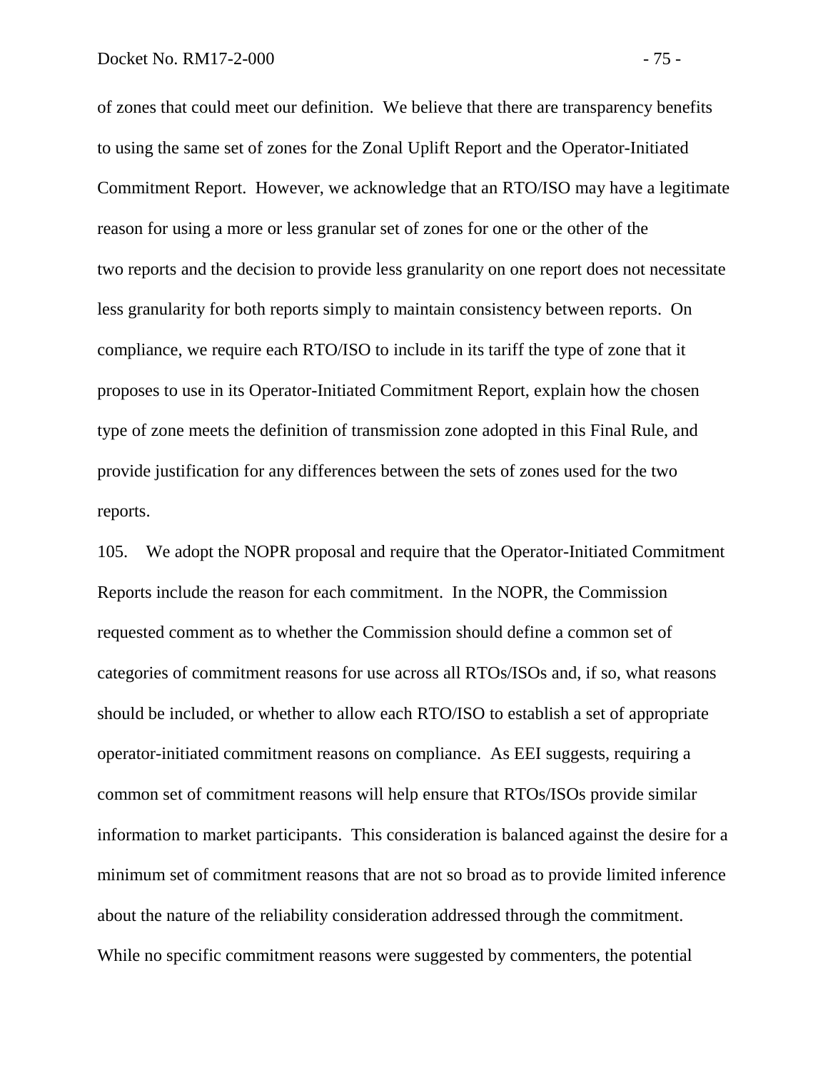of zones that could meet our definition. We believe that there are transparency benefits to using the same set of zones for the Zonal Uplift Report and the Operator-Initiated Commitment Report. However, we acknowledge that an RTO/ISO may have a legitimate reason for using a more or less granular set of zones for one or the other of the two reports and the decision to provide less granularity on one report does not necessitate less granularity for both reports simply to maintain consistency between reports. On compliance, we require each RTO/ISO to include in its tariff the type of zone that it proposes to use in its Operator-Initiated Commitment Report, explain how the chosen type of zone meets the definition of transmission zone adopted in this Final Rule, and provide justification for any differences between the sets of zones used for the two reports.

105. We adopt the NOPR proposal and require that the Operator-Initiated Commitment Reports include the reason for each commitment. In the NOPR, the Commission requested comment as to whether the Commission should define a common set of categories of commitment reasons for use across all RTOs/ISOs and, if so, what reasons should be included, or whether to allow each RTO/ISO to establish a set of appropriate operator-initiated commitment reasons on compliance. As EEI suggests, requiring a common set of commitment reasons will help ensure that RTOs/ISOs provide similar information to market participants. This consideration is balanced against the desire for a minimum set of commitment reasons that are not so broad as to provide limited inference about the nature of the reliability consideration addressed through the commitment. While no specific commitment reasons were suggested by commenters, the potential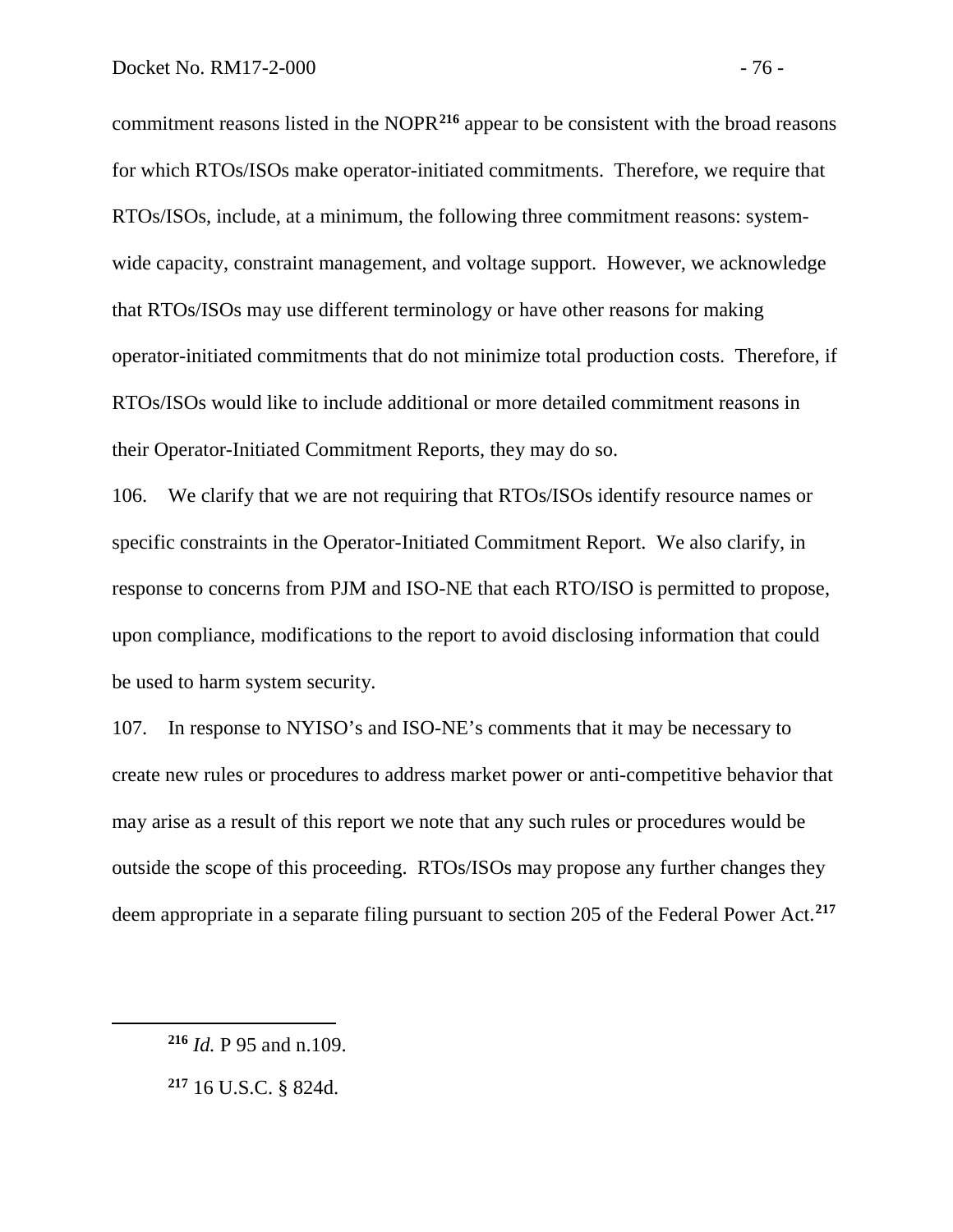commitment reasons listed in the NOPR[216] appear to be consistent with the broad reasons for which RTOs/ISOs make operator-initiated commitments. Therefore, we require that RTOs/ISOs, include, at a minimum, the following three commitment reasons: system-wide capacity, constraint management, and voltage support. However, we acknowledge that RTOs/ISOs may use different terminology or have other reasons for making operator-initiated commitments that do not minimize total production costs. Therefore, if RTOs/ISOs would like to include additional or more detailed commitment reasons in their Operator-Initiated Commitment Reports, they may do so.

106. We clarify that we are not requiring that RTOs/ISOs identify resource names or specific constraints in the Operator-Initiated Commitment Report. We also clarify, in response to concerns from PJM and ISO-NE that each RTO/ISO is permitted to propose, upon compliance, modifications to the report to avoid disclosing information that could be used to harm system security.

107. In response to NYISO's and ISO-NE's comments that it may be necessary to create new rules or procedures to address market power or anti-competitive behavior that may arise as a result of this report we note that any such rules or procedures would be outside the scope of this proceeding. RTOs/ISOs may propose any further changes they deem appropriate in a separate filing pursuant to section 205 of the Federal Power Act.[217]

---

[216] *Id.* P 95 and n.109.

[217] 16 U.S.C. § 824d.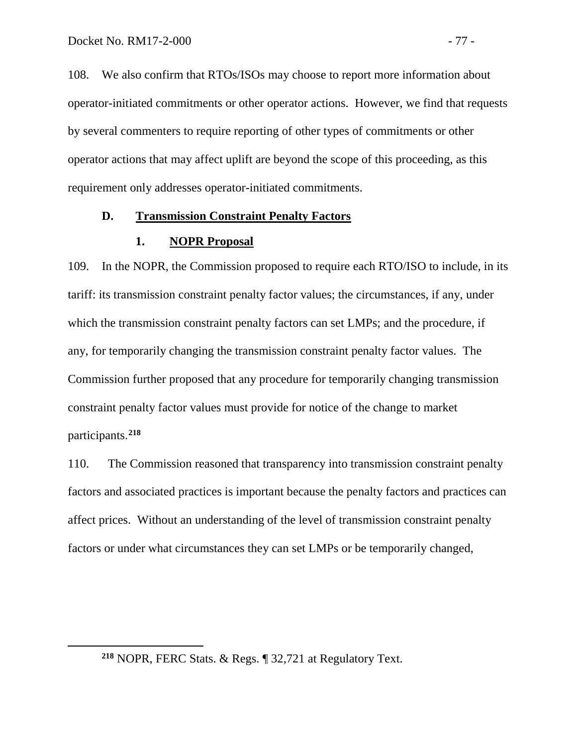108. We also confirm that RTOs/ISOs may choose to report more information about operator-initiated commitments or other operator actions. However, we find that requests by several commenters to require reporting of other types of commitments or other operator actions that may affect uplift are beyond the scope of this proceeding, as this requirement only addresses operator-initiated commitments.

### D. Transmission Constraint Penalty Factors

#### 1. NOPR Proposal

109. In the NOPR, the Commission proposed to require each RTO/ISO to include, in its tariff: its transmission constraint penalty factor values; the circumstances, if any, under which the transmission constraint penalty factors can set LMPs; and the procedure, if any, for temporarily changing the transmission constraint penalty factor values. The Commission further proposed that any procedure for temporarily changing transmission constraint penalty factor values must provide for notice of the change to market participants.[218]

110. The Commission reasoned that transparency into transmission constraint penalty factors and associated practices is important because the penalty factors and practices can affect prices. Without an understanding of the level of transmission constraint penalty factors or under what circumstances they can set LMPs or be temporarily changed,

---

[218] NOPR, FERC Stats. & Regs. ¶ 32,721 at Regulatory Text.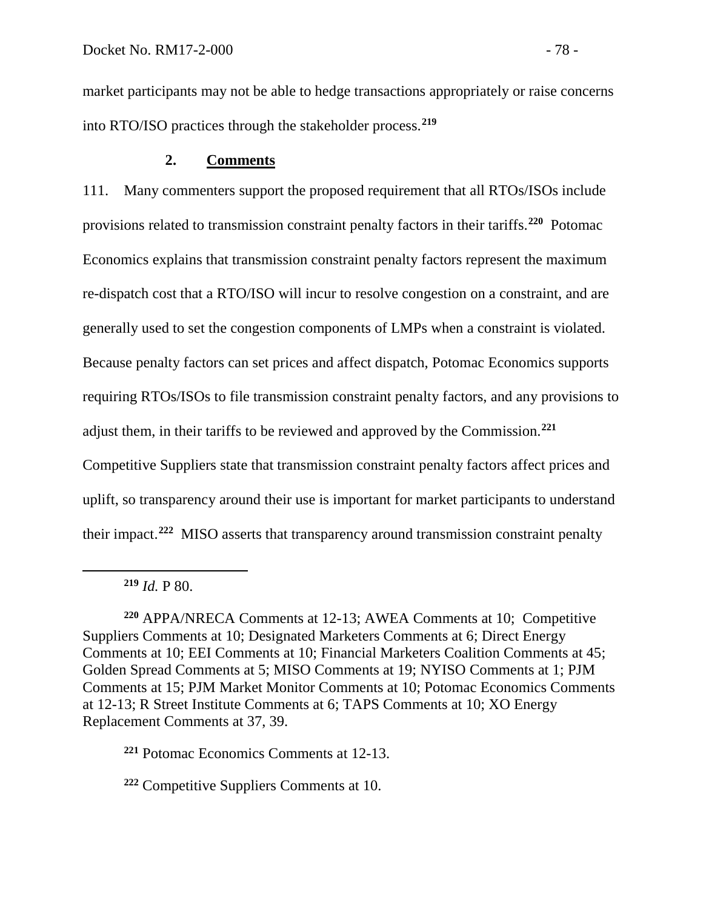market participants may not be able to hedge transactions appropriately or raise concerns into RTO/ISO practices through the stakeholder process.[219]

## 2. Comments

111. Many commenters support the proposed requirement that all RTOs/ISOs include provisions related to transmission constraint penalty factors in their tariffs.[220] Potomac Economics explains that transmission constraint penalty factors represent the maximum re-dispatch cost that a RTO/ISO will incur to resolve congestion on a constraint, and are generally used to set the congestion components of LMPs when a constraint is violated. Because penalty factors can set prices and affect dispatch, Potomac Economics supports requiring RTOs/ISOs to file transmission constraint penalty factors, and any provisions to adjust them, in their tariffs to be reviewed and approved by the Commission.[221] Competitive Suppliers state that transmission constraint penalty factors affect prices and uplift, so transparency around their use is important for market participants to understand their impact.[222] MISO asserts that transparency around transmission constraint penalty

---

[219] *Id.* P 80.

[220] APPA/NRECA Comments at 12-13; AWEA Comments at 10; Competitive Suppliers Comments at 10; Designated Marketers Comments at 6; Direct Energy Comments at 10; EEI Comments at 10; Financial Marketers Coalition Comments at 45; Golden Spread Comments at 5; MISO Comments at 19; NYISO Comments at 1; PJM Comments at 15; PJM Market Monitor Comments at 10; Potomac Economics Comments at 12-13; R Street Institute Comments at 6; TAPS Comments at 10; XO Energy Replacement Comments at 37, 39.

[221] Potomac Economics Comments at 12-13.

[222] Competitive Suppliers Comments at 10.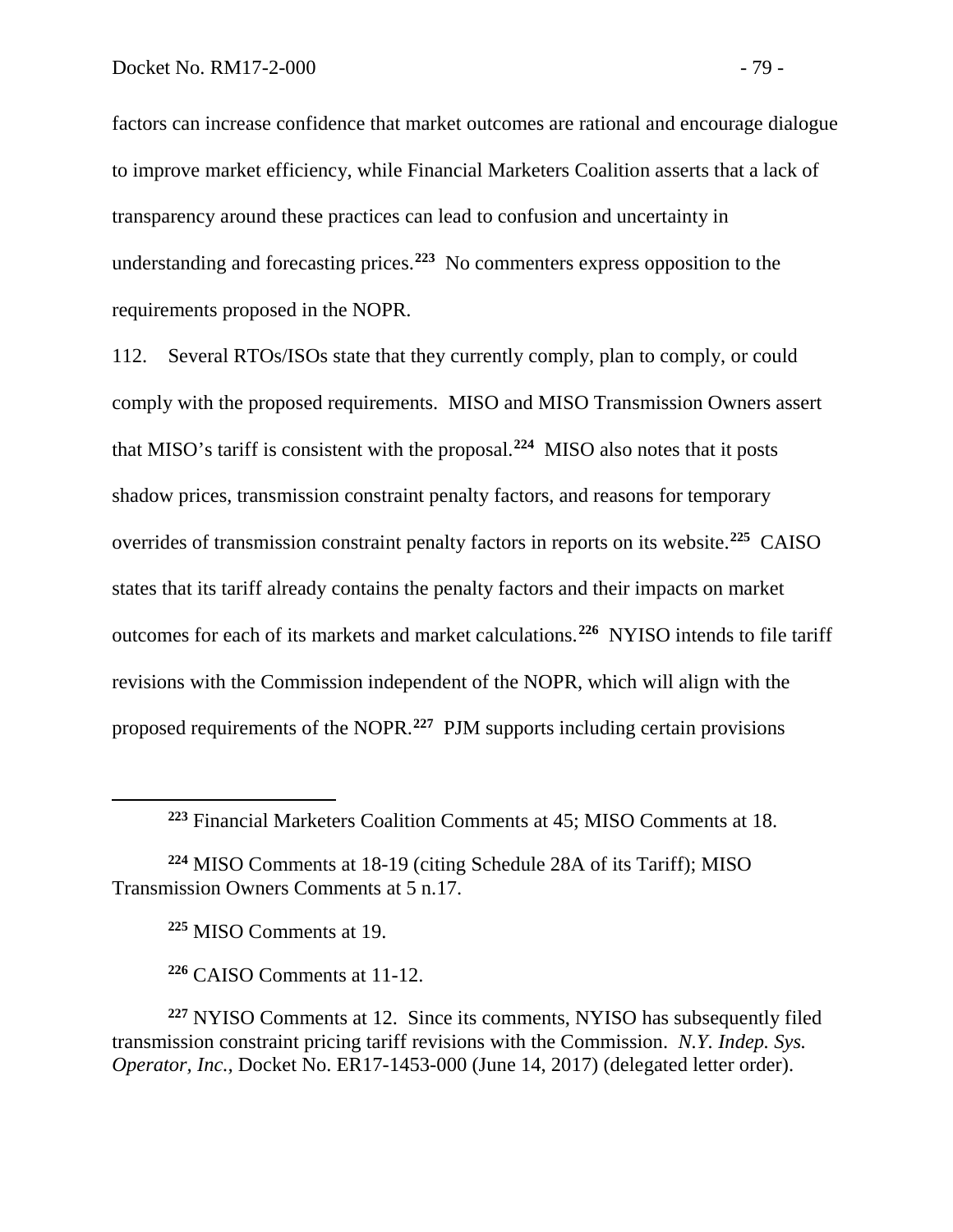factors can increase confidence that market outcomes are rational and encourage dialogue to improve market efficiency, while Financial Marketers Coalition asserts that a lack of transparency around these practices can lead to confusion and uncertainty in understanding and forecasting prices.[223] No commenters express opposition to the requirements proposed in the NOPR.

112. Several RTOs/ISOs state that they currently comply, plan to comply, or could comply with the proposed requirements. MISO and MISO Transmission Owners assert that MISO's tariff is consistent with the proposal.[224] MISO also notes that it posts shadow prices, transmission constraint penalty factors, and reasons for temporary overrides of transmission constraint penalty factors in reports on its website.[225] CAISO states that its tariff already contains the penalty factors and their impacts on market outcomes for each of its markets and market calculations.[226] NYISO intends to file tariff revisions with the Commission independent of the NOPR, which will align with the proposed requirements of the NOPR.[227] PJM supports including certain provisions

---

[223] Financial Marketers Coalition Comments at 45; MISO Comments at 18.

[224] MISO Comments at 18-19 (citing Schedule 28A of its Tariff); MISO Transmission Owners Comments at 5 n.17.

[225] MISO Comments at 19.

[226] CAISO Comments at 11-12.

[227] NYISO Comments at 12. Since its comments, NYISO has subsequently filed transmission constraint pricing tariff revisions with the Commission. *N.Y. Indep. Sys. Operator, Inc.*, Docket No. ER17-1453-000 (June 14, 2017) (delegated letter order).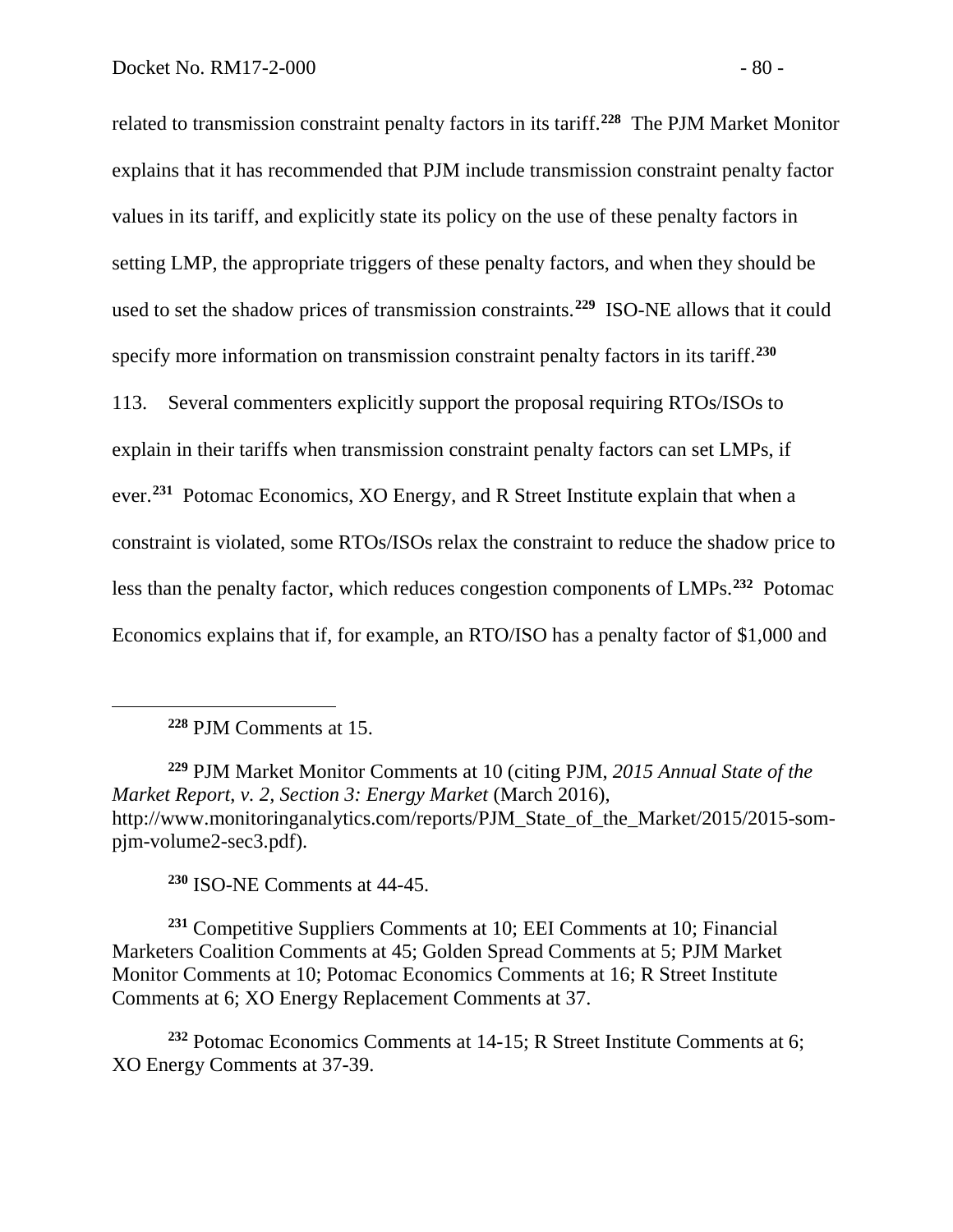related to transmission constraint penalty factors in its tariff.[228] The PJM Market Monitor explains that it has recommended that PJM include transmission constraint penalty factor values in its tariff, and explicitly state its policy on the use of these penalty factors in setting LMP, the appropriate triggers of these penalty factors, and when they should be used to set the shadow prices of transmission constraints.[229] ISO-NE allows that it could specify more information on transmission constraint penalty factors in its tariff.[230]

113. Several commenters explicitly support the proposal requiring RTOs/ISOs to explain in their tariffs when transmission constraint penalty factors can set LMPs, if ever.[231] Potomac Economics, XO Energy, and R Street Institute explain that when a constraint is violated, some RTOs/ISOs relax the constraint to reduce the shadow price to less than the penalty factor, which reduces congestion components of LMPs.[232] Potomac Economics explains that if, for example, an RTO/ISO has a penalty factor of $1,000 and

---

[228] PJM Comments at 15.

[229] PJM Market Monitor Comments at 10 (citing PJM, *2015 Annual State of the Market Report, v. 2, Section 3: Energy Market* (March 2016), http://www.monitoringanalytics.com/reports/PJM_State_of_the_Market/2015/2015-som-pjm-volume2-sec3.pdf).

[230] ISO-NE Comments at 44-45.

[231] Competitive Suppliers Comments at 10; EEI Comments at 10; Financial Marketers Coalition Comments at 45; Golden Spread Comments at 5; PJM Market Monitor Comments at 10; Potomac Economics Comments at 16; R Street Institute Comments at 6; XO Energy Replacement Comments at 37.

[232] Potomac Economics Comments at 14-15; R Street Institute Comments at 6; XO Energy Comments at 37-39.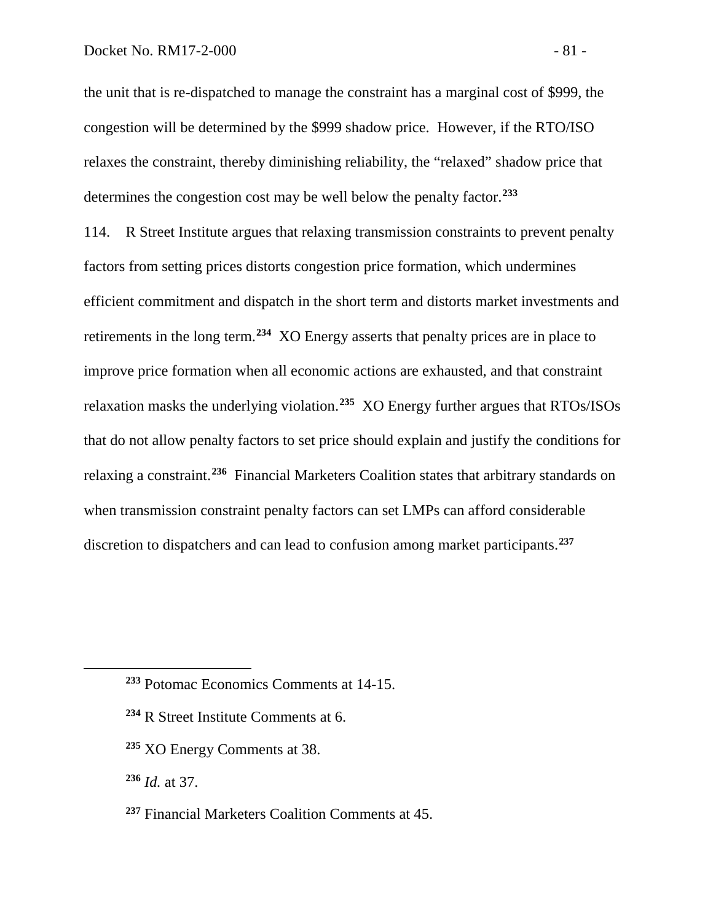the unit that is re-dispatched to manage the constraint has a marginal cost of $999, the congestion will be determined by the $999 shadow price. However, if the RTO/ISO relaxes the constraint, thereby diminishing reliability, the "relaxed" shadow price that determines the congestion cost may be well below the penalty factor.[233]

114. R Street Institute argues that relaxing transmission constraints to prevent penalty factors from setting prices distorts congestion price formation, which undermines efficient commitment and dispatch in the short term and distorts market investments and retirements in the long term.[234] XO Energy asserts that penalty prices are in place to improve price formation when all economic actions are exhausted, and that constraint relaxation masks the underlying violation.[235] XO Energy further argues that RTOs/ISOs that do not allow penalty factors to set price should explain and justify the conditions for relaxing a constraint.[236] Financial Marketers Coalition states that arbitrary standards on when transmission constraint penalty factors can set LMPs can afford considerable discretion to dispatchers and can lead to confusion among market participants.[237]

---

[233] Potomac Economics Comments at 14-15.

[234] R Street Institute Comments at 6.

[235] XO Energy Comments at 38.

[236] *Id.* at 37.

[237] Financial Marketers Coalition Comments at 45.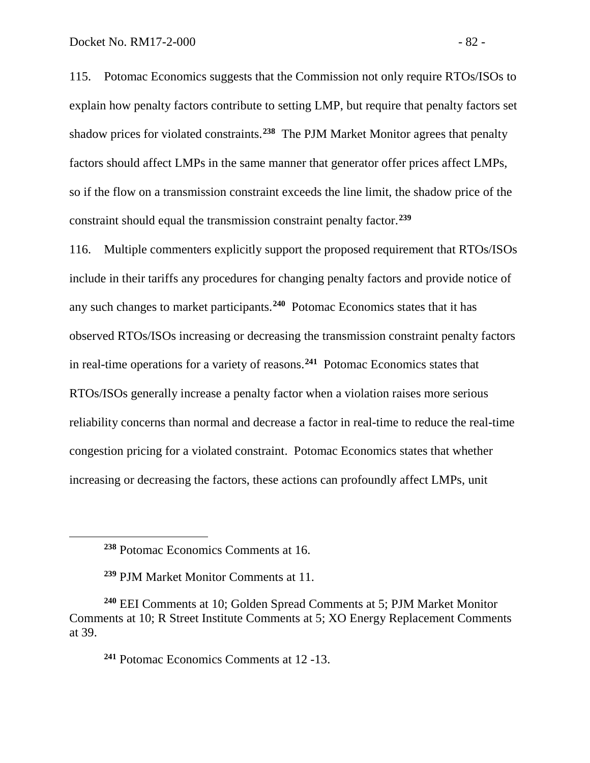115. Potomac Economics suggests that the Commission not only require RTOs/ISOs to explain how penalty factors contribute to setting LMP, but require that penalty factors set shadow prices for violated constraints.[238] The PJM Market Monitor agrees that penalty factors should affect LMPs in the same manner that generator offer prices affect LMPs, so if the flow on a transmission constraint exceeds the line limit, the shadow price of the constraint should equal the transmission constraint penalty factor.[239]

116. Multiple commenters explicitly support the proposed requirement that RTOs/ISOs include in their tariffs any procedures for changing penalty factors and provide notice of any such changes to market participants.[240] Potomac Economics states that it has observed RTOs/ISOs increasing or decreasing the transmission constraint penalty factors in real-time operations for a variety of reasons.[241] Potomac Economics states that RTOs/ISOs generally increase a penalty factor when a violation raises more serious reliability concerns than normal and decrease a factor in real-time to reduce the real-time congestion pricing for a violated constraint. Potomac Economics states that whether increasing or decreasing the factors, these actions can profoundly affect LMPs, unit

---

[238] Potomac Economics Comments at 16.

[239] PJM Market Monitor Comments at 11.

[240] EEI Comments at 10; Golden Spread Comments at 5; PJM Market Monitor Comments at 10; R Street Institute Comments at 5; XO Energy Replacement Comments at 39.

[241] Potomac Economics Comments at 12 -13.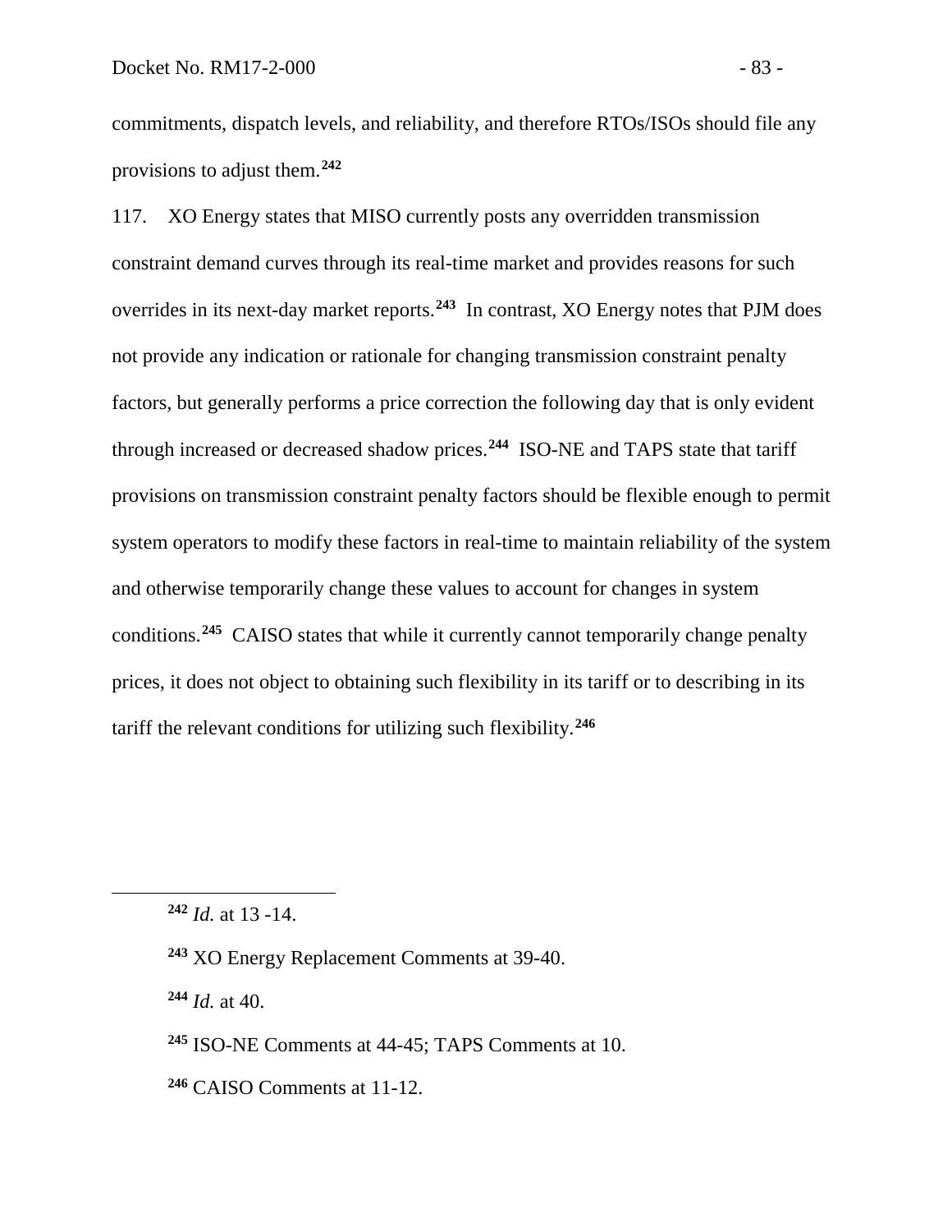commitments, dispatch levels, and reliability, and therefore RTOs/ISOs should file any provisions to adjust them.[242]

117. XO Energy states that MISO currently posts any overridden transmission constraint demand curves through its real-time market and provides reasons for such overrides in its next-day market reports.[243] In contrast, XO Energy notes that PJM does not provide any indication or rationale for changing transmission constraint penalty factors, but generally performs a price correction the following day that is only evident through increased or decreased shadow prices.[244] ISO-NE and TAPS state that tariff provisions on transmission constraint penalty factors should be flexible enough to permit system operators to modify these factors in real-time to maintain reliability of the system and otherwise temporarily change these values to account for changes in system conditions.[245] CAISO states that while it currently cannot temporarily change penalty prices, it does not object to obtaining such flexibility in its tariff or to describing in its tariff the relevant conditions for utilizing such flexibility.[246]

---

[242] *Id.* at 13 -14.

[243] XO Energy Replacement Comments at 39-40.

[244] *Id.* at 40.

[245] ISO-NE Comments at 44-45; TAPS Comments at 10.

[246] CAISO Comments at 11-12.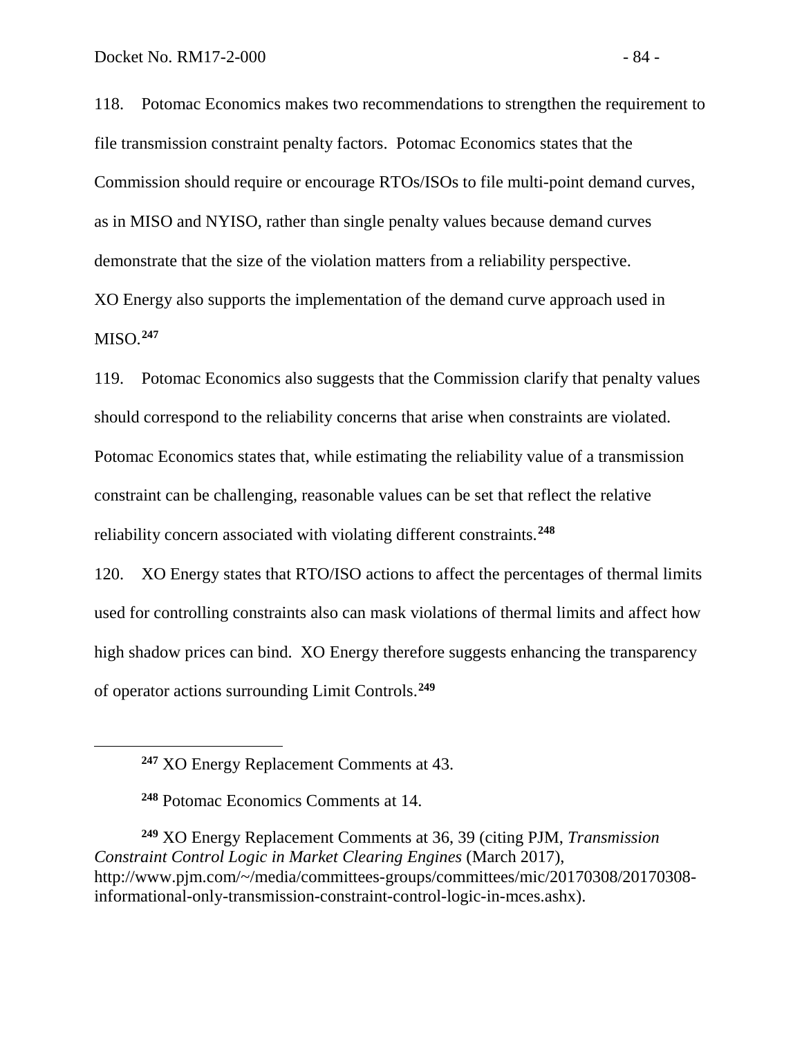118. Potomac Economics makes two recommendations to strengthen the requirement to file transmission constraint penalty factors. Potomac Economics states that the Commission should require or encourage RTOs/ISOs to file multi-point demand curves, as in MISO and NYISO, rather than single penalty values because demand curves demonstrate that the size of the violation matters from a reliability perspective. XO Energy also supports the implementation of the demand curve approach used in MISO.[247]

119. Potomac Economics also suggests that the Commission clarify that penalty values should correspond to the reliability concerns that arise when constraints are violated. Potomac Economics states that, while estimating the reliability value of a transmission constraint can be challenging, reasonable values can be set that reflect the relative reliability concern associated with violating different constraints.[248]

120. XO Energy states that RTO/ISO actions to affect the percentages of thermal limits used for controlling constraints also can mask violations of thermal limits and affect how high shadow prices can bind. XO Energy therefore suggests enhancing the transparency of operator actions surrounding Limit Controls.[249]

---

[247] XO Energy Replacement Comments at 43.

[248] Potomac Economics Comments at 14.

[249] XO Energy Replacement Comments at 36, 39 (citing PJM, *Transmission Constraint Control Logic in Market Clearing Engines* (March 2017), http://www.pjm.com/~/media/committees-groups/committees/mic/20170308/20170308-informational-only-transmission-constraint-control-logic-in-mces.ashx).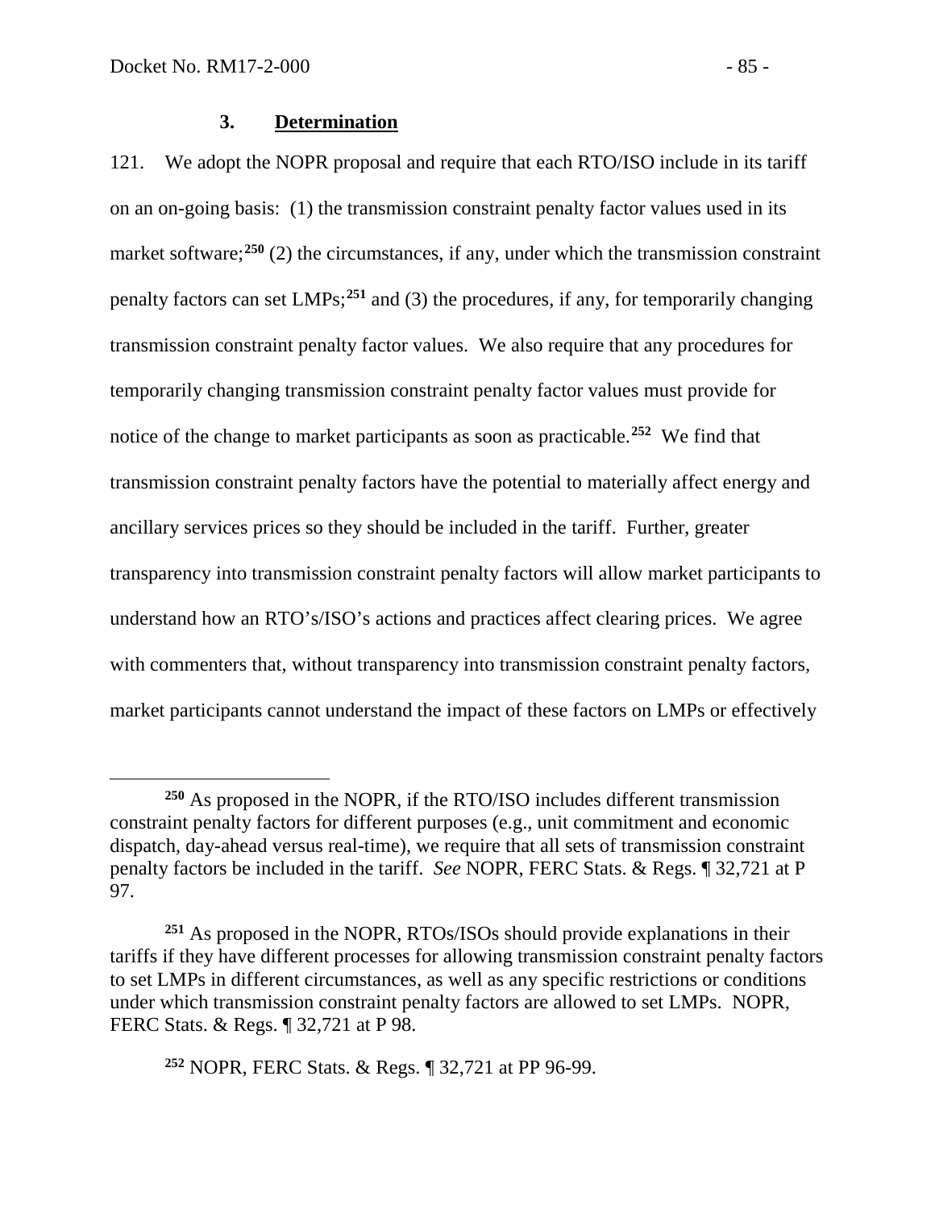### 3. **Determination**

121. We adopt the NOPR proposal and require that each RTO/ISO include in its tariff on an on-going basis: (1) the transmission constraint penalty factor values used in its market software;[250] (2) the circumstances, if any, under which the transmission constraint penalty factors can set LMPs;[251] and (3) the procedures, if any, for temporarily changing transmission constraint penalty factor values. We also require that any procedures for temporarily changing transmission constraint penalty factor values must provide for notice of the change to market participants as soon as practicable.[252] We find that transmission constraint penalty factors have the potential to materially affect energy and ancillary services prices so they should be included in the tariff. Further, greater transparency into transmission constraint penalty factors will allow market participants to understand how an RTO's/ISO's actions and practices affect clearing prices. We agree with commenters that, without transparency into transmission constraint penalty factors, market participants cannot understand the impact of these factors on LMPs or effectively

---

[250] As proposed in the NOPR, if the RTO/ISO includes different transmission constraint penalty factors for different purposes (e.g., unit commitment and economic dispatch, day-ahead versus real-time), we require that all sets of transmission constraint penalty factors be included in the tariff. *See* NOPR, FERC Stats. & Regs. ¶ 32,721 at P 97.

[251] As proposed in the NOPR, RTOs/ISOs should provide explanations in their tariffs if they have different processes for allowing transmission constraint penalty factors to set LMPs in different circumstances, as well as any specific restrictions or conditions under which transmission constraint penalty factors are allowed to set LMPs. NOPR, FERC Stats. & Regs. ¶ 32,721 at P 98.

[252] NOPR, FERC Stats. & Regs. ¶ 32,721 at PP 96-99.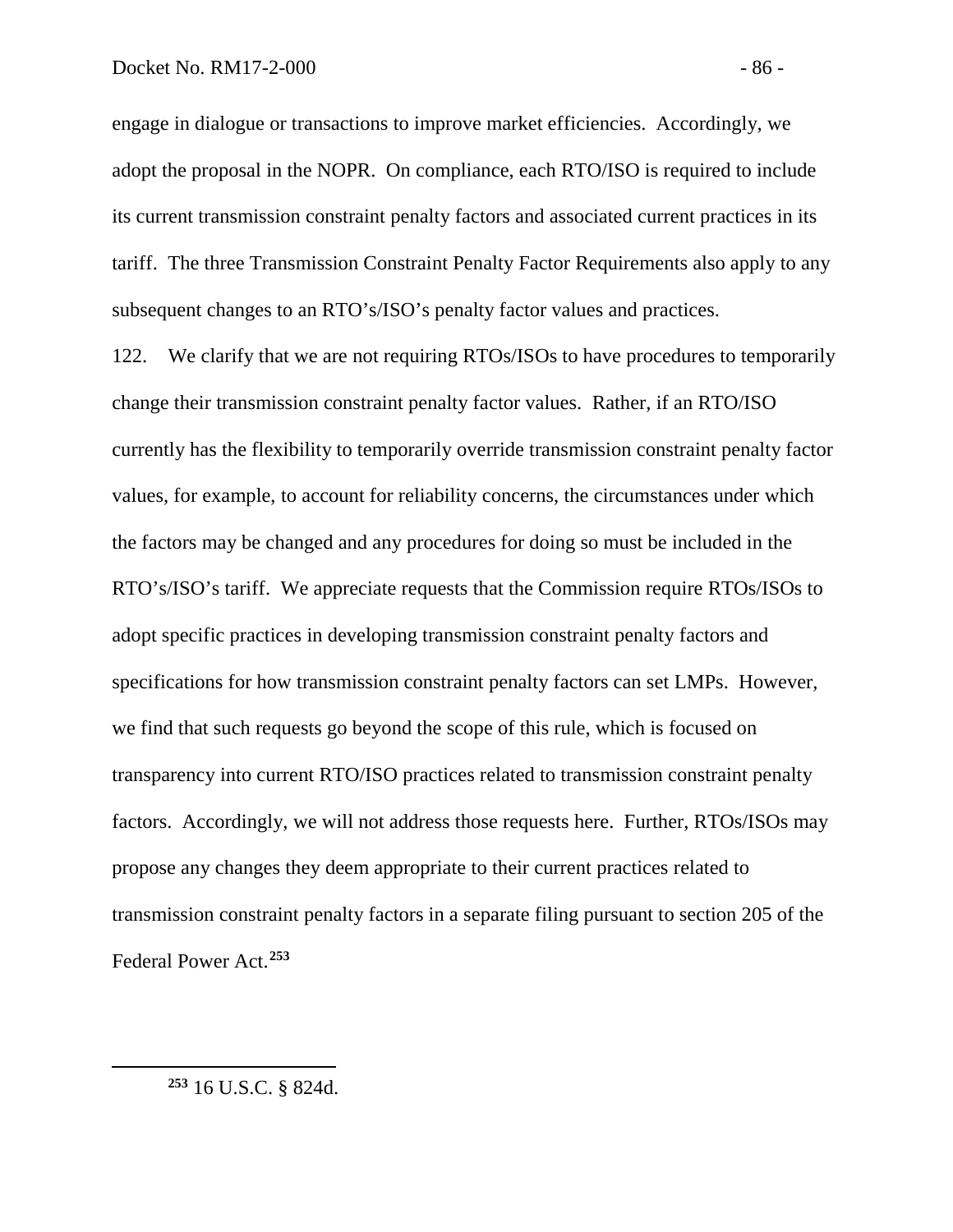engage in dialogue or transactions to improve market efficiencies. Accordingly, we adopt the proposal in the NOPR. On compliance, each RTO/ISO is required to include its current transmission constraint penalty factors and associated current practices in its tariff. The three Transmission Constraint Penalty Factor Requirements also apply to any subsequent changes to an RTO's/ISO's penalty factor values and practices.

122. We clarify that we are not requiring RTOs/ISOs to have procedures to temporarily change their transmission constraint penalty factor values. Rather, if an RTO/ISO currently has the flexibility to temporarily override transmission constraint penalty factor values, for example, to account for reliability concerns, the circumstances under which the factors may be changed and any procedures for doing so must be included in the RTO's/ISO's tariff. We appreciate requests that the Commission require RTOs/ISOs to adopt specific practices in developing transmission constraint penalty factors and specifications for how transmission constraint penalty factors can set LMPs. However, we find that such requests go beyond the scope of this rule, which is focused on transparency into current RTO/ISO practices related to transmission constraint penalty factors. Accordingly, we will not address those requests here. Further, RTOs/ISOs may propose any changes they deem appropriate to their current practices related to transmission constraint penalty factors in a separate filing pursuant to section 205 of the Federal Power Act.[253]

---

[253] 16 U.S.C. § 824d.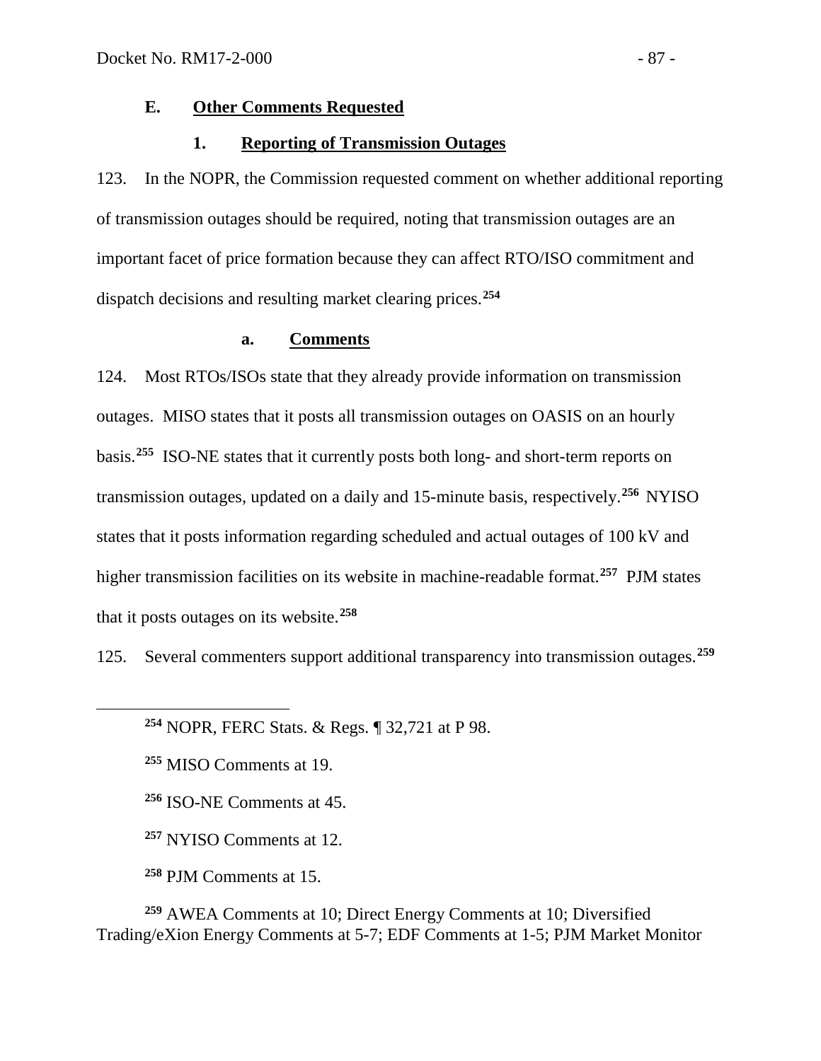### E. Other Comments Requested

#### 1. Reporting of Transmission Outages

123. In the NOPR, the Commission requested comment on whether additional reporting of transmission outages should be required, noting that transmission outages are an important facet of price formation because they can affect RTO/ISO commitment and dispatch decisions and resulting market clearing prices.[254]

##### a. Comments

124. Most RTOs/ISOs state that they already provide information on transmission outages. MISO states that it posts all transmission outages on OASIS on an hourly basis.[255] ISO-NE states that it currently posts both long- and short-term reports on transmission outages, updated on a daily and 15-minute basis, respectively.[256] NYISO states that it posts information regarding scheduled and actual outages of 100 kV and higher transmission facilities on its website in machine-readable format.[257] PJM states that it posts outages on its website.[258]

125. Several commenters support additional transparency into transmission outages.[259]

---

[254] NOPR, FERC Stats. & Regs. ¶ 32,721 at P 98.

[255] MISO Comments at 19.

[256] ISO-NE Comments at 45.

[257] NYISO Comments at 12.

[258] PJM Comments at 15.

[259] AWEA Comments at 10; Direct Energy Comments at 10; Diversified Trading/eXion Energy Comments at 5-7; EDF Comments at 1-5; PJM Market Monitor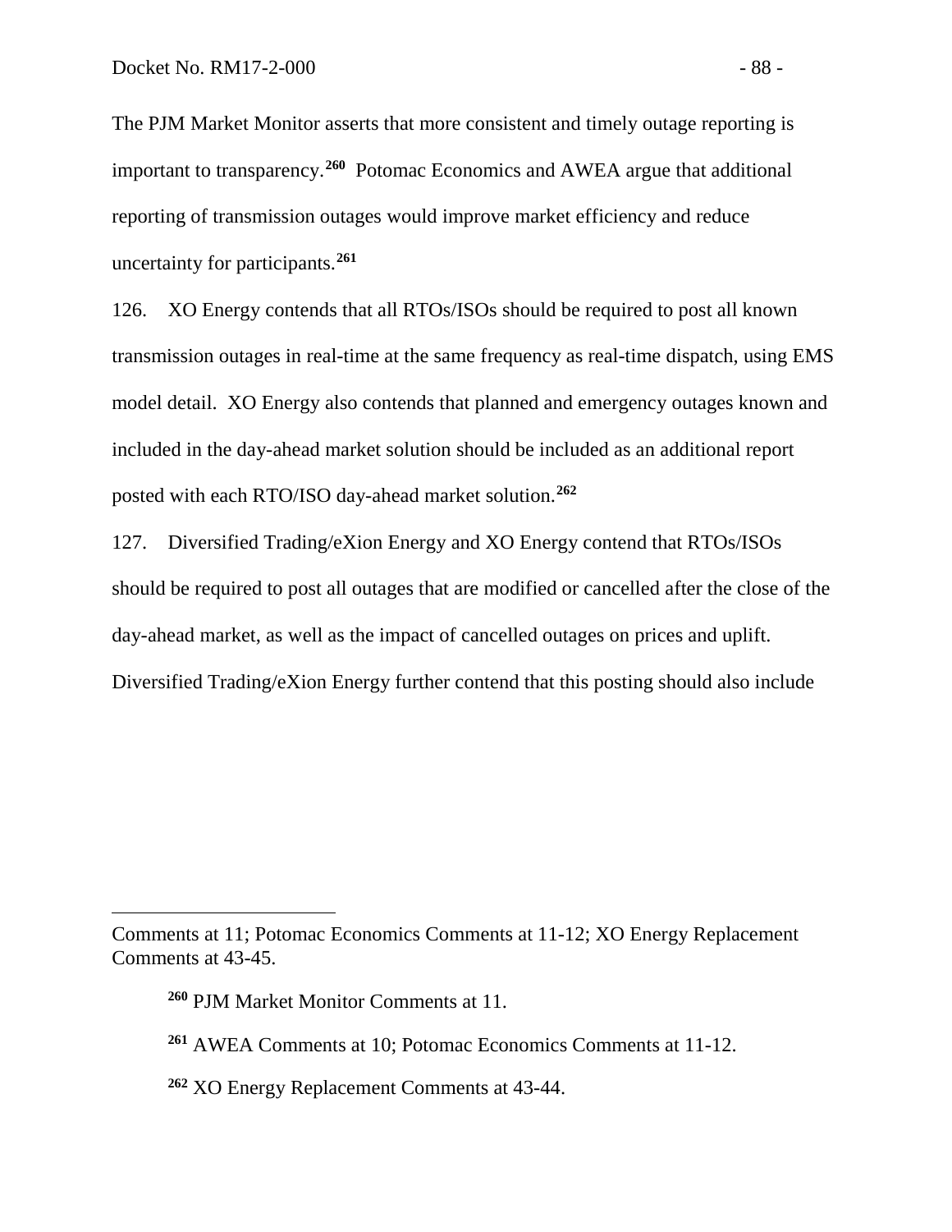The PJM Market Monitor asserts that more consistent and timely outage reporting is important to transparency.[260] Potomac Economics and AWEA argue that additional reporting of transmission outages would improve market efficiency and reduce uncertainty for participants.[261]

126. XO Energy contends that all RTOs/ISOs should be required to post all known transmission outages in real-time at the same frequency as real-time dispatch, using EMS model detail. XO Energy also contends that planned and emergency outages known and included in the day-ahead market solution should be included as an additional report posted with each RTO/ISO day-ahead market solution.[262]

127. Diversified Trading/eXion Energy and XO Energy contend that RTOs/ISOs should be required to post all outages that are modified or cancelled after the close of the day-ahead market, as well as the impact of cancelled outages on prices and uplift. Diversified Trading/eXion Energy further contend that this posting should also include

---

Comments at 11; Potomac Economics Comments at 11-12; XO Energy Replacement Comments at 43-45.

[260] PJM Market Monitor Comments at 11.

[261] AWEA Comments at 10; Potomac Economics Comments at 11-12.

[262] XO Energy Replacement Comments at 43-44.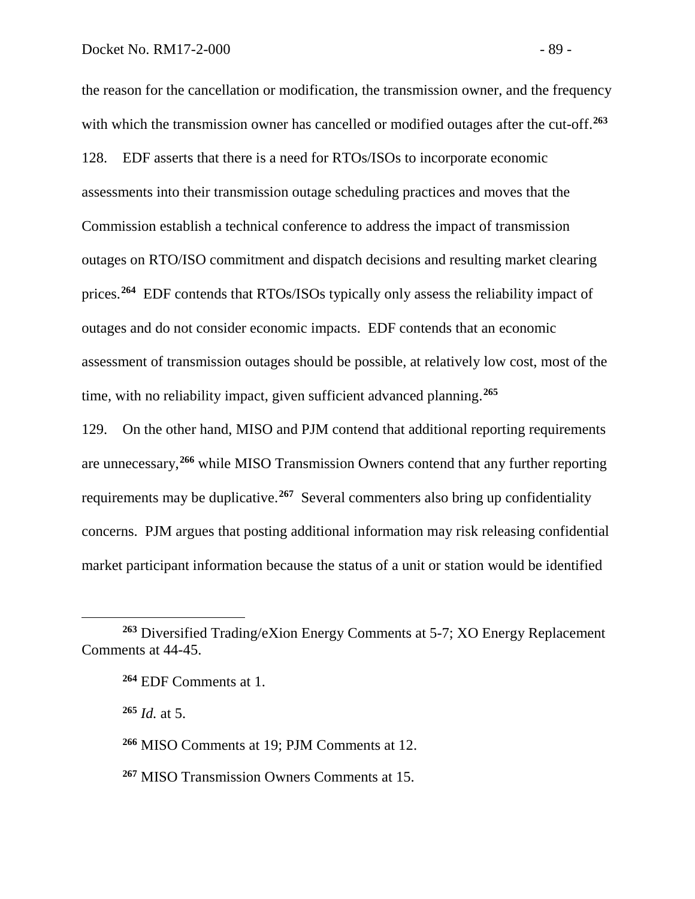the reason for the cancellation or modification, the transmission owner, and the frequency with which the transmission owner has cancelled or modified outages after the cut-off.[263]

128. EDF asserts that there is a need for RTOs/ISOs to incorporate economic assessments into their transmission outage scheduling practices and moves that the Commission establish a technical conference to address the impact of transmission outages on RTO/ISO commitment and dispatch decisions and resulting market clearing prices.[264] EDF contends that RTOs/ISOs typically only assess the reliability impact of outages and do not consider economic impacts. EDF contends that an economic assessment of transmission outages should be possible, at relatively low cost, most of the time, with no reliability impact, given sufficient advanced planning.[265]

129. On the other hand, MISO and PJM contend that additional reporting requirements are unnecessary,[266] while MISO Transmission Owners contend that any further reporting requirements may be duplicative.[267] Several commenters also bring up confidentiality concerns. PJM argues that posting additional information may risk releasing confidential market participant information because the status of a unit or station would be identified

---

[263] Diversified Trading/eXion Energy Comments at 5-7; XO Energy Replacement Comments at 44-45.

[264] EDF Comments at 1.

[265] *Id.* at 5.

[266] MISO Comments at 19; PJM Comments at 12.

[267] MISO Transmission Owners Comments at 15.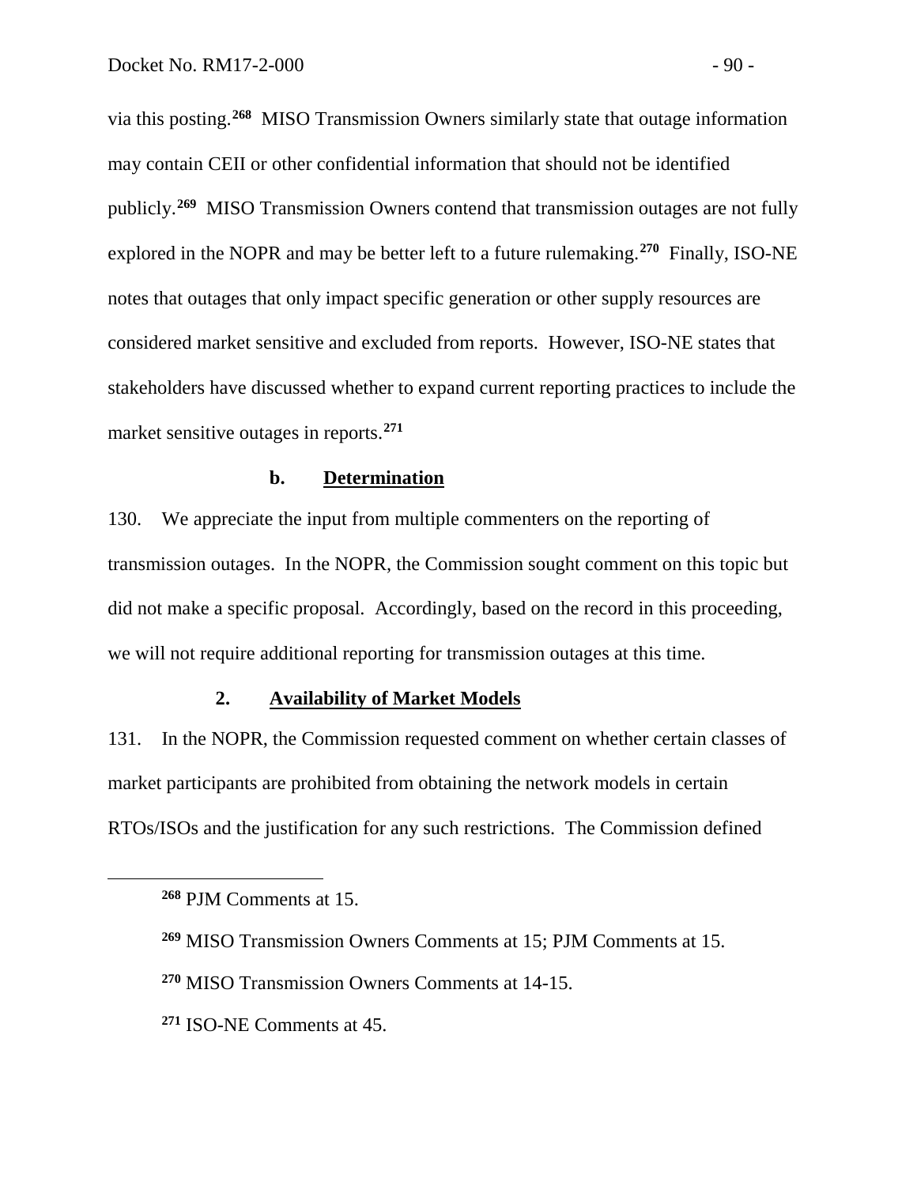via this posting.[268] MISO Transmission Owners similarly state that outage information may contain CEII or other confidential information that should not be identified publicly.[269] MISO Transmission Owners contend that transmission outages are not fully explored in the NOPR and may be better left to a future rulemaking.[270] Finally, ISO-NE notes that outages that only impact specific generation or other supply resources are considered market sensitive and excluded from reports. However, ISO-NE states that stakeholders have discussed whether to expand current reporting practices to include the market sensitive outages in reports.[271]

#### b. Determination

130. We appreciate the input from multiple commenters on the reporting of transmission outages. In the NOPR, the Commission sought comment on this topic but did not make a specific proposal. Accordingly, based on the record in this proceeding, we will not require additional reporting for transmission outages at this time.

### 2. Availability of Market Models

131. In the NOPR, the Commission requested comment on whether certain classes of market participants are prohibited from obtaining the network models in certain RTOs/ISOs and the justification for any such restrictions. The Commission defined

---

[268] PJM Comments at 15.

[269] MISO Transmission Owners Comments at 15; PJM Comments at 15.

[270] MISO Transmission Owners Comments at 14-15.

[271] ISO-NE Comments at 45.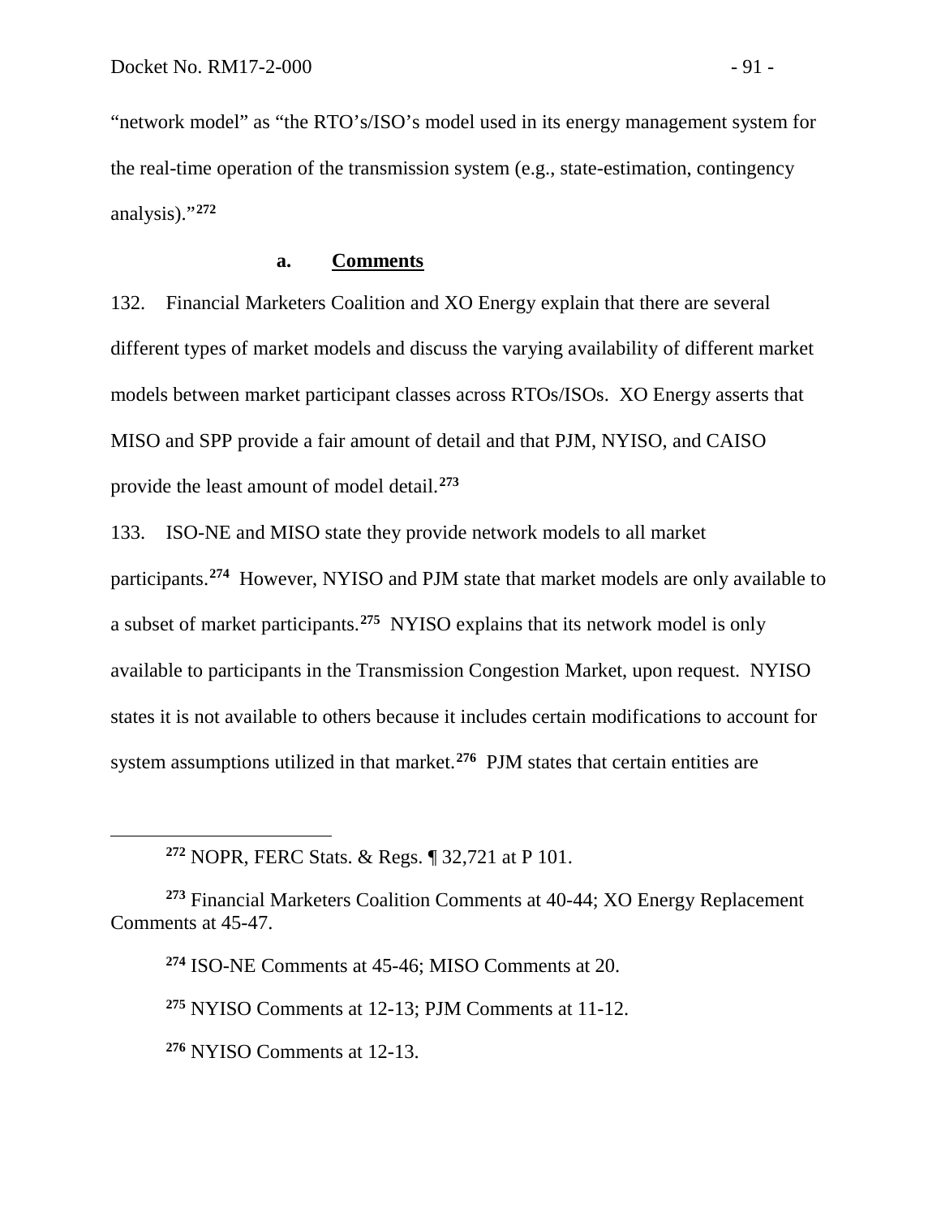"network model" as "the RTO's/ISO's model used in its energy management system for the real-time operation of the transmission system (e.g., state-estimation, contingency analysis)."[272]

### a. Comments

132. Financial Marketers Coalition and XO Energy explain that there are several different types of market models and discuss the varying availability of different market models between market participant classes across RTOs/ISOs. XO Energy asserts that MISO and SPP provide a fair amount of detail and that PJM, NYISO, and CAISO provide the least amount of model detail.[273]

133. ISO-NE and MISO state they provide network models to all market participants.[274] However, NYISO and PJM state that market models are only available to a subset of market participants.[275] NYISO explains that its network model is only available to participants in the Transmission Congestion Market, upon request. NYISO states it is not available to others because it includes certain modifications to account for system assumptions utilized in that market.[276] PJM states that certain entities are

---

[272] NOPR, FERC Stats. & Regs. ¶ 32,721 at P 101.

[273] Financial Marketers Coalition Comments at 40-44; XO Energy Replacement Comments at 45-47.

[274] ISO-NE Comments at 45-46; MISO Comments at 20.

[275] NYISO Comments at 12-13; PJM Comments at 11-12.

[276] NYISO Comments at 12-13.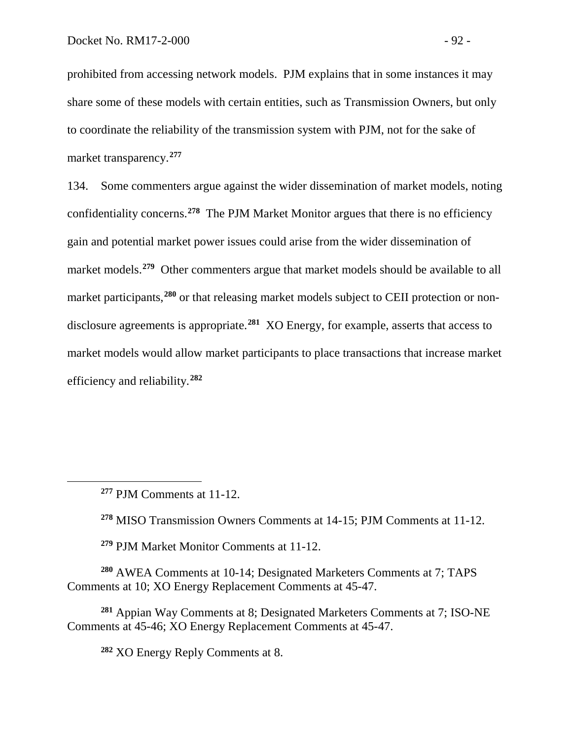prohibited from accessing network models. PJM explains that in some instances it may share some of these models with certain entities, such as Transmission Owners, but only to coordinate the reliability of the transmission system with PJM, not for the sake of market transparency.[277]

134. Some commenters argue against the wider dissemination of market models, noting confidentiality concerns.[278] The PJM Market Monitor argues that there is no efficiency gain and potential market power issues could arise from the wider dissemination of market models.[279] Other commenters argue that market models should be available to all market participants,[280] or that releasing market models subject to CEII protection or non-disclosure agreements is appropriate.[281] XO Energy, for example, asserts that access to market models would allow market participants to place transactions that increase market efficiency and reliability.[282]

---

[277] PJM Comments at 11-12.

[278] MISO Transmission Owners Comments at 14-15; PJM Comments at 11-12.

[279] PJM Market Monitor Comments at 11-12.

[280] AWEA Comments at 10-14; Designated Marketers Comments at 7; TAPS Comments at 10; XO Energy Replacement Comments at 45-47.

[281] Appian Way Comments at 8; Designated Marketers Comments at 7; ISO-NE Comments at 45-46; XO Energy Replacement Comments at 45-47.

[282] XO Energy Reply Comments at 8.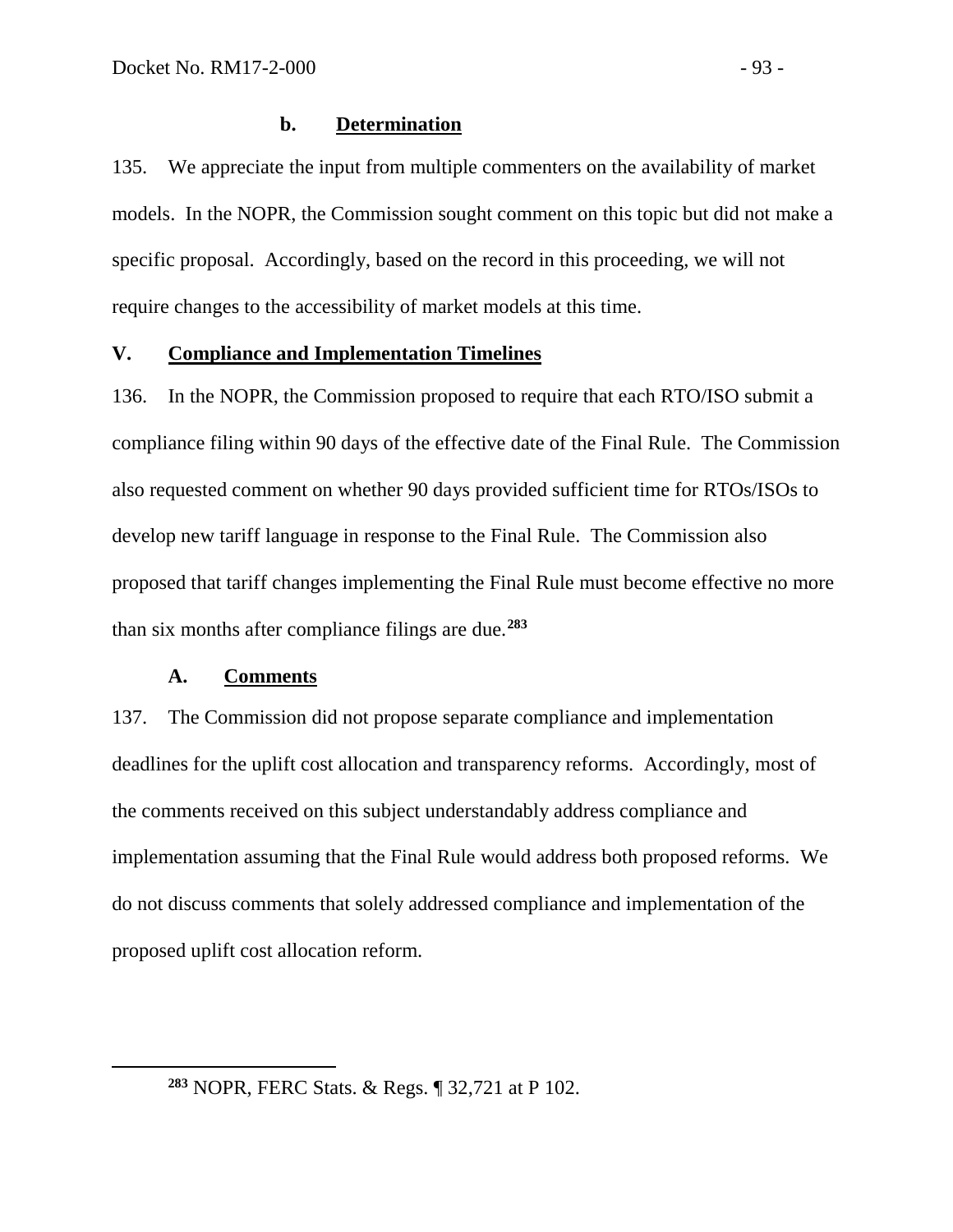#### b. Determination

135. We appreciate the input from multiple commenters on the availability of market models. In the NOPR, the Commission sought comment on this topic but did not make a specific proposal. Accordingly, based on the record in this proceeding, we will not require changes to the accessibility of market models at this time.

## V. Compliance and Implementation Timelines

136. In the NOPR, the Commission proposed to require that each RTO/ISO submit a compliance filing within 90 days of the effective date of the Final Rule. The Commission also requested comment on whether 90 days provided sufficient time for RTOs/ISOs to develop new tariff language in response to the Final Rule. The Commission also proposed that tariff changes implementing the Final Rule must become effective no more than six months after compliance filings are due.[283]

### A. Comments

137. The Commission did not propose separate compliance and implementation deadlines for the uplift cost allocation and transparency reforms. Accordingly, most of the comments received on this subject understandably address compliance and implementation assuming that the Final Rule would address both proposed reforms. We do not discuss comments that solely addressed compliance and implementation of the proposed uplift cost allocation reform.

[283] NOPR, FERC Stats. & Regs. ¶ 32,721 at P 102.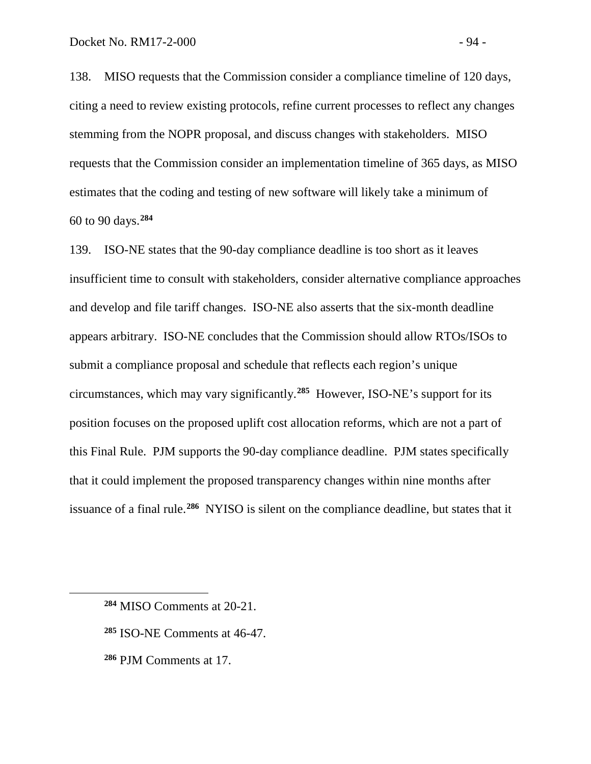138. MISO requests that the Commission consider a compliance timeline of 120 days, citing a need to review existing protocols, refine current processes to reflect any changes stemming from the NOPR proposal, and discuss changes with stakeholders. MISO requests that the Commission consider an implementation timeline of 365 days, as MISO estimates that the coding and testing of new software will likely take a minimum of 60 to 90 days.[284]

139. ISO-NE states that the 90-day compliance deadline is too short as it leaves insufficient time to consult with stakeholders, consider alternative compliance approaches and develop and file tariff changes. ISO-NE also asserts that the six-month deadline appears arbitrary. ISO-NE concludes that the Commission should allow RTOs/ISOs to submit a compliance proposal and schedule that reflects each region's unique circumstances, which may vary significantly.[285] However, ISO-NE's support for its position focuses on the proposed uplift cost allocation reforms, which are not a part of this Final Rule. PJM supports the 90-day compliance deadline. PJM states specifically that it could implement the proposed transparency changes within nine months after issuance of a final rule.[286] NYISO is silent on the compliance deadline, but states that it

[284] MISO Comments at 20-21.

[285] ISO-NE Comments at 46-47.

[286] PJM Comments at 17.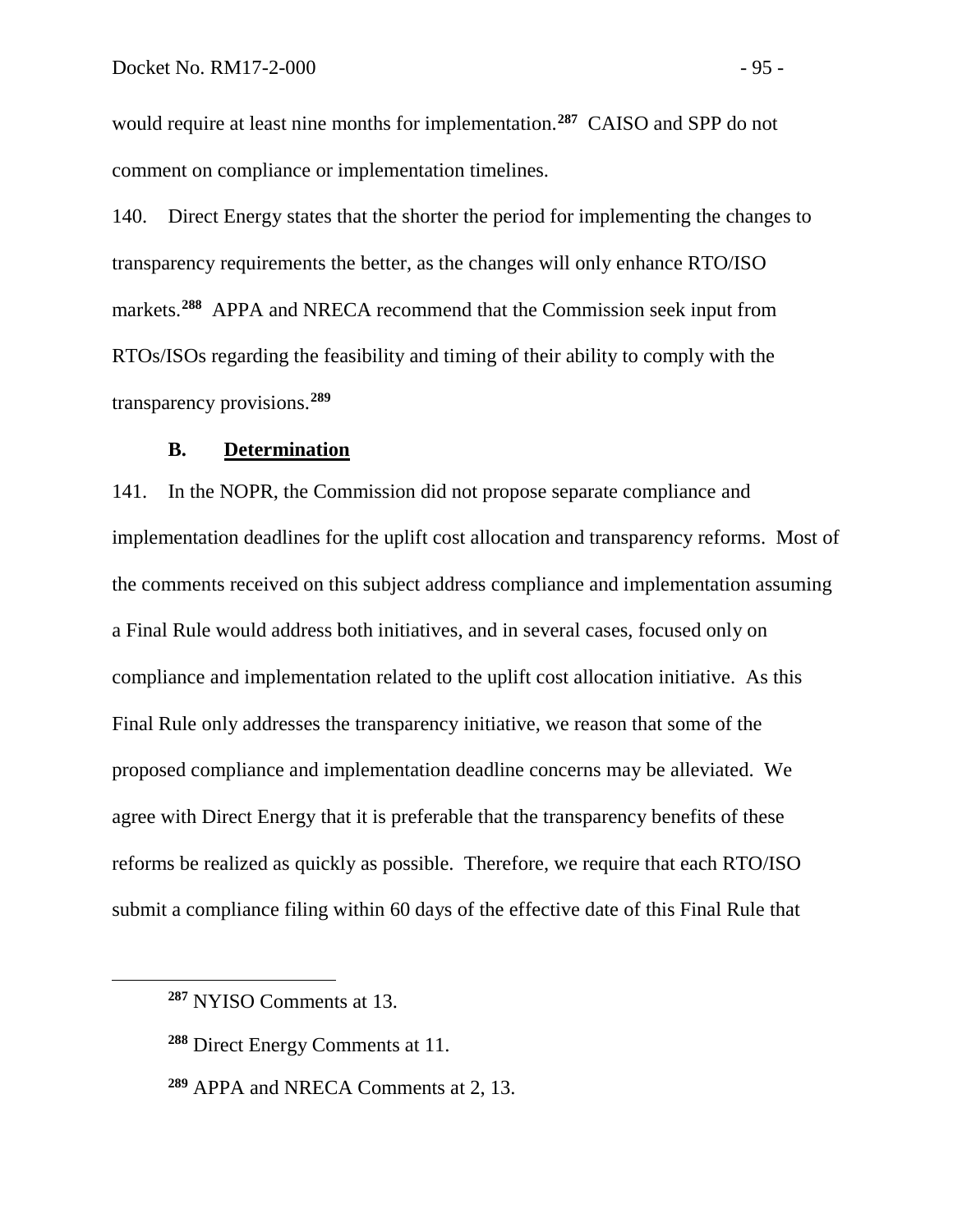would require at least nine months for implementation.[287] CAISO and SPP do not comment on compliance or implementation timelines.

140. Direct Energy states that the shorter the period for implementing the changes to transparency requirements the better, as the changes will only enhance RTO/ISO markets.[288] APPA and NRECA recommend that the Commission seek input from RTOs/ISOs regarding the feasibility and timing of their ability to comply with the transparency provisions.[289]

### B. Determination

141. In the NOPR, the Commission did not propose separate compliance and implementation deadlines for the uplift cost allocation and transparency reforms. Most of the comments received on this subject address compliance and implementation assuming a Final Rule would address both initiatives, and in several cases, focused only on compliance and implementation related to the uplift cost allocation initiative. As this Final Rule only addresses the transparency initiative, we reason that some of the proposed compliance and implementation deadline concerns may be alleviated. We agree with Direct Energy that it is preferable that the transparency benefits of these reforms be realized as quickly as possible. Therefore, we require that each RTO/ISO submit a compliance filing within 60 days of the effective date of this Final Rule that

---

[287] NYISO Comments at 13.

[288] Direct Energy Comments at 11.

[289] APPA and NRECA Comments at 2, 13.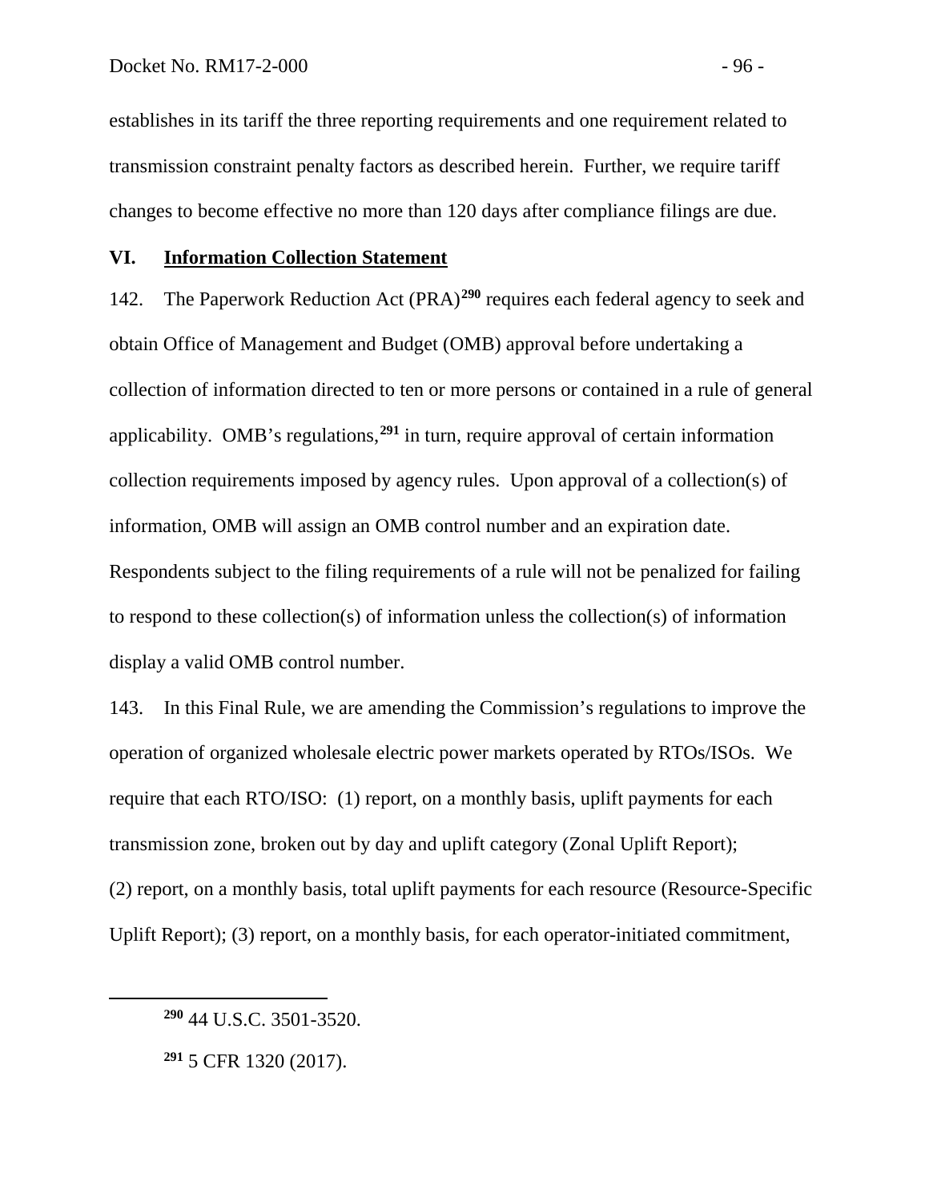establishes in its tariff the three reporting requirements and one requirement related to transmission constraint penalty factors as described herein. Further, we require tariff changes to become effective no more than 120 days after compliance filings are due.

## VI. Information Collection Statement

142. The Paperwork Reduction Act (PRA)[290] requires each federal agency to seek and obtain Office of Management and Budget (OMB) approval before undertaking a collection of information directed to ten or more persons or contained in a rule of general applicability. OMB's regulations,[291] in turn, require approval of certain information collection requirements imposed by agency rules. Upon approval of a collection(s) of information, OMB will assign an OMB control number and an expiration date. Respondents subject to the filing requirements of a rule will not be penalized for failing to respond to these collection(s) of information unless the collection(s) of information display a valid OMB control number.

143. In this Final Rule, we are amending the Commission's regulations to improve the operation of organized wholesale electric power markets operated by RTOs/ISOs. We require that each RTO/ISO: (1) report, on a monthly basis, uplift payments for each transmission zone, broken out by day and uplift category (Zonal Uplift Report); (2) report, on a monthly basis, total uplift payments for each resource (Resource-Specific Uplift Report); (3) report, on a monthly basis, for each operator-initiated commitment,

---

[290] 44 U.S.C. 3501-3520.

[291] 5 CFR 1320 (2017).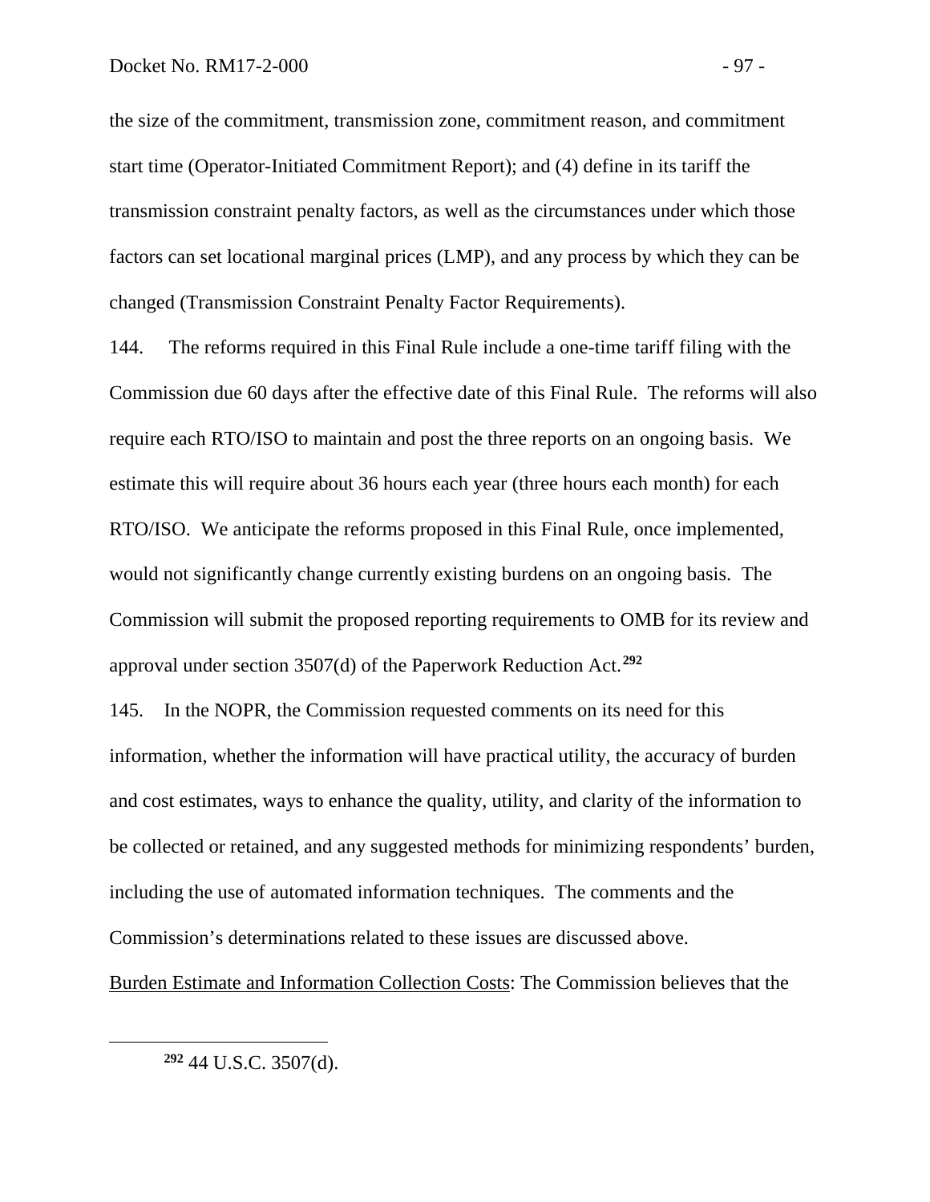the size of the commitment, transmission zone, commitment reason, and commitment start time (Operator-Initiated Commitment Report); and (4) define in its tariff the transmission constraint penalty factors, as well as the circumstances under which those factors can set locational marginal prices (LMP), and any process by which they can be changed (Transmission Constraint Penalty Factor Requirements).

144. The reforms required in this Final Rule include a one-time tariff filing with the Commission due 60 days after the effective date of this Final Rule. The reforms will also require each RTO/ISO to maintain and post the three reports on an ongoing basis. We estimate this will require about 36 hours each year (three hours each month) for each RTO/ISO. We anticipate the reforms proposed in this Final Rule, once implemented, would not significantly change currently existing burdens on an ongoing basis. The Commission will submit the proposed reporting requirements to OMB for its review and approval under section 3507(d) of the Paperwork Reduction Act.[292]

145. In the NOPR, the Commission requested comments on its need for this information, whether the information will have practical utility, the accuracy of burden and cost estimates, ways to enhance the quality, utility, and clarity of the information to be collected or retained, and any suggested methods for minimizing respondents' burden, including the use of automated information techniques. The comments and the Commission's determinations related to these issues are discussed above.

Burden Estimate and Information Collection Costs: The Commission believes that the

[292] 44 U.S.C. 3507(d).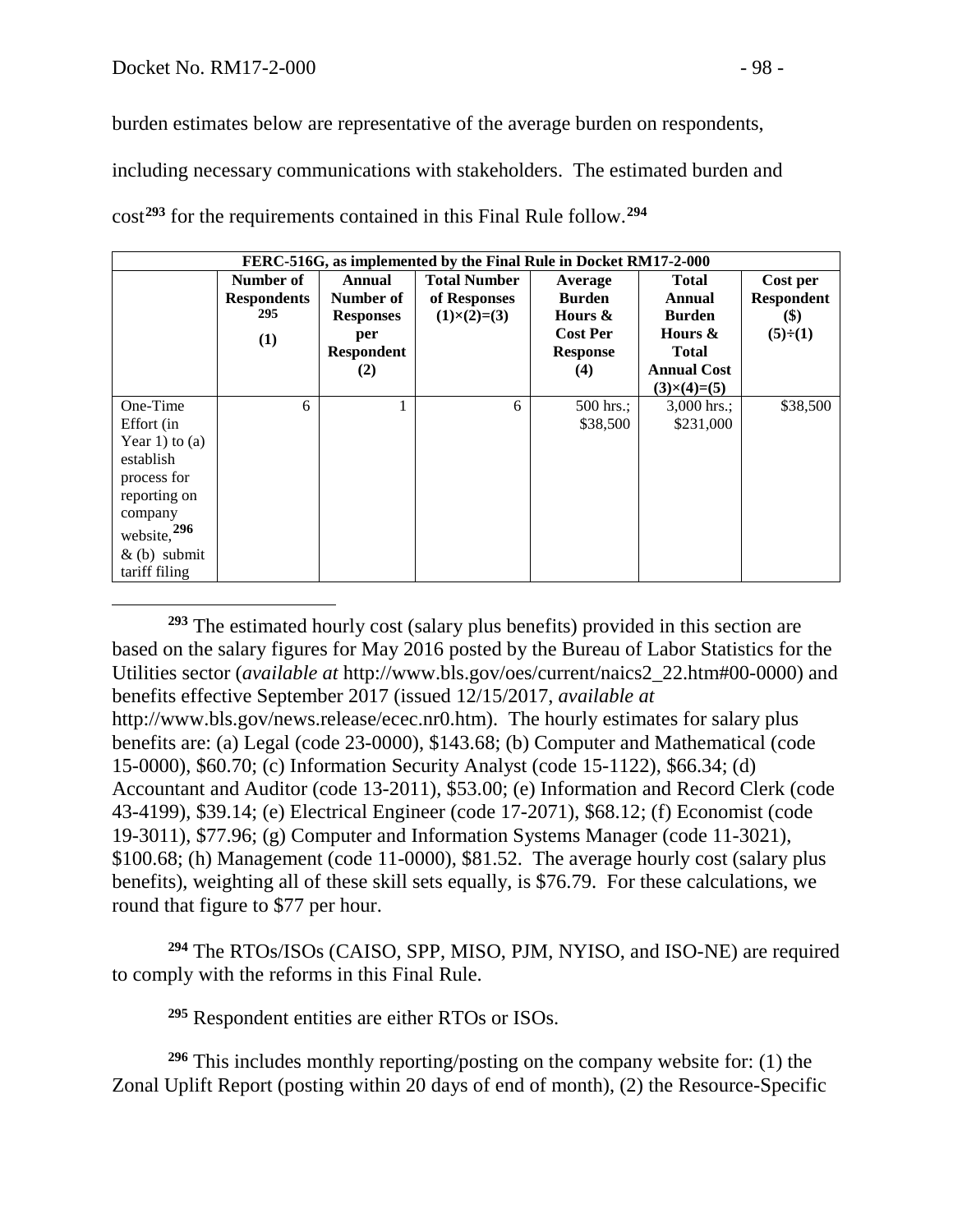burden estimates below are representative of the average burden on respondents, including necessary communications with stakeholders. The estimated burden and cost[293] for the requirements contained in this Final Rule follow.[294]

| FERC-516G, as implemented by the Final Rule in Docket RM17-2-000 | | | | | | |
|---|---|---|---|---|---|---|
| | **Number of Respondents[295] (1)** | **Annual Number of Responses per Respondent (2)** | **Total Number of Responses (1)×(2)=(3)** | **Average Burden Hours & Cost Per Response (4)** | **Total Annual Burden Hours & Total Annual Cost (3)×(4)=(5)** | **Cost per Respondent ($) (5)÷(1)** |
| One-Time Effort (in Year 1) to (a) establish process for reporting on company website,[296] & (b) submit tariff filing | 6 | 1 | 6 | 500 hrs.; $38,500 | 3,000 hrs.; $231,000 | $38,500 |

[293] The estimated hourly cost (salary plus benefits) provided in this section are based on the salary figures for May 2016 posted by the Bureau of Labor Statistics for the Utilities sector (*available at* http://www.bls.gov/oes/current/naics2_22.htm#00-0000) and benefits effective September 2017 (issued 12/15/2017, *available at* http://www.bls.gov/news.release/ecec.nr0.htm). The hourly estimates for salary plus benefits are: (a) Legal (code 23-0000), $143.68; (b) Computer and Mathematical (code 15-0000), $60.70; (c) Information Security Analyst (code 15-1122), $66.34; (d) Accountant and Auditor (code 13-2011), $53.00; (e) Information and Record Clerk (code 43-4199), $39.14; (e) Electrical Engineer (code 17-2071), $68.12; (f) Economist (code 19-3011), $77.96; (g) Computer and Information Systems Manager (code 11-3021), $100.68; (h) Management (code 11-0000), $81.52. The average hourly cost (salary plus benefits), weighting all of these skill sets equally, is $76.79. For these calculations, we round that figure to $77 per hour.

[294] The RTOs/ISOs (CAISO, SPP, MISO, PJM, NYISO, and ISO-NE) are required to comply with the reforms in this Final Rule.

[295] Respondent entities are either RTOs or ISOs.

[296] This includes monthly reporting/posting on the company website for: (1) the Zonal Uplift Report (posting within 20 days of end of month), (2) the Resource-Specific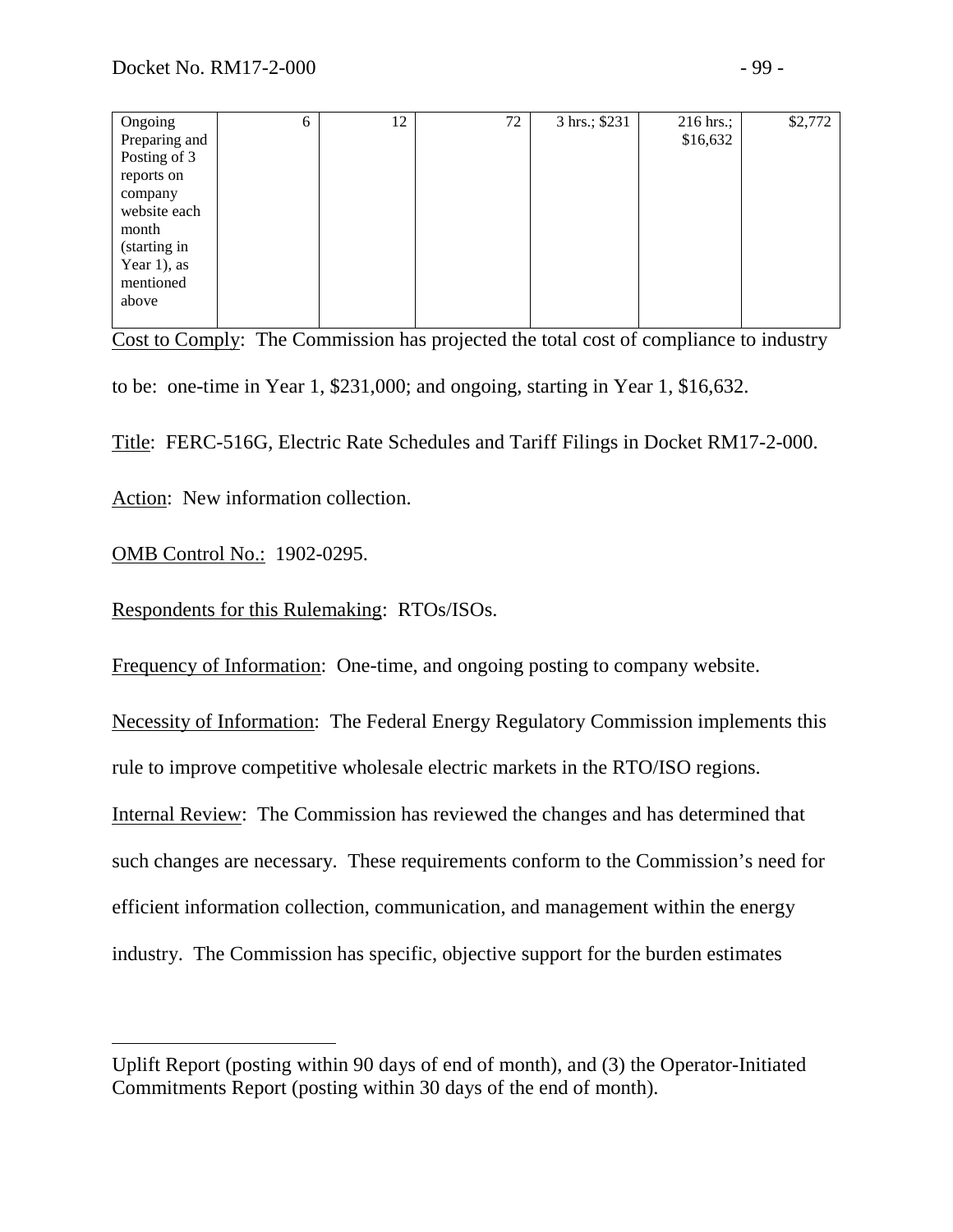| Ongoing Preparing and Posting of 3 reports on company website each month (starting in Year 1), as mentioned above | 6 | 12 | 72 | 3 hrs.; $231 | 216 hrs.; $16,632 | $2,772 |
|---|---|---|---|---|---|---|

Cost to Comply: The Commission has projected the total cost of compliance to industry to be: one-time in Year 1, $231,000; and ongoing, starting in Year 1, $16,632.

Title: FERC-516G, Electric Rate Schedules and Tariff Filings in Docket RM17-2-000.

Action: New information collection.

OMB Control No.: 1902-0295.

Respondents for this Rulemaking: RTOs/ISOs.

Frequency of Information: One-time, and ongoing posting to company website.

Necessity of Information: The Federal Energy Regulatory Commission implements this rule to improve competitive wholesale electric markets in the RTO/ISO regions.

Internal Review: The Commission has reviewed the changes and has determined that such changes are necessary. These requirements conform to the Commission's need for efficient information collection, communication, and management within the energy industry. The Commission has specific, objective support for the burden estimates

---

Uplift Report (posting within 90 days of end of month), and (3) the Operator-Initiated Commitments Report (posting within 30 days of the end of month).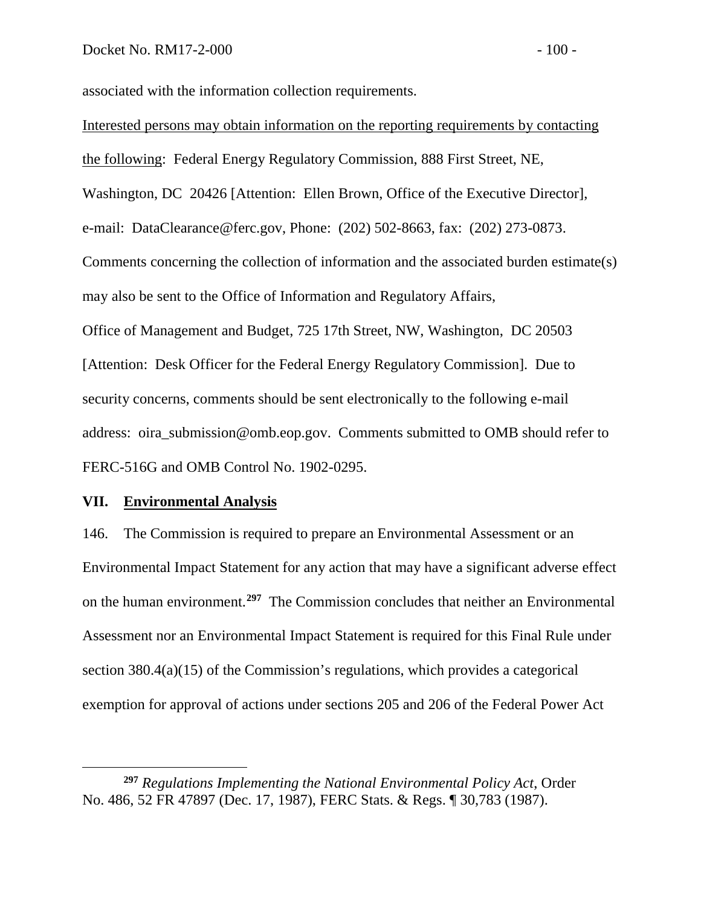associated with the information collection requirements.

Interested persons may obtain information on the reporting requirements by contacting the following: Federal Energy Regulatory Commission, 888 First Street, NE, Washington, DC 20426 [Attention: Ellen Brown, Office of the Executive Director], e-mail: DataClearance@ferc.gov, Phone: (202) 502-8663, fax: (202) 273-0873.

Comments concerning the collection of information and the associated burden estimate(s) may also be sent to the Office of Information and Regulatory Affairs, Office of Management and Budget, 725 17th Street, NW, Washington, DC 20503 [Attention: Desk Officer for the Federal Energy Regulatory Commission]. Due to security concerns, comments should be sent electronically to the following e-mail address: oira_submission@omb.eop.gov. Comments submitted to OMB should refer to FERC-516G and OMB Control No. 1902-0295.

## VII. Environmental Analysis

146. The Commission is required to prepare an Environmental Assessment or an Environmental Impact Statement for any action that may have a significant adverse effect on the human environment.[297] The Commission concludes that neither an Environmental Assessment nor an Environmental Impact Statement is required for this Final Rule under section 380.4(a)(15) of the Commission's regulations, which provides a categorical exemption for approval of actions under sections 205 and 206 of the Federal Power Act

---

[297] *Regulations Implementing the National Environmental Policy Act*, Order No. 486, 52 FR 47897 (Dec. 17, 1987), FERC Stats. & Regs. ¶ 30,783 (1987).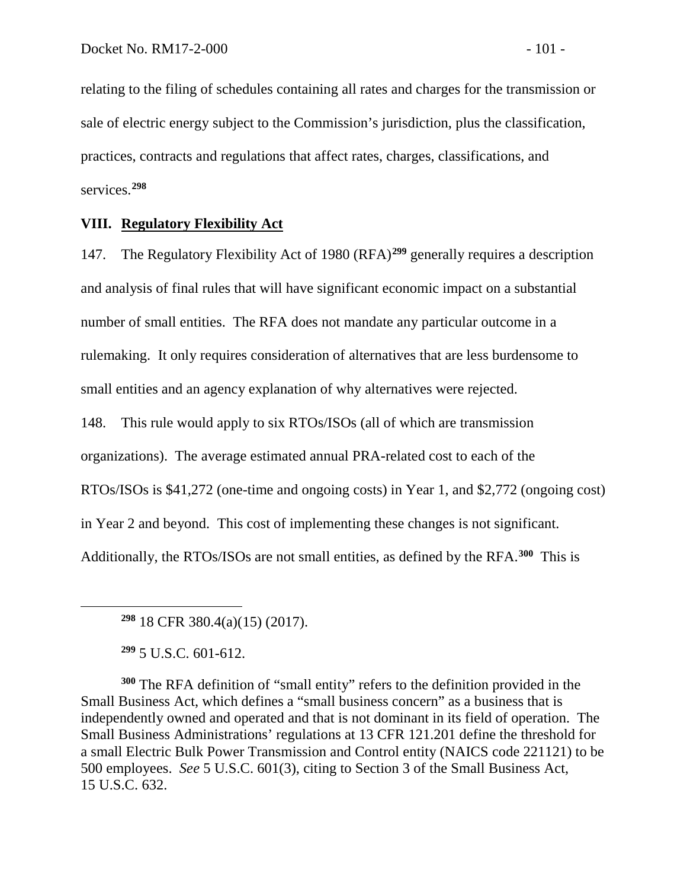relating to the filing of schedules containing all rates and charges for the transmission or sale of electric energy subject to the Commission's jurisdiction, plus the classification, practices, contracts and regulations that affect rates, charges, classifications, and services.[298]

## VIII. Regulatory Flexibility Act

147. The Regulatory Flexibility Act of 1980 (RFA)[299] generally requires a description and analysis of final rules that will have significant economic impact on a substantial number of small entities. The RFA does not mandate any particular outcome in a rulemaking. It only requires consideration of alternatives that are less burdensome to small entities and an agency explanation of why alternatives were rejected.

148. This rule would apply to six RTOs/ISOs (all of which are transmission organizations). The average estimated annual PRA-related cost to each of the RTOs/ISOs is $41,272 (one-time and ongoing costs) in Year 1, and $2,772 (ongoing cost) in Year 2 and beyond. This cost of implementing these changes is not significant. Additionally, the RTOs/ISOs are not small entities, as defined by the RFA.[300] This is

---

[298] 18 CFR 380.4(a)(15) (2017).

[299] 5 U.S.C. 601-612.

[300] The RFA definition of "small entity" refers to the definition provided in the Small Business Act, which defines a "small business concern" as a business that is independently owned and operated and that is not dominant in its field of operation. The Small Business Administrations' regulations at 13 CFR 121.201 define the threshold for a small Electric Bulk Power Transmission and Control entity (NAICS code 221121) to be 500 employees. *See* 5 U.S.C. 601(3), citing to Section 3 of the Small Business Act, 15 U.S.C. 632.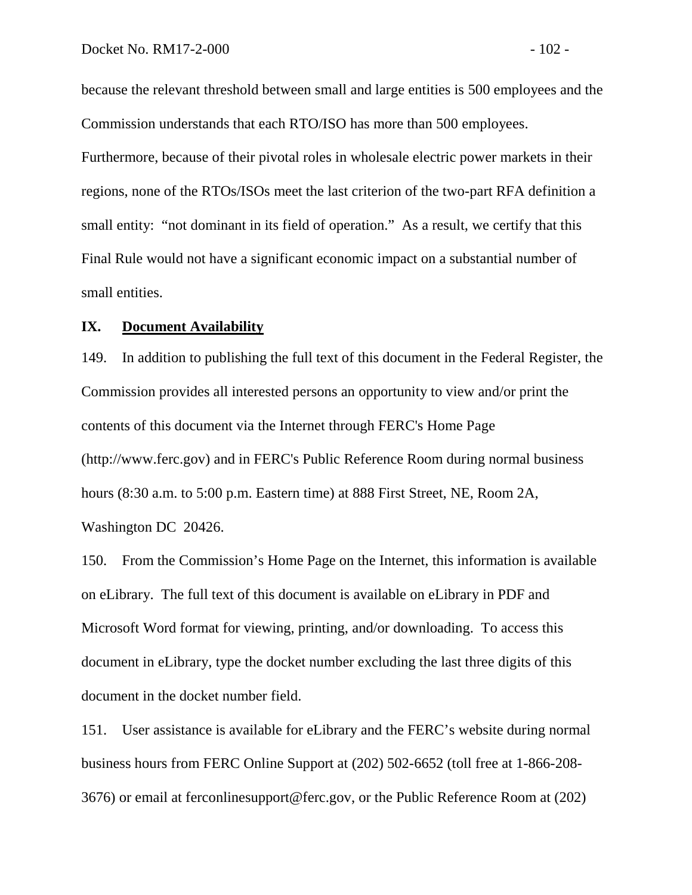because the relevant threshold between small and large entities is 500 employees and the Commission understands that each RTO/ISO has more than 500 employees. Furthermore, because of their pivotal roles in wholesale electric power markets in their regions, none of the RTOs/ISOs meet the last criterion of the two-part RFA definition a small entity: "not dominant in its field of operation." As a result, we certify that this Final Rule would not have a significant economic impact on a substantial number of small entities.

## IX. Document Availability

149. In addition to publishing the full text of this document in the Federal Register, the Commission provides all interested persons an opportunity to view and/or print the contents of this document via the Internet through FERC's Home Page (http://www.ferc.gov) and in FERC's Public Reference Room during normal business hours (8:30 a.m. to 5:00 p.m. Eastern time) at 888 First Street, NE, Room 2A, Washington DC 20426.

150. From the Commission's Home Page on the Internet, this information is available on eLibrary. The full text of this document is available on eLibrary in PDF and Microsoft Word format for viewing, printing, and/or downloading. To access this document in eLibrary, type the docket number excluding the last three digits of this document in the docket number field.

151. User assistance is available for eLibrary and the FERC's website during normal business hours from FERC Online Support at (202) 502-6652 (toll free at 1-866-208-3676) or email at ferconlinesupport@ferc.gov, or the Public Reference Room at (202)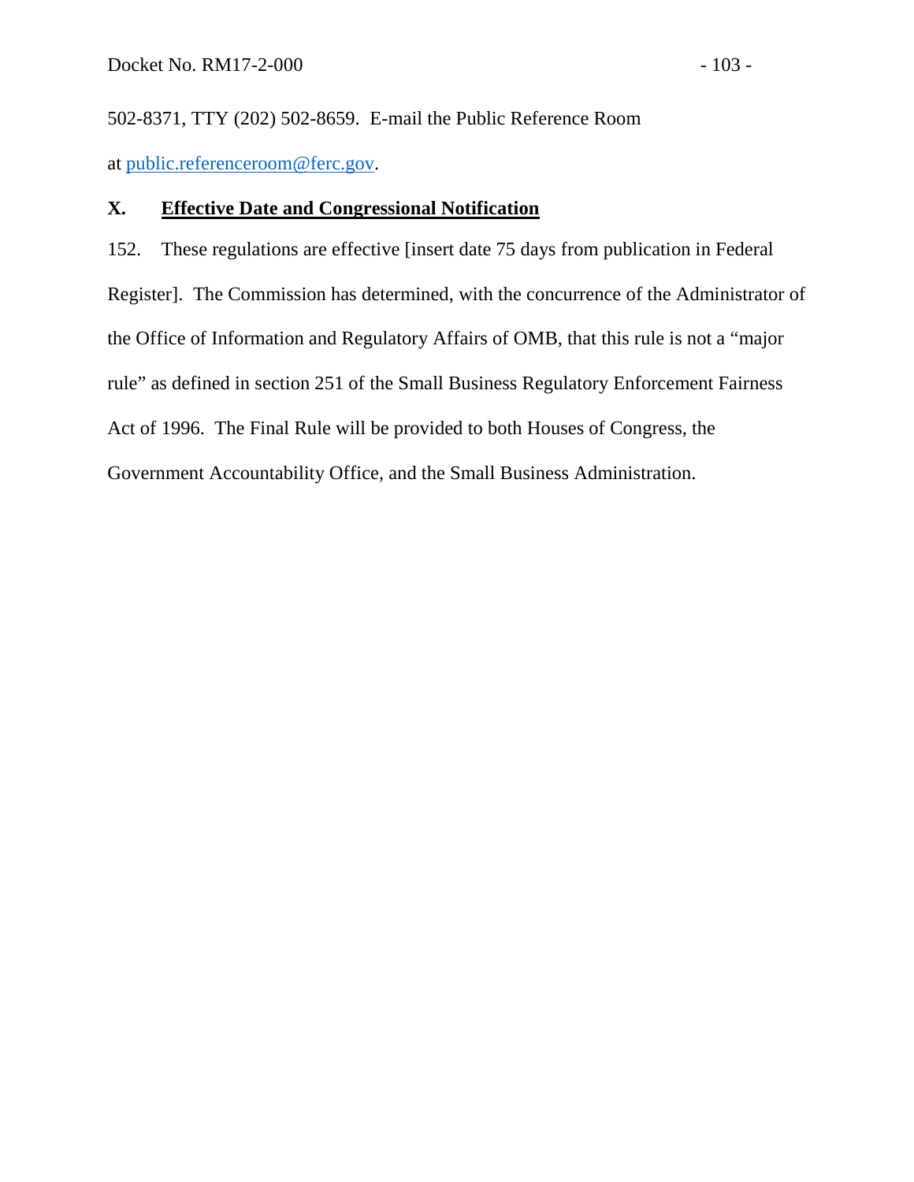502-8371, TTY (202) 502-8659. E-mail the Public Reference Room at public.referenceroom@ferc.gov.

## X. Effective Date and Congressional Notification

152. These regulations are effective [insert date 75 days from publication in Federal Register]. The Commission has determined, with the concurrence of the Administrator of the Office of Information and Regulatory Affairs of OMB, that this rule is not a "major rule" as defined in section 251 of the Small Business Regulatory Enforcement Fairness Act of 1996. The Final Rule will be provided to both Houses of Congress, the Government Accountability Office, and the Small Business Administration.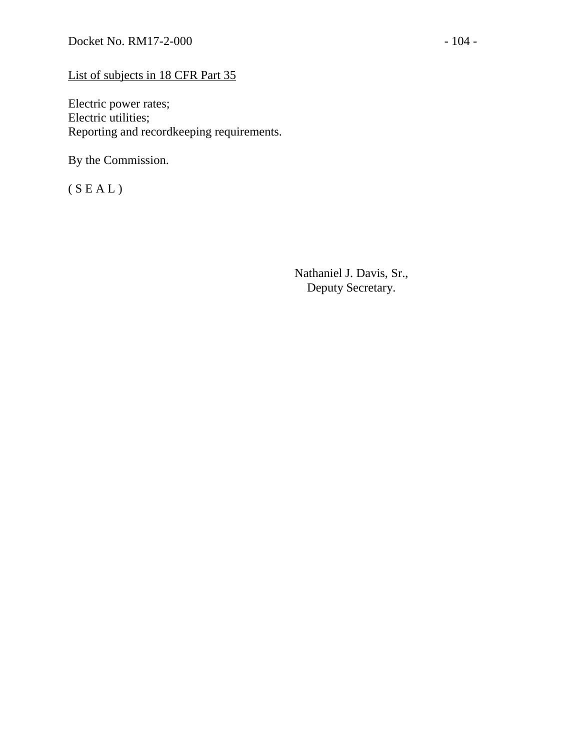<u>List of subjects in 18 CFR Part 35</u>

Electric power rates;
Electric utilities;
Reporting and recordkeeping requirements.

By the Commission.

( S E A L )

Nathaniel J. Davis, Sr.,
Deputy Secretary.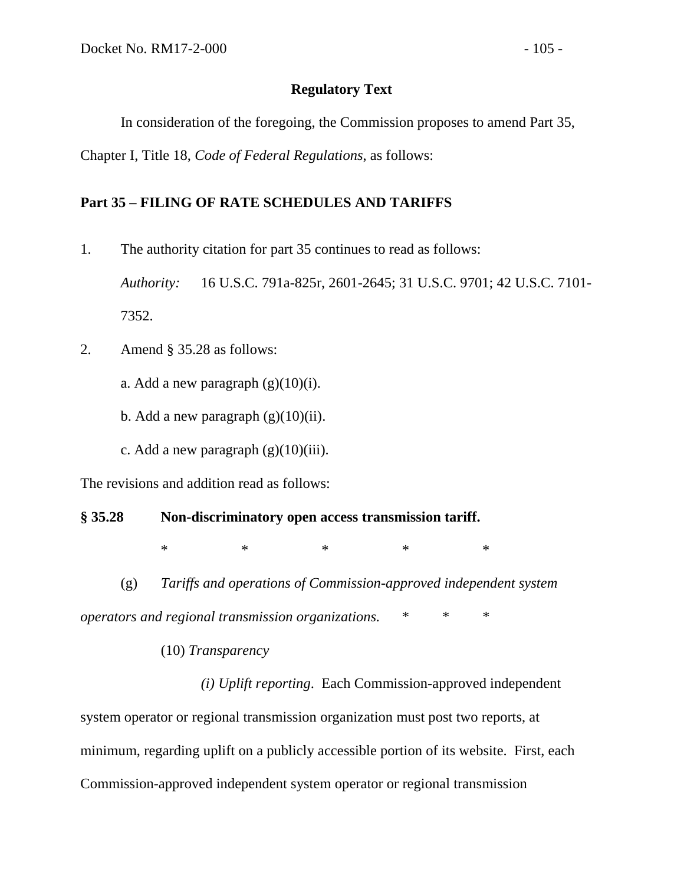**Regulatory Text**

In consideration of the foregoing, the Commission proposes to amend Part 35, Chapter I, Title 18, *Code of Federal Regulations*, as follows:

**Part 35 – FILING OF RATE SCHEDULES AND TARIFFS**

1. The authority citation for part 35 continues to read as follows:

   *Authority:* 16 U.S.C. 791a-825r, 2601-2645; 31 U.S.C. 9701; 42 U.S.C. 7101-7352.

2. Amend § 35.28 as follows:

   a. Add a new paragraph (g)(10)(i).

   b. Add a new paragraph (g)(10)(ii).

   c. Add a new paragraph (g)(10)(iii).

The revisions and addition read as follows:

**§ 35.28 Non-discriminatory open access transmission tariff.**

\* \* \* \* \*

(g) *Tariffs and operations of Commission-approved independent system operators and regional transmission organizations.* \* \* \*

(10) *Transparency*

*(i) Uplift reporting*. Each Commission-approved independent system operator or regional transmission organization must post two reports, at minimum, regarding uplift on a publicly accessible portion of its website. First, each Commission-approved independent system operator or regional transmission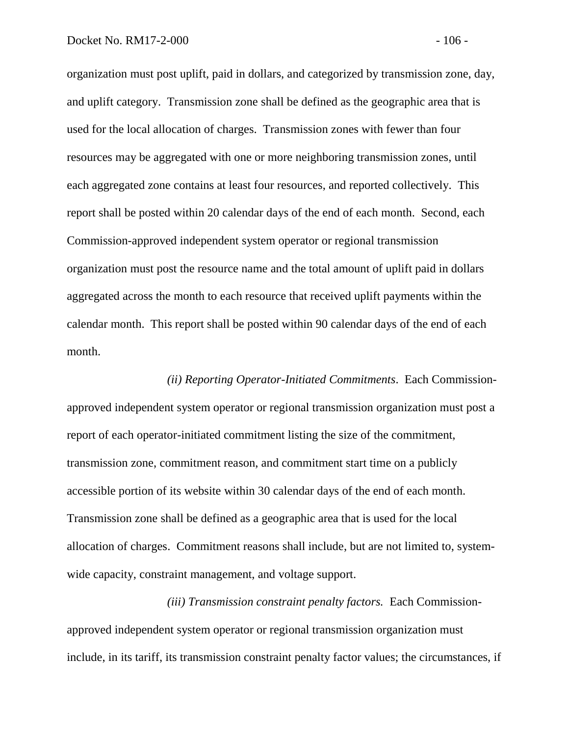organization must post uplift, paid in dollars, and categorized by transmission zone, day, and uplift category. Transmission zone shall be defined as the geographic area that is used for the local allocation of charges. Transmission zones with fewer than four resources may be aggregated with one or more neighboring transmission zones, until each aggregated zone contains at least four resources, and reported collectively. This report shall be posted within 20 calendar days of the end of each month. Second, each Commission-approved independent system operator or regional transmission organization must post the resource name and the total amount of uplift paid in dollars aggregated across the month to each resource that received uplift payments within the calendar month. This report shall be posted within 90 calendar days of the end of each month.

*(ii) Reporting Operator-Initiated Commitments*. Each Commission-approved independent system operator or regional transmission organization must post a report of each operator-initiated commitment listing the size of the commitment, transmission zone, commitment reason, and commitment start time on a publicly accessible portion of its website within 30 calendar days of the end of each month. Transmission zone shall be defined as a geographic area that is used for the local allocation of charges. Commitment reasons shall include, but are not limited to, system-wide capacity, constraint management, and voltage support.

*(iii) Transmission constraint penalty factors.* Each Commission-approved independent system operator or regional transmission organization must include, in its tariff, its transmission constraint penalty factor values; the circumstances, if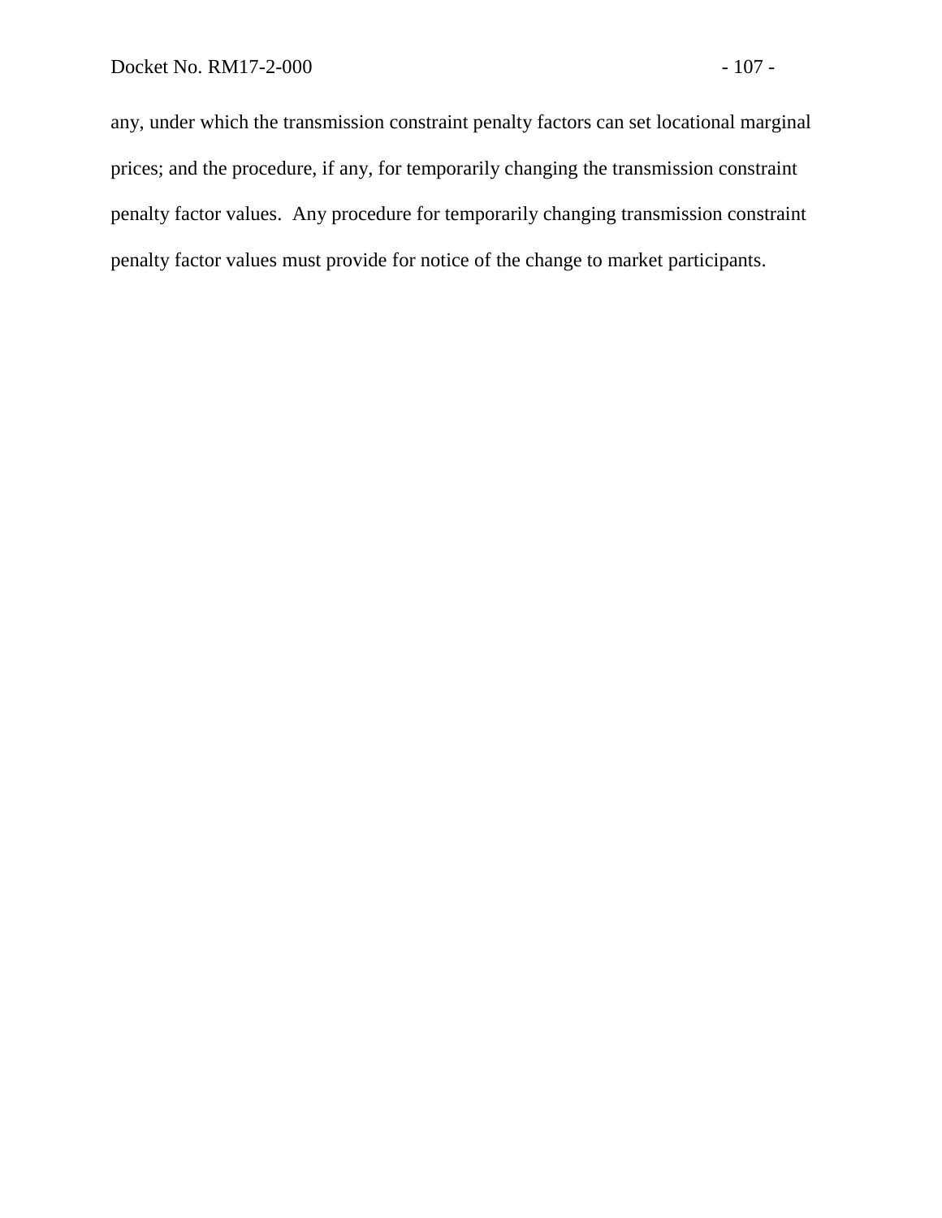any, under which the transmission constraint penalty factors can set locational marginal prices; and the procedure, if any, for temporarily changing the transmission constraint penalty factor values. Any procedure for temporarily changing transmission constraint penalty factor values must provide for notice of the change to market participants.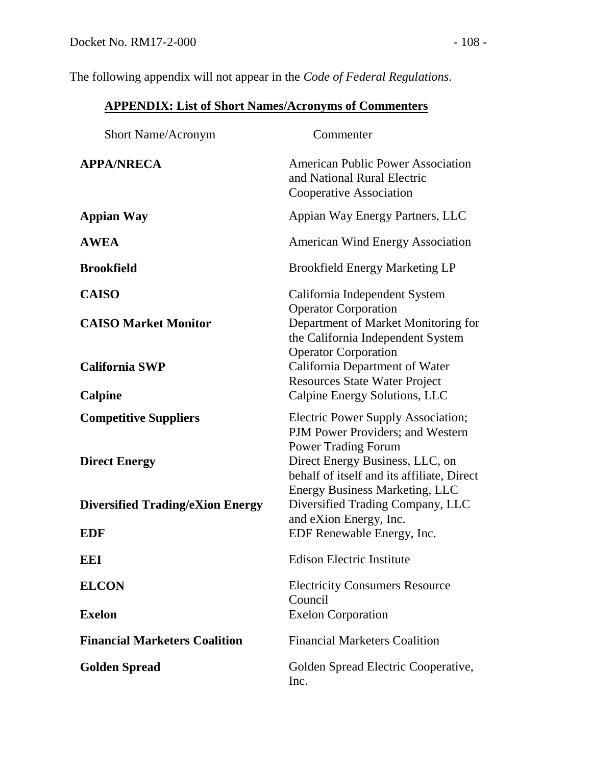The following appendix will not appear in the *Code of Federal Regulations*.

## APPENDIX: List of Short Names/Acronyms of Commenters

| Short Name/Acronym | Commenter |
|---|---|
| **APPA/NRECA** | American Public Power Association and National Rural Electric Cooperative Association |
| **Appian Way** | Appian Way Energy Partners, LLC |
| **AWEA** | American Wind Energy Association |
| **Brookfield** | Brookfield Energy Marketing LP |
| **CAISO** | California Independent System Operator Corporation |
| **CAISO Market Monitor** | Department of Market Monitoring for the California Independent System Operator Corporation |
| **California SWP** | California Department of Water Resources State Water Project |
| **Calpine** | Calpine Energy Solutions, LLC |
| **Competitive Suppliers** | Electric Power Supply Association; PJM Power Providers; and Western Power Trading Forum |
| **Direct Energy** | Direct Energy Business, LLC, on behalf of itself and its affiliate, Direct Energy Business Marketing, LLC |
| **Diversified Trading/eXion Energy** | Diversified Trading Company, LLC and eXion Energy, Inc. |
| **EDF** | EDF Renewable Energy, Inc. |
| **EEI** | Edison Electric Institute |
| **ELCON** | Electricity Consumers Resource Council |
| **Exelon** | Exelon Corporation |
| **Financial Marketers Coalition** | Financial Marketers Coalition |
| **Golden Spread** | Golden Spread Electric Cooperative, Inc. |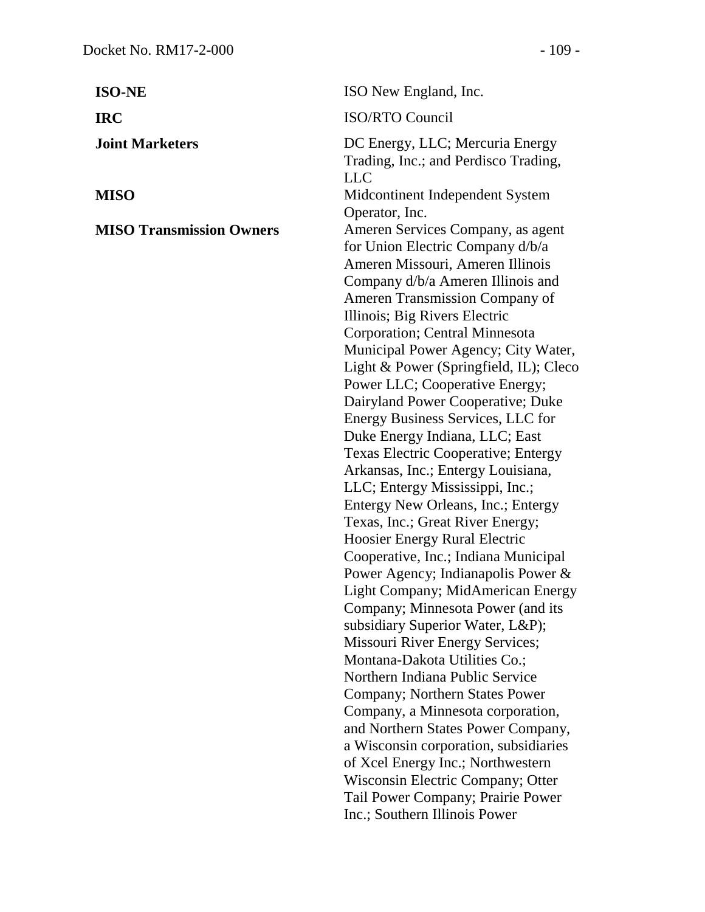| | |
|---|---|
| **ISO-NE** | ISO New England, Inc. |
| **IRC** | ISO/RTO Council |
| **Joint Marketers** | DC Energy, LLC; Mercuria Energy Trading, Inc.; and Perdisco Trading, LLC |
| **MISO** | Midcontinent Independent System Operator, Inc. |
| **MISO Transmission Owners** | Ameren Services Company, as agent for Union Electric Company d/b/a Ameren Missouri, Ameren Illinois Company d/b/a Ameren Illinois and Ameren Transmission Company of Illinois; Big Rivers Electric Corporation; Central Minnesota Municipal Power Agency; City Water, Light & Power (Springfield, IL); Cleco Power LLC; Cooperative Energy; Dairyland Power Cooperative; Duke Energy Business Services, LLC for Duke Energy Indiana, LLC; East Texas Electric Cooperative; Entergy Arkansas, Inc.; Entergy Louisiana, LLC; Entergy Mississippi, Inc.; Entergy New Orleans, Inc.; Entergy Texas, Inc.; Great River Energy; Hoosier Energy Rural Electric Cooperative, Inc.; Indiana Municipal Power Agency; Indianapolis Power & Light Company; MidAmerican Energy Company; Minnesota Power (and its subsidiary Superior Water, L&P); Missouri River Energy Services; Montana-Dakota Utilities Co.; Northern Indiana Public Service Company; Northern States Power Company, a Minnesota corporation, and Northern States Power Company, a Wisconsin corporation, subsidiaries of Xcel Energy Inc.; Northwestern Wisconsin Electric Company; Otter Tail Power Company; Prairie Power Inc.; Southern Illinois Power |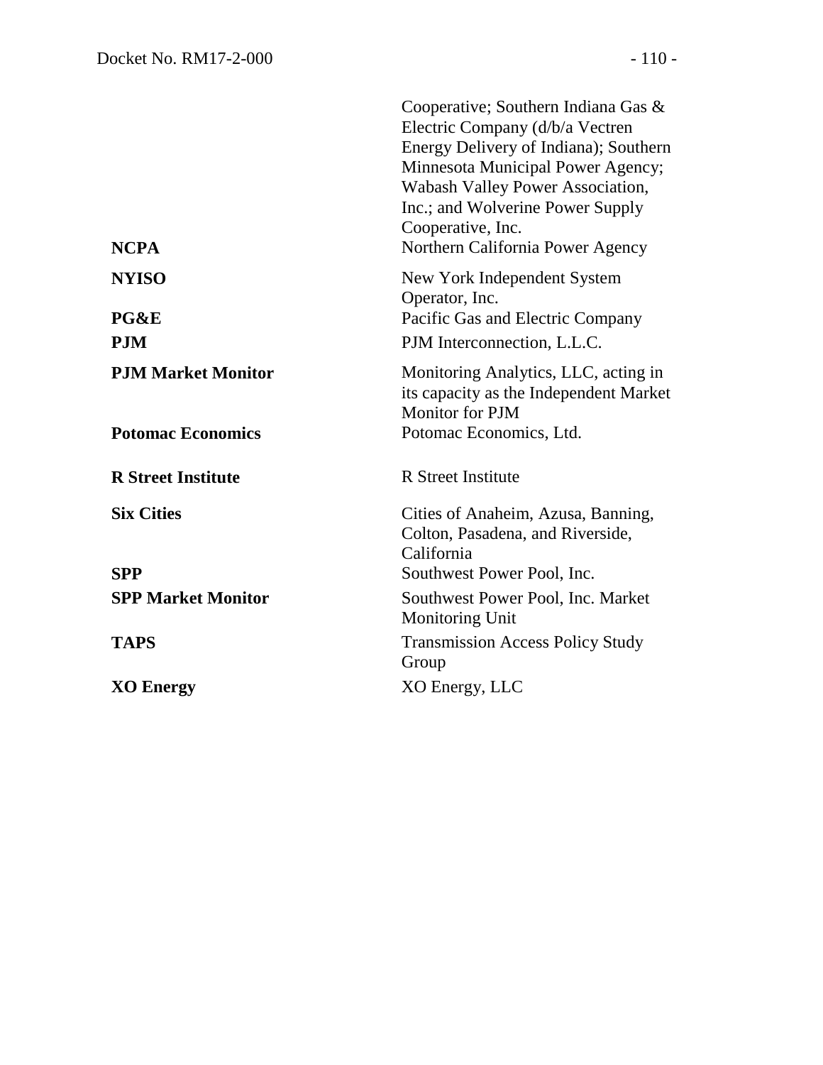| | |
|---|---|
| | Cooperative; Southern Indiana Gas & Electric Company (d/b/a Vectren Energy Delivery of Indiana); Southern Minnesota Municipal Power Agency; Wabash Valley Power Association, Inc.; and Wolverine Power Supply Cooperative, Inc. |
| **NCPA** | Northern California Power Agency |
| **NYISO** | New York Independent System Operator, Inc. |
| **PG&E** | Pacific Gas and Electric Company |
| **PJM** | PJM Interconnection, L.L.C. |
| **PJM Market Monitor** | Monitoring Analytics, LLC, acting in its capacity as the Independent Market Monitor for PJM |
| **Potomac Economics** | Potomac Economics, Ltd. |
| **R Street Institute** | R Street Institute |
| **Six Cities** | Cities of Anaheim, Azusa, Banning, Colton, Pasadena, and Riverside, California |
| **SPP** | Southwest Power Pool, Inc. |
| **SPP Market Monitor** | Southwest Power Pool, Inc. Market Monitoring Unit |
| **TAPS** | Transmission Access Policy Study Group |
| **XO Energy** | XO Energy, LLC |